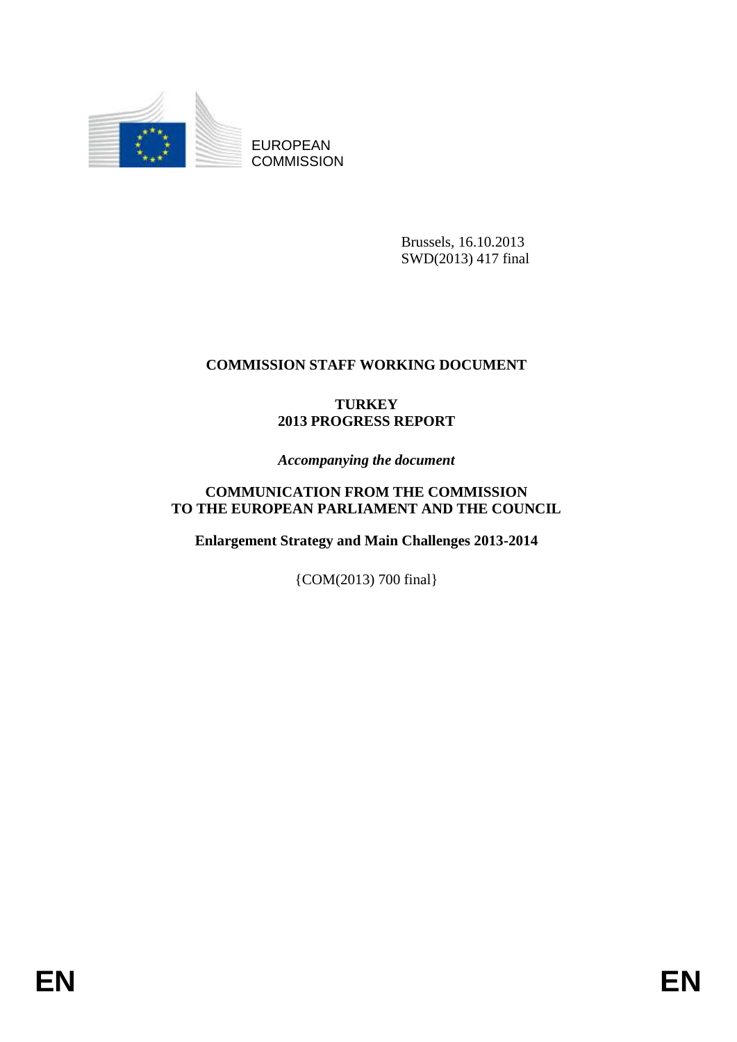EUROPEAN COMMISSION

Brussels, 16.10.2013
SWD(2013) 417 final

**COMMISSION STAFF WORKING DOCUMENT**

# TURKEY
# 2013 PROGRESS REPORT

*Accompanying the document*

**COMMUNICATION FROM THE COMMISSION TO THE EUROPEAN PARLIAMENT AND THE COUNCIL**

**Enlargement Strategy and Main Challenges 2013-2014**

{COM(2013) 700 final}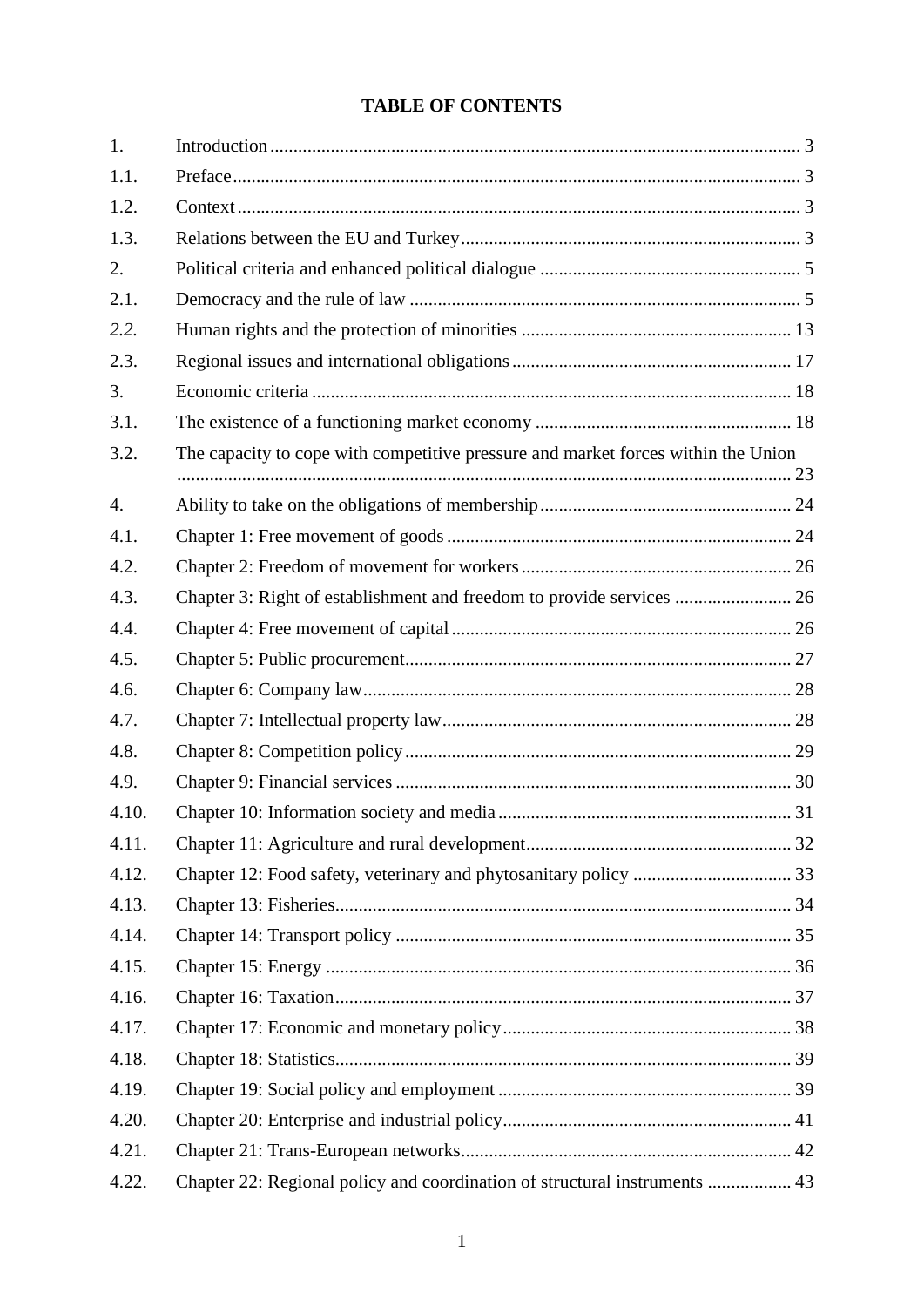**TABLE OF CONTENTS**

| | | |
|---|---|---|
| 1. | Introduction | 3 |
| 1.1. | Preface | 3 |
| 1.2. | Context | 3 |
| 1.3. | Relations between the EU and Turkey | 3 |
| 2. | Political criteria and enhanced political dialogue | 5 |
| 2.1. | Democracy and the rule of law | 5 |
| *2.2.* | Human rights and the protection of minorities | 13 |
| 2.3. | Regional issues and international obligations | 17 |
| 3. | Economic criteria | 18 |
| 3.1. | The existence of a functioning market economy | 18 |
| 3.2. | The capacity to cope with competitive pressure and market forces within the Union | 23 |
| 4. | Ability to take on the obligations of membership | 24 |
| 4.1. | Chapter 1: Free movement of goods | 24 |
| 4.2. | Chapter 2: Freedom of movement for workers | 26 |
| 4.3. | Chapter 3: Right of establishment and freedom to provide services | 26 |
| 4.4. | Chapter 4: Free movement of capital | 26 |
| 4.5. | Chapter 5: Public procurement | 27 |
| 4.6. | Chapter 6: Company law | 28 |
| 4.7. | Chapter 7: Intellectual property law | 28 |
| 4.8. | Chapter 8: Competition policy | 29 |
| 4.9. | Chapter 9: Financial services | 30 |
| 4.10. | Chapter 10: Information society and media | 31 |
| 4.11. | Chapter 11: Agriculture and rural development | 32 |
| 4.12. | Chapter 12: Food safety, veterinary and phytosanitary policy | 33 |
| 4.13. | Chapter 13: Fisheries | 34 |
| 4.14. | Chapter 14: Transport policy | 35 |
| 4.15. | Chapter 15: Energy | 36 |
| 4.16. | Chapter 16: Taxation | 37 |
| 4.17. | Chapter 17: Economic and monetary policy | 38 |
| 4.18. | Chapter 18: Statistics | 39 |
| 4.19. | Chapter 19: Social policy and employment | 39 |
| 4.20. | Chapter 20: Enterprise and industrial policy | 41 |
| 4.21. | Chapter 21: Trans-European networks | 42 |
| 4.22. | Chapter 22: Regional policy and coordination of structural instruments | 43 |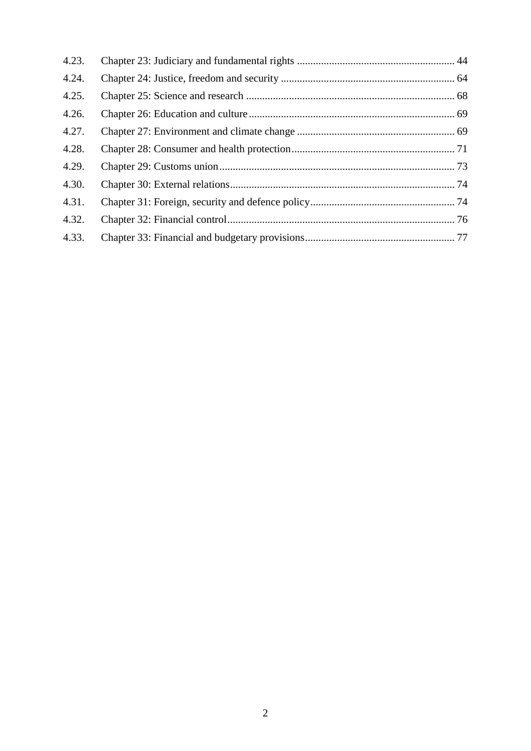4.23. Chapter 23: Judiciary and fundamental rights ........................................................... 44

4.24. Chapter 24: Justice, freedom and security ................................................................. 64

4.25. Chapter 25: Science and research .............................................................................. 68

4.26. Chapter 26: Education and culture ............................................................................. 69

4.27. Chapter 27: Environment and climate change ........................................................... 69

4.28. Chapter 28: Consumer and health protection ............................................................. 71

4.29. Chapter 29: Customs union ........................................................................................ 73

4.30. Chapter 30: External relations .................................................................................... 74

4.31. Chapter 31: Foreign, security and defence policy ...................................................... 74

4.32. Chapter 32: Financial control ..................................................................................... 76

4.33. Chapter 33: Financial and budgetary provisions ........................................................ 77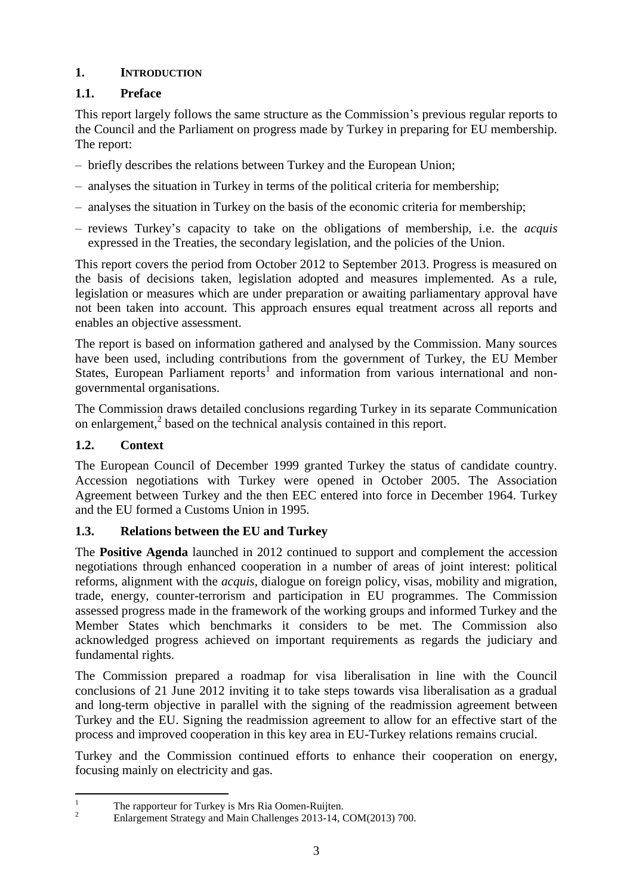# 1. INTRODUCTION

## 1.1. Preface

This report largely follows the same structure as the Commission's previous regular reports to the Council and the Parliament on progress made by Turkey in preparing for EU membership. The report:

– briefly describes the relations between Turkey and the European Union;

– analyses the situation in Turkey in terms of the political criteria for membership;

– analyses the situation in Turkey on the basis of the economic criteria for membership;

– reviews Turkey's capacity to take on the obligations of membership, i.e. the *acquis* expressed in the Treaties, the secondary legislation, and the policies of the Union.

This report covers the period from October 2012 to September 2013. Progress is measured on the basis of decisions taken, legislation adopted and measures implemented. As a rule, legislation or measures which are under preparation or awaiting parliamentary approval have not been taken into account. This approach ensures equal treatment across all reports and enables an objective assessment.

The report is based on information gathered and analysed by the Commission. Many sources have been used, including contributions from the government of Turkey, the EU Member States, European Parliament reports[1] and information from various international and non-governmental organisations.

The Commission draws detailed conclusions regarding Turkey in its separate Communication on enlargement,[2] based on the technical analysis contained in this report.

## 1.2. Context

The European Council of December 1999 granted Turkey the status of candidate country. Accession negotiations with Turkey were opened in October 2005. The Association Agreement between Turkey and the then EEC entered into force in December 1964. Turkey and the EU formed a Customs Union in 1995.

## 1.3. Relations between the EU and Turkey

The **Positive Agenda** launched in 2012 continued to support and complement the accession negotiations through enhanced cooperation in a number of areas of joint interest: political reforms, alignment with the *acquis*, dialogue on foreign policy, visas, mobility and migration, trade, energy, counter-terrorism and participation in EU programmes. The Commission assessed progress made in the framework of the working groups and informed Turkey and the Member States which benchmarks it considers to be met. The Commission also acknowledged progress achieved on important requirements as regards the judiciary and fundamental rights.

The Commission prepared a roadmap for visa liberalisation in line with the Council conclusions of 21 June 2012 inviting it to take steps towards visa liberalisation as a gradual and long-term objective in parallel with the signing of the readmission agreement between Turkey and the EU. Signing the readmission agreement to allow for an effective start of the process and improved cooperation in this key area in EU-Turkey relations remains crucial.

Turkey and the Commission continued efforts to enhance their cooperation on energy, focusing mainly on electricity and gas.

---

[1] The rapporteur for Turkey is Mrs Ria Oomen-Ruijten.

[2] Enlargement Strategy and Main Challenges 2013-14, COM(2013) 700.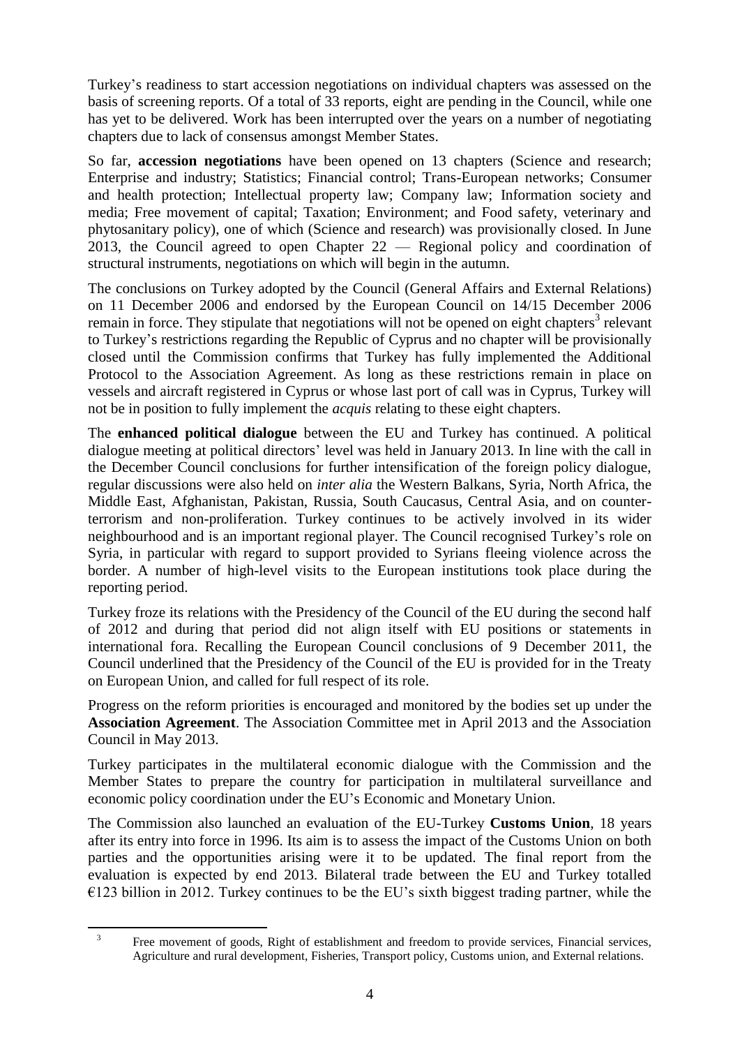Turkey's readiness to start accession negotiations on individual chapters was assessed on the basis of screening reports. Of a total of 33 reports, eight are pending in the Council, while one has yet to be delivered. Work has been interrupted over the years on a number of negotiating chapters due to lack of consensus amongst Member States.

So far, **accession negotiations** have been opened on 13 chapters (Science and research; Enterprise and industry; Statistics; Financial control; Trans-European networks; Consumer and health protection; Intellectual property law; Company law; Information society and media; Free movement of capital; Taxation; Environment; and Food safety, veterinary and phytosanitary policy), one of which (Science and research) was provisionally closed. In June 2013, the Council agreed to open Chapter 22 — Regional policy and coordination of structural instruments, negotiations on which will begin in the autumn.

The conclusions on Turkey adopted by the Council (General Affairs and External Relations) on 11 December 2006 and endorsed by the European Council on 14/15 December 2006 remain in force. They stipulate that negotiations will not be opened on eight chapters[3] relevant to Turkey's restrictions regarding the Republic of Cyprus and no chapter will be provisionally closed until the Commission confirms that Turkey has fully implemented the Additional Protocol to the Association Agreement. As long as these restrictions remain in place on vessels and aircraft registered in Cyprus or whose last port of call was in Cyprus, Turkey will not be in position to fully implement the *acquis* relating to these eight chapters.

The **enhanced political dialogue** between the EU and Turkey has continued. A political dialogue meeting at political directors' level was held in January 2013. In line with the call in the December Council conclusions for further intensification of the foreign policy dialogue, regular discussions were also held on *inter alia* the Western Balkans, Syria, North Africa, the Middle East, Afghanistan, Pakistan, Russia, South Caucasus, Central Asia, and on counter-terrorism and non-proliferation. Turkey continues to be actively involved in its wider neighbourhood and is an important regional player. The Council recognised Turkey's role on Syria, in particular with regard to support provided to Syrians fleeing violence across the border. A number of high-level visits to the European institutions took place during the reporting period.

Turkey froze its relations with the Presidency of the Council of the EU during the second half of 2012 and during that period did not align itself with EU positions or statements in international fora. Recalling the European Council conclusions of 9 December 2011, the Council underlined that the Presidency of the Council of the EU is provided for in the Treaty on European Union, and called for full respect of its role.

Progress on the reform priorities is encouraged and monitored by the bodies set up under the **Association Agreement**. The Association Committee met in April 2013 and the Association Council in May 2013.

Turkey participates in the multilateral economic dialogue with the Commission and the Member States to prepare the country for participation in multilateral surveillance and economic policy coordination under the EU's Economic and Monetary Union.

The Commission also launched an evaluation of the EU-Turkey **Customs Union**, 18 years after its entry into force in 1996. Its aim is to assess the impact of the Customs Union on both parties and the opportunities arising were it to be updated. The final report from the evaluation is expected by end 2013. Bilateral trade between the EU and Turkey totalled €123 billion in 2012. Turkey continues to be the EU's sixth biggest trading partner, while the

[3] Free movement of goods, Right of establishment and freedom to provide services, Financial services, Agriculture and rural development, Fisheries, Transport policy, Customs union, and External relations.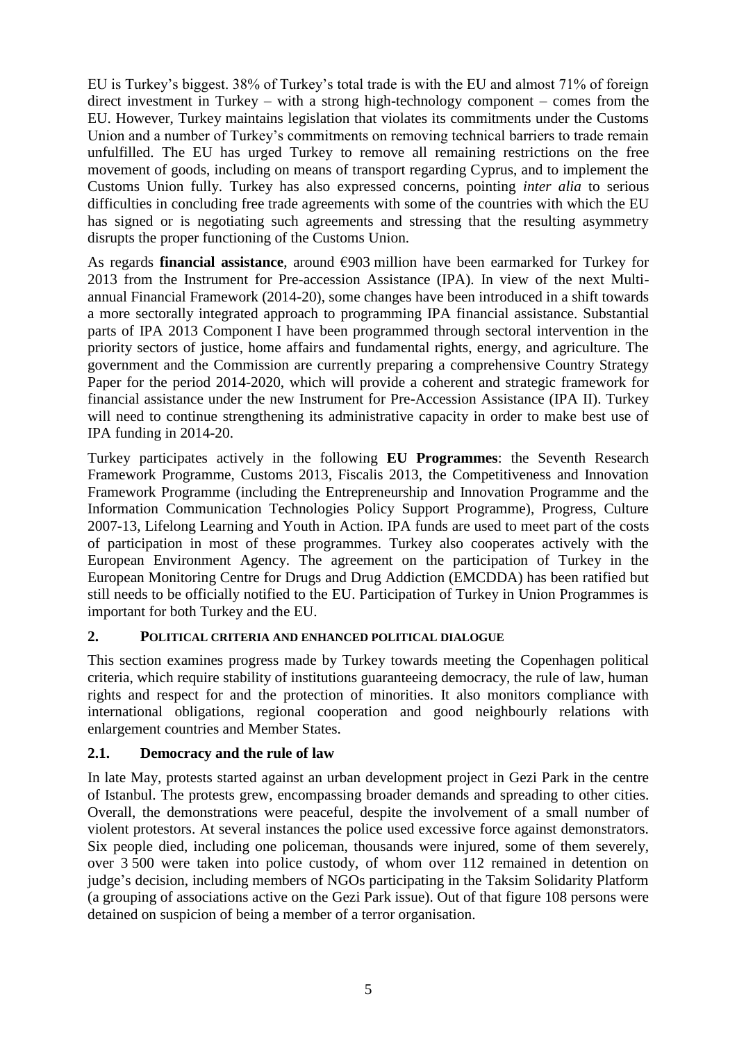EU is Turkey's biggest. 38% of Turkey's total trade is with the EU and almost 71% of foreign direct investment in Turkey – with a strong high-technology component – comes from the EU. However, Turkey maintains legislation that violates its commitments under the Customs Union and a number of Turkey's commitments on removing technical barriers to trade remain unfulfilled. The EU has urged Turkey to remove all remaining restrictions on the free movement of goods, including on means of transport regarding Cyprus, and to implement the Customs Union fully. Turkey has also expressed concerns, pointing *inter alia* to serious difficulties in concluding free trade agreements with some of the countries with which the EU has signed or is negotiating such agreements and stressing that the resulting asymmetry disrupts the proper functioning of the Customs Union.

As regards **financial assistance**, around €903 million have been earmarked for Turkey for 2013 from the Instrument for Pre-accession Assistance (IPA). In view of the next Multi-annual Financial Framework (2014-20), some changes have been introduced in a shift towards a more sectorally integrated approach to programming IPA financial assistance. Substantial parts of IPA 2013 Component I have been programmed through sectoral intervention in the priority sectors of justice, home affairs and fundamental rights, energy, and agriculture. The government and the Commission are currently preparing a comprehensive Country Strategy Paper for the period 2014-2020, which will provide a coherent and strategic framework for financial assistance under the new Instrument for Pre-Accession Assistance (IPA II). Turkey will need to continue strengthening its administrative capacity in order to make best use of IPA funding in 2014-20.

Turkey participates actively in the following **EU Programmes**: the Seventh Research Framework Programme, Customs 2013, Fiscalis 2013, the Competitiveness and Innovation Framework Programme (including the Entrepreneurship and Innovation Programme and the Information Communication Technologies Policy Support Programme), Progress, Culture 2007-13, Lifelong Learning and Youth in Action. IPA funds are used to meet part of the costs of participation in most of these programmes. Turkey also cooperates actively with the European Environment Agency. The agreement on the participation of Turkey in the European Monitoring Centre for Drugs and Drug Addiction (EMCDDA) has been ratified but still needs to be officially notified to the EU. Participation of Turkey in Union Programmes is important for both Turkey and the EU.

## 2. POLITICAL CRITERIA AND ENHANCED POLITICAL DIALOGUE

This section examines progress made by Turkey towards meeting the Copenhagen political criteria, which require stability of institutions guaranteeing democracy, the rule of law, human rights and respect for and the protection of minorities. It also monitors compliance with international obligations, regional cooperation and good neighbourly relations with enlargement countries and Member States.

### 2.1. Democracy and the rule of law

In late May, protests started against an urban development project in Gezi Park in the centre of Istanbul. The protests grew, encompassing broader demands and spreading to other cities. Overall, the demonstrations were peaceful, despite the involvement of a small number of violent protestors. At several instances the police used excessive force against demonstrators. Six people died, including one policeman, thousands were injured, some of them severely, over 3 500 were taken into police custody, of whom over 112 remained in detention on judge's decision, including members of NGOs participating in the Taksim Solidarity Platform (a grouping of associations active on the Gezi Park issue). Out of that figure 108 persons were detained on suspicion of being a member of a terror organisation.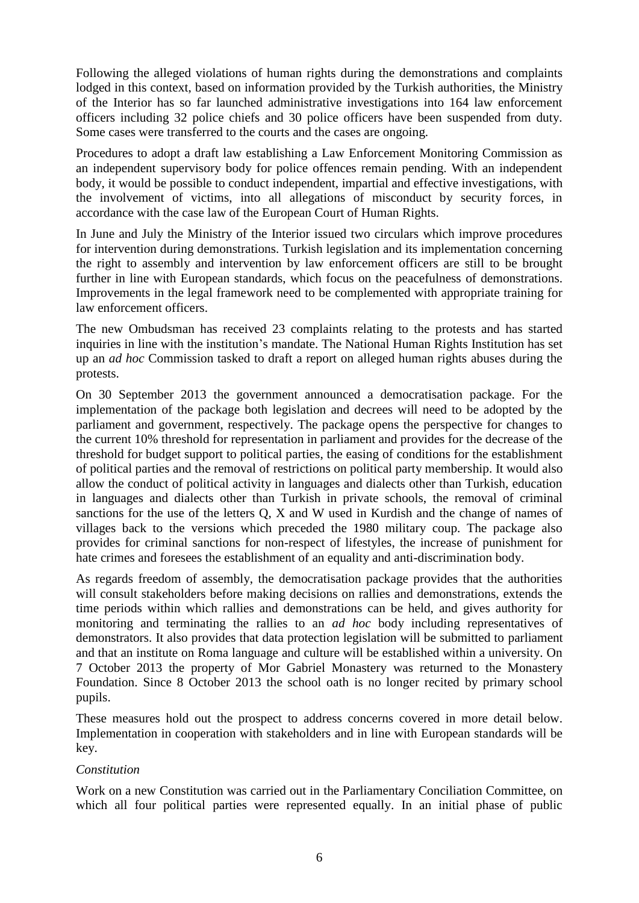Following the alleged violations of human rights during the demonstrations and complaints lodged in this context, based on information provided by the Turkish authorities, the Ministry of the Interior has so far launched administrative investigations into 164 law enforcement officers including 32 police chiefs and 30 police officers have been suspended from duty. Some cases were transferred to the courts and the cases are ongoing.

Procedures to adopt a draft law establishing a Law Enforcement Monitoring Commission as an independent supervisory body for police offences remain pending. With an independent body, it would be possible to conduct independent, impartial and effective investigations, with the involvement of victims, into all allegations of misconduct by security forces, in accordance with the case law of the European Court of Human Rights.

In June and July the Ministry of the Interior issued two circulars which improve procedures for intervention during demonstrations. Turkish legislation and its implementation concerning the right to assembly and intervention by law enforcement officers are still to be brought further in line with European standards, which focus on the peacefulness of demonstrations. Improvements in the legal framework need to be complemented with appropriate training for law enforcement officers.

The new Ombudsman has received 23 complaints relating to the protests and has started inquiries in line with the institution's mandate. The National Human Rights Institution has set up an *ad hoc* Commission tasked to draft a report on alleged human rights abuses during the protests.

On 30 September 2013 the government announced a democratisation package. For the implementation of the package both legislation and decrees will need to be adopted by the parliament and government, respectively. The package opens the perspective for changes to the current 10% threshold for representation in parliament and provides for the decrease of the threshold for budget support to political parties, the easing of conditions for the establishment of political parties and the removal of restrictions on political party membership. It would also allow the conduct of political activity in languages and dialects other than Turkish, education in languages and dialects other than Turkish in private schools, the removal of criminal sanctions for the use of the letters Q, X and W used in Kurdish and the change of names of villages back to the versions which preceded the 1980 military coup. The package also provides for criminal sanctions for non-respect of lifestyles, the increase of punishment for hate crimes and foresees the establishment of an equality and anti-discrimination body.

As regards freedom of assembly, the democratisation package provides that the authorities will consult stakeholders before making decisions on rallies and demonstrations, extends the time periods within which rallies and demonstrations can be held, and gives authority for monitoring and terminating the rallies to an *ad hoc* body including representatives of demonstrators. It also provides that data protection legislation will be submitted to parliament and that an institute on Roma language and culture will be established within a university. On 7 October 2013 the property of Mor Gabriel Monastery was returned to the Monastery Foundation. Since 8 October 2013 the school oath is no longer recited by primary school pupils.

These measures hold out the prospect to address concerns covered in more detail below. Implementation in cooperation with stakeholders and in line with European standards will be key.

*Constitution*

Work on a new Constitution was carried out in the Parliamentary Conciliation Committee, on which all four political parties were represented equally. In an initial phase of public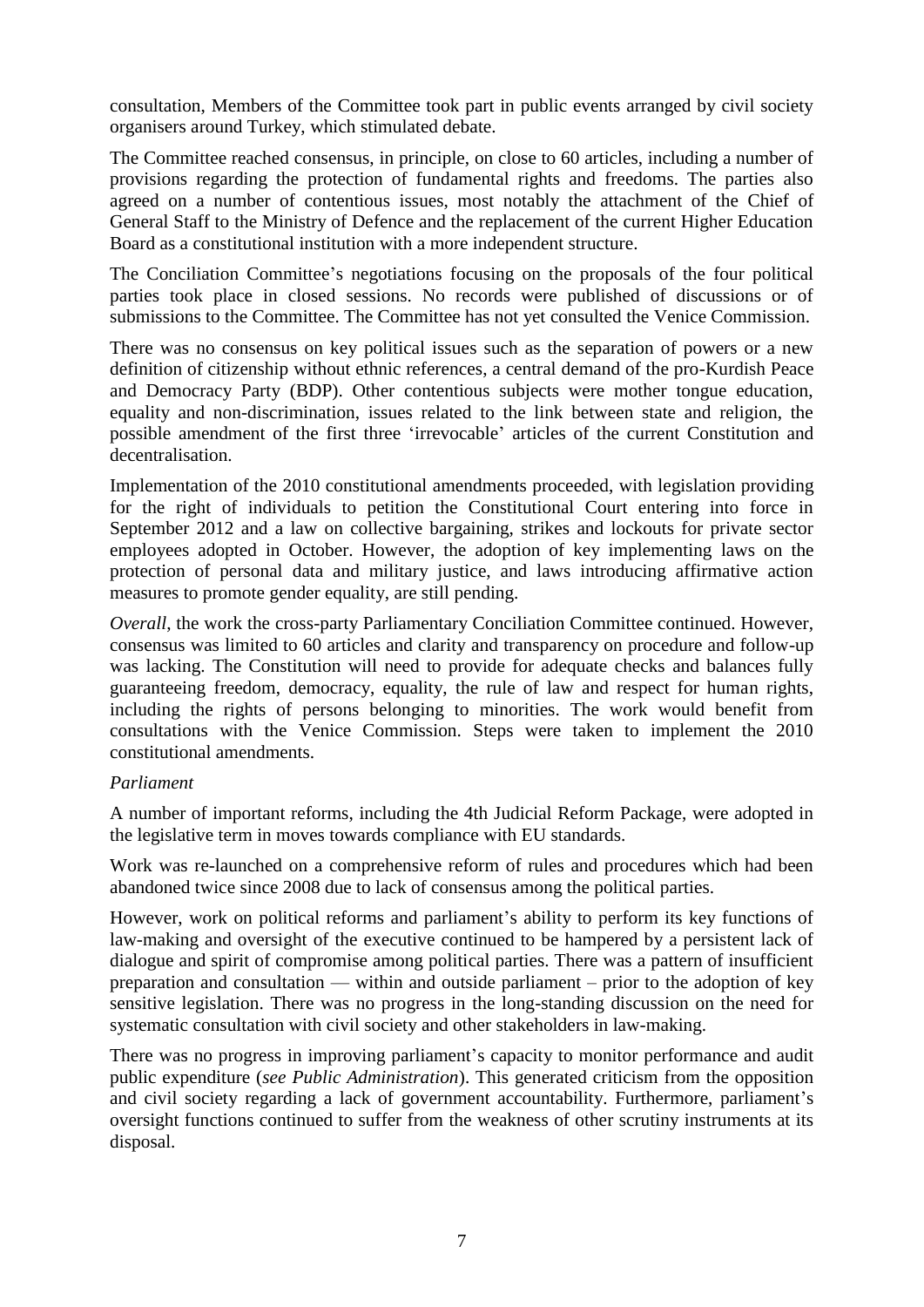consultation, Members of the Committee took part in public events arranged by civil society organisers around Turkey, which stimulated debate.

The Committee reached consensus, in principle, on close to 60 articles, including a number of provisions regarding the protection of fundamental rights and freedoms. The parties also agreed on a number of contentious issues, most notably the attachment of the Chief of General Staff to the Ministry of Defence and the replacement of the current Higher Education Board as a constitutional institution with a more independent structure.

The Conciliation Committee's negotiations focusing on the proposals of the four political parties took place in closed sessions. No records were published of discussions or of submissions to the Committee. The Committee has not yet consulted the Venice Commission.

There was no consensus on key political issues such as the separation of powers or a new definition of citizenship without ethnic references, a central demand of the pro-Kurdish Peace and Democracy Party (BDP). Other contentious subjects were mother tongue education, equality and non-discrimination, issues related to the link between state and religion, the possible amendment of the first three 'irrevocable' articles of the current Constitution and decentralisation.

Implementation of the 2010 constitutional amendments proceeded, with legislation providing for the right of individuals to petition the Constitutional Court entering into force in September 2012 and a law on collective bargaining, strikes and lockouts for private sector employees adopted in October. However, the adoption of key implementing laws on the protection of personal data and military justice, and laws introducing affirmative action measures to promote gender equality, are still pending.

*Overall*, the work the cross-party Parliamentary Conciliation Committee continued. However, consensus was limited to 60 articles and clarity and transparency on procedure and follow-up was lacking. The Constitution will need to provide for adequate checks and balances fully guaranteeing freedom, democracy, equality, the rule of law and respect for human rights, including the rights of persons belonging to minorities. The work would benefit from consultations with the Venice Commission. Steps were taken to implement the 2010 constitutional amendments.

*Parliament*

A number of important reforms, including the 4th Judicial Reform Package, were adopted in the legislative term in moves towards compliance with EU standards.

Work was re-launched on a comprehensive reform of rules and procedures which had been abandoned twice since 2008 due to lack of consensus among the political parties.

However, work on political reforms and parliament's ability to perform its key functions of law-making and oversight of the executive continued to be hampered by a persistent lack of dialogue and spirit of compromise among political parties. There was a pattern of insufficient preparation and consultation — within and outside parliament – prior to the adoption of key sensitive legislation. There was no progress in the long-standing discussion on the need for systematic consultation with civil society and other stakeholders in law-making.

There was no progress in improving parliament's capacity to monitor performance and audit public expenditure (*see Public Administration*). This generated criticism from the opposition and civil society regarding a lack of government accountability. Furthermore, parliament's oversight functions continued to suffer from the weakness of other scrutiny instruments at its disposal.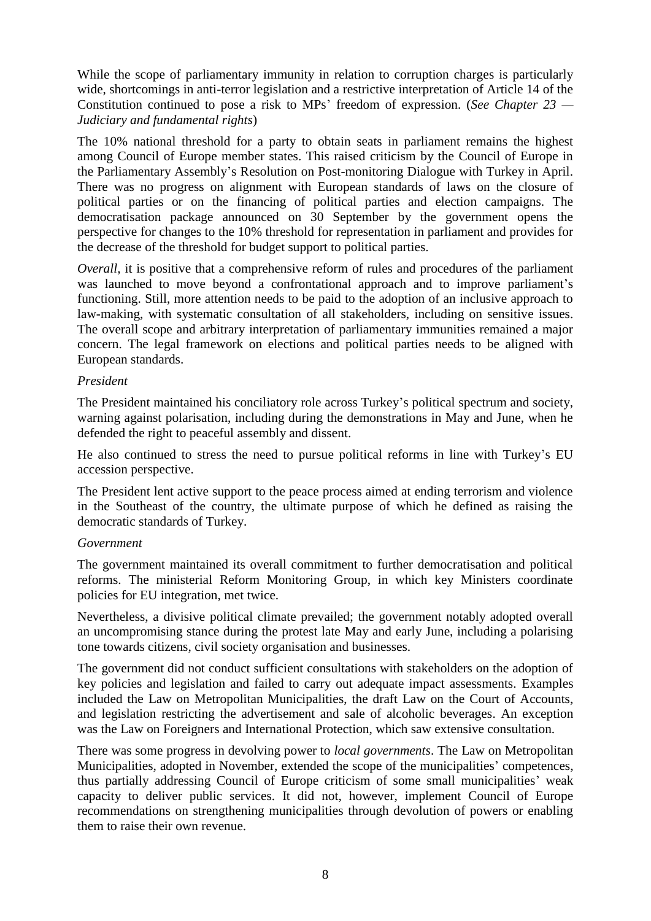While the scope of parliamentary immunity in relation to corruption charges is particularly wide, shortcomings in anti-terror legislation and a restrictive interpretation of Article 14 of the Constitution continued to pose a risk to MPs' freedom of expression. (*See Chapter 23 — Judiciary and fundamental rights*)

The 10% national threshold for a party to obtain seats in parliament remains the highest among Council of Europe member states. This raised criticism by the Council of Europe in the Parliamentary Assembly's Resolution on Post-monitoring Dialogue with Turkey in April. There was no progress on alignment with European standards of laws on the closure of political parties or on the financing of political parties and election campaigns. The democratisation package announced on 30 September by the government opens the perspective for changes to the 10% threshold for representation in parliament and provides for the decrease of the threshold for budget support to political parties.

*Overall*, it is positive that a comprehensive reform of rules and procedures of the parliament was launched to move beyond a confrontational approach and to improve parliament's functioning. Still, more attention needs to be paid to the adoption of an inclusive approach to law-making, with systematic consultation of all stakeholders, including on sensitive issues. The overall scope and arbitrary interpretation of parliamentary immunities remained a major concern. The legal framework on elections and political parties needs to be aligned with European standards.

*President*

The President maintained his conciliatory role across Turkey's political spectrum and society, warning against polarisation, including during the demonstrations in May and June, when he defended the right to peaceful assembly and dissent.

He also continued to stress the need to pursue political reforms in line with Turkey's EU accession perspective.

The President lent active support to the peace process aimed at ending terrorism and violence in the Southeast of the country, the ultimate purpose of which he defined as raising the democratic standards of Turkey.

*Government*

The government maintained its overall commitment to further democratisation and political reforms. The ministerial Reform Monitoring Group, in which key Ministers coordinate policies for EU integration, met twice.

Nevertheless, a divisive political climate prevailed; the government notably adopted overall an uncompromising stance during the protest late May and early June, including a polarising tone towards citizens, civil society organisation and businesses.

The government did not conduct sufficient consultations with stakeholders on the adoption of key policies and legislation and failed to carry out adequate impact assessments. Examples included the Law on Metropolitan Municipalities, the draft Law on the Court of Accounts, and legislation restricting the advertisement and sale of alcoholic beverages. An exception was the Law on Foreigners and International Protection, which saw extensive consultation.

There was some progress in devolving power to *local governments*. The Law on Metropolitan Municipalities, adopted in November, extended the scope of the municipalities' competences, thus partially addressing Council of Europe criticism of some small municipalities' weak capacity to deliver public services. It did not, however, implement Council of Europe recommendations on strengthening municipalities through devolution of powers or enabling them to raise their own revenue.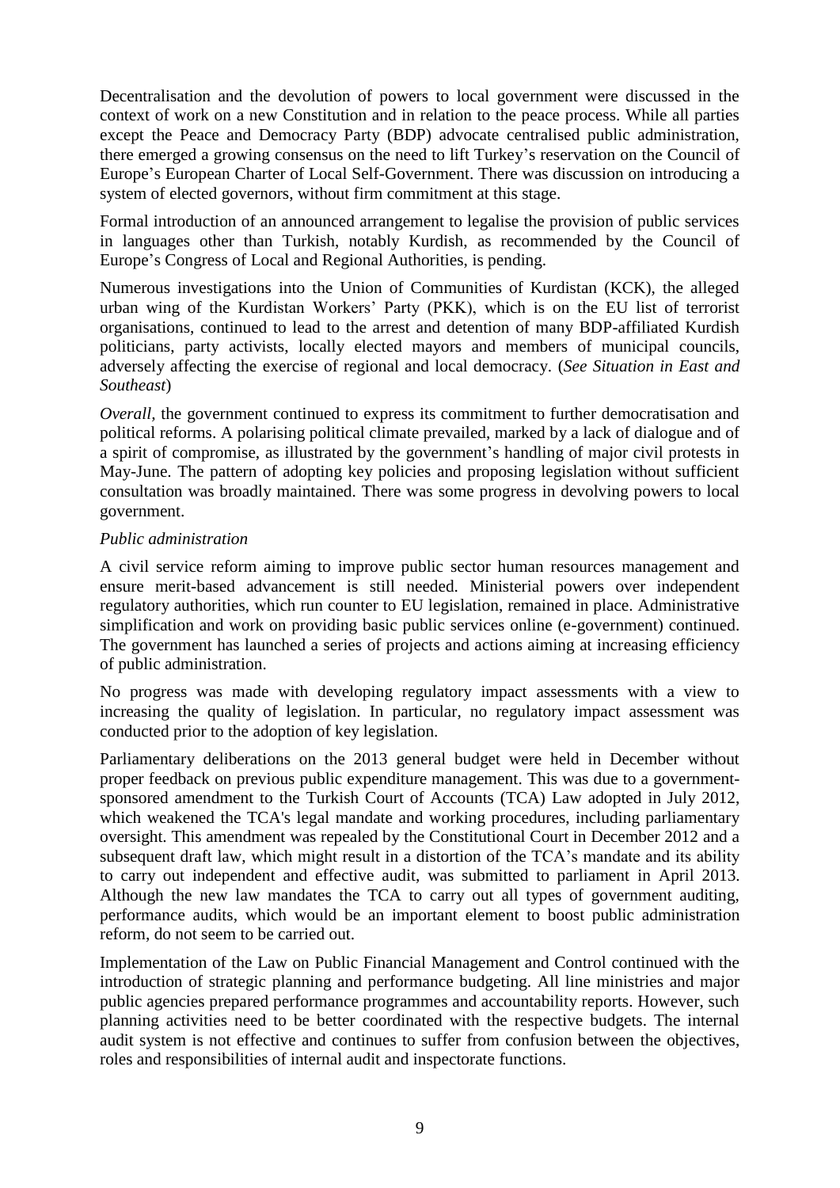Decentralisation and the devolution of powers to local government were discussed in the context of work on a new Constitution and in relation to the peace process. While all parties except the Peace and Democracy Party (BDP) advocate centralised public administration, there emerged a growing consensus on the need to lift Turkey's reservation on the Council of Europe's European Charter of Local Self-Government. There was discussion on introducing a system of elected governors, without firm commitment at this stage.

Formal introduction of an announced arrangement to legalise the provision of public services in languages other than Turkish, notably Kurdish, as recommended by the Council of Europe's Congress of Local and Regional Authorities, is pending.

Numerous investigations into the Union of Communities of Kurdistan (KCK), the alleged urban wing of the Kurdistan Workers' Party (PKK), which is on the EU list of terrorist organisations, continued to lead to the arrest and detention of many BDP-affiliated Kurdish politicians, party activists, locally elected mayors and members of municipal councils, adversely affecting the exercise of regional and local democracy. (*See Situation in East and Southeast*)

*Overall*, the government continued to express its commitment to further democratisation and political reforms. A polarising political climate prevailed, marked by a lack of dialogue and of a spirit of compromise, as illustrated by the government's handling of major civil protests in May-June. The pattern of adopting key policies and proposing legislation without sufficient consultation was broadly maintained. There was some progress in devolving powers to local government.

*Public administration*

A civil service reform aiming to improve public sector human resources management and ensure merit-based advancement is still needed. Ministerial powers over independent regulatory authorities, which run counter to EU legislation, remained in place. Administrative simplification and work on providing basic public services online (e-government) continued. The government has launched a series of projects and actions aiming at increasing efficiency of public administration.

No progress was made with developing regulatory impact assessments with a view to increasing the quality of legislation. In particular, no regulatory impact assessment was conducted prior to the adoption of key legislation.

Parliamentary deliberations on the 2013 general budget were held in December without proper feedback on previous public expenditure management. This was due to a government-sponsored amendment to the Turkish Court of Accounts (TCA) Law adopted in July 2012, which weakened the TCA's legal mandate and working procedures, including parliamentary oversight. This amendment was repealed by the Constitutional Court in December 2012 and a subsequent draft law, which might result in a distortion of the TCA's mandate and its ability to carry out independent and effective audit, was submitted to parliament in April 2013. Although the new law mandates the TCA to carry out all types of government auditing, performance audits, which would be an important element to boost public administration reform, do not seem to be carried out.

Implementation of the Law on Public Financial Management and Control continued with the introduction of strategic planning and performance budgeting. All line ministries and major public agencies prepared performance programmes and accountability reports. However, such planning activities need to be better coordinated with the respective budgets. The internal audit system is not effective and continues to suffer from confusion between the objectives, roles and responsibilities of internal audit and inspectorate functions.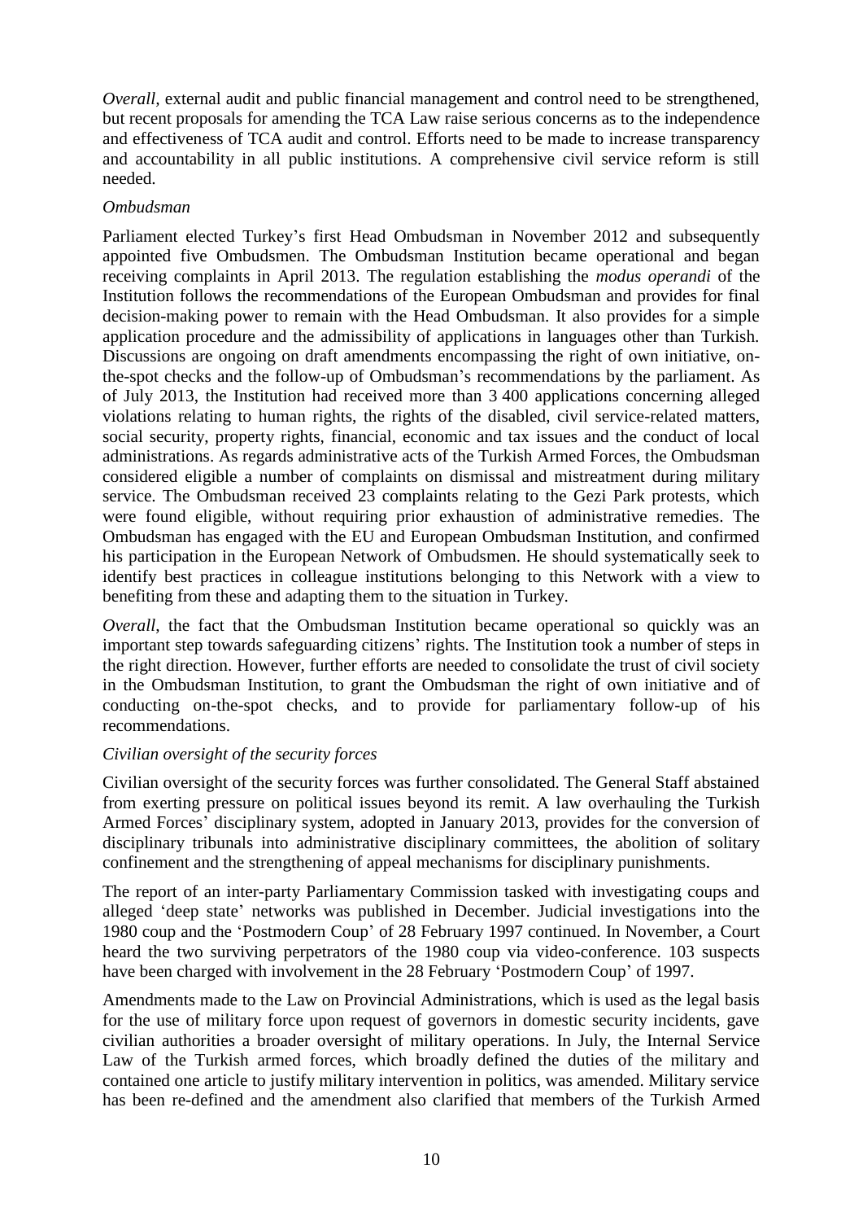*Overall*, external audit and public financial management and control need to be strengthened, but recent proposals for amending the TCA Law raise serious concerns as to the independence and effectiveness of TCA audit and control. Efforts need to be made to increase transparency and accountability in all public institutions. A comprehensive civil service reform is still needed.

*Ombudsman*

Parliament elected Turkey's first Head Ombudsman in November 2012 and subsequently appointed five Ombudsmen. The Ombudsman Institution became operational and began receiving complaints in April 2013. The regulation establishing the *modus operandi* of the Institution follows the recommendations of the European Ombudsman and provides for final decision-making power to remain with the Head Ombudsman. It also provides for a simple application procedure and the admissibility of applications in languages other than Turkish. Discussions are ongoing on draft amendments encompassing the right of own initiative, on-the-spot checks and the follow-up of Ombudsman's recommendations by the parliament. As of July 2013, the Institution had received more than 3 400 applications concerning alleged violations relating to human rights, the rights of the disabled, civil service-related matters, social security, property rights, financial, economic and tax issues and the conduct of local administrations. As regards administrative acts of the Turkish Armed Forces, the Ombudsman considered eligible a number of complaints on dismissal and mistreatment during military service. The Ombudsman received 23 complaints relating to the Gezi Park protests, which were found eligible, without requiring prior exhaustion of administrative remedies. The Ombudsman has engaged with the EU and European Ombudsman Institution, and confirmed his participation in the European Network of Ombudsmen. He should systematically seek to identify best practices in colleague institutions belonging to this Network with a view to benefiting from these and adapting them to the situation in Turkey.

*Overall*, the fact that the Ombudsman Institution became operational so quickly was an important step towards safeguarding citizens' rights. The Institution took a number of steps in the right direction. However, further efforts are needed to consolidate the trust of civil society in the Ombudsman Institution, to grant the Ombudsman the right of own initiative and of conducting on-the-spot checks, and to provide for parliamentary follow-up of his recommendations.

*Civilian oversight of the security forces*

Civilian oversight of the security forces was further consolidated. The General Staff abstained from exerting pressure on political issues beyond its remit. A law overhauling the Turkish Armed Forces' disciplinary system, adopted in January 2013, provides for the conversion of disciplinary tribunals into administrative disciplinary committees, the abolition of solitary confinement and the strengthening of appeal mechanisms for disciplinary punishments.

The report of an inter-party Parliamentary Commission tasked with investigating coups and alleged 'deep state' networks was published in December. Judicial investigations into the 1980 coup and the 'Postmodern Coup' of 28 February 1997 continued. In November, a Court heard the two surviving perpetrators of the 1980 coup via video-conference. 103 suspects have been charged with involvement in the 28 February 'Postmodern Coup' of 1997.

Amendments made to the Law on Provincial Administrations, which is used as the legal basis for the use of military force upon request of governors in domestic security incidents, gave civilian authorities a broader oversight of military operations. In July, the Internal Service Law of the Turkish armed forces, which broadly defined the duties of the military and contained one article to justify military intervention in politics, was amended. Military service has been re-defined and the amendment also clarified that members of the Turkish Armed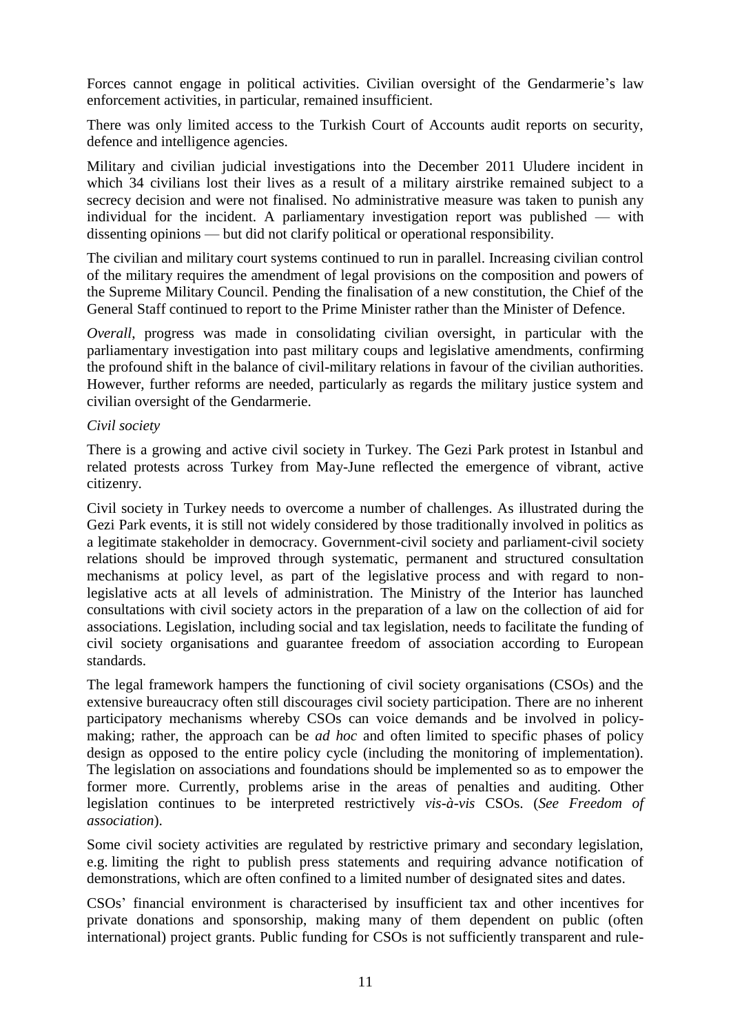Forces cannot engage in political activities. Civilian oversight of the Gendarmerie's law enforcement activities, in particular, remained insufficient.

There was only limited access to the Turkish Court of Accounts audit reports on security, defence and intelligence agencies.

Military and civilian judicial investigations into the December 2011 Uludere incident in which 34 civilians lost their lives as a result of a military airstrike remained subject to a secrecy decision and were not finalised. No administrative measure was taken to punish any individual for the incident. A parliamentary investigation report was published — with dissenting opinions — but did not clarify political or operational responsibility.

The civilian and military court systems continued to run in parallel. Increasing civilian control of the military requires the amendment of legal provisions on the composition and powers of the Supreme Military Council. Pending the finalisation of a new constitution, the Chief of the General Staff continued to report to the Prime Minister rather than the Minister of Defence.

*Overall*, progress was made in consolidating civilian oversight, in particular with the parliamentary investigation into past military coups and legislative amendments, confirming the profound shift in the balance of civil-military relations in favour of the civilian authorities. However, further reforms are needed, particularly as regards the military justice system and civilian oversight of the Gendarmerie.

*Civil society*

There is a growing and active civil society in Turkey. The Gezi Park protest in Istanbul and related protests across Turkey from May-June reflected the emergence of vibrant, active citizenry.

Civil society in Turkey needs to overcome a number of challenges. As illustrated during the Gezi Park events, it is still not widely considered by those traditionally involved in politics as a legitimate stakeholder in democracy. Government-civil society and parliament-civil society relations should be improved through systematic, permanent and structured consultation mechanisms at policy level, as part of the legislative process and with regard to non-legislative acts at all levels of administration. The Ministry of the Interior has launched consultations with civil society actors in the preparation of a law on the collection of aid for associations. Legislation, including social and tax legislation, needs to facilitate the funding of civil society organisations and guarantee freedom of association according to European standards.

The legal framework hampers the functioning of civil society organisations (CSOs) and the extensive bureaucracy often still discourages civil society participation. There are no inherent participatory mechanisms whereby CSOs can voice demands and be involved in policy-making; rather, the approach can be *ad hoc* and often limited to specific phases of policy design as opposed to the entire policy cycle (including the monitoring of implementation). The legislation on associations and foundations should be implemented so as to empower the former more. Currently, problems arise in the areas of penalties and auditing. Other legislation continues to be interpreted restrictively *vis-à-vis* CSOs. (*See Freedom of association*).

Some civil society activities are regulated by restrictive primary and secondary legislation, e.g. limiting the right to publish press statements and requiring advance notification of demonstrations, which are often confined to a limited number of designated sites and dates.

CSOs' financial environment is characterised by insufficient tax and other incentives for private donations and sponsorship, making many of them dependent on public (often international) project grants. Public funding for CSOs is not sufficiently transparent and rule-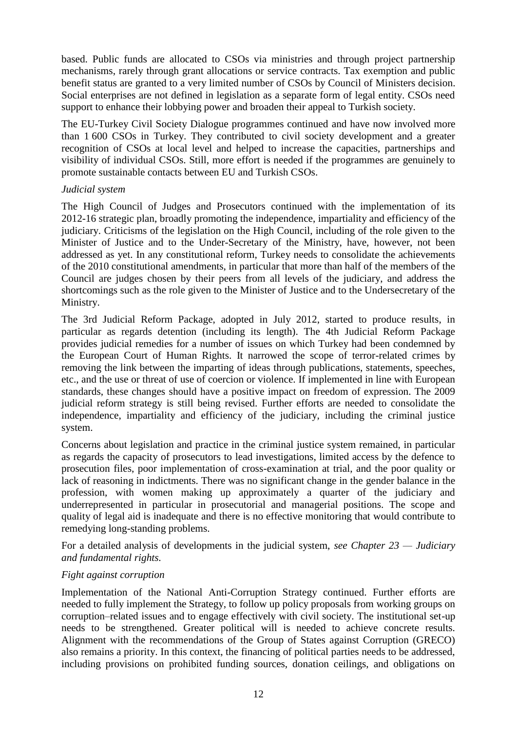based. Public funds are allocated to CSOs via ministries and through project partnership mechanisms, rarely through grant allocations or service contracts. Tax exemption and public benefit status are granted to a very limited number of CSOs by Council of Ministers decision. Social enterprises are not defined in legislation as a separate form of legal entity. CSOs need support to enhance their lobbying power and broaden their appeal to Turkish society.

The EU-Turkey Civil Society Dialogue programmes continued and have now involved more than 1 600 CSOs in Turkey. They contributed to civil society development and a greater recognition of CSOs at local level and helped to increase the capacities, partnerships and visibility of individual CSOs. Still, more effort is needed if the programmes are genuinely to promote sustainable contacts between EU and Turkish CSOs.

*Judicial system*

The High Council of Judges and Prosecutors continued with the implementation of its 2012-16 strategic plan, broadly promoting the independence, impartiality and efficiency of the judiciary. Criticisms of the legislation on the High Council, including of the role given to the Minister of Justice and to the Under-Secretary of the Ministry, have, however, not been addressed as yet. In any constitutional reform, Turkey needs to consolidate the achievements of the 2010 constitutional amendments, in particular that more than half of the members of the Council are judges chosen by their peers from all levels of the judiciary, and address the shortcomings such as the role given to the Minister of Justice and to the Undersecretary of the Ministry.

The 3rd Judicial Reform Package, adopted in July 2012, started to produce results, in particular as regards detention (including its length). The 4th Judicial Reform Package provides judicial remedies for a number of issues on which Turkey had been condemned by the European Court of Human Rights. It narrowed the scope of terror-related crimes by removing the link between the imparting of ideas through publications, statements, speeches, etc., and the use or threat of use of coercion or violence. If implemented in line with European standards, these changes should have a positive impact on freedom of expression. The 2009 judicial reform strategy is still being revised. Further efforts are needed to consolidate the independence, impartiality and efficiency of the judiciary, including the criminal justice system.

Concerns about legislation and practice in the criminal justice system remained, in particular as regards the capacity of prosecutors to lead investigations, limited access by the defence to prosecution files, poor implementation of cross-examination at trial, and the poor quality or lack of reasoning in indictments. There was no significant change in the gender balance in the profession, with women making up approximately a quarter of the judiciary and underrepresented in particular in prosecutorial and managerial positions. The scope and quality of legal aid is inadequate and there is no effective monitoring that would contribute to remedying long-standing problems.

For a detailed analysis of developments in the judicial system, *see Chapter 23 — Judiciary and fundamental rights.*

*Fight against corruption*

Implementation of the National Anti-Corruption Strategy continued. Further efforts are needed to fully implement the Strategy, to follow up policy proposals from working groups on corruption–related issues and to engage effectively with civil society. The institutional set-up needs to be strengthened. Greater political will is needed to achieve concrete results. Alignment with the recommendations of the Group of States against Corruption (GRECO) also remains a priority. In this context, the financing of political parties needs to be addressed, including provisions on prohibited funding sources, donation ceilings, and obligations on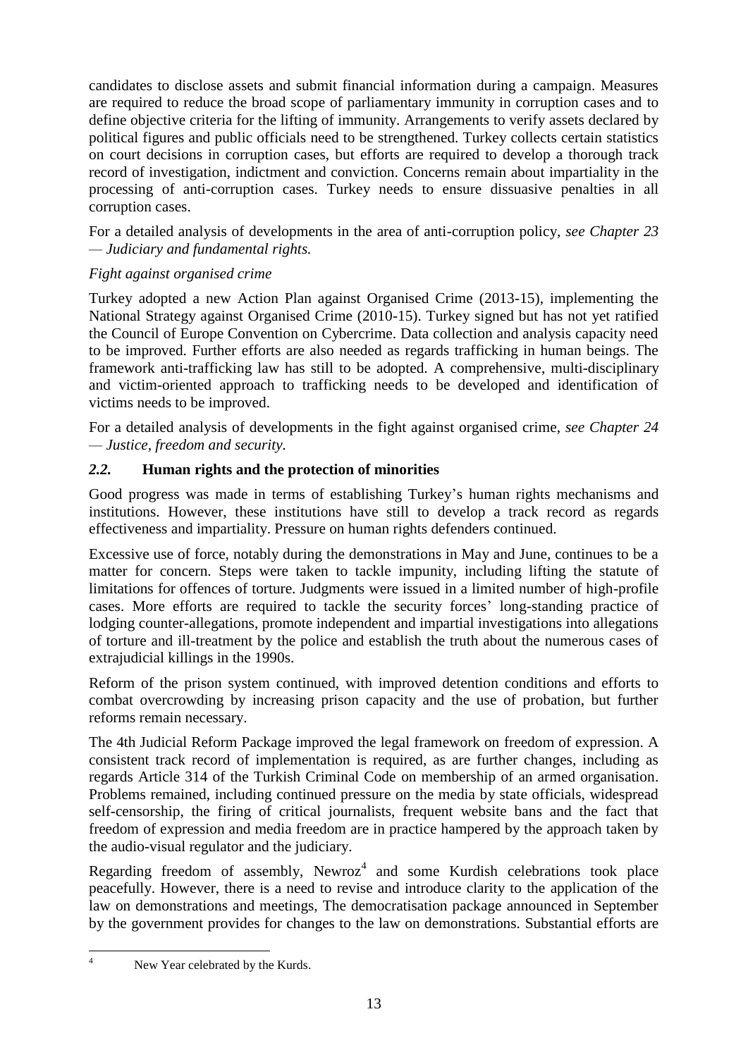candidates to disclose assets and submit financial information during a campaign. Measures are required to reduce the broad scope of parliamentary immunity in corruption cases and to define objective criteria for the lifting of immunity. Arrangements to verify assets declared by political figures and public officials need to be strengthened. Turkey collects certain statistics on court decisions in corruption cases, but efforts are required to develop a thorough track record of investigation, indictment and conviction. Concerns remain about impartiality in the processing of anti-corruption cases. Turkey needs to ensure dissuasive penalties in all corruption cases.

For a detailed analysis of developments in the area of anti-corruption policy, *see Chapter 23 — Judiciary and fundamental rights.*

*Fight against organised crime*

Turkey adopted a new Action Plan against Organised Crime (2013-15), implementing the National Strategy against Organised Crime (2010-15). Turkey signed but has not yet ratified the Council of Europe Convention on Cybercrime. Data collection and analysis capacity need to be improved. Further efforts are also needed as regards trafficking in human beings. The framework anti-trafficking law has still to be adopted. A comprehensive, multi-disciplinary and victim-oriented approach to trafficking needs to be developed and identification of victims needs to be improved.

For a detailed analysis of developments in the fight against organised crime, *see Chapter 24 — Justice, freedom and security.*

### *2.2.* Human rights and the protection of minorities

Good progress was made in terms of establishing Turkey's human rights mechanisms and institutions. However, these institutions have still to develop a track record as regards effectiveness and impartiality. Pressure on human rights defenders continued.

Excessive use of force, notably during the demonstrations in May and June, continues to be a matter for concern. Steps were taken to tackle impunity, including lifting the statute of limitations for offences of torture. Judgments were issued in a limited number of high-profile cases. More efforts are required to tackle the security forces' long-standing practice of lodging counter-allegations, promote independent and impartial investigations into allegations of torture and ill-treatment by the police and establish the truth about the numerous cases of extrajudicial killings in the 1990s.

Reform of the prison system continued, with improved detention conditions and efforts to combat overcrowding by increasing prison capacity and the use of probation, but further reforms remain necessary.

The 4th Judicial Reform Package improved the legal framework on freedom of expression. A consistent track record of implementation is required, as are further changes, including as regards Article 314 of the Turkish Criminal Code on membership of an armed organisation. Problems remained, including continued pressure on the media by state officials, widespread self-censorship, the firing of critical journalists, frequent website bans and the fact that freedom of expression and media freedom are in practice hampered by the approach taken by the audio-visual regulator and the judiciary.

Regarding freedom of assembly, Newroz[4] and some Kurdish celebrations took place peacefully. However, there is a need to revise and introduce clarity to the application of the law on demonstrations and meetings, The democratisation package announced in September by the government provides for changes to the law on demonstrations. Substantial efforts are

[4] New Year celebrated by the Kurds.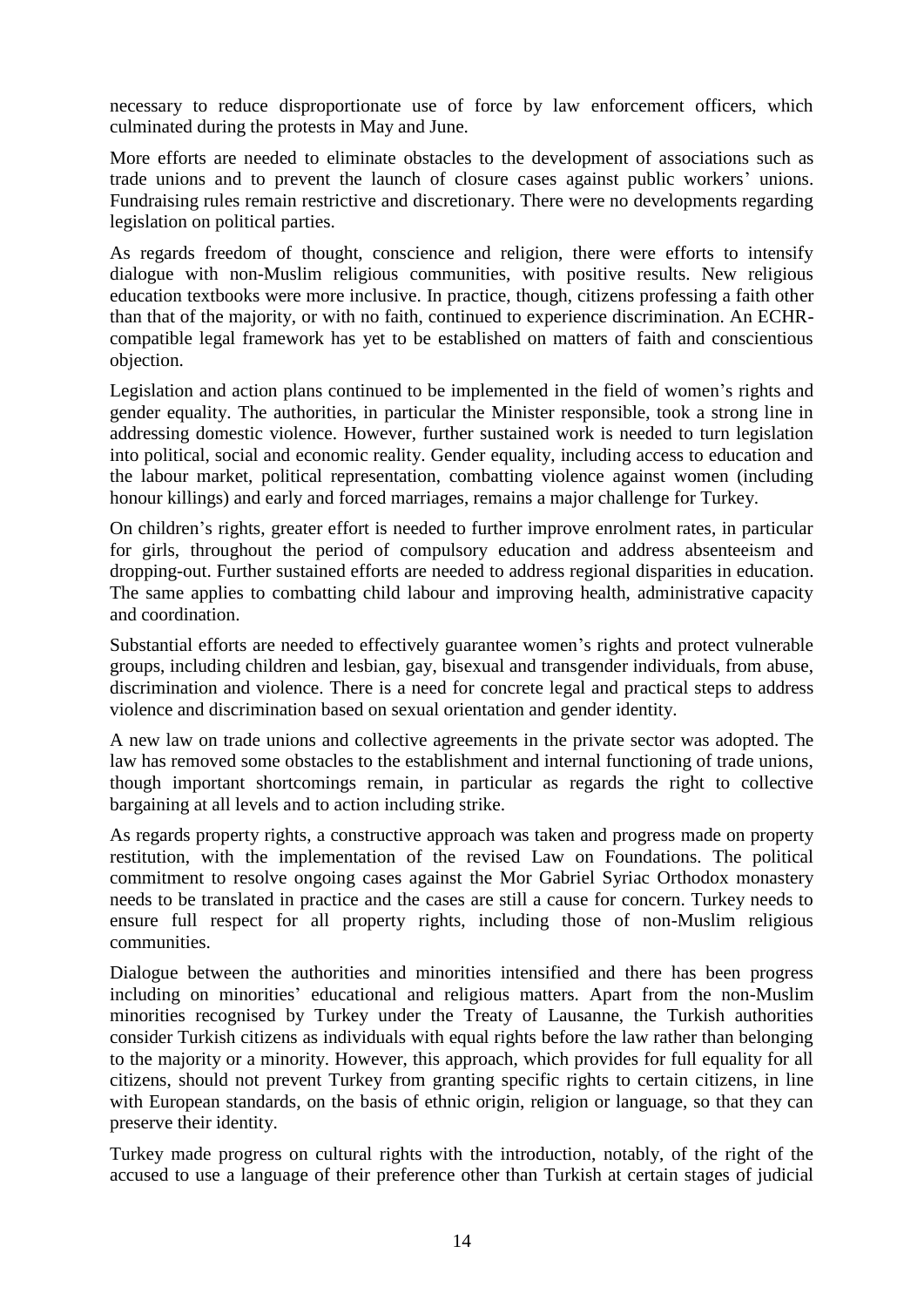necessary to reduce disproportionate use of force by law enforcement officers, which culminated during the protests in May and June.

More efforts are needed to eliminate obstacles to the development of associations such as trade unions and to prevent the launch of closure cases against public workers' unions. Fundraising rules remain restrictive and discretionary. There were no developments regarding legislation on political parties.

As regards freedom of thought, conscience and religion, there were efforts to intensify dialogue with non-Muslim religious communities, with positive results. New religious education textbooks were more inclusive. In practice, though, citizens professing a faith other than that of the majority, or with no faith, continued to experience discrimination. An ECHR-compatible legal framework has yet to be established on matters of faith and conscientious objection.

Legislation and action plans continued to be implemented in the field of women's rights and gender equality. The authorities, in particular the Minister responsible, took a strong line in addressing domestic violence. However, further sustained work is needed to turn legislation into political, social and economic reality. Gender equality, including access to education and the labour market, political representation, combatting violence against women (including honour killings) and early and forced marriages, remains a major challenge for Turkey.

On children's rights, greater effort is needed to further improve enrolment rates, in particular for girls, throughout the period of compulsory education and address absenteeism and dropping-out. Further sustained efforts are needed to address regional disparities in education. The same applies to combatting child labour and improving health, administrative capacity and coordination.

Substantial efforts are needed to effectively guarantee women's rights and protect vulnerable groups, including children and lesbian, gay, bisexual and transgender individuals, from abuse, discrimination and violence. There is a need for concrete legal and practical steps to address violence and discrimination based on sexual orientation and gender identity.

A new law on trade unions and collective agreements in the private sector was adopted. The law has removed some obstacles to the establishment and internal functioning of trade unions, though important shortcomings remain, in particular as regards the right to collective bargaining at all levels and to action including strike.

As regards property rights, a constructive approach was taken and progress made on property restitution, with the implementation of the revised Law on Foundations. The political commitment to resolve ongoing cases against the Mor Gabriel Syriac Orthodox monastery needs to be translated in practice and the cases are still a cause for concern. Turkey needs to ensure full respect for all property rights, including those of non-Muslim religious communities.

Dialogue between the authorities and minorities intensified and there has been progress including on minorities' educational and religious matters. Apart from the non-Muslim minorities recognised by Turkey under the Treaty of Lausanne, the Turkish authorities consider Turkish citizens as individuals with equal rights before the law rather than belonging to the majority or a minority. However, this approach, which provides for full equality for all citizens, should not prevent Turkey from granting specific rights to certain citizens, in line with European standards, on the basis of ethnic origin, religion or language, so that they can preserve their identity.

Turkey made progress on cultural rights with the introduction, notably, of the right of the accused to use a language of their preference other than Turkish at certain stages of judicial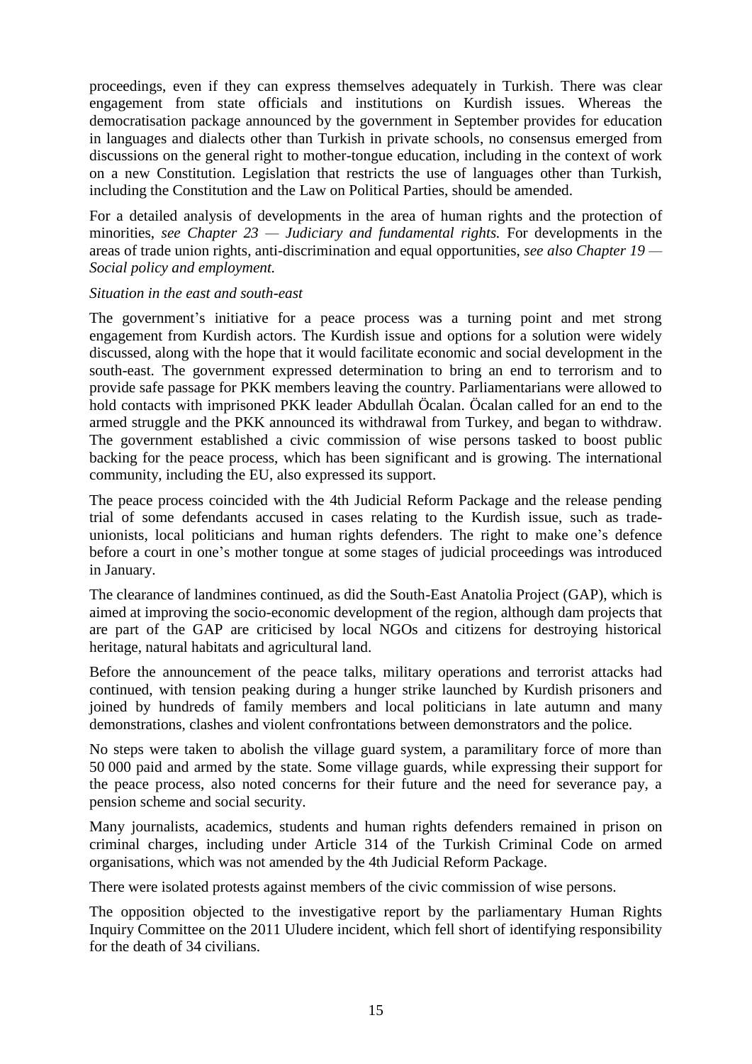proceedings, even if they can express themselves adequately in Turkish. There was clear engagement from state officials and institutions on Kurdish issues. Whereas the democratisation package announced by the government in September provides for education in languages and dialects other than Turkish in private schools, no consensus emerged from discussions on the general right to mother-tongue education, including in the context of work on a new Constitution. Legislation that restricts the use of languages other than Turkish, including the Constitution and the Law on Political Parties, should be amended.

For a detailed analysis of developments in the area of human rights and the protection of minorities, *see Chapter 23 — Judiciary and fundamental rights.* For developments in the areas of trade union rights, anti-discrimination and equal opportunities, *see also Chapter 19 — Social policy and employment.*

*Situation in the east and south-east*

The government's initiative for a peace process was a turning point and met strong engagement from Kurdish actors. The Kurdish issue and options for a solution were widely discussed, along with the hope that it would facilitate economic and social development in the south-east. The government expressed determination to bring an end to terrorism and to provide safe passage for PKK members leaving the country. Parliamentarians were allowed to hold contacts with imprisoned PKK leader Abdullah Öcalan. Öcalan called for an end to the armed struggle and the PKK announced its withdrawal from Turkey, and began to withdraw. The government established a civic commission of wise persons tasked to boost public backing for the peace process, which has been significant and is growing. The international community, including the EU, also expressed its support.

The peace process coincided with the 4th Judicial Reform Package and the release pending trial of some defendants accused in cases relating to the Kurdish issue, such as trade-unionists, local politicians and human rights defenders. The right to make one's defence before a court in one's mother tongue at some stages of judicial proceedings was introduced in January.

The clearance of landmines continued, as did the South-East Anatolia Project (GAP), which is aimed at improving the socio-economic development of the region, although dam projects that are part of the GAP are criticised by local NGOs and citizens for destroying historical heritage, natural habitats and agricultural land.

Before the announcement of the peace talks, military operations and terrorist attacks had continued, with tension peaking during a hunger strike launched by Kurdish prisoners and joined by hundreds of family members and local politicians in late autumn and many demonstrations, clashes and violent confrontations between demonstrators and the police.

No steps were taken to abolish the village guard system, a paramilitary force of more than 50 000 paid and armed by the state. Some village guards, while expressing their support for the peace process, also noted concerns for their future and the need for severance pay, a pension scheme and social security.

Many journalists, academics, students and human rights defenders remained in prison on criminal charges, including under Article 314 of the Turkish Criminal Code on armed organisations, which was not amended by the 4th Judicial Reform Package.

There were isolated protests against members of the civic commission of wise persons.

The opposition objected to the investigative report by the parliamentary Human Rights Inquiry Committee on the 2011 Uludere incident, which fell short of identifying responsibility for the death of 34 civilians.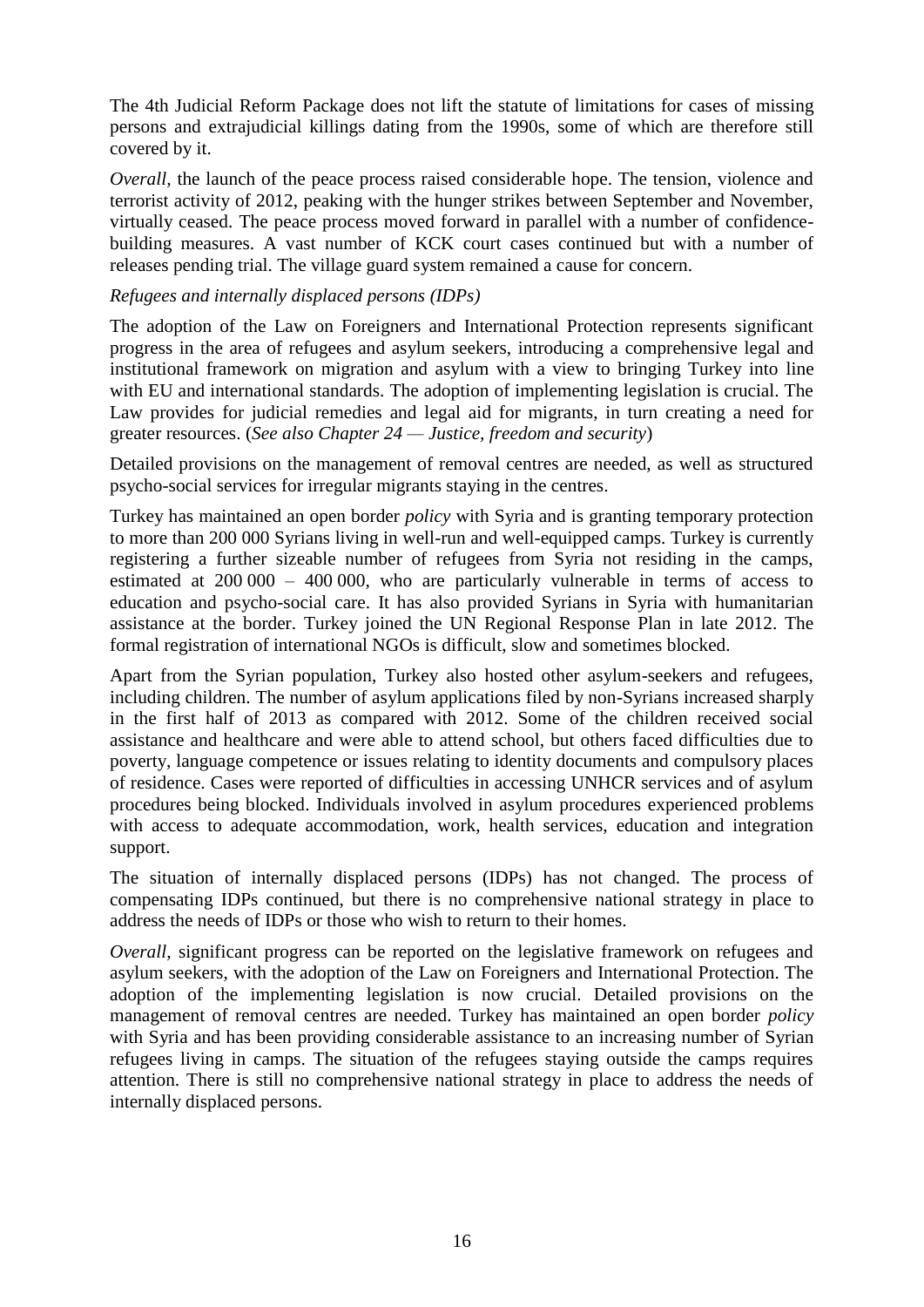The 4th Judicial Reform Package does not lift the statute of limitations for cases of missing persons and extrajudicial killings dating from the 1990s, some of which are therefore still covered by it.

*Overall*, the launch of the peace process raised considerable hope. The tension, violence and terrorist activity of 2012, peaking with the hunger strikes between September and November, virtually ceased. The peace process moved forward in parallel with a number of confidence-building measures. A vast number of KCK court cases continued but with a number of releases pending trial. The village guard system remained a cause for concern.

*Refugees and internally displaced persons (IDPs)*

The adoption of the Law on Foreigners and International Protection represents significant progress in the area of refugees and asylum seekers, introducing a comprehensive legal and institutional framework on migration and asylum with a view to bringing Turkey into line with EU and international standards. The adoption of implementing legislation is crucial. The Law provides for judicial remedies and legal aid for migrants, in turn creating a need for greater resources. (*See also Chapter 24 — Justice, freedom and security*)

Detailed provisions on the management of removal centres are needed, as well as structured psycho-social services for irregular migrants staying in the centres.

Turkey has maintained an open border *policy* with Syria and is granting temporary protection to more than 200 000 Syrians living in well-run and well-equipped camps. Turkey is currently registering a further sizeable number of refugees from Syria not residing in the camps, estimated at 200 000 – 400 000, who are particularly vulnerable in terms of access to education and psycho-social care. It has also provided Syrians in Syria with humanitarian assistance at the border. Turkey joined the UN Regional Response Plan in late 2012. The formal registration of international NGOs is difficult, slow and sometimes blocked.

Apart from the Syrian population, Turkey also hosted other asylum-seekers and refugees, including children. The number of asylum applications filed by non-Syrians increased sharply in the first half of 2013 as compared with 2012. Some of the children received social assistance and healthcare and were able to attend school, but others faced difficulties due to poverty, language competence or issues relating to identity documents and compulsory places of residence. Cases were reported of difficulties in accessing UNHCR services and of asylum procedures being blocked. Individuals involved in asylum procedures experienced problems with access to adequate accommodation, work, health services, education and integration support.

The situation of internally displaced persons (IDPs) has not changed. The process of compensating IDPs continued, but there is no comprehensive national strategy in place to address the needs of IDPs or those who wish to return to their homes.

*Overall*, significant progress can be reported on the legislative framework on refugees and asylum seekers, with the adoption of the Law on Foreigners and International Protection. The adoption of the implementing legislation is now crucial. Detailed provisions on the management of removal centres are needed. Turkey has maintained an open border *policy* with Syria and has been providing considerable assistance to an increasing number of Syrian refugees living in camps. The situation of the refugees staying outside the camps requires attention. There is still no comprehensive national strategy in place to address the needs of internally displaced persons.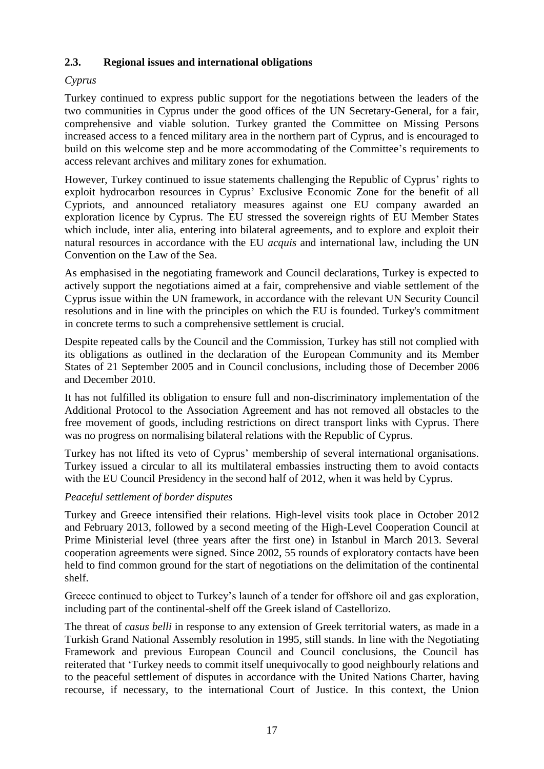### 2.3. Regional issues and international obligations

*Cyprus*

Turkey continued to express public support for the negotiations between the leaders of the two communities in Cyprus under the good offices of the UN Secretary-General, for a fair, comprehensive and viable solution. Turkey granted the Committee on Missing Persons increased access to a fenced military area in the northern part of Cyprus, and is encouraged to build on this welcome step and be more accommodating of the Committee's requirements to access relevant archives and military zones for exhumation.

However, Turkey continued to issue statements challenging the Republic of Cyprus' rights to exploit hydrocarbon resources in Cyprus' Exclusive Economic Zone for the benefit of all Cypriots, and announced retaliatory measures against one EU company awarded an exploration licence by Cyprus. The EU stressed the sovereign rights of EU Member States which include, inter alia, entering into bilateral agreements, and to explore and exploit their natural resources in accordance with the EU *acquis* and international law, including the UN Convention on the Law of the Sea.

As emphasised in the negotiating framework and Council declarations, Turkey is expected to actively support the negotiations aimed at a fair, comprehensive and viable settlement of the Cyprus issue within the UN framework, in accordance with the relevant UN Security Council resolutions and in line with the principles on which the EU is founded. Turkey's commitment in concrete terms to such a comprehensive settlement is crucial.

Despite repeated calls by the Council and the Commission, Turkey has still not complied with its obligations as outlined in the declaration of the European Community and its Member States of 21 September 2005 and in Council conclusions, including those of December 2006 and December 2010.

It has not fulfilled its obligation to ensure full and non-discriminatory implementation of the Additional Protocol to the Association Agreement and has not removed all obstacles to the free movement of goods, including restrictions on direct transport links with Cyprus. There was no progress on normalising bilateral relations with the Republic of Cyprus.

Turkey has not lifted its veto of Cyprus' membership of several international organisations. Turkey issued a circular to all its multilateral embassies instructing them to avoid contacts with the EU Council Presidency in the second half of 2012, when it was held by Cyprus.

*Peaceful settlement of border disputes*

Turkey and Greece intensified their relations. High-level visits took place in October 2012 and February 2013, followed by a second meeting of the High-Level Cooperation Council at Prime Ministerial level (three years after the first one) in Istanbul in March 2013. Several cooperation agreements were signed. Since 2002, 55 rounds of exploratory contacts have been held to find common ground for the start of negotiations on the delimitation of the continental shelf.

Greece continued to object to Turkey's launch of a tender for offshore oil and gas exploration, including part of the continental-shelf off the Greek island of Castellorizo.

The threat of *casus belli* in response to any extension of Greek territorial waters, as made in a Turkish Grand National Assembly resolution in 1995, still stands. In line with the Negotiating Framework and previous European Council and Council conclusions, the Council has reiterated that 'Turkey needs to commit itself unequivocally to good neighbourly relations and to the peaceful settlement of disputes in accordance with the United Nations Charter, having recourse, if necessary, to the international Court of Justice. In this context, the Union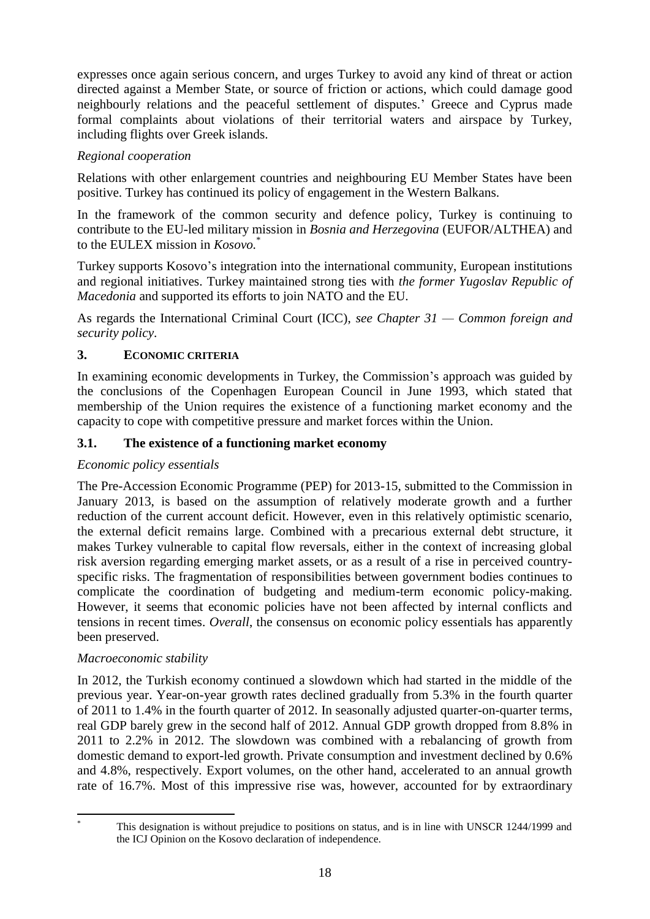expresses once again serious concern, and urges Turkey to avoid any kind of threat or action directed against a Member State, or source of friction or actions, which could damage good neighbourly relations and the peaceful settlement of disputes.' Greece and Cyprus made formal complaints about violations of their territorial waters and airspace by Turkey, including flights over Greek islands.

*Regional cooperation*

Relations with other enlargement countries and neighbouring EU Member States have been positive. Turkey has continued its policy of engagement in the Western Balkans.

In the framework of the common security and defence policy, Turkey is continuing to contribute to the EU-led military mission in *Bosnia and Herzegovina* (EUFOR/ALTHEA) and to the EULEX mission in *Kosovo.*[*]

Turkey supports Kosovo's integration into the international community, European institutions and regional initiatives. Turkey maintained strong ties with *the former Yugoslav Republic of Macedonia* and supported its efforts to join NATO and the EU.

As regards the International Criminal Court (ICC), *see Chapter 31 — Common foreign and security policy*.

## 3. ECONOMIC CRITERIA

In examining economic developments in Turkey, the Commission's approach was guided by the conclusions of the Copenhagen European Council in June 1993, which stated that membership of the Union requires the existence of a functioning market economy and the capacity to cope with competitive pressure and market forces within the Union.

### 3.1. The existence of a functioning market economy

*Economic policy essentials*

The Pre-Accession Economic Programme (PEP) for 2013-15, submitted to the Commission in January 2013, is based on the assumption of relatively moderate growth and a further reduction of the current account deficit. However, even in this relatively optimistic scenario, the external deficit remains large. Combined with a precarious external debt structure, it makes Turkey vulnerable to capital flow reversals, either in the context of increasing global risk aversion regarding emerging market assets, or as a result of a rise in perceived country-specific risks. The fragmentation of responsibilities between government bodies continues to complicate the coordination of budgeting and medium-term economic policy-making. However, it seems that economic policies have not been affected by internal conflicts and tensions in recent times. *Overall*, the consensus on economic policy essentials has apparently been preserved.

*Macroeconomic stability*

In 2012, the Turkish economy continued a slowdown which had started in the middle of the previous year. Year-on-year growth rates declined gradually from 5.3% in the fourth quarter of 2011 to 1.4% in the fourth quarter of 2012. In seasonally adjusted quarter-on-quarter terms, real GDP barely grew in the second half of 2012. Annual GDP growth dropped from 8.8% in 2011 to 2.2% in 2012. The slowdown was combined with a rebalancing of growth from domestic demand to export-led growth. Private consumption and investment declined by 0.6% and 4.8%, respectively. Export volumes, on the other hand, accelerated to an annual growth rate of 16.7%. Most of this impressive rise was, however, accounted for by extraordinary

[*] This designation is without prejudice to positions on status, and is in line with UNSCR 1244/1999 and the ICJ Opinion on the Kosovo declaration of independence.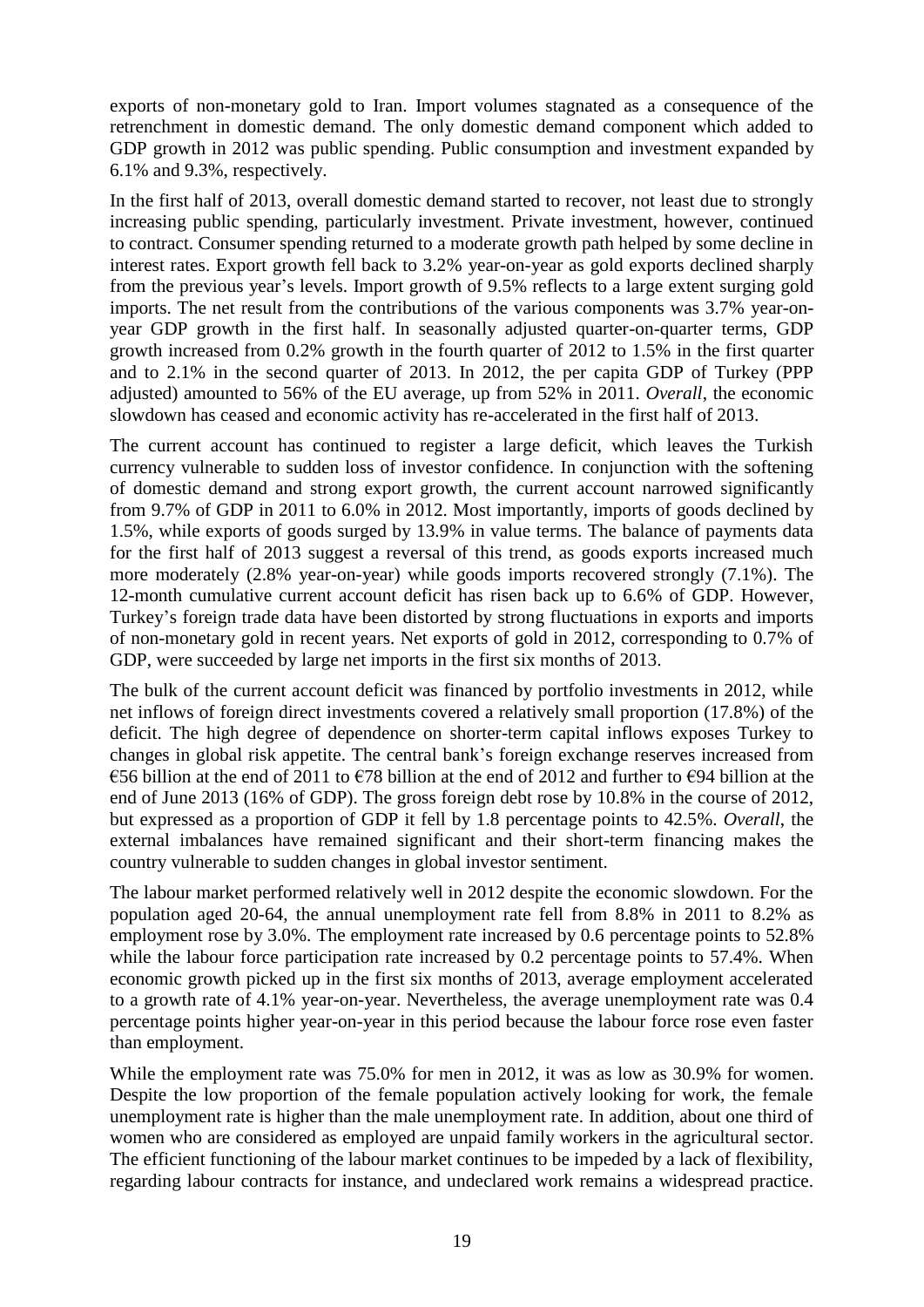exports of non-monetary gold to Iran. Import volumes stagnated as a consequence of the retrenchment in domestic demand. The only domestic demand component which added to GDP growth in 2012 was public spending. Public consumption and investment expanded by 6.1% and 9.3%, respectively.

In the first half of 2013, overall domestic demand started to recover, not least due to strongly increasing public spending, particularly investment. Private investment, however, continued to contract. Consumer spending returned to a moderate growth path helped by some decline in interest rates. Export growth fell back to 3.2% year-on-year as gold exports declined sharply from the previous year's levels. Import growth of 9.5% reflects to a large extent surging gold imports. The net result from the contributions of the various components was 3.7% year-on-year GDP growth in the first half. In seasonally adjusted quarter-on-quarter terms, GDP growth increased from 0.2% growth in the fourth quarter of 2012 to 1.5% in the first quarter and to 2.1% in the second quarter of 2013. In 2012, the per capita GDP of Turkey (PPP adjusted) amounted to 56% of the EU average, up from 52% in 2011. *Overall*, the economic slowdown has ceased and economic activity has re-accelerated in the first half of 2013.

The current account has continued to register a large deficit, which leaves the Turkish currency vulnerable to sudden loss of investor confidence. In conjunction with the softening of domestic demand and strong export growth, the current account narrowed significantly from 9.7% of GDP in 2011 to 6.0% in 2012. Most importantly, imports of goods declined by 1.5%, while exports of goods surged by 13.9% in value terms. The balance of payments data for the first half of 2013 suggest a reversal of this trend, as goods exports increased much more moderately (2.8% year-on-year) while goods imports recovered strongly (7.1%). The 12-month cumulative current account deficit has risen back up to 6.6% of GDP. However, Turkey's foreign trade data have been distorted by strong fluctuations in exports and imports of non-monetary gold in recent years. Net exports of gold in 2012, corresponding to 0.7% of GDP, were succeeded by large net imports in the first six months of 2013.

The bulk of the current account deficit was financed by portfolio investments in 2012, while net inflows of foreign direct investments covered a relatively small proportion (17.8%) of the deficit. The high degree of dependence on shorter-term capital inflows exposes Turkey to changes in global risk appetite. The central bank's foreign exchange reserves increased from €56 billion at the end of 2011 to €78 billion at the end of 2012 and further to €94 billion at the end of June 2013 (16% of GDP). The gross foreign debt rose by 10.8% in the course of 2012, but expressed as a proportion of GDP it fell by 1.8 percentage points to 42.5%. *Overall*, the external imbalances have remained significant and their short-term financing makes the country vulnerable to sudden changes in global investor sentiment.

The labour market performed relatively well in 2012 despite the economic slowdown. For the population aged 20-64, the annual unemployment rate fell from 8.8% in 2011 to 8.2% as employment rose by 3.0%. The employment rate increased by 0.6 percentage points to 52.8% while the labour force participation rate increased by 0.2 percentage points to 57.4%. When economic growth picked up in the first six months of 2013, average employment accelerated to a growth rate of 4.1% year-on-year. Nevertheless, the average unemployment rate was 0.4 percentage points higher year-on-year in this period because the labour force rose even faster than employment.

While the employment rate was 75.0% for men in 2012, it was as low as 30.9% for women. Despite the low proportion of the female population actively looking for work, the female unemployment rate is higher than the male unemployment rate. In addition, about one third of women who are considered as employed are unpaid family workers in the agricultural sector. The efficient functioning of the labour market continues to be impeded by a lack of flexibility, regarding labour contracts for instance, and undeclared work remains a widespread practice.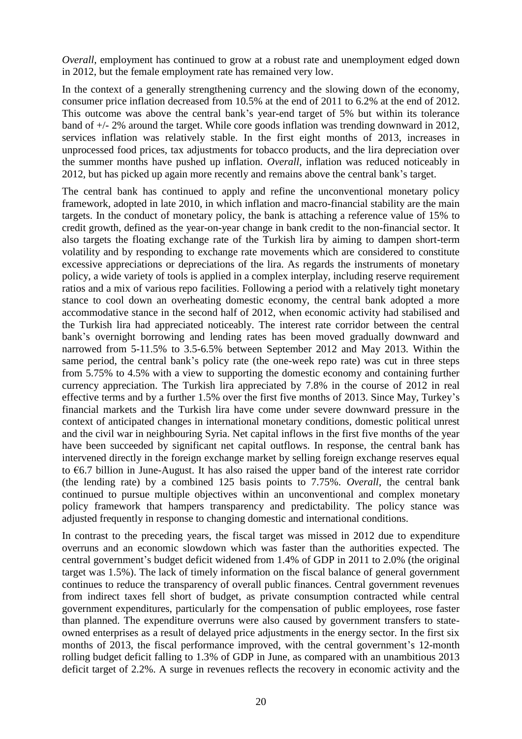*Overall*, employment has continued to grow at a robust rate and unemployment edged down in 2012, but the female employment rate has remained very low.

In the context of a generally strengthening currency and the slowing down of the economy, consumer price inflation decreased from 10.5% at the end of 2011 to 6.2% at the end of 2012. This outcome was above the central bank's year-end target of 5% but within its tolerance band of +/- 2% around the target. While core goods inflation was trending downward in 2012, services inflation was relatively stable. In the first eight months of 2013, increases in unprocessed food prices, tax adjustments for tobacco products, and the lira depreciation over the summer months have pushed up inflation. *Overall*, inflation was reduced noticeably in 2012, but has picked up again more recently and remains above the central bank's target.

The central bank has continued to apply and refine the unconventional monetary policy framework, adopted in late 2010, in which inflation and macro-financial stability are the main targets. In the conduct of monetary policy, the bank is attaching a reference value of 15% to credit growth, defined as the year-on-year change in bank credit to the non-financial sector. It also targets the floating exchange rate of the Turkish lira by aiming to dampen short-term volatility and by responding to exchange rate movements which are considered to constitute excessive appreciations or depreciations of the lira. As regards the instruments of monetary policy, a wide variety of tools is applied in a complex interplay, including reserve requirement ratios and a mix of various repo facilities. Following a period with a relatively tight monetary stance to cool down an overheating domestic economy, the central bank adopted a more accommodative stance in the second half of 2012, when economic activity had stabilised and the Turkish lira had appreciated noticeably. The interest rate corridor between the central bank's overnight borrowing and lending rates has been moved gradually downward and narrowed from 5-11.5% to 3.5-6.5% between September 2012 and May 2013. Within the same period, the central bank's policy rate (the one-week repo rate) was cut in three steps from 5.75% to 4.5% with a view to supporting the domestic economy and containing further currency appreciation. The Turkish lira appreciated by 7.8% in the course of 2012 in real effective terms and by a further 1.5% over the first five months of 2013. Since May, Turkey's financial markets and the Turkish lira have come under severe downward pressure in the context of anticipated changes in international monetary conditions, domestic political unrest and the civil war in neighbouring Syria. Net capital inflows in the first five months of the year have been succeeded by significant net capital outflows. In response, the central bank has intervened directly in the foreign exchange market by selling foreign exchange reserves equal to €6.7 billion in June-August. It has also raised the upper band of the interest rate corridor (the lending rate) by a combined 125 basis points to 7.75%. *Overall*, the central bank continued to pursue multiple objectives within an unconventional and complex monetary policy framework that hampers transparency and predictability. The policy stance was adjusted frequently in response to changing domestic and international conditions.

In contrast to the preceding years, the fiscal target was missed in 2012 due to expenditure overruns and an economic slowdown which was faster than the authorities expected. The central government's budget deficit widened from 1.4% of GDP in 2011 to 2.0% (the original target was 1.5%). The lack of timely information on the fiscal balance of general government continues to reduce the transparency of overall public finances. Central government revenues from indirect taxes fell short of budget, as private consumption contracted while central government expenditures, particularly for the compensation of public employees, rose faster than planned. The expenditure overruns were also caused by government transfers to state-owned enterprises as a result of delayed price adjustments in the energy sector. In the first six months of 2013, the fiscal performance improved, with the central government's 12-month rolling budget deficit falling to 1.3% of GDP in June, as compared with an unambitious 2013 deficit target of 2.2%. A surge in revenues reflects the recovery in economic activity and the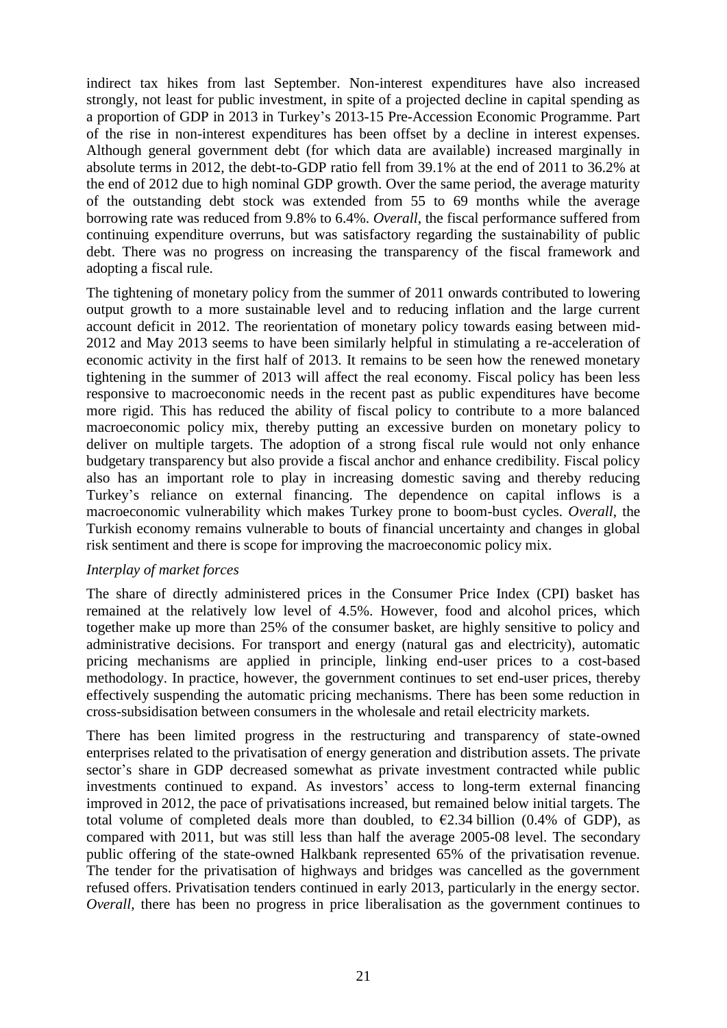indirect tax hikes from last September. Non-interest expenditures have also increased strongly, not least for public investment, in spite of a projected decline in capital spending as a proportion of GDP in 2013 in Turkey's 2013-15 Pre-Accession Economic Programme. Part of the rise in non-interest expenditures has been offset by a decline in interest expenses. Although general government debt (for which data are available) increased marginally in absolute terms in 2012, the debt-to-GDP ratio fell from 39.1% at the end of 2011 to 36.2% at the end of 2012 due to high nominal GDP growth. Over the same period, the average maturity of the outstanding debt stock was extended from 55 to 69 months while the average borrowing rate was reduced from 9.8% to 6.4%. *Overall*, the fiscal performance suffered from continuing expenditure overruns, but was satisfactory regarding the sustainability of public debt. There was no progress on increasing the transparency of the fiscal framework and adopting a fiscal rule.

The tightening of monetary policy from the summer of 2011 onwards contributed to lowering output growth to a more sustainable level and to reducing inflation and the large current account deficit in 2012. The reorientation of monetary policy towards easing between mid-2012 and May 2013 seems to have been similarly helpful in stimulating a re-acceleration of economic activity in the first half of 2013. It remains to be seen how the renewed monetary tightening in the summer of 2013 will affect the real economy. Fiscal policy has been less responsive to macroeconomic needs in the recent past as public expenditures have become more rigid. This has reduced the ability of fiscal policy to contribute to a more balanced macroeconomic policy mix, thereby putting an excessive burden on monetary policy to deliver on multiple targets. The adoption of a strong fiscal rule would not only enhance budgetary transparency but also provide a fiscal anchor and enhance credibility. Fiscal policy also has an important role to play in increasing domestic saving and thereby reducing Turkey's reliance on external financing. The dependence on capital inflows is a macroeconomic vulnerability which makes Turkey prone to boom-bust cycles. *Overall*, the Turkish economy remains vulnerable to bouts of financial uncertainty and changes in global risk sentiment and there is scope for improving the macroeconomic policy mix.

*Interplay of market forces*

The share of directly administered prices in the Consumer Price Index (CPI) basket has remained at the relatively low level of 4.5%. However, food and alcohol prices, which together make up more than 25% of the consumer basket, are highly sensitive to policy and administrative decisions. For transport and energy (natural gas and electricity), automatic pricing mechanisms are applied in principle, linking end-user prices to a cost-based methodology. In practice, however, the government continues to set end-user prices, thereby effectively suspending the automatic pricing mechanisms. There has been some reduction in cross-subsidisation between consumers in the wholesale and retail electricity markets.

There has been limited progress in the restructuring and transparency of state-owned enterprises related to the privatisation of energy generation and distribution assets. The private sector's share in GDP decreased somewhat as private investment contracted while public investments continued to expand. As investors' access to long-term external financing improved in 2012, the pace of privatisations increased, but remained below initial targets. The total volume of completed deals more than doubled, to €2.34 billion (0.4% of GDP), as compared with 2011, but was still less than half the average 2005-08 level. The secondary public offering of the state-owned Halkbank represented 65% of the privatisation revenue. The tender for the privatisation of highways and bridges was cancelled as the government refused offers. Privatisation tenders continued in early 2013, particularly in the energy sector. *Overall*, there has been no progress in price liberalisation as the government continues to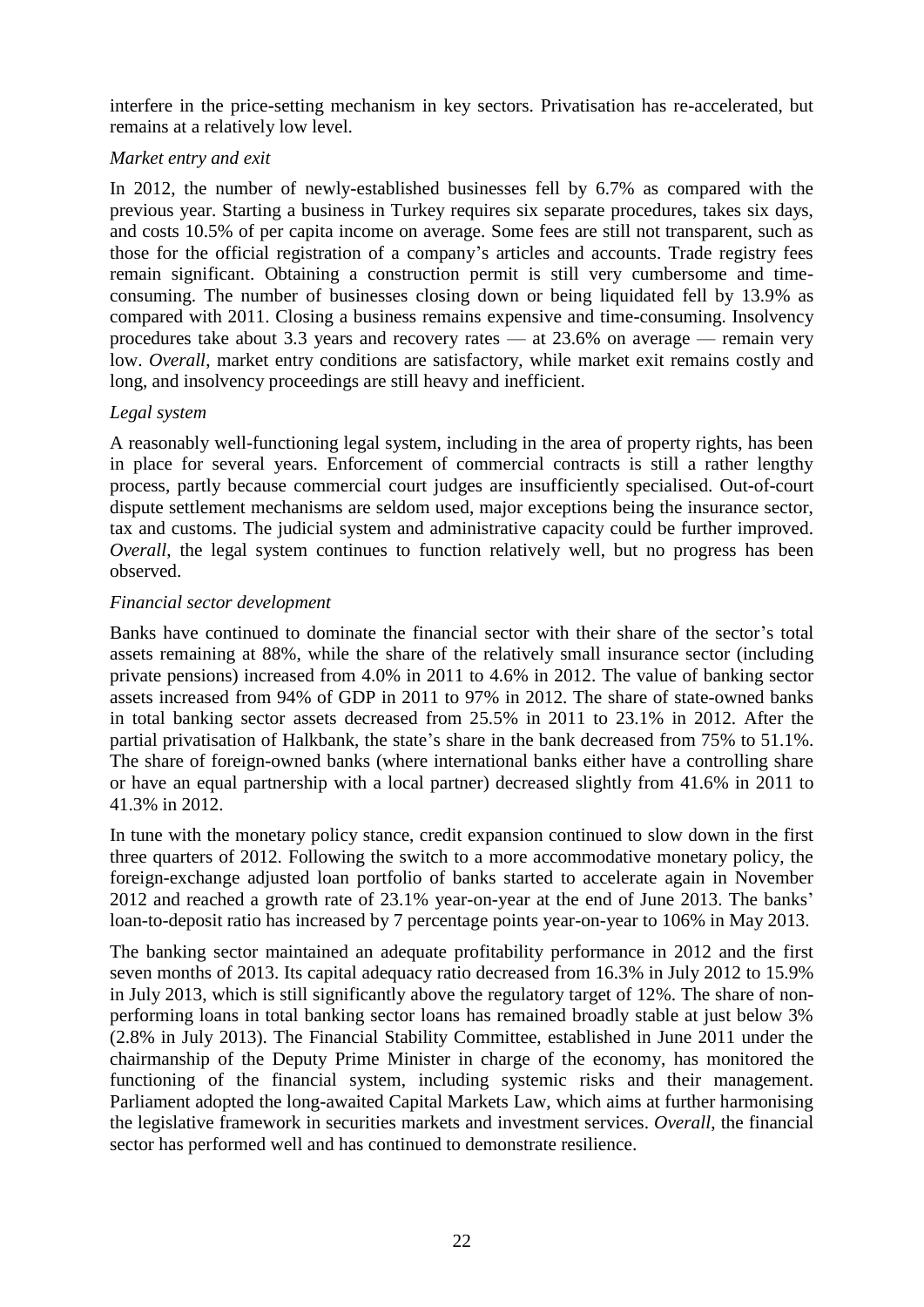interfere in the price-setting mechanism in key sectors. Privatisation has re-accelerated, but remains at a relatively low level.

*Market entry and exit*

In 2012, the number of newly-established businesses fell by 6.7% as compared with the previous year. Starting a business in Turkey requires six separate procedures, takes six days, and costs 10.5% of per capita income on average. Some fees are still not transparent, such as those for the official registration of a company's articles and accounts. Trade registry fees remain significant. Obtaining a construction permit is still very cumbersome and time-consuming. The number of businesses closing down or being liquidated fell by 13.9% as compared with 2011. Closing a business remains expensive and time-consuming. Insolvency procedures take about 3.3 years and recovery rates — at 23.6% on average — remain very low. *Overall*, market entry conditions are satisfactory, while market exit remains costly and long, and insolvency proceedings are still heavy and inefficient.

*Legal system*

A reasonably well-functioning legal system, including in the area of property rights, has been in place for several years. Enforcement of commercial contracts is still a rather lengthy process, partly because commercial court judges are insufficiently specialised. Out-of-court dispute settlement mechanisms are seldom used, major exceptions being the insurance sector, tax and customs. The judicial system and administrative capacity could be further improved. *Overall*, the legal system continues to function relatively well, but no progress has been observed.

*Financial sector development*

Banks have continued to dominate the financial sector with their share of the sector's total assets remaining at 88%, while the share of the relatively small insurance sector (including private pensions) increased from 4.0% in 2011 to 4.6% in 2012. The value of banking sector assets increased from 94% of GDP in 2011 to 97% in 2012. The share of state-owned banks in total banking sector assets decreased from 25.5% in 2011 to 23.1% in 2012. After the partial privatisation of Halkbank, the state's share in the bank decreased from 75% to 51.1%. The share of foreign-owned banks (where international banks either have a controlling share or have an equal partnership with a local partner) decreased slightly from 41.6% in 2011 to 41.3% in 2012.

In tune with the monetary policy stance, credit expansion continued to slow down in the first three quarters of 2012. Following the switch to a more accommodative monetary policy, the foreign-exchange adjusted loan portfolio of banks started to accelerate again in November 2012 and reached a growth rate of 23.1% year-on-year at the end of June 2013. The banks' loan-to-deposit ratio has increased by 7 percentage points year-on-year to 106% in May 2013.

The banking sector maintained an adequate profitability performance in 2012 and the first seven months of 2013. Its capital adequacy ratio decreased from 16.3% in July 2012 to 15.9% in July 2013, which is still significantly above the regulatory target of 12%. The share of non-performing loans in total banking sector loans has remained broadly stable at just below 3% (2.8% in July 2013). The Financial Stability Committee, established in June 2011 under the chairmanship of the Deputy Prime Minister in charge of the economy, has monitored the functioning of the financial system, including systemic risks and their management. Parliament adopted the long-awaited Capital Markets Law, which aims at further harmonising the legislative framework in securities markets and investment services. *Overall*, the financial sector has performed well and has continued to demonstrate resilience.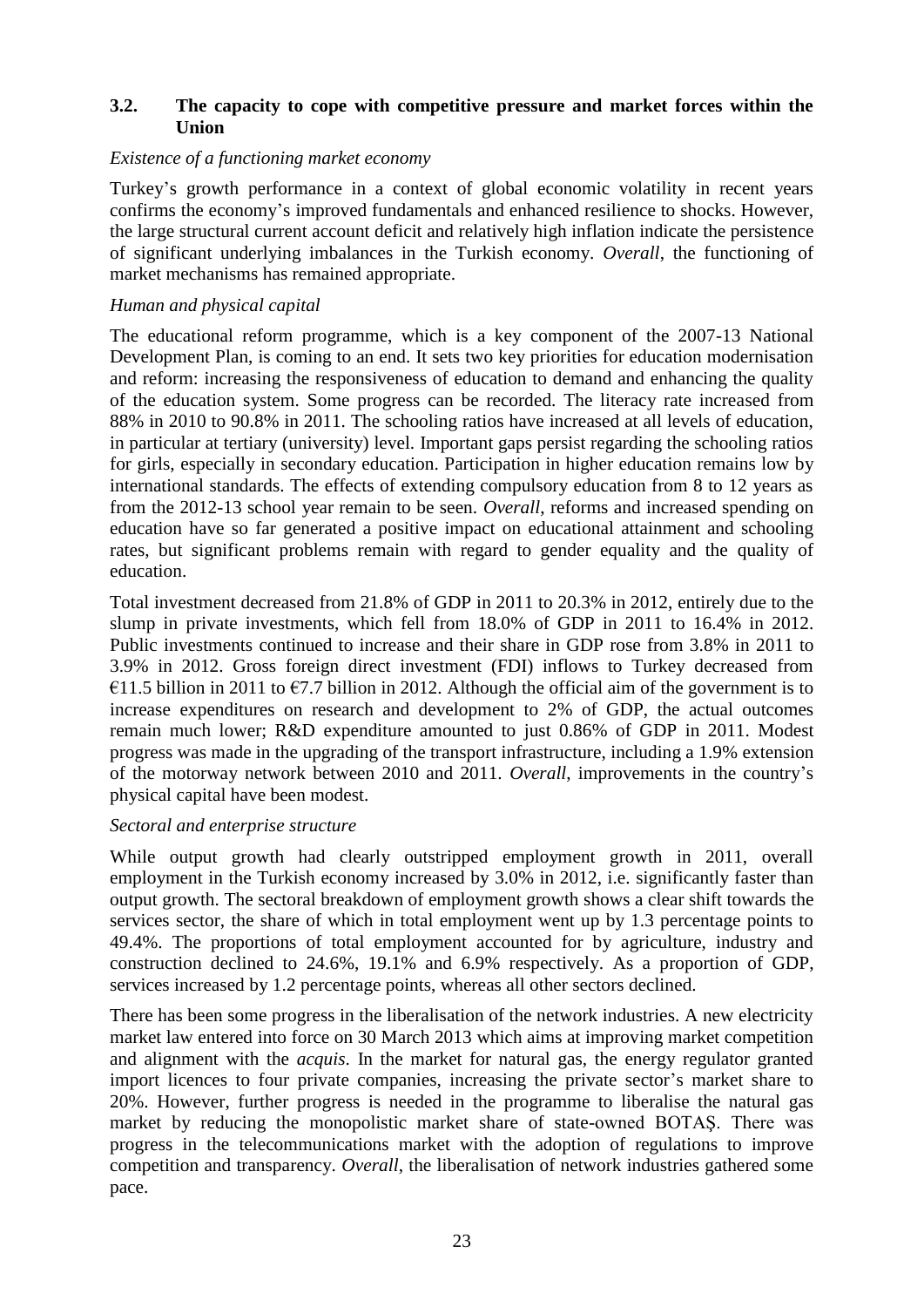### 3.2. The capacity to cope with competitive pressure and market forces within the Union

*Existence of a functioning market economy*

Turkey's growth performance in a context of global economic volatility in recent years confirms the economy's improved fundamentals and enhanced resilience to shocks. However, the large structural current account deficit and relatively high inflation indicate the persistence of significant underlying imbalances in the Turkish economy. *Overall*, the functioning of market mechanisms has remained appropriate.

*Human and physical capital*

The educational reform programme, which is a key component of the 2007-13 National Development Plan, is coming to an end. It sets two key priorities for education modernisation and reform: increasing the responsiveness of education to demand and enhancing the quality of the education system. Some progress can be recorded. The literacy rate increased from 88% in 2010 to 90.8% in 2011. The schooling ratios have increased at all levels of education, in particular at tertiary (university) level. Important gaps persist regarding the schooling ratios for girls, especially in secondary education. Participation in higher education remains low by international standards. The effects of extending compulsory education from 8 to 12 years as from the 2012-13 school year remain to be seen. *Overall*, reforms and increased spending on education have so far generated a positive impact on educational attainment and schooling rates, but significant problems remain with regard to gender equality and the quality of education.

Total investment decreased from 21.8% of GDP in 2011 to 20.3% in 2012, entirely due to the slump in private investments, which fell from 18.0% of GDP in 2011 to 16.4% in 2012. Public investments continued to increase and their share in GDP rose from 3.8% in 2011 to 3.9% in 2012. Gross foreign direct investment (FDI) inflows to Turkey decreased from €11.5 billion in 2011 to €7.7 billion in 2012. Although the official aim of the government is to increase expenditures on research and development to 2% of GDP, the actual outcomes remain much lower; R&D expenditure amounted to just 0.86% of GDP in 2011. Modest progress was made in the upgrading of the transport infrastructure, including a 1.9% extension of the motorway network between 2010 and 2011. *Overall*, improvements in the country's physical capital have been modest.

*Sectoral and enterprise structure*

While output growth had clearly outstripped employment growth in 2011, overall employment in the Turkish economy increased by 3.0% in 2012, i.e. significantly faster than output growth. The sectoral breakdown of employment growth shows a clear shift towards the services sector, the share of which in total employment went up by 1.3 percentage points to 49.4%. The proportions of total employment accounted for by agriculture, industry and construction declined to 24.6%, 19.1% and 6.9% respectively. As a proportion of GDP, services increased by 1.2 percentage points, whereas all other sectors declined.

There has been some progress in the liberalisation of the network industries. A new electricity market law entered into force on 30 March 2013 which aims at improving market competition and alignment with the *acquis*. In the market for natural gas, the energy regulator granted import licences to four private companies, increasing the private sector's market share to 20%. However, further progress is needed in the programme to liberalise the natural gas market by reducing the monopolistic market share of state-owned BOTAŞ. There was progress in the telecommunications market with the adoption of regulations to improve competition and transparency. *Overall*, the liberalisation of network industries gathered some pace.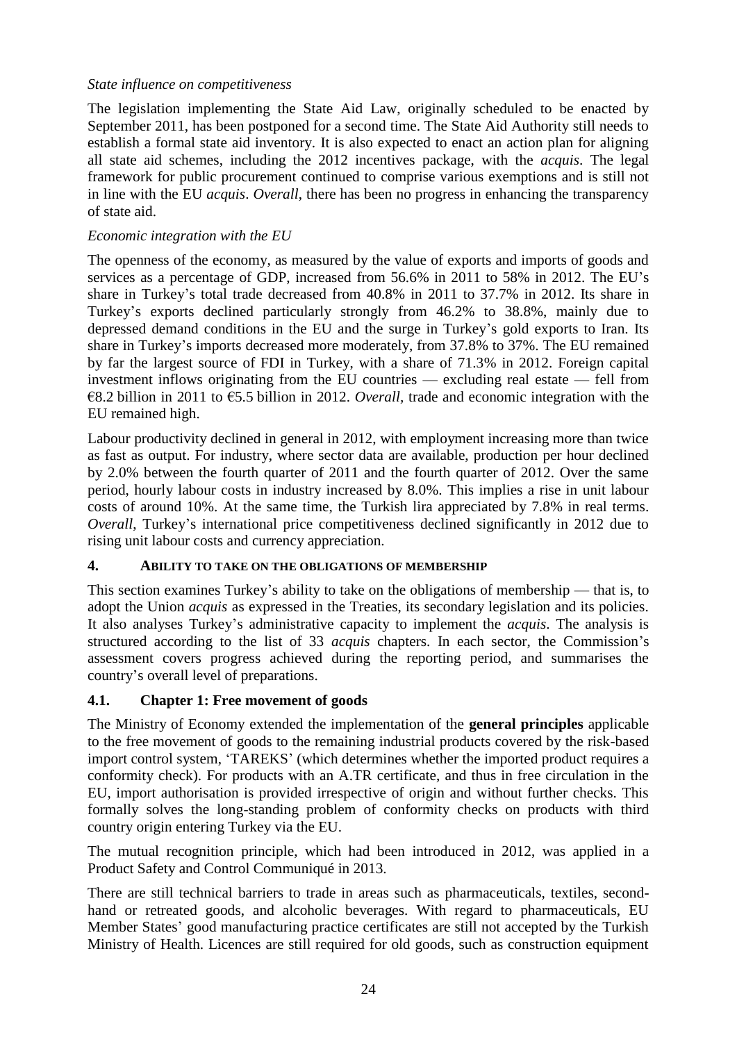*State influence on competitiveness*

The legislation implementing the State Aid Law, originally scheduled to be enacted by September 2011, has been postponed for a second time. The State Aid Authority still needs to establish a formal state aid inventory. It is also expected to enact an action plan for aligning all state aid schemes, including the 2012 incentives package, with the *acquis*. The legal framework for public procurement continued to comprise various exemptions and is still not in line with the EU *acquis*. *Overall*, there has been no progress in enhancing the transparency of state aid.

*Economic integration with the EU*

The openness of the economy, as measured by the value of exports and imports of goods and services as a percentage of GDP, increased from 56.6% in 2011 to 58% in 2012. The EU's share in Turkey's total trade decreased from 40.8% in 2011 to 37.7% in 2012. Its share in Turkey's exports declined particularly strongly from 46.2% to 38.8%, mainly due to depressed demand conditions in the EU and the surge in Turkey's gold exports to Iran. Its share in Turkey's imports decreased more moderately, from 37.8% to 37%. The EU remained by far the largest source of FDI in Turkey, with a share of 71.3% in 2012. Foreign capital investment inflows originating from the EU countries — excluding real estate — fell from €8.2 billion in 2011 to €5.5 billion in 2012. *Overall*, trade and economic integration with the EU remained high.

Labour productivity declined in general in 2012, with employment increasing more than twice as fast as output. For industry, where sector data are available, production per hour declined by 2.0% between the fourth quarter of 2011 and the fourth quarter of 2012. Over the same period, hourly labour costs in industry increased by 8.0%. This implies a rise in unit labour costs of around 10%. At the same time, the Turkish lira appreciated by 7.8% in real terms. *Overall*, Turkey's international price competitiveness declined significantly in 2012 due to rising unit labour costs and currency appreciation.

## 4. ABILITY TO TAKE ON THE OBLIGATIONS OF MEMBERSHIP

This section examines Turkey's ability to take on the obligations of membership — that is, to adopt the Union *acquis* as expressed in the Treaties, its secondary legislation and its policies. It also analyses Turkey's administrative capacity to implement the *acquis*. The analysis is structured according to the list of 33 *acquis* chapters. In each sector, the Commission's assessment covers progress achieved during the reporting period, and summarises the country's overall level of preparations.

### 4.1. Chapter 1: Free movement of goods

The Ministry of Economy extended the implementation of the **general principles** applicable to the free movement of goods to the remaining industrial products covered by the risk-based import control system, 'TAREKS' (which determines whether the imported product requires a conformity check). For products with an A.TR certificate, and thus in free circulation in the EU, import authorisation is provided irrespective of origin and without further checks. This formally solves the long-standing problem of conformity checks on products with third country origin entering Turkey via the EU.

The mutual recognition principle, which had been introduced in 2012, was applied in a Product Safety and Control Communiqué in 2013.

There are still technical barriers to trade in areas such as pharmaceuticals, textiles, second-hand or retreated goods, and alcoholic beverages. With regard to pharmaceuticals, EU Member States' good manufacturing practice certificates are still not accepted by the Turkish Ministry of Health. Licences are still required for old goods, such as construction equipment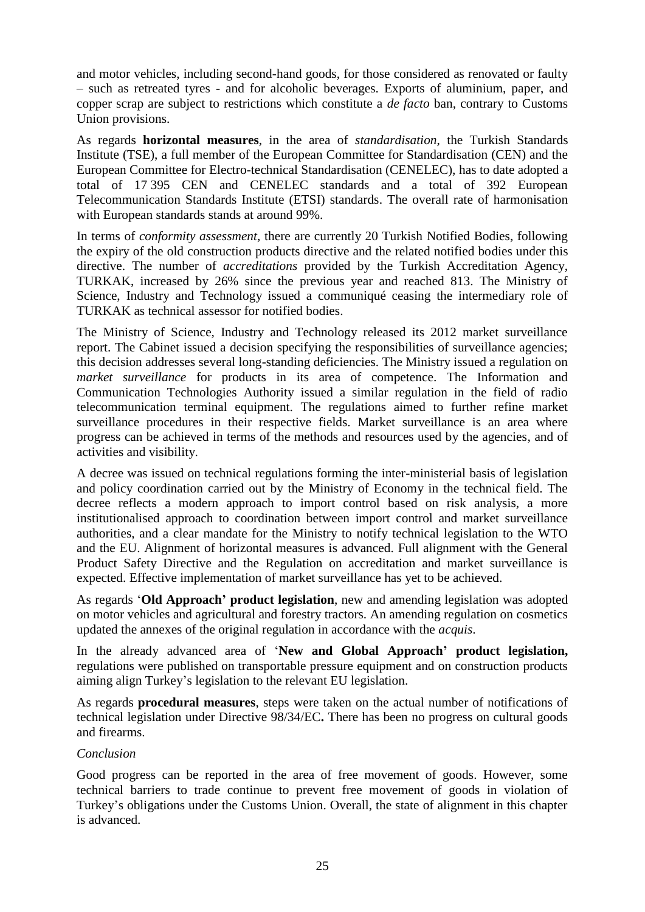and motor vehicles, including second-hand goods, for those considered as renovated or faulty – such as retreated tyres - and for alcoholic beverages. Exports of aluminium, paper, and copper scrap are subject to restrictions which constitute a *de facto* ban, contrary to Customs Union provisions.

As regards **horizontal measures**, in the area of *standardisation*, the Turkish Standards Institute (TSE), a full member of the European Committee for Standardisation (CEN) and the European Committee for Electro-technical Standardisation (CENELEC), has to date adopted a total of 17 395 CEN and CENELEC standards and a total of 392 European Telecommunication Standards Institute (ETSI) standards. The overall rate of harmonisation with European standards stands at around 99%.

In terms of *conformity assessment*, there are currently 20 Turkish Notified Bodies, following the expiry of the old construction products directive and the related notified bodies under this directive. The number of *accreditations* provided by the Turkish Accreditation Agency, TURKAK, increased by 26% since the previous year and reached 813. The Ministry of Science, Industry and Technology issued a communiqué ceasing the intermediary role of TURKAK as technical assessor for notified bodies.

The Ministry of Science, Industry and Technology released its 2012 market surveillance report. The Cabinet issued a decision specifying the responsibilities of surveillance agencies; this decision addresses several long-standing deficiencies. The Ministry issued a regulation on *market surveillance* for products in its area of competence. The Information and Communication Technologies Authority issued a similar regulation in the field of radio telecommunication terminal equipment. The regulations aimed to further refine market surveillance procedures in their respective fields. Market surveillance is an area where progress can be achieved in terms of the methods and resources used by the agencies, and of activities and visibility.

A decree was issued on technical regulations forming the inter-ministerial basis of legislation and policy coordination carried out by the Ministry of Economy in the technical field. The decree reflects a modern approach to import control based on risk analysis, a more institutionalised approach to coordination between import control and market surveillance authorities, and a clear mandate for the Ministry to notify technical legislation to the WTO and the EU. Alignment of horizontal measures is advanced. Full alignment with the General Product Safety Directive and the Regulation on accreditation and market surveillance is expected. Effective implementation of market surveillance has yet to be achieved.

As regards '**Old Approach' product legislation**, new and amending legislation was adopted on motor vehicles and agricultural and forestry tractors. An amending regulation on cosmetics updated the annexes of the original regulation in accordance with the *acquis*.

In the already advanced area of '**New and Global Approach' product legislation,** regulations were published on transportable pressure equipment and on construction products aiming align Turkey's legislation to the relevant EU legislation.

As regards **procedural measures**, steps were taken on the actual number of notifications of technical legislation under Directive 98/34/EC**.** There has been no progress on cultural goods and firearms.

*Conclusion*

Good progress can be reported in the area of free movement of goods. However, some technical barriers to trade continue to prevent free movement of goods in violation of Turkey's obligations under the Customs Union. Overall, the state of alignment in this chapter is advanced.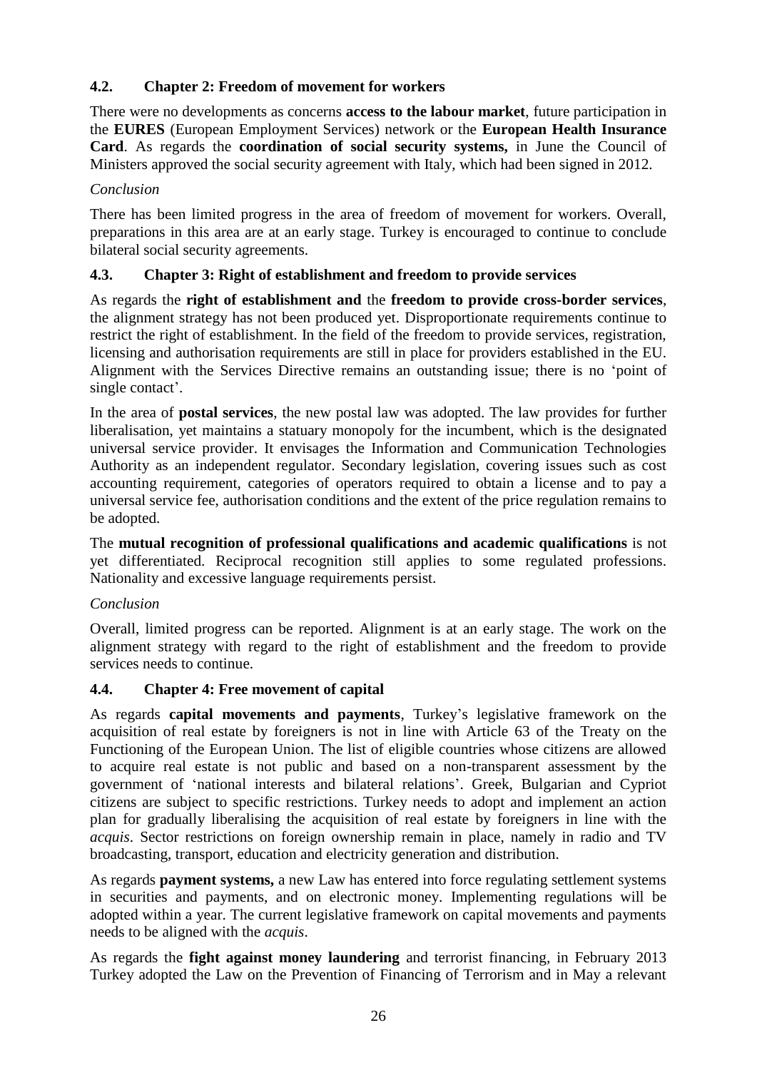### 4.2. Chapter 2: Freedom of movement for workers

There were no developments as concerns **access to the labour market**, future participation in the **EURES** (European Employment Services) network or the **European Health Insurance Card**. As regards the **coordination of social security systems,** in June the Council of Ministers approved the social security agreement with Italy, which had been signed in 2012.

*Conclusion*

There has been limited progress in the area of freedom of movement for workers. Overall, preparations in this area are at an early stage. Turkey is encouraged to continue to conclude bilateral social security agreements.

### 4.3. Chapter 3: Right of establishment and freedom to provide services

As regards the **right of establishment and** the **freedom to provide cross-border services**, the alignment strategy has not been produced yet. Disproportionate requirements continue to restrict the right of establishment. In the field of the freedom to provide services, registration, licensing and authorisation requirements are still in place for providers established in the EU. Alignment with the Services Directive remains an outstanding issue; there is no 'point of single contact'.

In the area of **postal services**, the new postal law was adopted. The law provides for further liberalisation, yet maintains a statuary monopoly for the incumbent, which is the designated universal service provider. It envisages the Information and Communication Technologies Authority as an independent regulator. Secondary legislation, covering issues such as cost accounting requirement, categories of operators required to obtain a license and to pay a universal service fee, authorisation conditions and the extent of the price regulation remains to be adopted.

The **mutual recognition of professional qualifications and academic qualifications** is not yet differentiated. Reciprocal recognition still applies to some regulated professions. Nationality and excessive language requirements persist.

*Conclusion*

Overall, limited progress can be reported. Alignment is at an early stage. The work on the alignment strategy with regard to the right of establishment and the freedom to provide services needs to continue.

### 4.4. Chapter 4: Free movement of capital

As regards **capital movements and payments**, Turkey's legislative framework on the acquisition of real estate by foreigners is not in line with Article 63 of the Treaty on the Functioning of the European Union. The list of eligible countries whose citizens are allowed to acquire real estate is not public and based on a non-transparent assessment by the government of 'national interests and bilateral relations'. Greek, Bulgarian and Cypriot citizens are subject to specific restrictions. Turkey needs to adopt and implement an action plan for gradually liberalising the acquisition of real estate by foreigners in line with the *acquis*. Sector restrictions on foreign ownership remain in place, namely in radio and TV broadcasting, transport, education and electricity generation and distribution.

As regards **payment systems,** a new Law has entered into force regulating settlement systems in securities and payments, and on electronic money. Implementing regulations will be adopted within a year. The current legislative framework on capital movements and payments needs to be aligned with the *acquis*.

As regards the **fight against money laundering** and terrorist financing, in February 2013 Turkey adopted the Law on the Prevention of Financing of Terrorism and in May a relevant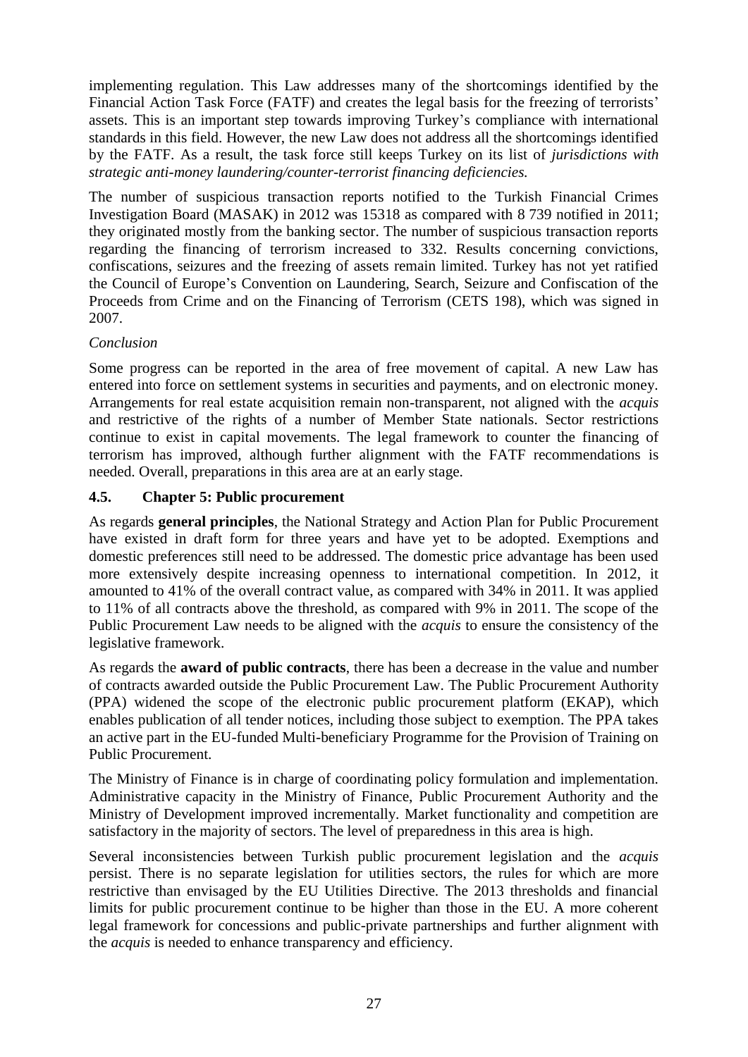implementing regulation. This Law addresses many of the shortcomings identified by the Financial Action Task Force (FATF) and creates the legal basis for the freezing of terrorists' assets. This is an important step towards improving Turkey's compliance with international standards in this field. However, the new Law does not address all the shortcomings identified by the FATF. As a result, the task force still keeps Turkey on its list of *jurisdictions with strategic anti-money laundering/counter-terrorist financing deficiencies.*

The number of suspicious transaction reports notified to the Turkish Financial Crimes Investigation Board (MASAK) in 2012 was 15318 as compared with 8 739 notified in 2011; they originated mostly from the banking sector. The number of suspicious transaction reports regarding the financing of terrorism increased to 332. Results concerning convictions, confiscations, seizures and the freezing of assets remain limited. Turkey has not yet ratified the Council of Europe's Convention on Laundering, Search, Seizure and Confiscation of the Proceeds from Crime and on the Financing of Terrorism (CETS 198), which was signed in 2007.

*Conclusion*

Some progress can be reported in the area of free movement of capital. A new Law has entered into force on settlement systems in securities and payments, and on electronic money. Arrangements for real estate acquisition remain non-transparent, not aligned with the *acquis* and restrictive of the rights of a number of Member State nationals. Sector restrictions continue to exist in capital movements. The legal framework to counter the financing of terrorism has improved, although further alignment with the FATF recommendations is needed. Overall, preparations in this area are at an early stage.

### 4.5. Chapter 5: Public procurement

As regards **general principles**, the National Strategy and Action Plan for Public Procurement have existed in draft form for three years and have yet to be adopted. Exemptions and domestic preferences still need to be addressed. The domestic price advantage has been used more extensively despite increasing openness to international competition. In 2012, it amounted to 41% of the overall contract value, as compared with 34% in 2011. It was applied to 11% of all contracts above the threshold, as compared with 9% in 2011. The scope of the Public Procurement Law needs to be aligned with the *acquis* to ensure the consistency of the legislative framework.

As regards the **award of public contracts**, there has been a decrease in the value and number of contracts awarded outside the Public Procurement Law. The Public Procurement Authority (PPA) widened the scope of the electronic public procurement platform (EKAP), which enables publication of all tender notices, including those subject to exemption. The PPA takes an active part in the EU-funded Multi-beneficiary Programme for the Provision of Training on Public Procurement.

The Ministry of Finance is in charge of coordinating policy formulation and implementation. Administrative capacity in the Ministry of Finance, Public Procurement Authority and the Ministry of Development improved incrementally. Market functionality and competition are satisfactory in the majority of sectors. The level of preparedness in this area is high.

Several inconsistencies between Turkish public procurement legislation and the *acquis* persist. There is no separate legislation for utilities sectors, the rules for which are more restrictive than envisaged by the EU Utilities Directive. The 2013 thresholds and financial limits for public procurement continue to be higher than those in the EU. A more coherent legal framework for concessions and public-private partnerships and further alignment with the *acquis* is needed to enhance transparency and efficiency.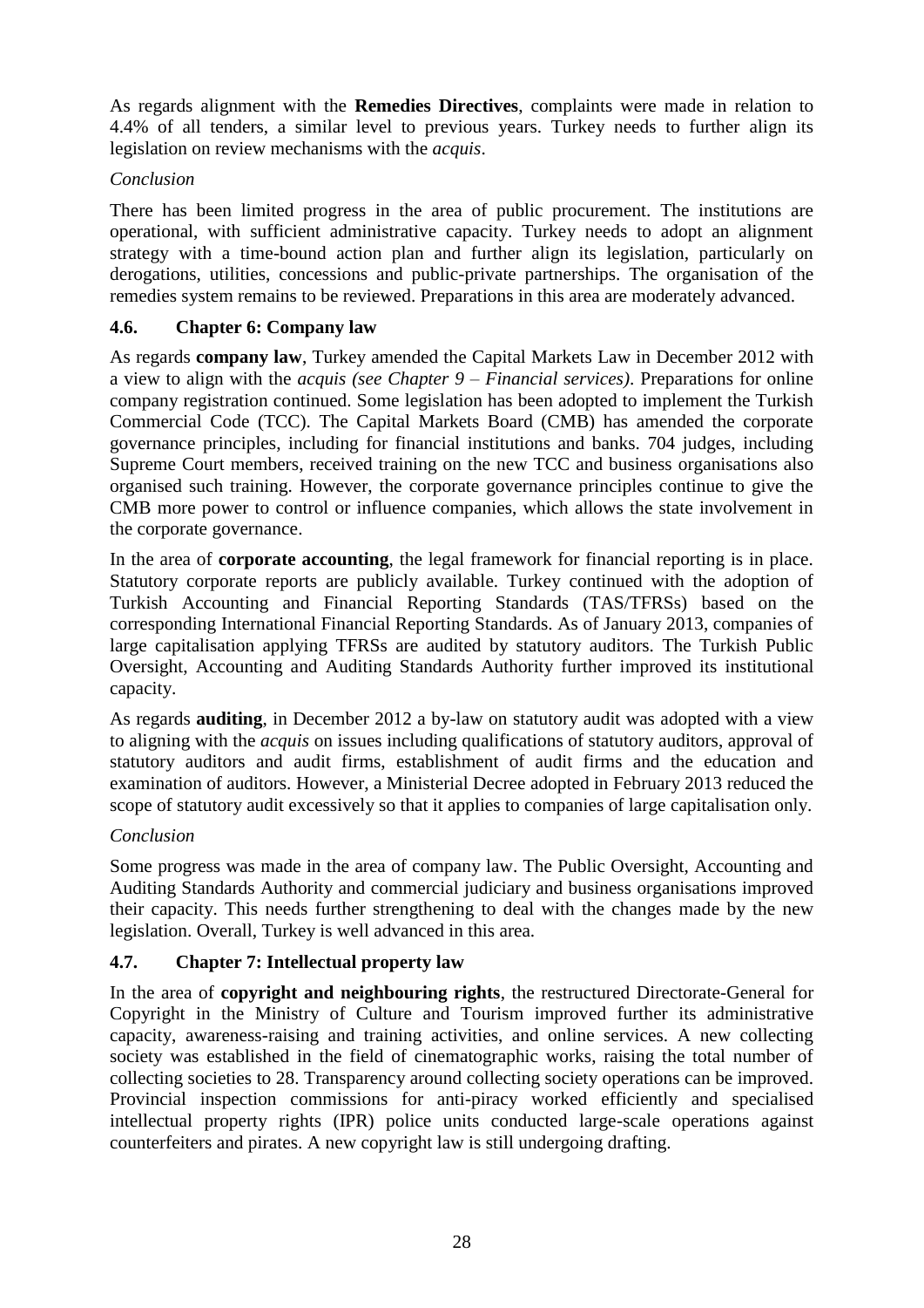As regards alignment with the **Remedies Directives**, complaints were made in relation to 4.4% of all tenders, a similar level to previous years. Turkey needs to further align its legislation on review mechanisms with the *acquis*.

*Conclusion*

There has been limited progress in the area of public procurement. The institutions are operational, with sufficient administrative capacity. Turkey needs to adopt an alignment strategy with a time-bound action plan and further align its legislation, particularly on derogations, utilities, concessions and public-private partnerships. The organisation of the remedies system remains to be reviewed. Preparations in this area are moderately advanced.

### 4.6. Chapter 6: Company law

As regards **company law**, Turkey amended the Capital Markets Law in December 2012 with a view to align with the *acquis (see Chapter 9 – Financial services)*. Preparations for online company registration continued. Some legislation has been adopted to implement the Turkish Commercial Code (TCC). The Capital Markets Board (CMB) has amended the corporate governance principles, including for financial institutions and banks. 704 judges, including Supreme Court members, received training on the new TCC and business organisations also organised such training. However, the corporate governance principles continue to give the CMB more power to control or influence companies, which allows the state involvement in the corporate governance.

In the area of **corporate accounting**, the legal framework for financial reporting is in place. Statutory corporate reports are publicly available. Turkey continued with the adoption of Turkish Accounting and Financial Reporting Standards (TAS/TFRSs) based on the corresponding International Financial Reporting Standards. As of January 2013, companies of large capitalisation applying TFRSs are audited by statutory auditors. The Turkish Public Oversight, Accounting and Auditing Standards Authority further improved its institutional capacity.

As regards **auditing**, in December 2012 a by-law on statutory audit was adopted with a view to aligning with the *acquis* on issues including qualifications of statutory auditors, approval of statutory auditors and audit firms, establishment of audit firms and the education and examination of auditors. However, a Ministerial Decree adopted in February 2013 reduced the scope of statutory audit excessively so that it applies to companies of large capitalisation only.

*Conclusion*

Some progress was made in the area of company law. The Public Oversight, Accounting and Auditing Standards Authority and commercial judiciary and business organisations improved their capacity. This needs further strengthening to deal with the changes made by the new legislation. Overall, Turkey is well advanced in this area.

### 4.7. Chapter 7: Intellectual property law

In the area of **copyright and neighbouring rights**, the restructured Directorate-General for Copyright in the Ministry of Culture and Tourism improved further its administrative capacity, awareness-raising and training activities, and online services. A new collecting society was established in the field of cinematographic works, raising the total number of collecting societies to 28. Transparency around collecting society operations can be improved. Provincial inspection commissions for anti-piracy worked efficiently and specialised intellectual property rights (IPR) police units conducted large-scale operations against counterfeiters and pirates. A new copyright law is still undergoing drafting.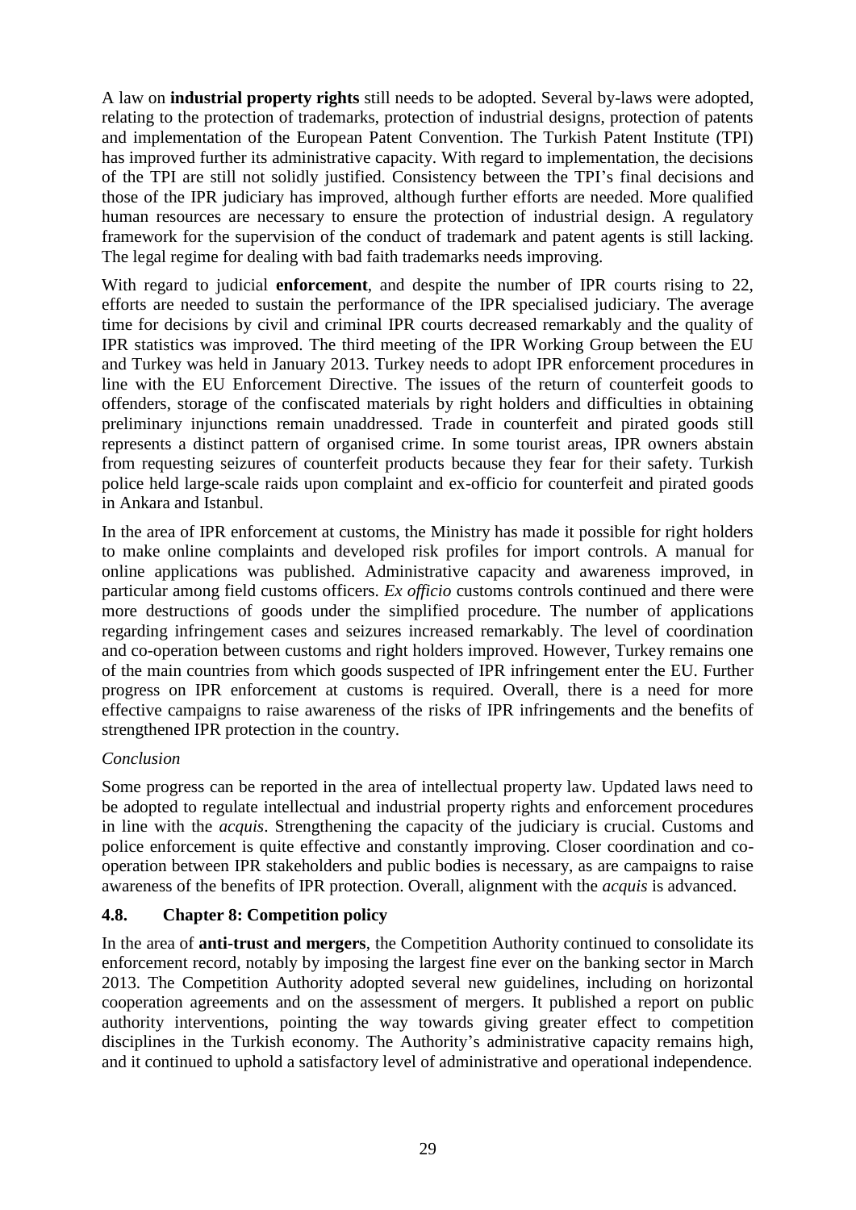A law on **industrial property rights** still needs to be adopted. Several by-laws were adopted, relating to the protection of trademarks, protection of industrial designs, protection of patents and implementation of the European Patent Convention. The Turkish Patent Institute (TPI) has improved further its administrative capacity. With regard to implementation, the decisions of the TPI are still not solidly justified. Consistency between the TPI's final decisions and those of the IPR judiciary has improved, although further efforts are needed. More qualified human resources are necessary to ensure the protection of industrial design. A regulatory framework for the supervision of the conduct of trademark and patent agents is still lacking. The legal regime for dealing with bad faith trademarks needs improving.

With regard to judicial **enforcement**, and despite the number of IPR courts rising to 22, efforts are needed to sustain the performance of the IPR specialised judiciary. The average time for decisions by civil and criminal IPR courts decreased remarkably and the quality of IPR statistics was improved. The third meeting of the IPR Working Group between the EU and Turkey was held in January 2013. Turkey needs to adopt IPR enforcement procedures in line with the EU Enforcement Directive. The issues of the return of counterfeit goods to offenders, storage of the confiscated materials by right holders and difficulties in obtaining preliminary injunctions remain unaddressed. Trade in counterfeit and pirated goods still represents a distinct pattern of organised crime. In some tourist areas, IPR owners abstain from requesting seizures of counterfeit products because they fear for their safety. Turkish police held large-scale raids upon complaint and ex-officio for counterfeit and pirated goods in Ankara and Istanbul.

In the area of IPR enforcement at customs, the Ministry has made it possible for right holders to make online complaints and developed risk profiles for import controls. A manual for online applications was published. Administrative capacity and awareness improved, in particular among field customs officers. *Ex officio* customs controls continued and there were more destructions of goods under the simplified procedure. The number of applications regarding infringement cases and seizures increased remarkably. The level of coordination and co-operation between customs and right holders improved. However, Turkey remains one of the main countries from which goods suspected of IPR infringement enter the EU. Further progress on IPR enforcement at customs is required. Overall, there is a need for more effective campaigns to raise awareness of the risks of IPR infringements and the benefits of strengthened IPR protection in the country.

*Conclusion*

Some progress can be reported in the area of intellectual property law. Updated laws need to be adopted to regulate intellectual and industrial property rights and enforcement procedures in line with the *acquis*. Strengthening the capacity of the judiciary is crucial. Customs and police enforcement is quite effective and constantly improving. Closer coordination and co-operation between IPR stakeholders and public bodies is necessary, as are campaigns to raise awareness of the benefits of IPR protection. Overall, alignment with the *acquis* is advanced.

### 4.8. Chapter 8: Competition policy

In the area of **anti-trust and mergers**, the Competition Authority continued to consolidate its enforcement record, notably by imposing the largest fine ever on the banking sector in March 2013. The Competition Authority adopted several new guidelines, including on horizontal cooperation agreements and on the assessment of mergers. It published a report on public authority interventions, pointing the way towards giving greater effect to competition disciplines in the Turkish economy. The Authority's administrative capacity remains high, and it continued to uphold a satisfactory level of administrative and operational independence.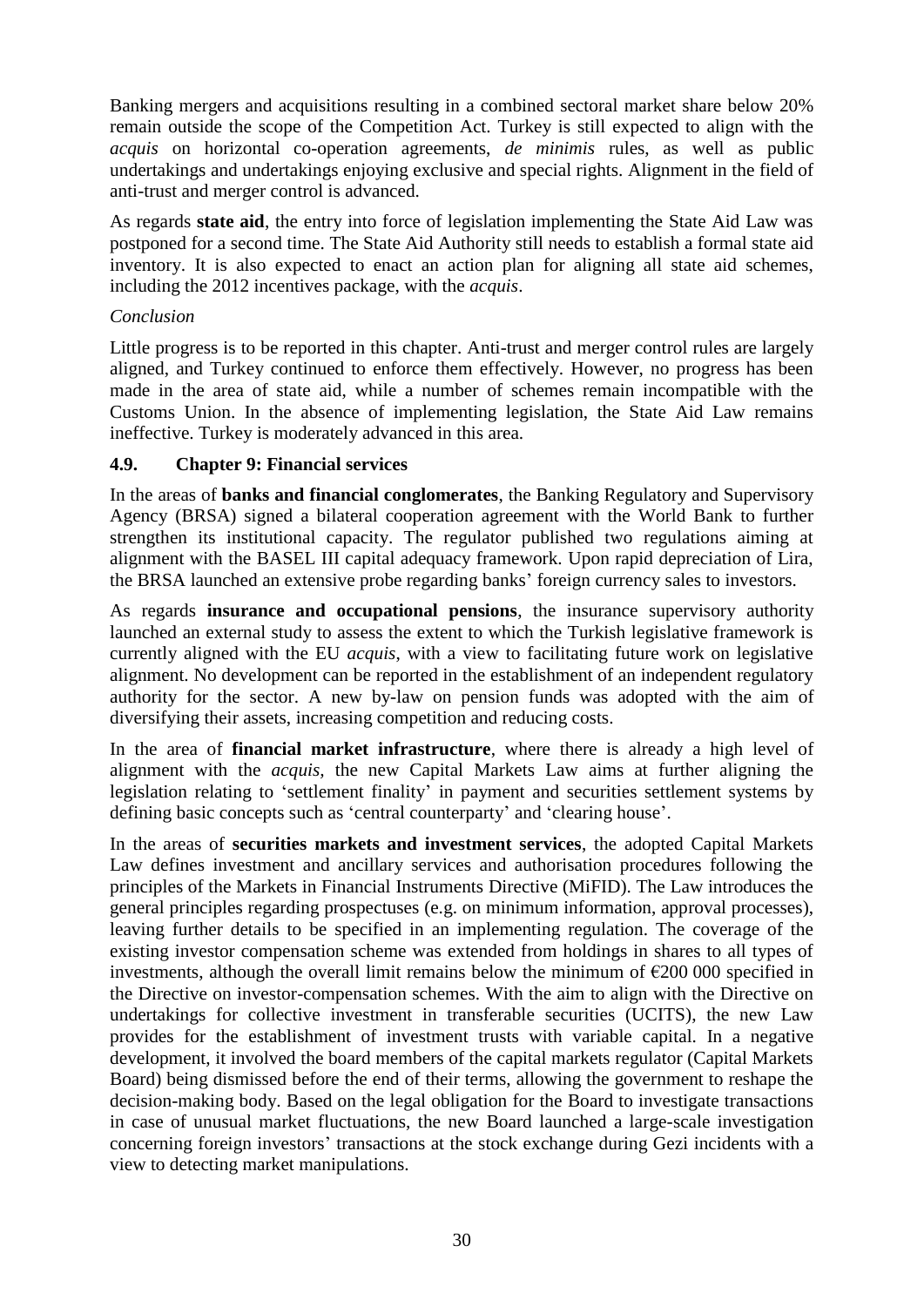Banking mergers and acquisitions resulting in a combined sectoral market share below 20% remain outside the scope of the Competition Act. Turkey is still expected to align with the *acquis* on horizontal co-operation agreements, *de minimis* rules, as well as public undertakings and undertakings enjoying exclusive and special rights. Alignment in the field of anti-trust and merger control is advanced.

As regards **state aid**, the entry into force of legislation implementing the State Aid Law was postponed for a second time. The State Aid Authority still needs to establish a formal state aid inventory. It is also expected to enact an action plan for aligning all state aid schemes, including the 2012 incentives package, with the *acquis*.

*Conclusion*

Little progress is to be reported in this chapter. Anti-trust and merger control rules are largely aligned, and Turkey continued to enforce them effectively. However, no progress has been made in the area of state aid, while a number of schemes remain incompatible with the Customs Union. In the absence of implementing legislation, the State Aid Law remains ineffective. Turkey is moderately advanced in this area.

### 4.9. Chapter 9: Financial services

In the areas of **banks and financial conglomerates**, the Banking Regulatory and Supervisory Agency (BRSA) signed a bilateral cooperation agreement with the World Bank to further strengthen its institutional capacity. The regulator published two regulations aiming at alignment with the BASEL III capital adequacy framework. Upon rapid depreciation of Lira, the BRSA launched an extensive probe regarding banks' foreign currency sales to investors.

As regards **insurance and occupational pensions**, the insurance supervisory authority launched an external study to assess the extent to which the Turkish legislative framework is currently aligned with the EU *acquis*, with a view to facilitating future work on legislative alignment. No development can be reported in the establishment of an independent regulatory authority for the sector. A new by-law on pension funds was adopted with the aim of diversifying their assets, increasing competition and reducing costs.

In the area of **financial market infrastructure**, where there is already a high level of alignment with the *acquis*, the new Capital Markets Law aims at further aligning the legislation relating to 'settlement finality' in payment and securities settlement systems by defining basic concepts such as 'central counterparty' and 'clearing house'.

In the areas of **securities markets and investment services**, the adopted Capital Markets Law defines investment and ancillary services and authorisation procedures following the principles of the Markets in Financial Instruments Directive (MiFID). The Law introduces the general principles regarding prospectuses (e.g. on minimum information, approval processes), leaving further details to be specified in an implementing regulation. The coverage of the existing investor compensation scheme was extended from holdings in shares to all types of investments, although the overall limit remains below the minimum of €200 000 specified in the Directive on investor-compensation schemes. With the aim to align with the Directive on undertakings for collective investment in transferable securities (UCITS), the new Law provides for the establishment of investment trusts with variable capital. In a negative development, it involved the board members of the capital markets regulator (Capital Markets Board) being dismissed before the end of their terms, allowing the government to reshape the decision-making body. Based on the legal obligation for the Board to investigate transactions in case of unusual market fluctuations, the new Board launched a large-scale investigation concerning foreign investors' transactions at the stock exchange during Gezi incidents with a view to detecting market manipulations.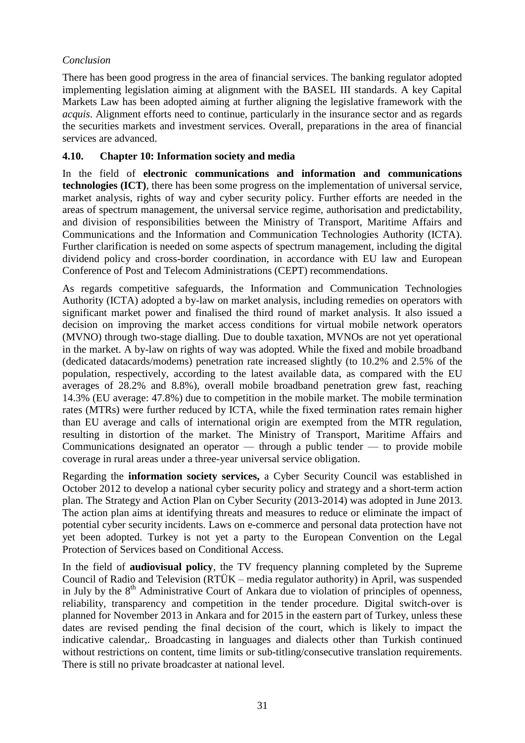*Conclusion*

There has been good progress in the area of financial services. The banking regulator adopted implementing legislation aiming at alignment with the BASEL III standards. A key Capital Markets Law has been adopted aiming at further aligning the legislative framework with the *acquis*. Alignment efforts need to continue, particularly in the insurance sector and as regards the securities markets and investment services. Overall, preparations in the area of financial services are advanced.

### 4.10. Chapter 10: Information society and media

In the field of **electronic communications and information and communications technologies (ICT)**, there has been some progress on the implementation of universal service, market analysis, rights of way and cyber security policy. Further efforts are needed in the areas of spectrum management, the universal service regime, authorisation and predictability, and division of responsibilities between the Ministry of Transport, Maritime Affairs and Communications and the Information and Communication Technologies Authority (ICTA). Further clarification is needed on some aspects of spectrum management, including the digital dividend policy and cross-border coordination, in accordance with EU law and European Conference of Post and Telecom Administrations (CEPT) recommendations.

As regards competitive safeguards, the Information and Communication Technologies Authority (ICTA) adopted a by-law on market analysis, including remedies on operators with significant market power and finalised the third round of market analysis. It also issued a decision on improving the market access conditions for virtual mobile network operators (MVNO) through two-stage dialling. Due to double taxation, MVNOs are not yet operational in the market. A by-law on rights of way was adopted. While the fixed and mobile broadband (dedicated datacards/modems) penetration rate increased slightly (to 10.2% and 2.5% of the population, respectively, according to the latest available data, as compared with the EU averages of 28.2% and 8.8%), overall mobile broadband penetration grew fast, reaching 14.3% (EU average: 47.8%) due to competition in the mobile market. The mobile termination rates (MTRs) were further reduced by ICTA, while the fixed termination rates remain higher than EU average and calls of international origin are exempted from the MTR regulation, resulting in distortion of the market. The Ministry of Transport, Maritime Affairs and Communications designated an operator — through a public tender — to provide mobile coverage in rural areas under a three-year universal service obligation.

Regarding the **information society services,** a Cyber Security Council was established in October 2012 to develop a national cyber security policy and strategy and a short-term action plan. The Strategy and Action Plan on Cyber Security (2013-2014) was adopted in June 2013. The action plan aims at identifying threats and measures to reduce or eliminate the impact of potential cyber security incidents. Laws on e-commerce and personal data protection have not yet been adopted. Turkey is not yet a party to the European Convention on the Legal Protection of Services based on Conditional Access.

In the field of **audiovisual policy**, the TV frequency planning completed by the Supreme Council of Radio and Television (RTÜK – media regulator authority) in April, was suspended in July by the 8th Administrative Court of Ankara due to violation of principles of openness, reliability, transparency and competition in the tender procedure. Digital switch-over is planned for November 2013 in Ankara and for 2015 in the eastern part of Turkey, unless these dates are revised pending the final decision of the court, which is likely to impact the indicative calendar,. Broadcasting in languages and dialects other than Turkish continued without restrictions on content, time limits or sub-titling/consecutive translation requirements. There is still no private broadcaster at national level.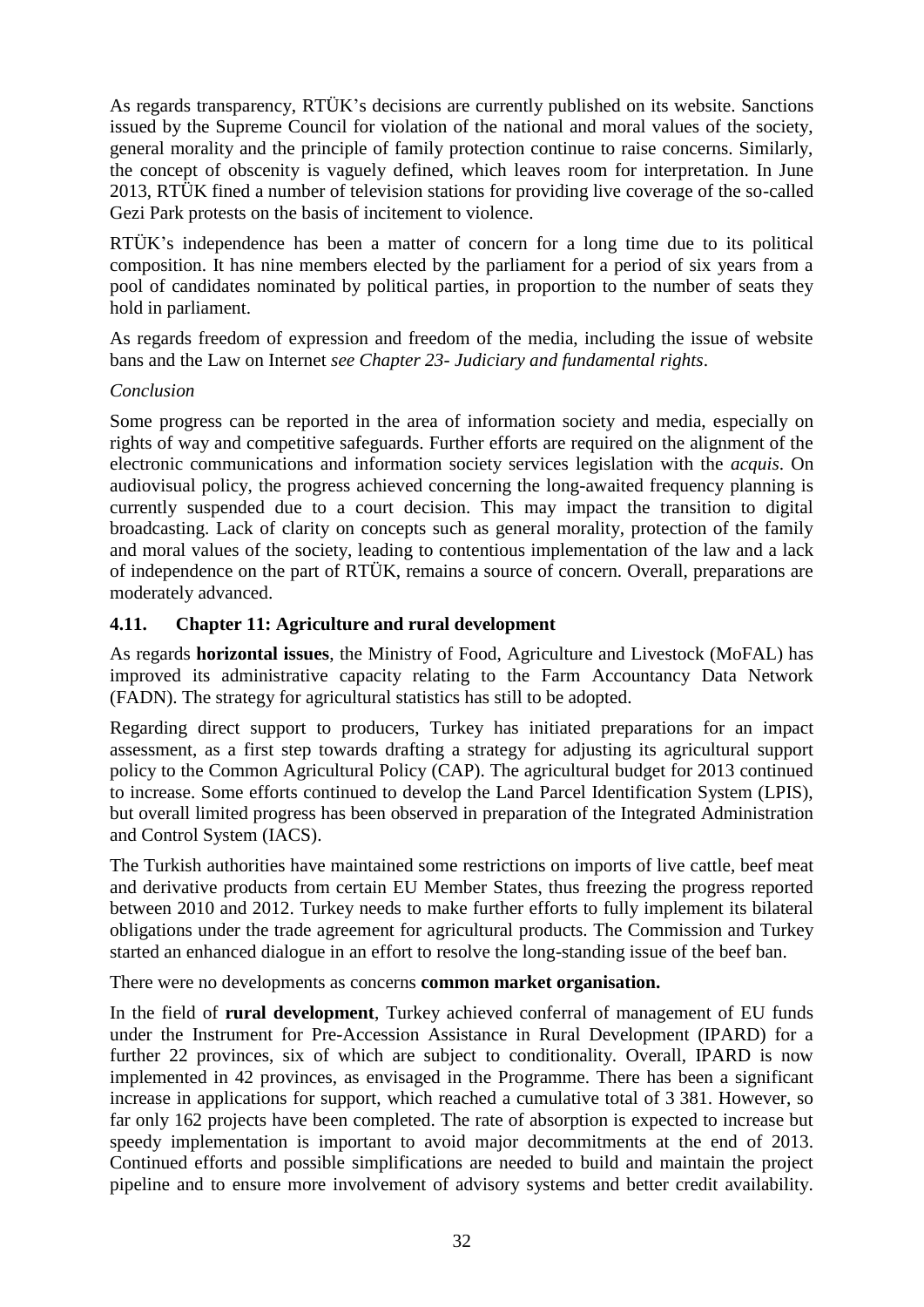As regards transparency, RTÜK's decisions are currently published on its website. Sanctions issued by the Supreme Council for violation of the national and moral values of the society, general morality and the principle of family protection continue to raise concerns. Similarly, the concept of obscenity is vaguely defined, which leaves room for interpretation. In June 2013, RTÜK fined a number of television stations for providing live coverage of the so-called Gezi Park protests on the basis of incitement to violence.

RTÜK's independence has been a matter of concern for a long time due to its political composition. It has nine members elected by the parliament for a period of six years from a pool of candidates nominated by political parties, in proportion to the number of seats they hold in parliament.

As regards freedom of expression and freedom of the media, including the issue of website bans and the Law on Internet *see Chapter 23- Judiciary and fundamental rights*.

*Conclusion*

Some progress can be reported in the area of information society and media, especially on rights of way and competitive safeguards. Further efforts are required on the alignment of the electronic communications and information society services legislation with the *acquis*. On audiovisual policy, the progress achieved concerning the long-awaited frequency planning is currently suspended due to a court decision. This may impact the transition to digital broadcasting. Lack of clarity on concepts such as general morality, protection of the family and moral values of the society, leading to contentious implementation of the law and a lack of independence on the part of RTÜK, remains a source of concern. Overall, preparations are moderately advanced.

### 4.11. Chapter 11: Agriculture and rural development

As regards **horizontal issues**, the Ministry of Food, Agriculture and Livestock (MoFAL) has improved its administrative capacity relating to the Farm Accountancy Data Network (FADN). The strategy for agricultural statistics has still to be adopted.

Regarding direct support to producers, Turkey has initiated preparations for an impact assessment, as a first step towards drafting a strategy for adjusting its agricultural support policy to the Common Agricultural Policy (CAP). The agricultural budget for 2013 continued to increase. Some efforts continued to develop the Land Parcel Identification System (LPIS), but overall limited progress has been observed in preparation of the Integrated Administration and Control System (IACS).

The Turkish authorities have maintained some restrictions on imports of live cattle, beef meat and derivative products from certain EU Member States, thus freezing the progress reported between 2010 and 2012. Turkey needs to make further efforts to fully implement its bilateral obligations under the trade agreement for agricultural products. The Commission and Turkey started an enhanced dialogue in an effort to resolve the long-standing issue of the beef ban.

There were no developments as concerns **common market organisation.**

In the field of **rural development**, Turkey achieved conferral of management of EU funds under the Instrument for Pre-Accession Assistance in Rural Development (IPARD) for a further 22 provinces, six of which are subject to conditionality. Overall, IPARD is now implemented in 42 provinces, as envisaged in the Programme. There has been a significant increase in applications for support, which reached a cumulative total of 3 381. However, so far only 162 projects have been completed. The rate of absorption is expected to increase but speedy implementation is important to avoid major decommitments at the end of 2013. Continued efforts and possible simplifications are needed to build and maintain the project pipeline and to ensure more involvement of advisory systems and better credit availability.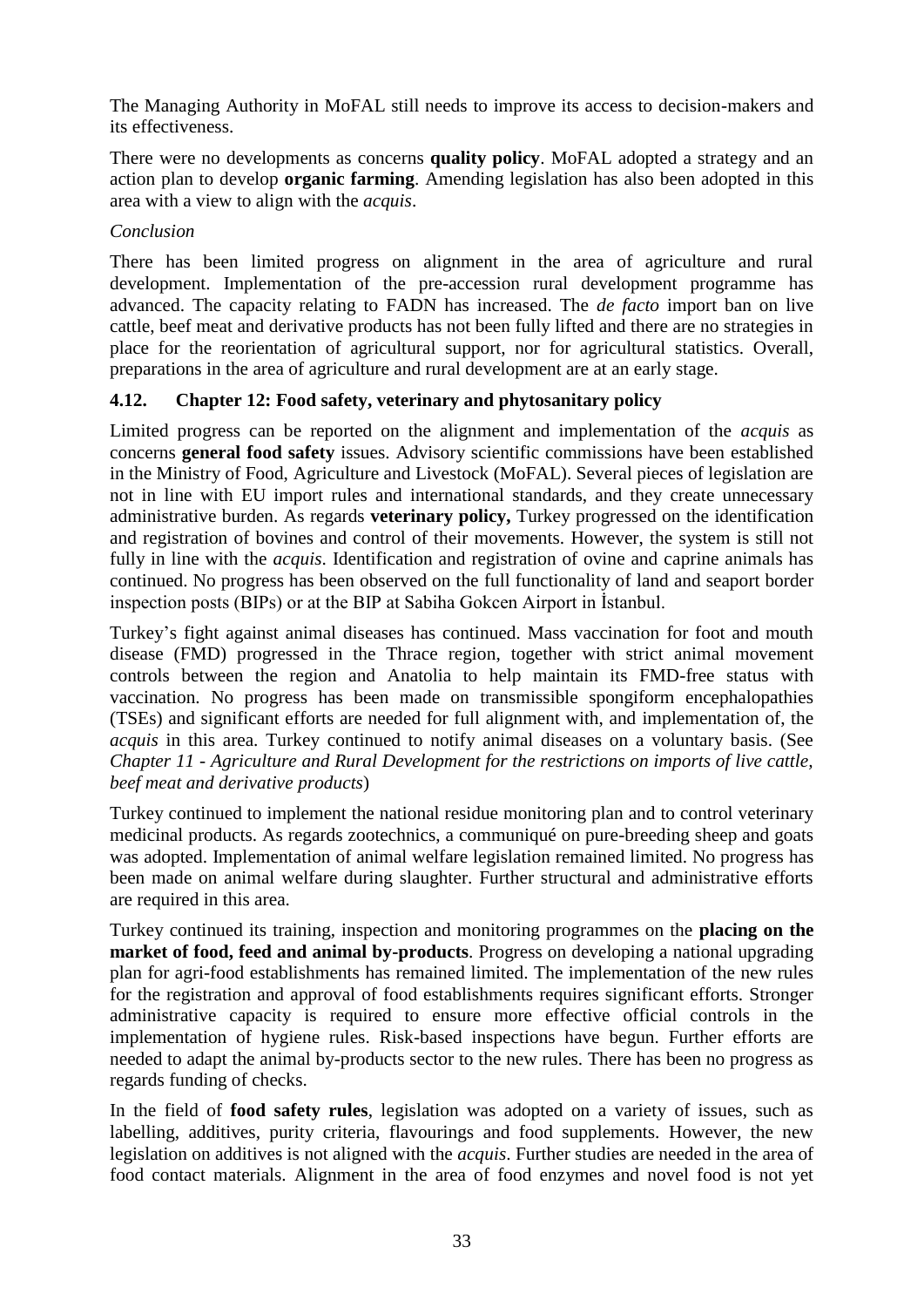The Managing Authority in MoFAL still needs to improve its access to decision-makers and its effectiveness.

There were no developments as concerns **quality policy**. MoFAL adopted a strategy and an action plan to develop **organic farming**. Amending legislation has also been adopted in this area with a view to align with the *acquis*.

*Conclusion*

There has been limited progress on alignment in the area of agriculture and rural development. Implementation of the pre-accession rural development programme has advanced. The capacity relating to FADN has increased. The *de facto* import ban on live cattle, beef meat and derivative products has not been fully lifted and there are no strategies in place for the reorientation of agricultural support, nor for agricultural statistics. Overall, preparations in the area of agriculture and rural development are at an early stage.

### 4.12. Chapter 12: Food safety, veterinary and phytosanitary policy

Limited progress can be reported on the alignment and implementation of the *acquis* as concerns **general food safety** issues. Advisory scientific commissions have been established in the Ministry of Food, Agriculture and Livestock (MoFAL). Several pieces of legislation are not in line with EU import rules and international standards, and they create unnecessary administrative burden. As regards **veterinary policy,** Turkey progressed on the identification and registration of bovines and control of their movements. However, the system is still not fully in line with the *acquis*. Identification and registration of ovine and caprine animals has continued. No progress has been observed on the full functionality of land and seaport border inspection posts (BIPs) or at the BIP at Sabiha Gokcen Airport in İstanbul.

Turkey's fight against animal diseases has continued. Mass vaccination for foot and mouth disease (FMD) progressed in the Thrace region, together with strict animal movement controls between the region and Anatolia to help maintain its FMD-free status with vaccination. No progress has been made on transmissible spongiform encephalopathies (TSEs) and significant efforts are needed for full alignment with, and implementation of, the *acquis* in this area. Turkey continued to notify animal diseases on a voluntary basis. (See *Chapter 11 - Agriculture and Rural Development for the restrictions on imports of live cattle, beef meat and derivative products*)

Turkey continued to implement the national residue monitoring plan and to control veterinary medicinal products. As regards zootechnics, a communiqué on pure-breeding sheep and goats was adopted. Implementation of animal welfare legislation remained limited. No progress has been made on animal welfare during slaughter. Further structural and administrative efforts are required in this area.

Turkey continued its training, inspection and monitoring programmes on the **placing on the market of food, feed and animal by-products**. Progress on developing a national upgrading plan for agri-food establishments has remained limited. The implementation of the new rules for the registration and approval of food establishments requires significant efforts. Stronger administrative capacity is required to ensure more effective official controls in the implementation of hygiene rules. Risk-based inspections have begun. Further efforts are needed to adapt the animal by-products sector to the new rules. There has been no progress as regards funding of checks.

In the field of **food safety rules**, legislation was adopted on a variety of issues, such as labelling, additives, purity criteria, flavourings and food supplements. However, the new legislation on additives is not aligned with the *acquis*. Further studies are needed in the area of food contact materials. Alignment in the area of food enzymes and novel food is not yet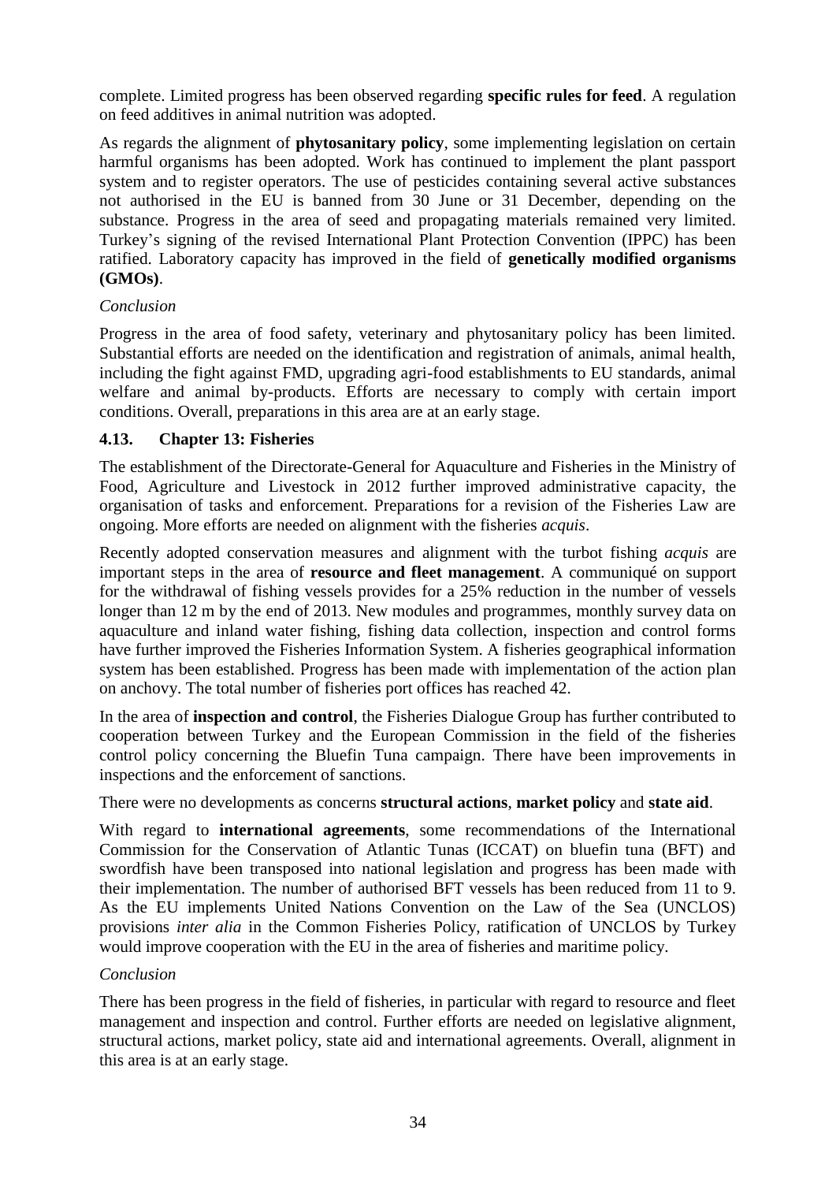complete. Limited progress has been observed regarding **specific rules for feed**. A regulation on feed additives in animal nutrition was adopted.

As regards the alignment of **phytosanitary policy**, some implementing legislation on certain harmful organisms has been adopted. Work has continued to implement the plant passport system and to register operators. The use of pesticides containing several active substances not authorised in the EU is banned from 30 June or 31 December, depending on the substance. Progress in the area of seed and propagating materials remained very limited. Turkey's signing of the revised International Plant Protection Convention (IPPC) has been ratified. Laboratory capacity has improved in the field of **genetically modified organisms (GMOs)**.

*Conclusion*

Progress in the area of food safety, veterinary and phytosanitary policy has been limited. Substantial efforts are needed on the identification and registration of animals, animal health, including the fight against FMD, upgrading agri-food establishments to EU standards, animal welfare and animal by-products. Efforts are necessary to comply with certain import conditions. Overall, preparations in this area are at an early stage.

### 4.13. Chapter 13: Fisheries

The establishment of the Directorate-General for Aquaculture and Fisheries in the Ministry of Food, Agriculture and Livestock in 2012 further improved administrative capacity, the organisation of tasks and enforcement. Preparations for a revision of the Fisheries Law are ongoing. More efforts are needed on alignment with the fisheries *acquis*.

Recently adopted conservation measures and alignment with the turbot fishing *acquis* are important steps in the area of **resource and fleet management**. A communiqué on support for the withdrawal of fishing vessels provides for a 25% reduction in the number of vessels longer than 12 m by the end of 2013. New modules and programmes, monthly survey data on aquaculture and inland water fishing, fishing data collection, inspection and control forms have further improved the Fisheries Information System. A fisheries geographical information system has been established. Progress has been made with implementation of the action plan on anchovy. The total number of fisheries port offices has reached 42.

In the area of **inspection and control**, the Fisheries Dialogue Group has further contributed to cooperation between Turkey and the European Commission in the field of the fisheries control policy concerning the Bluefin Tuna campaign. There have been improvements in inspections and the enforcement of sanctions.

There were no developments as concerns **structural actions**, **market policy** and **state aid**.

With regard to **international agreements**, some recommendations of the International Commission for the Conservation of Atlantic Tunas (ICCAT) on bluefin tuna (BFT) and swordfish have been transposed into national legislation and progress has been made with their implementation. The number of authorised BFT vessels has been reduced from 11 to 9. As the EU implements United Nations Convention on the Law of the Sea (UNCLOS) provisions *inter alia* in the Common Fisheries Policy, ratification of UNCLOS by Turkey would improve cooperation with the EU in the area of fisheries and maritime policy.

*Conclusion*

There has been progress in the field of fisheries, in particular with regard to resource and fleet management and inspection and control. Further efforts are needed on legislative alignment, structural actions, market policy, state aid and international agreements. Overall, alignment in this area is at an early stage.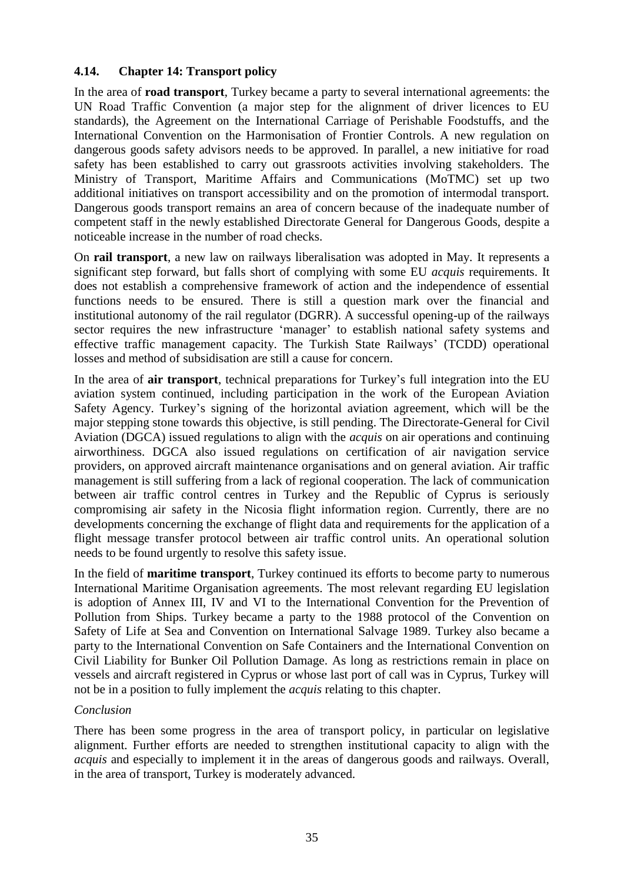### 4.14. Chapter 14: Transport policy

In the area of **road transport**, Turkey became a party to several international agreements: the UN Road Traffic Convention (a major step for the alignment of driver licences to EU standards), the Agreement on the International Carriage of Perishable Foodstuffs, and the International Convention on the Harmonisation of Frontier Controls. A new regulation on dangerous goods safety advisors needs to be approved. In parallel, a new initiative for road safety has been established to carry out grassroots activities involving stakeholders. The Ministry of Transport, Maritime Affairs and Communications (MoTMC) set up two additional initiatives on transport accessibility and on the promotion of intermodal transport. Dangerous goods transport remains an area of concern because of the inadequate number of competent staff in the newly established Directorate General for Dangerous Goods, despite a noticeable increase in the number of road checks.

On **rail transport**, a new law on railways liberalisation was adopted in May. It represents a significant step forward, but falls short of complying with some EU *acquis* requirements. It does not establish a comprehensive framework of action and the independence of essential functions needs to be ensured. There is still a question mark over the financial and institutional autonomy of the rail regulator (DGRR). A successful opening-up of the railways sector requires the new infrastructure 'manager' to establish national safety systems and effective traffic management capacity. The Turkish State Railways' (TCDD) operational losses and method of subsidisation are still a cause for concern.

In the area of **air transport**, technical preparations for Turkey's full integration into the EU aviation system continued, including participation in the work of the European Aviation Safety Agency. Turkey's signing of the horizontal aviation agreement, which will be the major stepping stone towards this objective, is still pending. The Directorate-General for Civil Aviation (DGCA) issued regulations to align with the *acquis* on air operations and continuing airworthiness. DGCA also issued regulations on certification of air navigation service providers, on approved aircraft maintenance organisations and on general aviation. Air traffic management is still suffering from a lack of regional cooperation. The lack of communication between air traffic control centres in Turkey and the Republic of Cyprus is seriously compromising air safety in the Nicosia flight information region. Currently, there are no developments concerning the exchange of flight data and requirements for the application of a flight message transfer protocol between air traffic control units. An operational solution needs to be found urgently to resolve this safety issue.

In the field of **maritime transport**, Turkey continued its efforts to become party to numerous International Maritime Organisation agreements. The most relevant regarding EU legislation is adoption of Annex III, IV and VI to the International Convention for the Prevention of Pollution from Ships. Turkey became a party to the 1988 protocol of the Convention on Safety of Life at Sea and Convention on International Salvage 1989. Turkey also became a party to the International Convention on Safe Containers and the International Convention on Civil Liability for Bunker Oil Pollution Damage. As long as restrictions remain in place on vessels and aircraft registered in Cyprus or whose last port of call was in Cyprus, Turkey will not be in a position to fully implement the *acquis* relating to this chapter.

*Conclusion*

There has been some progress in the area of transport policy, in particular on legislative alignment. Further efforts are needed to strengthen institutional capacity to align with the *acquis* and especially to implement it in the areas of dangerous goods and railways. Overall, in the area of transport, Turkey is moderately advanced.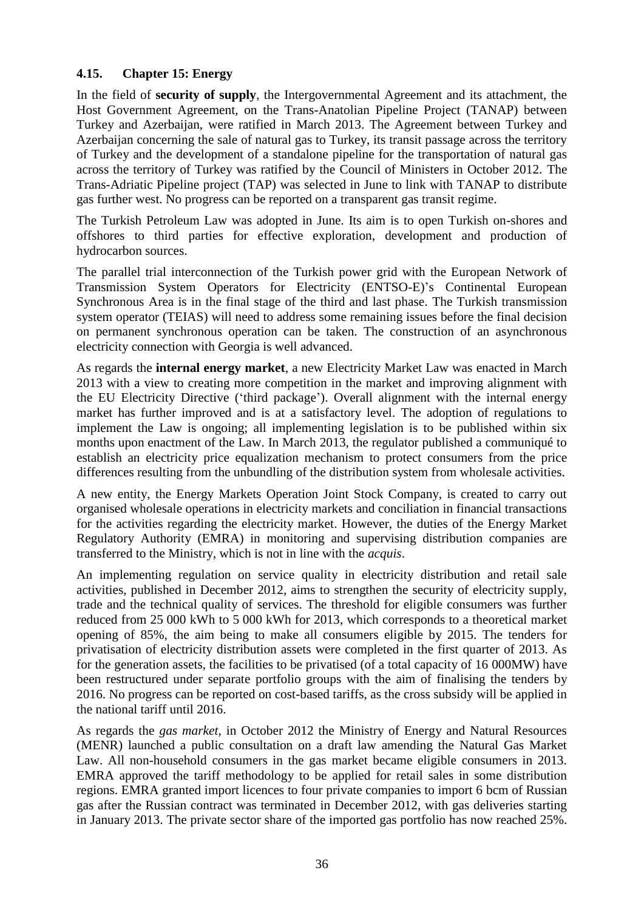## 4.15. Chapter 15: Energy

In the field of **security of supply**, the Intergovernmental Agreement and its attachment, the Host Government Agreement, on the Trans-Anatolian Pipeline Project (TANAP) between Turkey and Azerbaijan, were ratified in March 2013. The Agreement between Turkey and Azerbaijan concerning the sale of natural gas to Turkey, its transit passage across the territory of Turkey and the development of a standalone pipeline for the transportation of natural gas across the territory of Turkey was ratified by the Council of Ministers in October 2012. The Trans-Adriatic Pipeline project (TAP) was selected in June to link with TANAP to distribute gas further west. No progress can be reported on a transparent gas transit regime.

The Turkish Petroleum Law was adopted in June. Its aim is to open Turkish on-shores and offshores to third parties for effective exploration, development and production of hydrocarbon sources.

The parallel trial interconnection of the Turkish power grid with the European Network of Transmission System Operators for Electricity (ENTSO-E)'s Continental European Synchronous Area is in the final stage of the third and last phase. The Turkish transmission system operator (TEIAS) will need to address some remaining issues before the final decision on permanent synchronous operation can be taken. The construction of an asynchronous electricity connection with Georgia is well advanced.

As regards the **internal energy market**, a new Electricity Market Law was enacted in March 2013 with a view to creating more competition in the market and improving alignment with the EU Electricity Directive ('third package'). Overall alignment with the internal energy market has further improved and is at a satisfactory level. The adoption of regulations to implement the Law is ongoing; all implementing legislation is to be published within six months upon enactment of the Law. In March 2013, the regulator published a communiqué to establish an electricity price equalization mechanism to protect consumers from the price differences resulting from the unbundling of the distribution system from wholesale activities.

A new entity, the Energy Markets Operation Joint Stock Company, is created to carry out organised wholesale operations in electricity markets and conciliation in financial transactions for the activities regarding the electricity market. However, the duties of the Energy Market Regulatory Authority (EMRA) in monitoring and supervising distribution companies are transferred to the Ministry, which is not in line with the *acquis*.

An implementing regulation on service quality in electricity distribution and retail sale activities, published in December 2012, aims to strengthen the security of electricity supply, trade and the technical quality of services. The threshold for eligible consumers was further reduced from 25 000 kWh to 5 000 kWh for 2013, which corresponds to a theoretical market opening of 85%, the aim being to make all consumers eligible by 2015. The tenders for privatisation of electricity distribution assets were completed in the first quarter of 2013. As for the generation assets, the facilities to be privatised (of a total capacity of 16 000MW) have been restructured under separate portfolio groups with the aim of finalising the tenders by 2016. No progress can be reported on cost-based tariffs, as the cross subsidy will be applied in the national tariff until 2016.

As regards the *gas market*, in October 2012 the Ministry of Energy and Natural Resources (MENR) launched a public consultation on a draft law amending the Natural Gas Market Law. All non-household consumers in the gas market became eligible consumers in 2013. EMRA approved the tariff methodology to be applied for retail sales in some distribution regions. EMRA granted import licences to four private companies to import 6 bcm of Russian gas after the Russian contract was terminated in December 2012, with gas deliveries starting in January 2013. The private sector share of the imported gas portfolio has now reached 25%.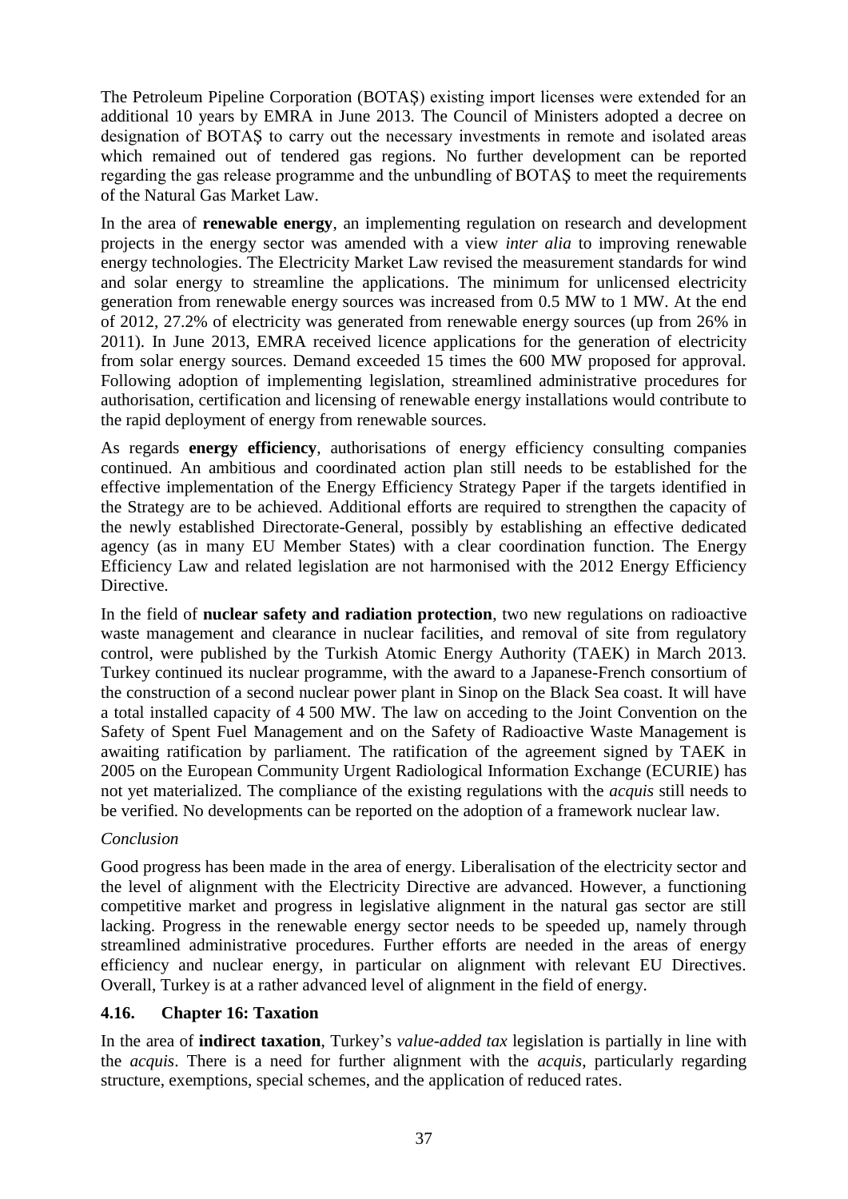The Petroleum Pipeline Corporation (BOTAŞ) existing import licenses were extended for an additional 10 years by EMRA in June 2013. The Council of Ministers adopted a decree on designation of BOTAŞ to carry out the necessary investments in remote and isolated areas which remained out of tendered gas regions. No further development can be reported regarding the gas release programme and the unbundling of BOTAŞ to meet the requirements of the Natural Gas Market Law.

In the area of **renewable energy**, an implementing regulation on research and development projects in the energy sector was amended with a view *inter alia* to improving renewable energy technologies. The Electricity Market Law revised the measurement standards for wind and solar energy to streamline the applications. The minimum for unlicensed electricity generation from renewable energy sources was increased from 0.5 MW to 1 MW. At the end of 2012, 27.2% of electricity was generated from renewable energy sources (up from 26% in 2011). In June 2013, EMRA received licence applications for the generation of electricity from solar energy sources. Demand exceeded 15 times the 600 MW proposed for approval. Following adoption of implementing legislation, streamlined administrative procedures for authorisation, certification and licensing of renewable energy installations would contribute to the rapid deployment of energy from renewable sources.

As regards **energy efficiency**, authorisations of energy efficiency consulting companies continued. An ambitious and coordinated action plan still needs to be established for the effective implementation of the Energy Efficiency Strategy Paper if the targets identified in the Strategy are to be achieved. Additional efforts are required to strengthen the capacity of the newly established Directorate-General, possibly by establishing an effective dedicated agency (as in many EU Member States) with a clear coordination function. The Energy Efficiency Law and related legislation are not harmonised with the 2012 Energy Efficiency Directive.

In the field of **nuclear safety and radiation protection**, two new regulations on radioactive waste management and clearance in nuclear facilities, and removal of site from regulatory control, were published by the Turkish Atomic Energy Authority (TAEK) in March 2013. Turkey continued its nuclear programme, with the award to a Japanese-French consortium of the construction of a second nuclear power plant in Sinop on the Black Sea coast. It will have a total installed capacity of 4 500 MW. The law on acceding to the Joint Convention on the Safety of Spent Fuel Management and on the Safety of Radioactive Waste Management is awaiting ratification by parliament. The ratification of the agreement signed by TAEK in 2005 on the European Community Urgent Radiological Information Exchange (ECURIE) has not yet materialized. The compliance of the existing regulations with the *acquis* still needs to be verified. No developments can be reported on the adoption of a framework nuclear law.

*Conclusion*

Good progress has been made in the area of energy. Liberalisation of the electricity sector and the level of alignment with the Electricity Directive are advanced. However, a functioning competitive market and progress in legislative alignment in the natural gas sector are still lacking. Progress in the renewable energy sector needs to be speeded up, namely through streamlined administrative procedures. Further efforts are needed in the areas of energy efficiency and nuclear energy, in particular on alignment with relevant EU Directives. Overall, Turkey is at a rather advanced level of alignment in the field of energy.

### 4.16. Chapter 16: Taxation

In the area of **indirect taxation**, Turkey's *value-added tax* legislation is partially in line with the *acquis*. There is a need for further alignment with the *acquis*, particularly regarding structure, exemptions, special schemes, and the application of reduced rates.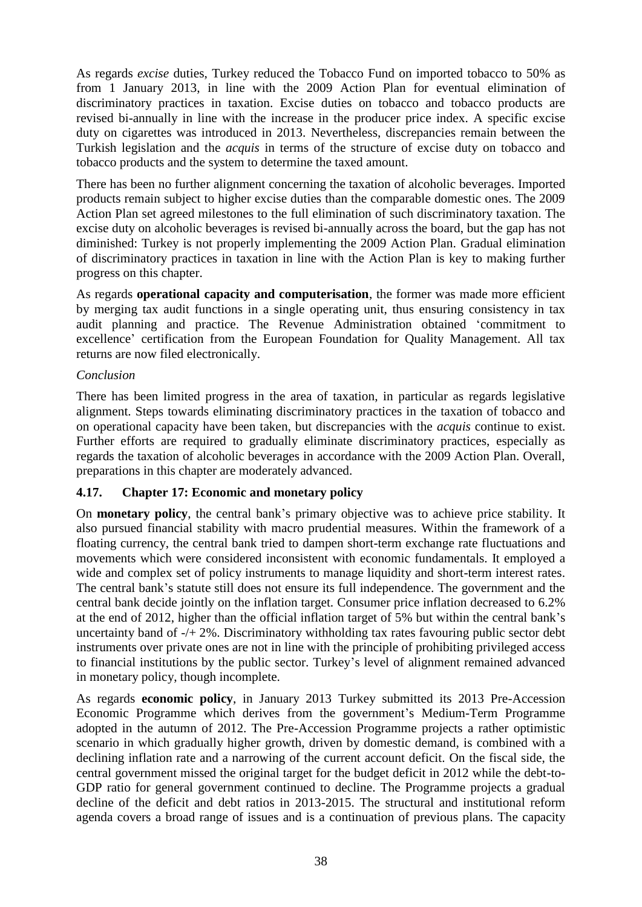As regards *excise* duties, Turkey reduced the Tobacco Fund on imported tobacco to 50% as from 1 January 2013, in line with the 2009 Action Plan for eventual elimination of discriminatory practices in taxation. Excise duties on tobacco and tobacco products are revised bi-annually in line with the increase in the producer price index. A specific excise duty on cigarettes was introduced in 2013. Nevertheless, discrepancies remain between the Turkish legislation and the *acquis* in terms of the structure of excise duty on tobacco and tobacco products and the system to determine the taxed amount.

There has been no further alignment concerning the taxation of alcoholic beverages. Imported products remain subject to higher excise duties than the comparable domestic ones. The 2009 Action Plan set agreed milestones to the full elimination of such discriminatory taxation. The excise duty on alcoholic beverages is revised bi-annually across the board, but the gap has not diminished: Turkey is not properly implementing the 2009 Action Plan. Gradual elimination of discriminatory practices in taxation in line with the Action Plan is key to making further progress on this chapter.

As regards **operational capacity and computerisation**, the former was made more efficient by merging tax audit functions in a single operating unit, thus ensuring consistency in tax audit planning and practice. The Revenue Administration obtained 'commitment to excellence' certification from the European Foundation for Quality Management. All tax returns are now filed electronically.

*Conclusion*

There has been limited progress in the area of taxation, in particular as regards legislative alignment. Steps towards eliminating discriminatory practices in the taxation of tobacco and on operational capacity have been taken, but discrepancies with the *acquis* continue to exist. Further efforts are required to gradually eliminate discriminatory practices, especially as regards the taxation of alcoholic beverages in accordance with the 2009 Action Plan. Overall, preparations in this chapter are moderately advanced.

### 4.17. Chapter 17: Economic and monetary policy

On **monetary policy**, the central bank's primary objective was to achieve price stability. It also pursued financial stability with macro prudential measures. Within the framework of a floating currency, the central bank tried to dampen short-term exchange rate fluctuations and movements which were considered inconsistent with economic fundamentals. It employed a wide and complex set of policy instruments to manage liquidity and short-term interest rates. The central bank's statute still does not ensure its full independence. The government and the central bank decide jointly on the inflation target. Consumer price inflation decreased to 6.2% at the end of 2012, higher than the official inflation target of 5% but within the central bank's uncertainty band of -/+ 2%. Discriminatory withholding tax rates favouring public sector debt instruments over private ones are not in line with the principle of prohibiting privileged access to financial institutions by the public sector. Turkey's level of alignment remained advanced in monetary policy, though incomplete.

As regards **economic policy**, in January 2013 Turkey submitted its 2013 Pre-Accession Economic Programme which derives from the government's Medium-Term Programme adopted in the autumn of 2012. The Pre-Accession Programme projects a rather optimistic scenario in which gradually higher growth, driven by domestic demand, is combined with a declining inflation rate and a narrowing of the current account deficit. On the fiscal side, the central government missed the original target for the budget deficit in 2012 while the debt-to-GDP ratio for general government continued to decline. The Programme projects a gradual decline of the deficit and debt ratios in 2013-2015. The structural and institutional reform agenda covers a broad range of issues and is a continuation of previous plans. The capacity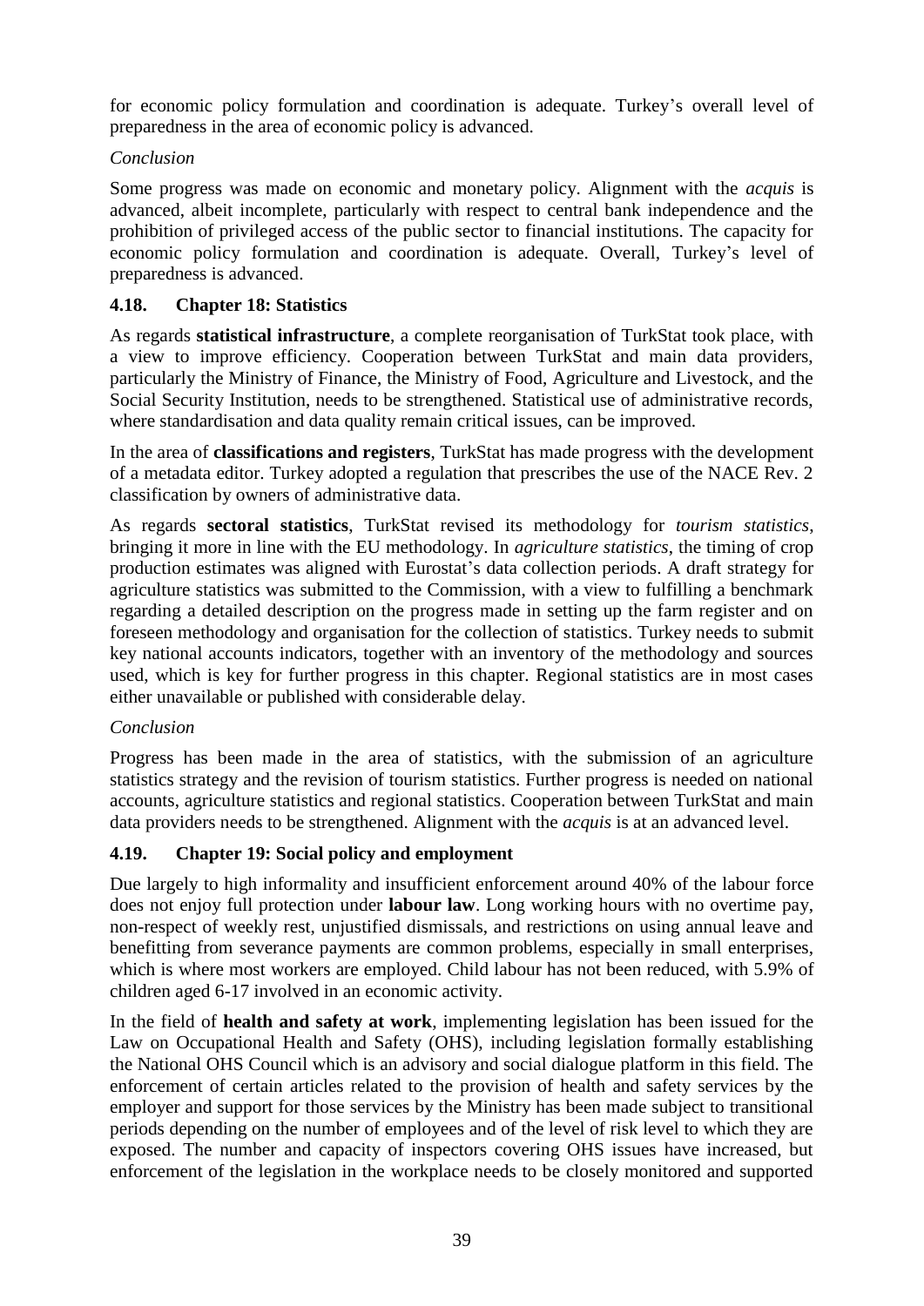for economic policy formulation and coordination is adequate. Turkey's overall level of preparedness in the area of economic policy is advanced.

*Conclusion*

Some progress was made on economic and monetary policy. Alignment with the *acquis* is advanced, albeit incomplete, particularly with respect to central bank independence and the prohibition of privileged access of the public sector to financial institutions. The capacity for economic policy formulation and coordination is adequate. Overall, Turkey's level of preparedness is advanced.

### 4.18. Chapter 18: Statistics

As regards **statistical infrastructure**, a complete reorganisation of TurkStat took place, with a view to improve efficiency. Cooperation between TurkStat and main data providers, particularly the Ministry of Finance, the Ministry of Food, Agriculture and Livestock, and the Social Security Institution, needs to be strengthened. Statistical use of administrative records, where standardisation and data quality remain critical issues, can be improved.

In the area of **classifications and registers**, TurkStat has made progress with the development of a metadata editor. Turkey adopted a regulation that prescribes the use of the NACE Rev. 2 classification by owners of administrative data.

As regards **sectoral statistics**, TurkStat revised its methodology for *tourism statistics*, bringing it more in line with the EU methodology. In *agriculture statistics*, the timing of crop production estimates was aligned with Eurostat's data collection periods. A draft strategy for agriculture statistics was submitted to the Commission, with a view to fulfilling a benchmark regarding a detailed description on the progress made in setting up the farm register and on foreseen methodology and organisation for the collection of statistics. Turkey needs to submit key national accounts indicators, together with an inventory of the methodology and sources used, which is key for further progress in this chapter. Regional statistics are in most cases either unavailable or published with considerable delay.

*Conclusion*

Progress has been made in the area of statistics, with the submission of an agriculture statistics strategy and the revision of tourism statistics. Further progress is needed on national accounts, agriculture statistics and regional statistics. Cooperation between TurkStat and main data providers needs to be strengthened. Alignment with the *acquis* is at an advanced level.

### 4.19. Chapter 19: Social policy and employment

Due largely to high informality and insufficient enforcement around 40% of the labour force does not enjoy full protection under **labour law**. Long working hours with no overtime pay, non-respect of weekly rest, unjustified dismissals, and restrictions on using annual leave and benefitting from severance payments are common problems, especially in small enterprises, which is where most workers are employed. Child labour has not been reduced, with 5.9% of children aged 6-17 involved in an economic activity.

In the field of **health and safety at work**, implementing legislation has been issued for the Law on Occupational Health and Safety (OHS), including legislation formally establishing the National OHS Council which is an advisory and social dialogue platform in this field. The enforcement of certain articles related to the provision of health and safety services by the employer and support for those services by the Ministry has been made subject to transitional periods depending on the number of employees and of the level of risk level to which they are exposed. The number and capacity of inspectors covering OHS issues have increased, but enforcement of the legislation in the workplace needs to be closely monitored and supported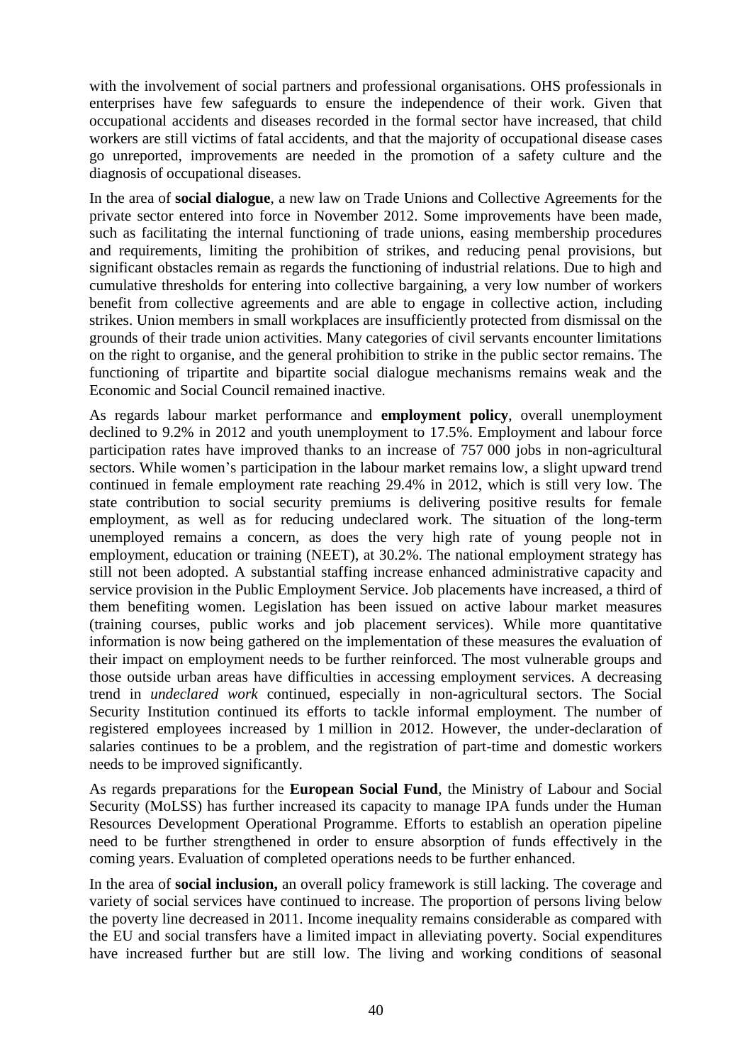with the involvement of social partners and professional organisations. OHS professionals in enterprises have few safeguards to ensure the independence of their work. Given that occupational accidents and diseases recorded in the formal sector have increased, that child workers are still victims of fatal accidents, and that the majority of occupational disease cases go unreported, improvements are needed in the promotion of a safety culture and the diagnosis of occupational diseases.

In the area of **social dialogue**, a new law on Trade Unions and Collective Agreements for the private sector entered into force in November 2012. Some improvements have been made, such as facilitating the internal functioning of trade unions, easing membership procedures and requirements, limiting the prohibition of strikes, and reducing penal provisions, but significant obstacles remain as regards the functioning of industrial relations. Due to high and cumulative thresholds for entering into collective bargaining, a very low number of workers benefit from collective agreements and are able to engage in collective action, including strikes. Union members in small workplaces are insufficiently protected from dismissal on the grounds of their trade union activities. Many categories of civil servants encounter limitations on the right to organise, and the general prohibition to strike in the public sector remains. The functioning of tripartite and bipartite social dialogue mechanisms remains weak and the Economic and Social Council remained inactive.

As regards labour market performance and **employment policy**, overall unemployment declined to 9.2% in 2012 and youth unemployment to 17.5%. Employment and labour force participation rates have improved thanks to an increase of 757 000 jobs in non-agricultural sectors. While women's participation in the labour market remains low, a slight upward trend continued in female employment rate reaching 29.4% in 2012, which is still very low. The state contribution to social security premiums is delivering positive results for female employment, as well as for reducing undeclared work. The situation of the long-term unemployed remains a concern, as does the very high rate of young people not in employment, education or training (NEET), at 30.2%. The national employment strategy has still not been adopted. A substantial staffing increase enhanced administrative capacity and service provision in the Public Employment Service. Job placements have increased, a third of them benefiting women. Legislation has been issued on active labour market measures (training courses, public works and job placement services). While more quantitative information is now being gathered on the implementation of these measures the evaluation of their impact on employment needs to be further reinforced. The most vulnerable groups and those outside urban areas have difficulties in accessing employment services. A decreasing trend in *undeclared work* continued, especially in non-agricultural sectors. The Social Security Institution continued its efforts to tackle informal employment. The number of registered employees increased by 1 million in 2012. However, the under-declaration of salaries continues to be a problem, and the registration of part-time and domestic workers needs to be improved significantly.

As regards preparations for the **European Social Fund**, the Ministry of Labour and Social Security (MoLSS) has further increased its capacity to manage IPA funds under the Human Resources Development Operational Programme. Efforts to establish an operation pipeline need to be further strengthened in order to ensure absorption of funds effectively in the coming years. Evaluation of completed operations needs to be further enhanced.

In the area of **social inclusion,** an overall policy framework is still lacking. The coverage and variety of social services have continued to increase. The proportion of persons living below the poverty line decreased in 2011. Income inequality remains considerable as compared with the EU and social transfers have a limited impact in alleviating poverty. Social expenditures have increased further but are still low. The living and working conditions of seasonal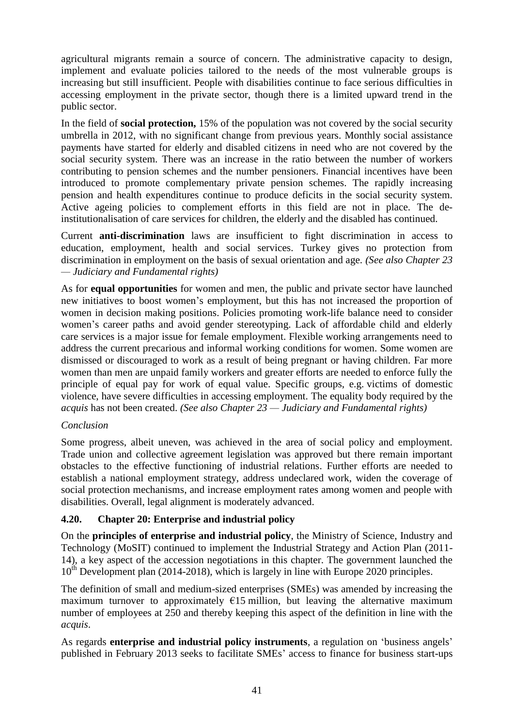agricultural migrants remain a source of concern. The administrative capacity to design, implement and evaluate policies tailored to the needs of the most vulnerable groups is increasing but still insufficient. People with disabilities continue to face serious difficulties in accessing employment in the private sector, though there is a limited upward trend in the public sector.

In the field of **social protection,** 15% of the population was not covered by the social security umbrella in 2012, with no significant change from previous years. Monthly social assistance payments have started for elderly and disabled citizens in need who are not covered by the social security system. There was an increase in the ratio between the number of workers contributing to pension schemes and the number pensioners. Financial incentives have been introduced to promote complementary private pension schemes. The rapidly increasing pension and health expenditures continue to produce deficits in the social security system. Active ageing policies to complement efforts in this field are not in place. The de-institutionalisation of care services for children, the elderly and the disabled has continued.

Current **anti-discrimination** laws are insufficient to fight discrimination in access to education, employment, health and social services. Turkey gives no protection from discrimination in employment on the basis of sexual orientation and age. *(See also Chapter 23 — Judiciary and Fundamental rights)*

As for **equal opportunities** for women and men, the public and private sector have launched new initiatives to boost women's employment, but this has not increased the proportion of women in decision making positions. Policies promoting work-life balance need to consider women's career paths and avoid gender stereotyping. Lack of affordable child and elderly care services is a major issue for female employment. Flexible working arrangements need to address the current precarious and informal working conditions for women. Some women are dismissed or discouraged to work as a result of being pregnant or having children. Far more women than men are unpaid family workers and greater efforts are needed to enforce fully the principle of equal pay for work of equal value. Specific groups, e.g. victims of domestic violence, have severe difficulties in accessing employment. The equality body required by the *acquis* has not been created. *(See also Chapter 23 — Judiciary and Fundamental rights)*

*Conclusion*

Some progress, albeit uneven, was achieved in the area of social policy and employment. Trade union and collective agreement legislation was approved but there remain important obstacles to the effective functioning of industrial relations. Further efforts are needed to establish a national employment strategy, address undeclared work, widen the coverage of social protection mechanisms, and increase employment rates among women and people with disabilities. Overall, legal alignment is moderately advanced.

### 4.20. Chapter 20: Enterprise and industrial policy

On the **principles of enterprise and industrial policy**, the Ministry of Science, Industry and Technology (MoSIT) continued to implement the Industrial Strategy and Action Plan (2011-14), a key aspect of the accession negotiations in this chapter. The government launched the 10th Development plan (2014-2018), which is largely in line with Europe 2020 principles.

The definition of small and medium-sized enterprises (SMEs) was amended by increasing the maximum turnover to approximately €15 million, but leaving the alternative maximum number of employees at 250 and thereby keeping this aspect of the definition in line with the *acquis*.

As regards **enterprise and industrial policy instruments**, a regulation on 'business angels' published in February 2013 seeks to facilitate SMEs' access to finance for business start-ups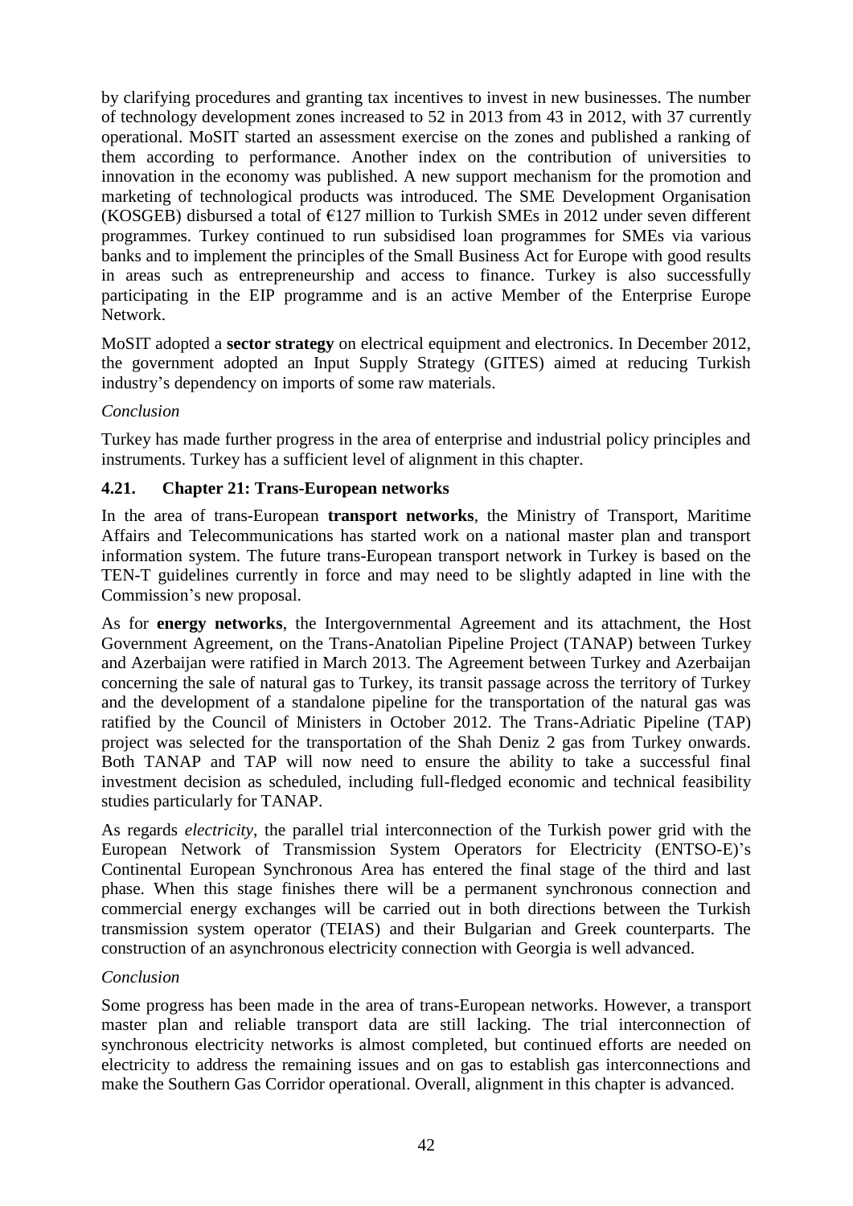by clarifying procedures and granting tax incentives to invest in new businesses. The number of technology development zones increased to 52 in 2013 from 43 in 2012, with 37 currently operational. MoSIT started an assessment exercise on the zones and published a ranking of them according to performance. Another index on the contribution of universities to innovation in the economy was published. A new support mechanism for the promotion and marketing of technological products was introduced. The SME Development Organisation (KOSGEB) disbursed a total of €127 million to Turkish SMEs in 2012 under seven different programmes. Turkey continued to run subsidised loan programmes for SMEs via various banks and to implement the principles of the Small Business Act for Europe with good results in areas such as entrepreneurship and access to finance. Turkey is also successfully participating in the EIP programme and is an active Member of the Enterprise Europe Network.

MoSIT adopted a **sector strategy** on electrical equipment and electronics. In December 2012, the government adopted an Input Supply Strategy (GITES) aimed at reducing Turkish industry's dependency on imports of some raw materials.

*Conclusion*

Turkey has made further progress in the area of enterprise and industrial policy principles and instruments. Turkey has a sufficient level of alignment in this chapter.

### 4.21. Chapter 21: Trans-European networks

In the area of trans-European **transport networks**, the Ministry of Transport, Maritime Affairs and Telecommunications has started work on a national master plan and transport information system. The future trans-European transport network in Turkey is based on the TEN-T guidelines currently in force and may need to be slightly adapted in line with the Commission's new proposal.

As for **energy networks**, the Intergovernmental Agreement and its attachment, the Host Government Agreement, on the Trans-Anatolian Pipeline Project (TANAP) between Turkey and Azerbaijan were ratified in March 2013. The Agreement between Turkey and Azerbaijan concerning the sale of natural gas to Turkey, its transit passage across the territory of Turkey and the development of a standalone pipeline for the transportation of the natural gas was ratified by the Council of Ministers in October 2012. The Trans-Adriatic Pipeline (TAP) project was selected for the transportation of the Shah Deniz 2 gas from Turkey onwards. Both TANAP and TAP will now need to ensure the ability to take a successful final investment decision as scheduled, including full-fledged economic and technical feasibility studies particularly for TANAP.

As regards *electricity*, the parallel trial interconnection of the Turkish power grid with the European Network of Transmission System Operators for Electricity (ENTSO-E)'s Continental European Synchronous Area has entered the final stage of the third and last phase. When this stage finishes there will be a permanent synchronous connection and commercial energy exchanges will be carried out in both directions between the Turkish transmission system operator (TEIAS) and their Bulgarian and Greek counterparts. The construction of an asynchronous electricity connection with Georgia is well advanced.

*Conclusion*

Some progress has been made in the area of trans-European networks. However, a transport master plan and reliable transport data are still lacking. The trial interconnection of synchronous electricity networks is almost completed, but continued efforts are needed on electricity to address the remaining issues and on gas to establish gas interconnections and make the Southern Gas Corridor operational. Overall, alignment in this chapter is advanced.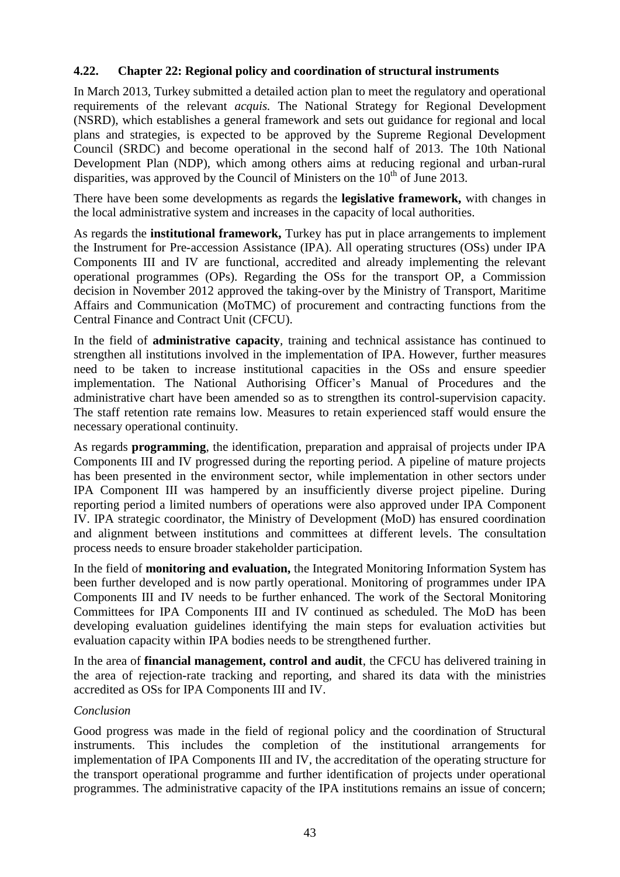### 4.22. Chapter 22: Regional policy and coordination of structural instruments

In March 2013, Turkey submitted a detailed action plan to meet the regulatory and operational requirements of the relevant *acquis.* The National Strategy for Regional Development (NSRD), which establishes a general framework and sets out guidance for regional and local plans and strategies, is expected to be approved by the Supreme Regional Development Council (SRDC) and become operational in the second half of 2013. The 10th National Development Plan (NDP), which among others aims at reducing regional and urban-rural disparities, was approved by the Council of Ministers on the 10th of June 2013.

There have been some developments as regards the **legislative framework,** with changes in the local administrative system and increases in the capacity of local authorities.

As regards the **institutional framework,** Turkey has put in place arrangements to implement the Instrument for Pre-accession Assistance (IPA). All operating structures (OSs) under IPA Components III and IV are functional, accredited and already implementing the relevant operational programmes (OPs). Regarding the OSs for the transport OP, a Commission decision in November 2012 approved the taking-over by the Ministry of Transport, Maritime Affairs and Communication (MoTMC) of procurement and contracting functions from the Central Finance and Contract Unit (CFCU).

In the field of **administrative capacity**, training and technical assistance has continued to strengthen all institutions involved in the implementation of IPA. However, further measures need to be taken to increase institutional capacities in the OSs and ensure speedier implementation. The National Authorising Officer's Manual of Procedures and the administrative chart have been amended so as to strengthen its control-supervision capacity. The staff retention rate remains low. Measures to retain experienced staff would ensure the necessary operational continuity.

As regards **programming**, the identification, preparation and appraisal of projects under IPA Components III and IV progressed during the reporting period. A pipeline of mature projects has been presented in the environment sector, while implementation in other sectors under IPA Component III was hampered by an insufficiently diverse project pipeline. During reporting period a limited numbers of operations were also approved under IPA Component IV. IPA strategic coordinator, the Ministry of Development (MoD) has ensured coordination and alignment between institutions and committees at different levels. The consultation process needs to ensure broader stakeholder participation.

In the field of **monitoring and evaluation,** the Integrated Monitoring Information System has been further developed and is now partly operational. Monitoring of programmes under IPA Components III and IV needs to be further enhanced. The work of the Sectoral Monitoring Committees for IPA Components III and IV continued as scheduled. The MoD has been developing evaluation guidelines identifying the main steps for evaluation activities but evaluation capacity within IPA bodies needs to be strengthened further.

In the area of **financial management, control and audit**, the CFCU has delivered training in the area of rejection-rate tracking and reporting, and shared its data with the ministries accredited as OSs for IPA Components III and IV.

*Conclusion*

Good progress was made in the field of regional policy and the coordination of Structural instruments. This includes the completion of the institutional arrangements for implementation of IPA Components III and IV, the accreditation of the operating structure for the transport operational programme and further identification of projects under operational programmes. The administrative capacity of the IPA institutions remains an issue of concern;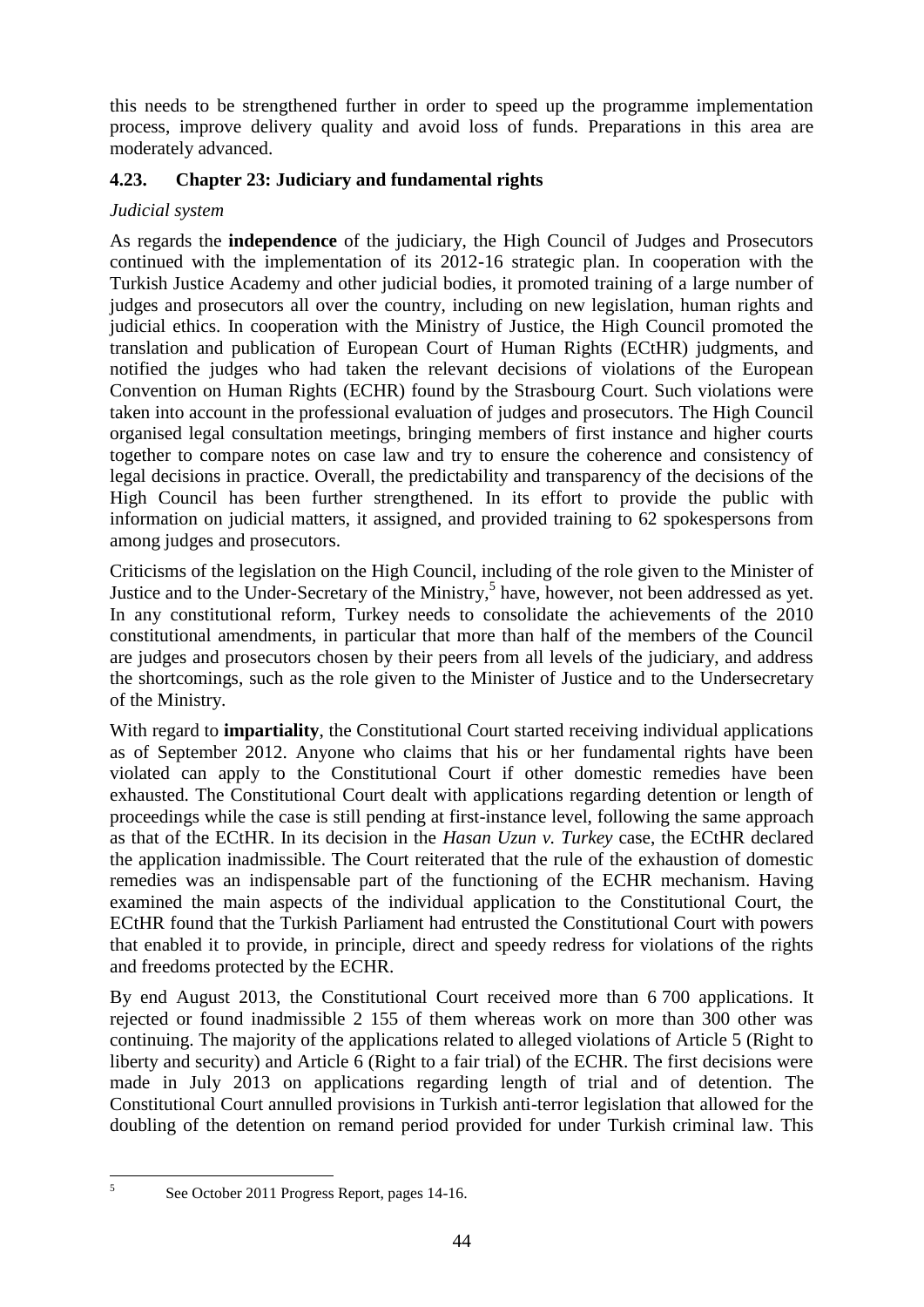this needs to be strengthened further in order to speed up the programme implementation process, improve delivery quality and avoid loss of funds. Preparations in this area are moderately advanced.

### 4.23. Chapter 23: Judiciary and fundamental rights

*Judicial system*

As regards the **independence** of the judiciary, the High Council of Judges and Prosecutors continued with the implementation of its 2012-16 strategic plan. In cooperation with the Turkish Justice Academy and other judicial bodies, it promoted training of a large number of judges and prosecutors all over the country, including on new legislation, human rights and judicial ethics. In cooperation with the Ministry of Justice, the High Council promoted the translation and publication of European Court of Human Rights (ECtHR) judgments, and notified the judges who had taken the relevant decisions of violations of the European Convention on Human Rights (ECHR) found by the Strasbourg Court. Such violations were taken into account in the professional evaluation of judges and prosecutors. The High Council organised legal consultation meetings, bringing members of first instance and higher courts together to compare notes on case law and try to ensure the coherence and consistency of legal decisions in practice. Overall, the predictability and transparency of the decisions of the High Council has been further strengthened. In its effort to provide the public with information on judicial matters, it assigned, and provided training to 62 spokespersons from among judges and prosecutors.

Criticisms of the legislation on the High Council, including of the role given to the Minister of Justice and to the Under-Secretary of the Ministry,[5] have, however, not been addressed as yet. In any constitutional reform, Turkey needs to consolidate the achievements of the 2010 constitutional amendments, in particular that more than half of the members of the Council are judges and prosecutors chosen by their peers from all levels of the judiciary, and address the shortcomings, such as the role given to the Minister of Justice and to the Undersecretary of the Ministry.

With regard to **impartiality**, the Constitutional Court started receiving individual applications as of September 2012. Anyone who claims that his or her fundamental rights have been violated can apply to the Constitutional Court if other domestic remedies have been exhausted. The Constitutional Court dealt with applications regarding detention or length of proceedings while the case is still pending at first-instance level, following the same approach as that of the ECtHR. In its decision in the *Hasan Uzun v. Turkey* case, the ECtHR declared the application inadmissible. The Court reiterated that the rule of the exhaustion of domestic remedies was an indispensable part of the functioning of the ECHR mechanism. Having examined the main aspects of the individual application to the Constitutional Court, the ECtHR found that the Turkish Parliament had entrusted the Constitutional Court with powers that enabled it to provide, in principle, direct and speedy redress for violations of the rights and freedoms protected by the ECHR.

By end August 2013, the Constitutional Court received more than 6 700 applications. It rejected or found inadmissible 2 155 of them whereas work on more than 300 other was continuing. The majority of the applications related to alleged violations of Article 5 (Right to liberty and security) and Article 6 (Right to a fair trial) of the ECHR. The first decisions were made in July 2013 on applications regarding length of trial and of detention. The Constitutional Court annulled provisions in Turkish anti-terror legislation that allowed for the doubling of the detention on remand period provided for under Turkish criminal law. This

[5] See October 2011 Progress Report, pages 14-16.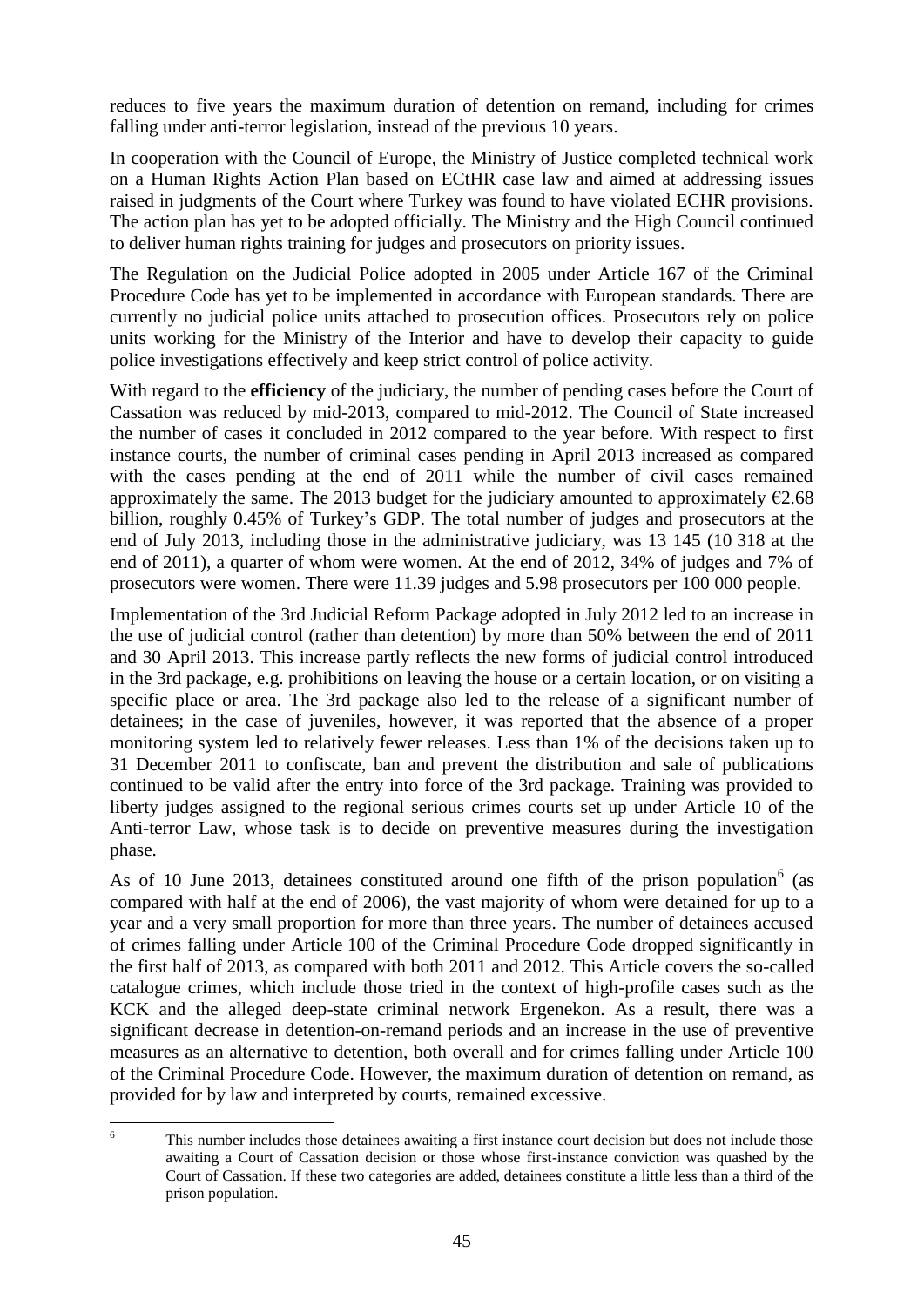reduces to five years the maximum duration of detention on remand, including for crimes falling under anti-terror legislation, instead of the previous 10 years.

In cooperation with the Council of Europe, the Ministry of Justice completed technical work on a Human Rights Action Plan based on ECtHR case law and aimed at addressing issues raised in judgments of the Court where Turkey was found to have violated ECHR provisions. The action plan has yet to be adopted officially. The Ministry and the High Council continued to deliver human rights training for judges and prosecutors on priority issues.

The Regulation on the Judicial Police adopted in 2005 under Article 167 of the Criminal Procedure Code has yet to be implemented in accordance with European standards. There are currently no judicial police units attached to prosecution offices. Prosecutors rely on police units working for the Ministry of the Interior and have to develop their capacity to guide police investigations effectively and keep strict control of police activity.

With regard to the **efficiency** of the judiciary, the number of pending cases before the Court of Cassation was reduced by mid-2013, compared to mid-2012. The Council of State increased the number of cases it concluded in 2012 compared to the year before. With respect to first instance courts, the number of criminal cases pending in April 2013 increased as compared with the cases pending at the end of 2011 while the number of civil cases remained approximately the same. The 2013 budget for the judiciary amounted to approximately €2.68 billion, roughly 0.45% of Turkey's GDP. The total number of judges and prosecutors at the end of July 2013, including those in the administrative judiciary, was 13 145 (10 318 at the end of 2011), a quarter of whom were women. At the end of 2012, 34% of judges and 7% of prosecutors were women. There were 11.39 judges and 5.98 prosecutors per 100 000 people.

Implementation of the 3rd Judicial Reform Package adopted in July 2012 led to an increase in the use of judicial control (rather than detention) by more than 50% between the end of 2011 and 30 April 2013. This increase partly reflects the new forms of judicial control introduced in the 3rd package, e.g. prohibitions on leaving the house or a certain location, or on visiting a specific place or area. The 3rd package also led to the release of a significant number of detainees; in the case of juveniles, however, it was reported that the absence of a proper monitoring system led to relatively fewer releases. Less than 1% of the decisions taken up to 31 December 2011 to confiscate, ban and prevent the distribution and sale of publications continued to be valid after the entry into force of the 3rd package. Training was provided to liberty judges assigned to the regional serious crimes courts set up under Article 10 of the Anti-terror Law, whose task is to decide on preventive measures during the investigation phase.

As of 10 June 2013, detainees constituted around one fifth of the prison population[6] (as compared with half at the end of 2006), the vast majority of whom were detained for up to a year and a very small proportion for more than three years. The number of detainees accused of crimes falling under Article 100 of the Criminal Procedure Code dropped significantly in the first half of 2013, as compared with both 2011 and 2012. This Article covers the so-called catalogue crimes, which include those tried in the context of high-profile cases such as the KCK and the alleged deep-state criminal network Ergenekon. As a result, there was a significant decrease in detention-on-remand periods and an increase in the use of preventive measures as an alternative to detention, both overall and for crimes falling under Article 100 of the Criminal Procedure Code. However, the maximum duration of detention on remand, as provided for by law and interpreted by courts, remained excessive.

---

[6] This number includes those detainees awaiting a first instance court decision but does not include those awaiting a Court of Cassation decision or those whose first-instance conviction was quashed by the Court of Cassation. If these two categories are added, detainees constitute a little less than a third of the prison population.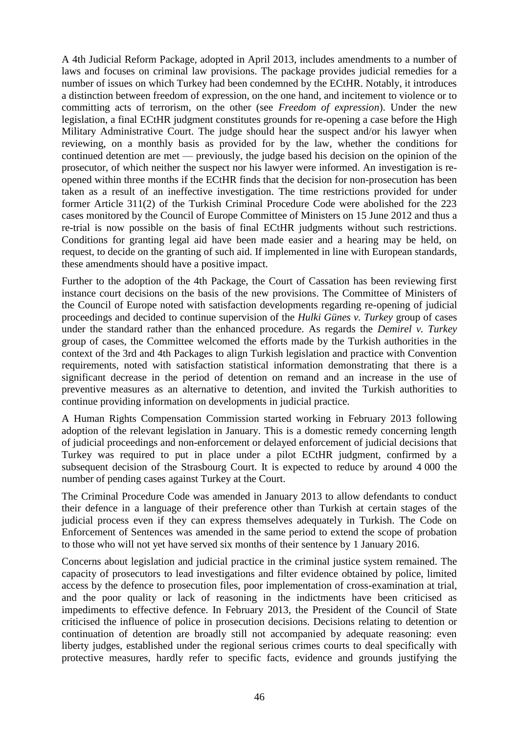A 4th Judicial Reform Package, adopted in April 2013, includes amendments to a number of laws and focuses on criminal law provisions. The package provides judicial remedies for a number of issues on which Turkey had been condemned by the ECtHR. Notably, it introduces a distinction between freedom of expression, on the one hand, and incitement to violence or to committing acts of terrorism, on the other (see *Freedom of expression*). Under the new legislation, a final ECtHR judgment constitutes grounds for re-opening a case before the High Military Administrative Court. The judge should hear the suspect and/or his lawyer when reviewing, on a monthly basis as provided for by the law, whether the conditions for continued detention are met — previously, the judge based his decision on the opinion of the prosecutor, of which neither the suspect nor his lawyer were informed. An investigation is re-opened within three months if the ECtHR finds that the decision for non-prosecution has been taken as a result of an ineffective investigation. The time restrictions provided for under former Article 311(2) of the Turkish Criminal Procedure Code were abolished for the 223 cases monitored by the Council of Europe Committee of Ministers on 15 June 2012 and thus a re-trial is now possible on the basis of final ECtHR judgments without such restrictions. Conditions for granting legal aid have been made easier and a hearing may be held, on request, to decide on the granting of such aid. If implemented in line with European standards, these amendments should have a positive impact.

Further to the adoption of the 4th Package, the Court of Cassation has been reviewing first instance court decisions on the basis of the new provisions. The Committee of Ministers of the Council of Europe noted with satisfaction developments regarding re-opening of judicial proceedings and decided to continue supervision of the *Hulki Günes v. Turkey* group of cases under the standard rather than the enhanced procedure. As regards the *Demirel v. Turkey* group of cases, the Committee welcomed the efforts made by the Turkish authorities in the context of the 3rd and 4th Packages to align Turkish legislation and practice with Convention requirements, noted with satisfaction statistical information demonstrating that there is a significant decrease in the period of detention on remand and an increase in the use of preventive measures as an alternative to detention, and invited the Turkish authorities to continue providing information on developments in judicial practice.

A Human Rights Compensation Commission started working in February 2013 following adoption of the relevant legislation in January. This is a domestic remedy concerning length of judicial proceedings and non-enforcement or delayed enforcement of judicial decisions that Turkey was required to put in place under a pilot ECtHR judgment, confirmed by a subsequent decision of the Strasbourg Court. It is expected to reduce by around 4 000 the number of pending cases against Turkey at the Court.

The Criminal Procedure Code was amended in January 2013 to allow defendants to conduct their defence in a language of their preference other than Turkish at certain stages of the judicial process even if they can express themselves adequately in Turkish. The Code on Enforcement of Sentences was amended in the same period to extend the scope of probation to those who will not yet have served six months of their sentence by 1 January 2016.

Concerns about legislation and judicial practice in the criminal justice system remained. The capacity of prosecutors to lead investigations and filter evidence obtained by police, limited access by the defence to prosecution files, poor implementation of cross-examination at trial, and the poor quality or lack of reasoning in the indictments have been criticised as impediments to effective defence. In February 2013, the President of the Council of State criticised the influence of police in prosecution decisions. Decisions relating to detention or continuation of detention are broadly still not accompanied by adequate reasoning: even liberty judges, established under the regional serious crimes courts to deal specifically with protective measures, hardly refer to specific facts, evidence and grounds justifying the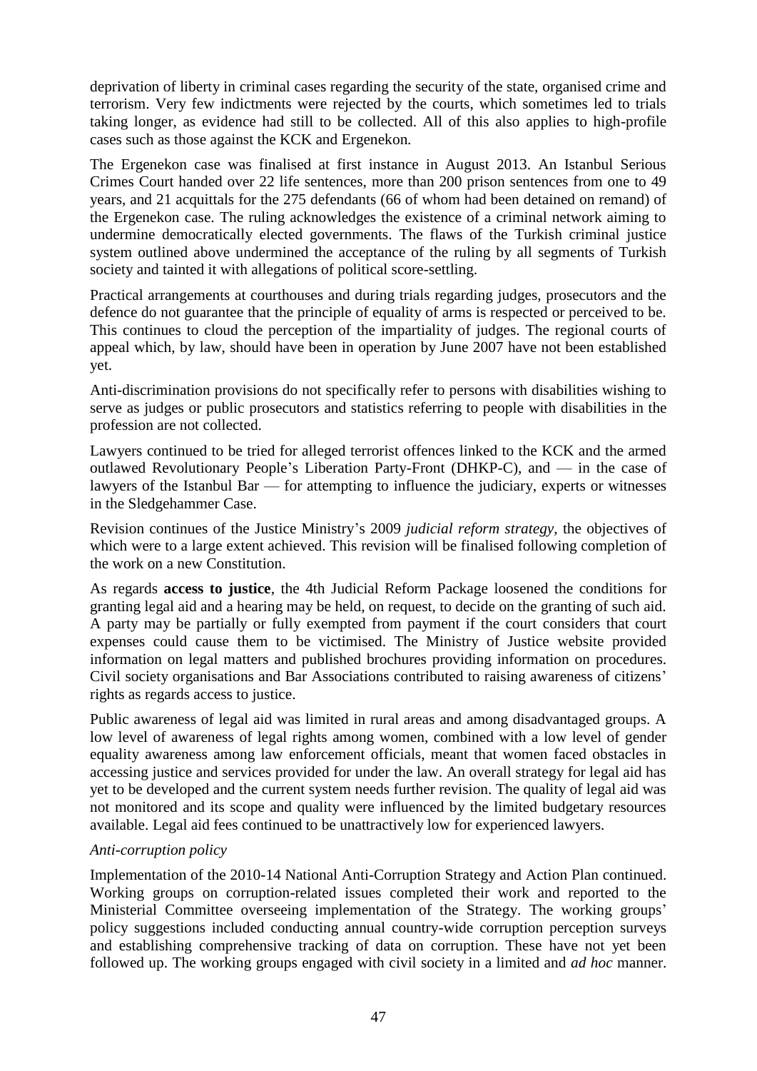deprivation of liberty in criminal cases regarding the security of the state, organised crime and terrorism. Very few indictments were rejected by the courts, which sometimes led to trials taking longer, as evidence had still to be collected. All of this also applies to high-profile cases such as those against the KCK and Ergenekon.

The Ergenekon case was finalised at first instance in August 2013. An Istanbul Serious Crimes Court handed over 22 life sentences, more than 200 prison sentences from one to 49 years, and 21 acquittals for the 275 defendants (66 of whom had been detained on remand) of the Ergenekon case. The ruling acknowledges the existence of a criminal network aiming to undermine democratically elected governments. The flaws of the Turkish criminal justice system outlined above undermined the acceptance of the ruling by all segments of Turkish society and tainted it with allegations of political score-settling.

Practical arrangements at courthouses and during trials regarding judges, prosecutors and the defence do not guarantee that the principle of equality of arms is respected or perceived to be. This continues to cloud the perception of the impartiality of judges. The regional courts of appeal which, by law, should have been in operation by June 2007 have not been established yet.

Anti-discrimination provisions do not specifically refer to persons with disabilities wishing to serve as judges or public prosecutors and statistics referring to people with disabilities in the profession are not collected.

Lawyers continued to be tried for alleged terrorist offences linked to the KCK and the armed outlawed Revolutionary People's Liberation Party-Front (DHKP-C), and — in the case of lawyers of the Istanbul Bar — for attempting to influence the judiciary, experts or witnesses in the Sledgehammer Case.

Revision continues of the Justice Ministry's 2009 *judicial reform strategy*, the objectives of which were to a large extent achieved. This revision will be finalised following completion of the work on a new Constitution.

As regards **access to justice**, the 4th Judicial Reform Package loosened the conditions for granting legal aid and a hearing may be held, on request, to decide on the granting of such aid. A party may be partially or fully exempted from payment if the court considers that court expenses could cause them to be victimised. The Ministry of Justice website provided information on legal matters and published brochures providing information on procedures. Civil society organisations and Bar Associations contributed to raising awareness of citizens' rights as regards access to justice.

Public awareness of legal aid was limited in rural areas and among disadvantaged groups. A low level of awareness of legal rights among women, combined with a low level of gender equality awareness among law enforcement officials, meant that women faced obstacles in accessing justice and services provided for under the law. An overall strategy for legal aid has yet to be developed and the current system needs further revision. The quality of legal aid was not monitored and its scope and quality were influenced by the limited budgetary resources available. Legal aid fees continued to be unattractively low for experienced lawyers.

*Anti-corruption policy*

Implementation of the 2010-14 National Anti-Corruption Strategy and Action Plan continued. Working groups on corruption-related issues completed their work and reported to the Ministerial Committee overseeing implementation of the Strategy. The working groups' policy suggestions included conducting annual country-wide corruption perception surveys and establishing comprehensive tracking of data on corruption. These have not yet been followed up. The working groups engaged with civil society in a limited and *ad hoc* manner.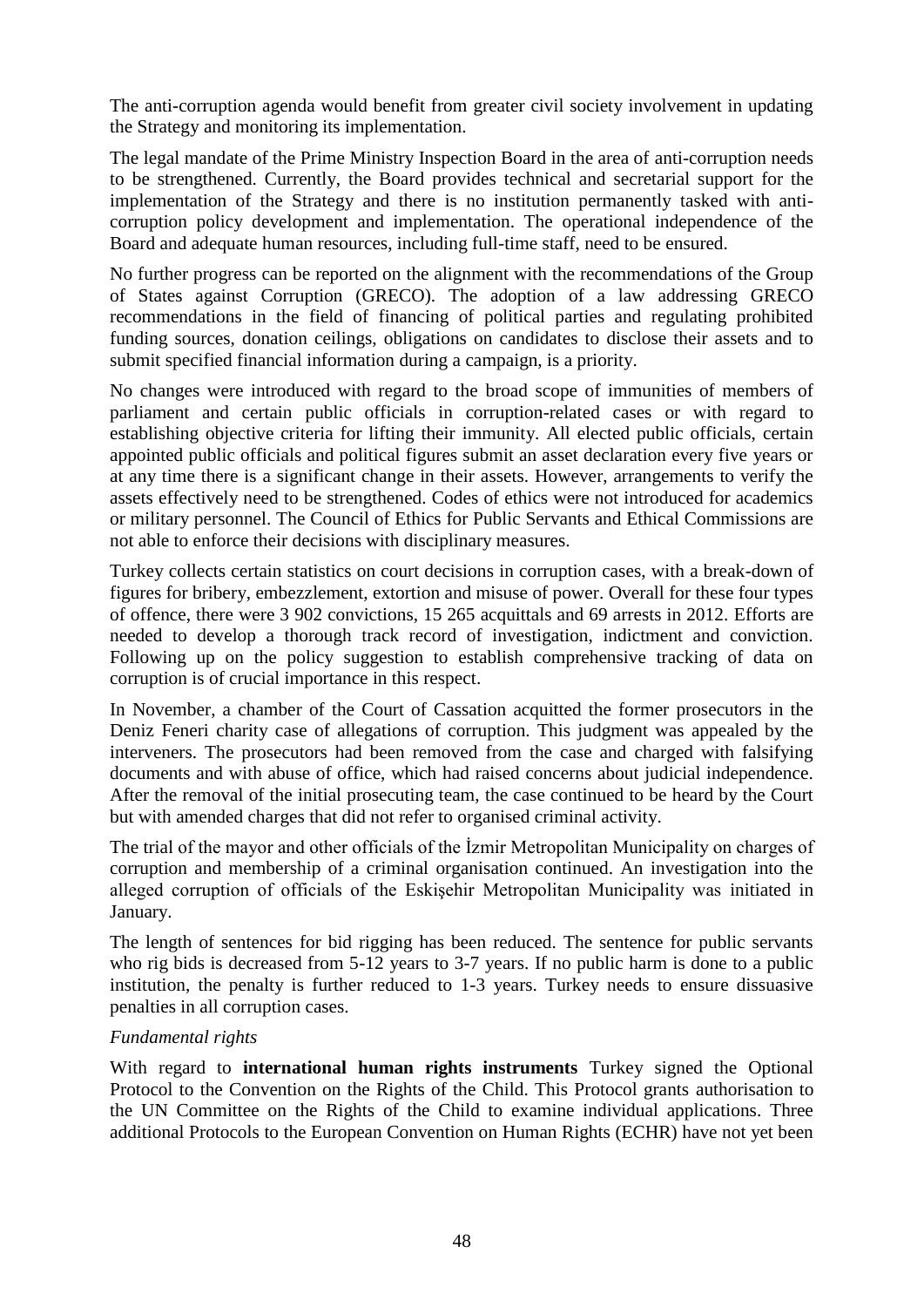The anti-corruption agenda would benefit from greater civil society involvement in updating the Strategy and monitoring its implementation.

The legal mandate of the Prime Ministry Inspection Board in the area of anti-corruption needs to be strengthened. Currently, the Board provides technical and secretarial support for the implementation of the Strategy and there is no institution permanently tasked with anti-corruption policy development and implementation. The operational independence of the Board and adequate human resources, including full-time staff, need to be ensured.

No further progress can be reported on the alignment with the recommendations of the Group of States against Corruption (GRECO). The adoption of a law addressing GRECO recommendations in the field of financing of political parties and regulating prohibited funding sources, donation ceilings, obligations on candidates to disclose their assets and to submit specified financial information during a campaign, is a priority.

No changes were introduced with regard to the broad scope of immunities of members of parliament and certain public officials in corruption-related cases or with regard to establishing objective criteria for lifting their immunity. All elected public officials, certain appointed public officials and political figures submit an asset declaration every five years or at any time there is a significant change in their assets. However, arrangements to verify the assets effectively need to be strengthened. Codes of ethics were not introduced for academics or military personnel. The Council of Ethics for Public Servants and Ethical Commissions are not able to enforce their decisions with disciplinary measures.

Turkey collects certain statistics on court decisions in corruption cases, with a break-down of figures for bribery, embezzlement, extortion and misuse of power. Overall for these four types of offence, there were 3 902 convictions, 15 265 acquittals and 69 arrests in 2012. Efforts are needed to develop a thorough track record of investigation, indictment and conviction. Following up on the policy suggestion to establish comprehensive tracking of data on corruption is of crucial importance in this respect.

In November, a chamber of the Court of Cassation acquitted the former prosecutors in the Deniz Feneri charity case of allegations of corruption. This judgment was appealed by the interveners. The prosecutors had been removed from the case and charged with falsifying documents and with abuse of office, which had raised concerns about judicial independence. After the removal of the initial prosecuting team, the case continued to be heard by the Court but with amended charges that did not refer to organised criminal activity.

The trial of the mayor and other officials of the İzmir Metropolitan Municipality on charges of corruption and membership of a criminal organisation continued. An investigation into the alleged corruption of officials of the Eskişehir Metropolitan Municipality was initiated in January.

The length of sentences for bid rigging has been reduced. The sentence for public servants who rig bids is decreased from 5-12 years to 3-7 years. If no public harm is done to a public institution, the penalty is further reduced to 1-3 years. Turkey needs to ensure dissuasive penalties in all corruption cases.

*Fundamental rights*

With regard to **international human rights instruments** Turkey signed the Optional Protocol to the Convention on the Rights of the Child. This Protocol grants authorisation to the UN Committee on the Rights of the Child to examine individual applications. Three additional Protocols to the European Convention on Human Rights (ECHR) have not yet been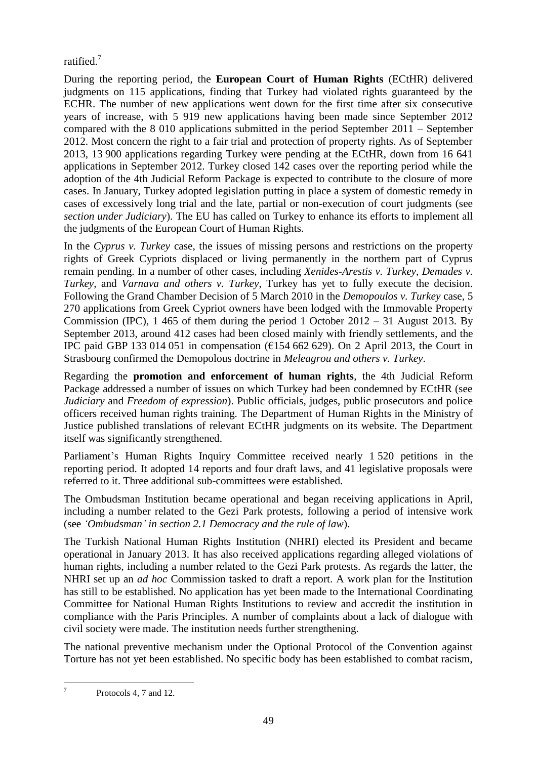ratified.[7]

During the reporting period, the **European Court of Human Rights** (ECtHR) delivered judgments on 115 applications, finding that Turkey had violated rights guaranteed by the ECHR. The number of new applications went down for the first time after six consecutive years of increase, with 5 919 new applications having been made since September 2012 compared with the 8 010 applications submitted in the period September 2011 – September 2012. Most concern the right to a fair trial and protection of property rights. As of September 2013, 13 900 applications regarding Turkey were pending at the ECtHR, down from 16 641 applications in September 2012. Turkey closed 142 cases over the reporting period while the adoption of the 4th Judicial Reform Package is expected to contribute to the closure of more cases. In January, Turkey adopted legislation putting in place a system of domestic remedy in cases of excessively long trial and the late, partial or non-execution of court judgments (see *section under Judiciary*). The EU has called on Turkey to enhance its efforts to implement all the judgments of the European Court of Human Rights.

In the *Cyprus v. Turkey* case, the issues of missing persons and restrictions on the property rights of Greek Cypriots displaced or living permanently in the northern part of Cyprus remain pending. In a number of other cases, including *Xenides-Arestis v. Turkey*, *Demades v. Turkey*, and *Varnava and others v. Turkey*, Turkey has yet to fully execute the decision. Following the Grand Chamber Decision of 5 March 2010 in the *Demopoulos v. Turkey* case, 5 270 applications from Greek Cypriot owners have been lodged with the Immovable Property Commission (IPC), 1 465 of them during the period 1 October 2012 – 31 August 2013. By September 2013, around 412 cases had been closed mainly with friendly settlements, and the IPC paid GBP 133 014 051 in compensation (€154 662 629). On 2 April 2013, the Court in Strasbourg confirmed the Demopolous doctrine in *Meleagrou and others v. Turkey*.

Regarding the **promotion and enforcement of human rights**, the 4th Judicial Reform Package addressed a number of issues on which Turkey had been condemned by ECtHR (see *Judiciary* and *Freedom of expression*). Public officials, judges, public prosecutors and police officers received human rights training. The Department of Human Rights in the Ministry of Justice published translations of relevant ECtHR judgments on its website. The Department itself was significantly strengthened.

Parliament's Human Rights Inquiry Committee received nearly 1 520 petitions in the reporting period. It adopted 14 reports and four draft laws, and 41 legislative proposals were referred to it. Three additional sub-committees were established.

The Ombudsman Institution became operational and began receiving applications in April, including a number related to the Gezi Park protests, following a period of intensive work (see *'Ombudsman' in section 2.1 Democracy and the rule of law*).

The Turkish National Human Rights Institution (NHRI) elected its President and became operational in January 2013. It has also received applications regarding alleged violations of human rights, including a number related to the Gezi Park protests. As regards the latter, the NHRI set up an *ad hoc* Commission tasked to draft a report. A work plan for the Institution has still to be established. No application has yet been made to the International Coordinating Committee for National Human Rights Institutions to review and accredit the institution in compliance with the Paris Principles. A number of complaints about a lack of dialogue with civil society were made. The institution needs further strengthening.

The national preventive mechanism under the Optional Protocol of the Convention against Torture has not yet been established. No specific body has been established to combat racism,

---

[7] Protocols 4, 7 and 12.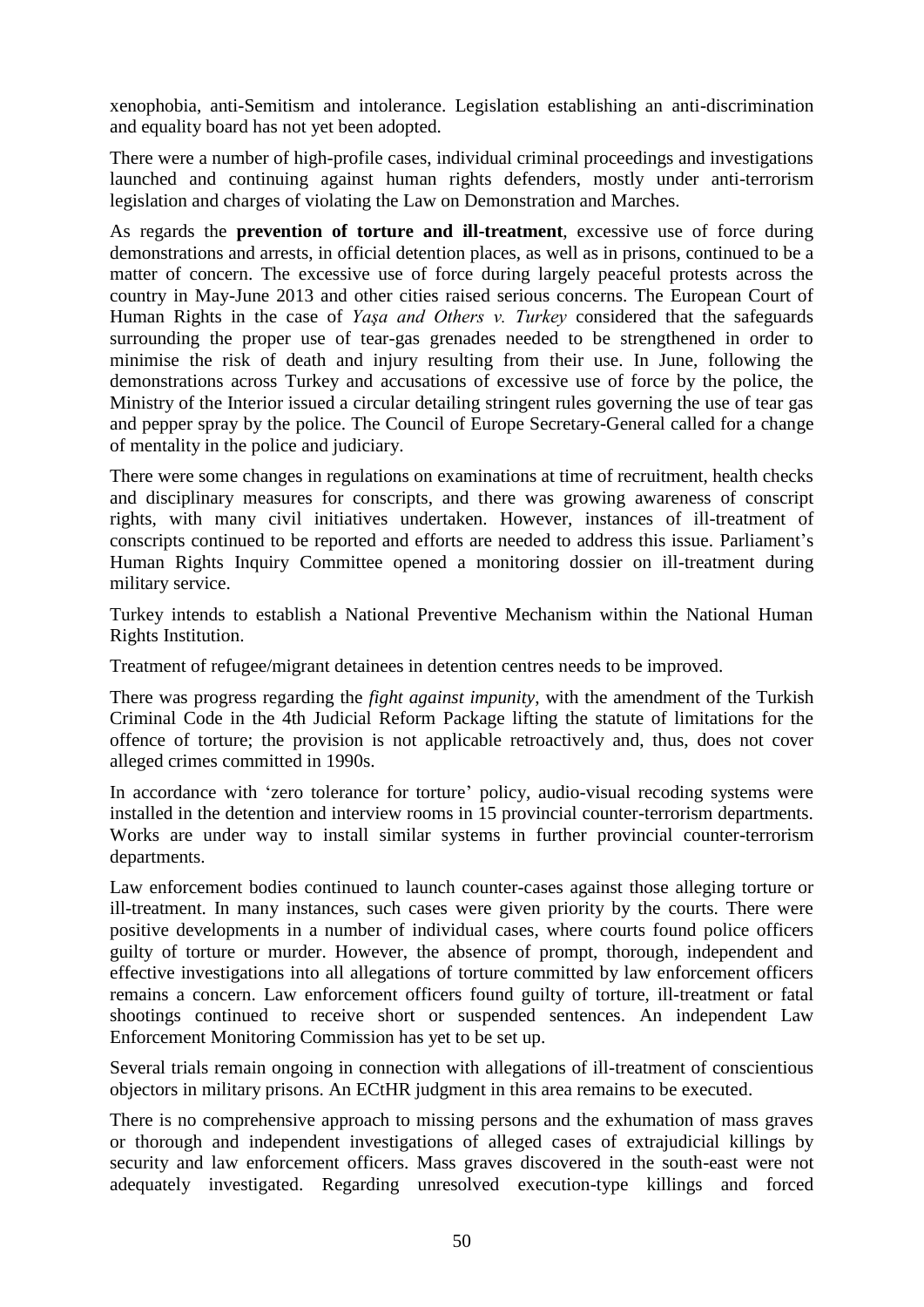xenophobia, anti-Semitism and intolerance. Legislation establishing an anti-discrimination and equality board has not yet been adopted.

There were a number of high-profile cases, individual criminal proceedings and investigations launched and continuing against human rights defenders, mostly under anti-terrorism legislation and charges of violating the Law on Demonstration and Marches.

As regards the **prevention of torture and ill-treatment**, excessive use of force during demonstrations and arrests, in official detention places, as well as in prisons, continued to be a matter of concern. The excessive use of force during largely peaceful protests across the country in May-June 2013 and other cities raised serious concerns. The European Court of Human Rights in the case of *Yaşa and Others v. Turkey* considered that the safeguards surrounding the proper use of tear-gas grenades needed to be strengthened in order to minimise the risk of death and injury resulting from their use. In June, following the demonstrations across Turkey and accusations of excessive use of force by the police, the Ministry of the Interior issued a circular detailing stringent rules governing the use of tear gas and pepper spray by the police. The Council of Europe Secretary-General called for a change of mentality in the police and judiciary.

There were some changes in regulations on examinations at time of recruitment, health checks and disciplinary measures for conscripts, and there was growing awareness of conscript rights, with many civil initiatives undertaken. However, instances of ill-treatment of conscripts continued to be reported and efforts are needed to address this issue. Parliament's Human Rights Inquiry Committee opened a monitoring dossier on ill-treatment during military service.

Turkey intends to establish a National Preventive Mechanism within the National Human Rights Institution.

Treatment of refugee/migrant detainees in detention centres needs to be improved.

There was progress regarding the *fight against impunity*, with the amendment of the Turkish Criminal Code in the 4th Judicial Reform Package lifting the statute of limitations for the offence of torture; the provision is not applicable retroactively and, thus, does not cover alleged crimes committed in 1990s.

In accordance with 'zero tolerance for torture' policy, audio-visual recoding systems were installed in the detention and interview rooms in 15 provincial counter-terrorism departments. Works are under way to install similar systems in further provincial counter-terrorism departments.

Law enforcement bodies continued to launch counter-cases against those alleging torture or ill-treatment. In many instances, such cases were given priority by the courts. There were positive developments in a number of individual cases, where courts found police officers guilty of torture or murder. However, the absence of prompt, thorough, independent and effective investigations into all allegations of torture committed by law enforcement officers remains a concern. Law enforcement officers found guilty of torture, ill-treatment or fatal shootings continued to receive short or suspended sentences. An independent Law Enforcement Monitoring Commission has yet to be set up.

Several trials remain ongoing in connection with allegations of ill-treatment of conscientious objectors in military prisons. An ECtHR judgment in this area remains to be executed.

There is no comprehensive approach to missing persons and the exhumation of mass graves or thorough and independent investigations of alleged cases of extrajudicial killings by security and law enforcement officers. Mass graves discovered in the south-east were not adequately investigated. Regarding unresolved execution-type killings and forced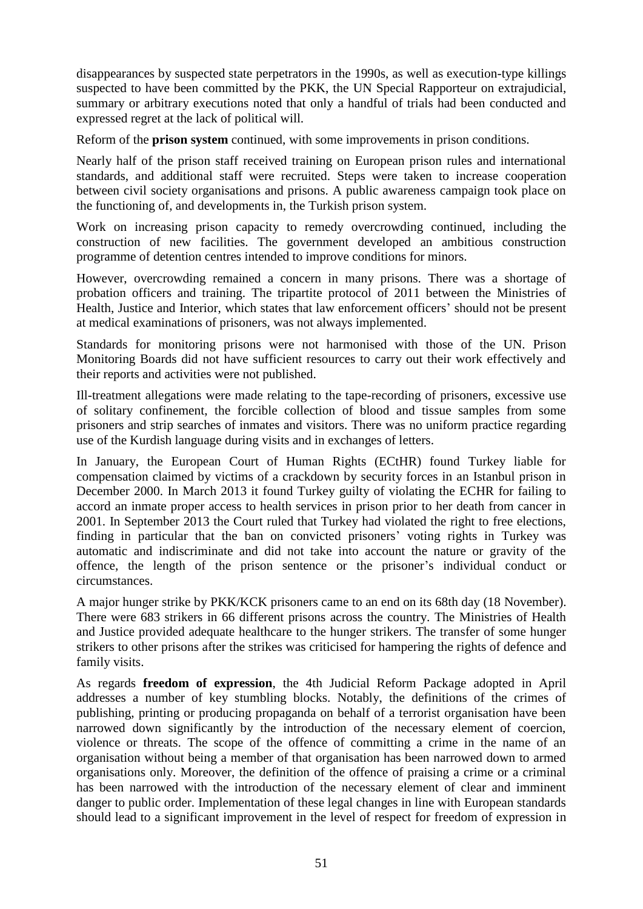disappearances by suspected state perpetrators in the 1990s, as well as execution-type killings suspected to have been committed by the PKK, the UN Special Rapporteur on extrajudicial, summary or arbitrary executions noted that only a handful of trials had been conducted and expressed regret at the lack of political will.

Reform of the **prison system** continued, with some improvements in prison conditions.

Nearly half of the prison staff received training on European prison rules and international standards, and additional staff were recruited. Steps were taken to increase cooperation between civil society organisations and prisons. A public awareness campaign took place on the functioning of, and developments in, the Turkish prison system.

Work on increasing prison capacity to remedy overcrowding continued, including the construction of new facilities. The government developed an ambitious construction programme of detention centres intended to improve conditions for minors.

However, overcrowding remained a concern in many prisons. There was a shortage of probation officers and training. The tripartite protocol of 2011 between the Ministries of Health, Justice and Interior, which states that law enforcement officers' should not be present at medical examinations of prisoners, was not always implemented.

Standards for monitoring prisons were not harmonised with those of the UN. Prison Monitoring Boards did not have sufficient resources to carry out their work effectively and their reports and activities were not published.

Ill-treatment allegations were made relating to the tape-recording of prisoners, excessive use of solitary confinement, the forcible collection of blood and tissue samples from some prisoners and strip searches of inmates and visitors. There was no uniform practice regarding use of the Kurdish language during visits and in exchanges of letters.

In January, the European Court of Human Rights (ECtHR) found Turkey liable for compensation claimed by victims of a crackdown by security forces in an Istanbul prison in December 2000. In March 2013 it found Turkey guilty of violating the ECHR for failing to accord an inmate proper access to health services in prison prior to her death from cancer in 2001. In September 2013 the Court ruled that Turkey had violated the right to free elections, finding in particular that the ban on convicted prisoners' voting rights in Turkey was automatic and indiscriminate and did not take into account the nature or gravity of the offence, the length of the prison sentence or the prisoner's individual conduct or circumstances.

A major hunger strike by PKK/KCK prisoners came to an end on its 68th day (18 November). There were 683 strikers in 66 different prisons across the country. The Ministries of Health and Justice provided adequate healthcare to the hunger strikers. The transfer of some hunger strikers to other prisons after the strikes was criticised for hampering the rights of defence and family visits.

As regards **freedom of expression**, the 4th Judicial Reform Package adopted in April addresses a number of key stumbling blocks. Notably, the definitions of the crimes of publishing, printing or producing propaganda on behalf of a terrorist organisation have been narrowed down significantly by the introduction of the necessary element of coercion, violence or threats. The scope of the offence of committing a crime in the name of an organisation without being a member of that organisation has been narrowed down to armed organisations only. Moreover, the definition of the offence of praising a crime or a criminal has been narrowed with the introduction of the necessary element of clear and imminent danger to public order. Implementation of these legal changes in line with European standards should lead to a significant improvement in the level of respect for freedom of expression in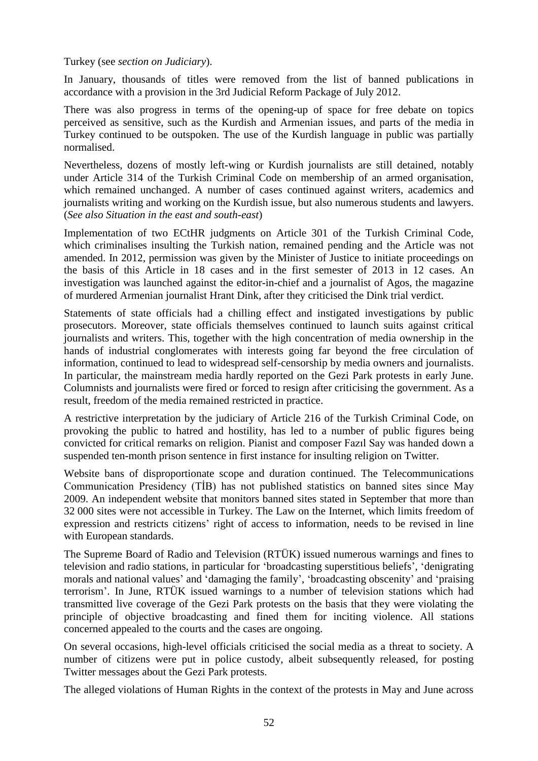Turkey (see *section on Judiciary*).

In January, thousands of titles were removed from the list of banned publications in accordance with a provision in the 3rd Judicial Reform Package of July 2012.

There was also progress in terms of the opening-up of space for free debate on topics perceived as sensitive, such as the Kurdish and Armenian issues, and parts of the media in Turkey continued to be outspoken. The use of the Kurdish language in public was partially normalised.

Nevertheless, dozens of mostly left-wing or Kurdish journalists are still detained, notably under Article 314 of the Turkish Criminal Code on membership of an armed organisation, which remained unchanged. A number of cases continued against writers, academics and journalists writing and working on the Kurdish issue, but also numerous students and lawyers. (*See also Situation in the east and south-east*)

Implementation of two ECtHR judgments on Article 301 of the Turkish Criminal Code, which criminalises insulting the Turkish nation, remained pending and the Article was not amended. In 2012, permission was given by the Minister of Justice to initiate proceedings on the basis of this Article in 18 cases and in the first semester of 2013 in 12 cases. An investigation was launched against the editor-in-chief and a journalist of Agos, the magazine of murdered Armenian journalist Hrant Dink, after they criticised the Dink trial verdict.

Statements of state officials had a chilling effect and instigated investigations by public prosecutors. Moreover, state officials themselves continued to launch suits against critical journalists and writers. This, together with the high concentration of media ownership in the hands of industrial conglomerates with interests going far beyond the free circulation of information, continued to lead to widespread self-censorship by media owners and journalists. In particular, the mainstream media hardly reported on the Gezi Park protests in early June. Columnists and journalists were fired or forced to resign after criticising the government. As a result, freedom of the media remained restricted in practice.

A restrictive interpretation by the judiciary of Article 216 of the Turkish Criminal Code, on provoking the public to hatred and hostility, has led to a number of public figures being convicted for critical remarks on religion. Pianist and composer Fazıl Say was handed down a suspended ten-month prison sentence in first instance for insulting religion on Twitter.

Website bans of disproportionate scope and duration continued. The Telecommunications Communication Presidency (TİB) has not published statistics on banned sites since May 2009. An independent website that monitors banned sites stated in September that more than 32 000 sites were not accessible in Turkey. The Law on the Internet, which limits freedom of expression and restricts citizens' right of access to information, needs to be revised in line with European standards.

The Supreme Board of Radio and Television (RTÜK) issued numerous warnings and fines to television and radio stations, in particular for 'broadcasting superstitious beliefs', 'denigrating morals and national values' and 'damaging the family', 'broadcasting obscenity' and 'praising terrorism'. In June, RTÜK issued warnings to a number of television stations which had transmitted live coverage of the Gezi Park protests on the basis that they were violating the principle of objective broadcasting and fined them for inciting violence. All stations concerned appealed to the courts and the cases are ongoing.

On several occasions, high-level officials criticised the social media as a threat to society. A number of citizens were put in police custody, albeit subsequently released, for posting Twitter messages about the Gezi Park protests.

The alleged violations of Human Rights in the context of the protests in May and June across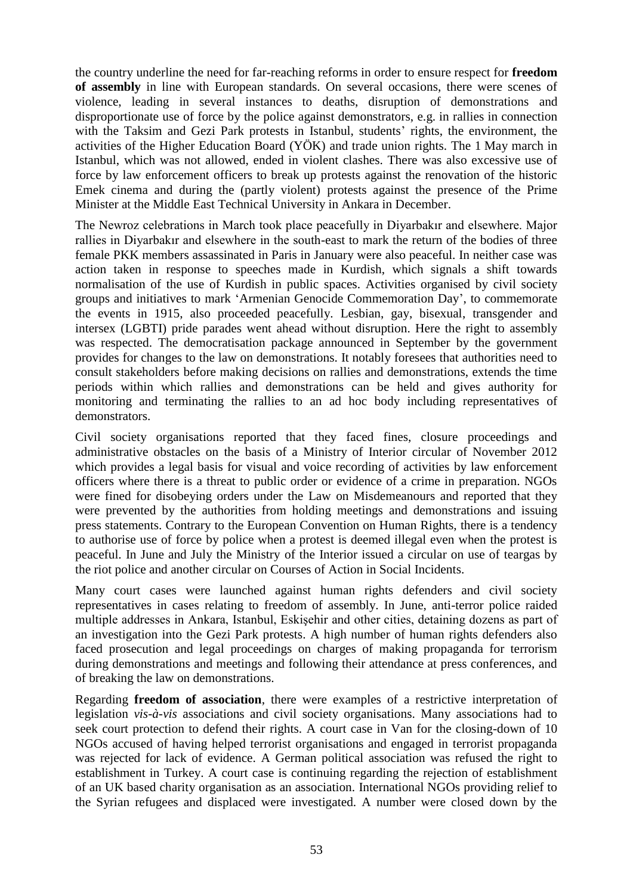the country underline the need for far-reaching reforms in order to ensure respect for **freedom of assembly** in line with European standards. On several occasions, there were scenes of violence, leading in several instances to deaths, disruption of demonstrations and disproportionate use of force by the police against demonstrators, e.g. in rallies in connection with the Taksim and Gezi Park protests in Istanbul, students' rights, the environment, the activities of the Higher Education Board (YÖK) and trade union rights. The 1 May march in Istanbul, which was not allowed, ended in violent clashes. There was also excessive use of force by law enforcement officers to break up protests against the renovation of the historic Emek cinema and during the (partly violent) protests against the presence of the Prime Minister at the Middle East Technical University in Ankara in December.

The Newroz celebrations in March took place peacefully in Diyarbakır and elsewhere. Major rallies in Diyarbakır and elsewhere in the south-east to mark the return of the bodies of three female PKK members assassinated in Paris in January were also peaceful. In neither case was action taken in response to speeches made in Kurdish, which signals a shift towards normalisation of the use of Kurdish in public spaces. Activities organised by civil society groups and initiatives to mark 'Armenian Genocide Commemoration Day', to commemorate the events in 1915, also proceeded peacefully. Lesbian, gay, bisexual, transgender and intersex (LGBTI) pride parades went ahead without disruption. Here the right to assembly was respected. The democratisation package announced in September by the government provides for changes to the law on demonstrations. It notably foresees that authorities need to consult stakeholders before making decisions on rallies and demonstrations, extends the time periods within which rallies and demonstrations can be held and gives authority for monitoring and terminating the rallies to an ad hoc body including representatives of demonstrators.

Civil society organisations reported that they faced fines, closure proceedings and administrative obstacles on the basis of a Ministry of Interior circular of November 2012 which provides a legal basis for visual and voice recording of activities by law enforcement officers where there is a threat to public order or evidence of a crime in preparation. NGOs were fined for disobeying orders under the Law on Misdemeanours and reported that they were prevented by the authorities from holding meetings and demonstrations and issuing press statements. Contrary to the European Convention on Human Rights, there is a tendency to authorise use of force by police when a protest is deemed illegal even when the protest is peaceful. In June and July the Ministry of the Interior issued a circular on use of teargas by the riot police and another circular on Courses of Action in Social Incidents.

Many court cases were launched against human rights defenders and civil society representatives in cases relating to freedom of assembly. In June, anti-terror police raided multiple addresses in Ankara, Istanbul, Eskişehir and other cities, detaining dozens as part of an investigation into the Gezi Park protests. A high number of human rights defenders also faced prosecution and legal proceedings on charges of making propaganda for terrorism during demonstrations and meetings and following their attendance at press conferences, and of breaking the law on demonstrations.

Regarding **freedom of association**, there were examples of a restrictive interpretation of legislation *vis-à-vis* associations and civil society organisations. Many associations had to seek court protection to defend their rights. A court case in Van for the closing-down of 10 NGOs accused of having helped terrorist organisations and engaged in terrorist propaganda was rejected for lack of evidence. A German political association was refused the right to establishment in Turkey. A court case is continuing regarding the rejection of establishment of an UK based charity organisation as an association. International NGOs providing relief to the Syrian refugees and displaced were investigated. A number were closed down by the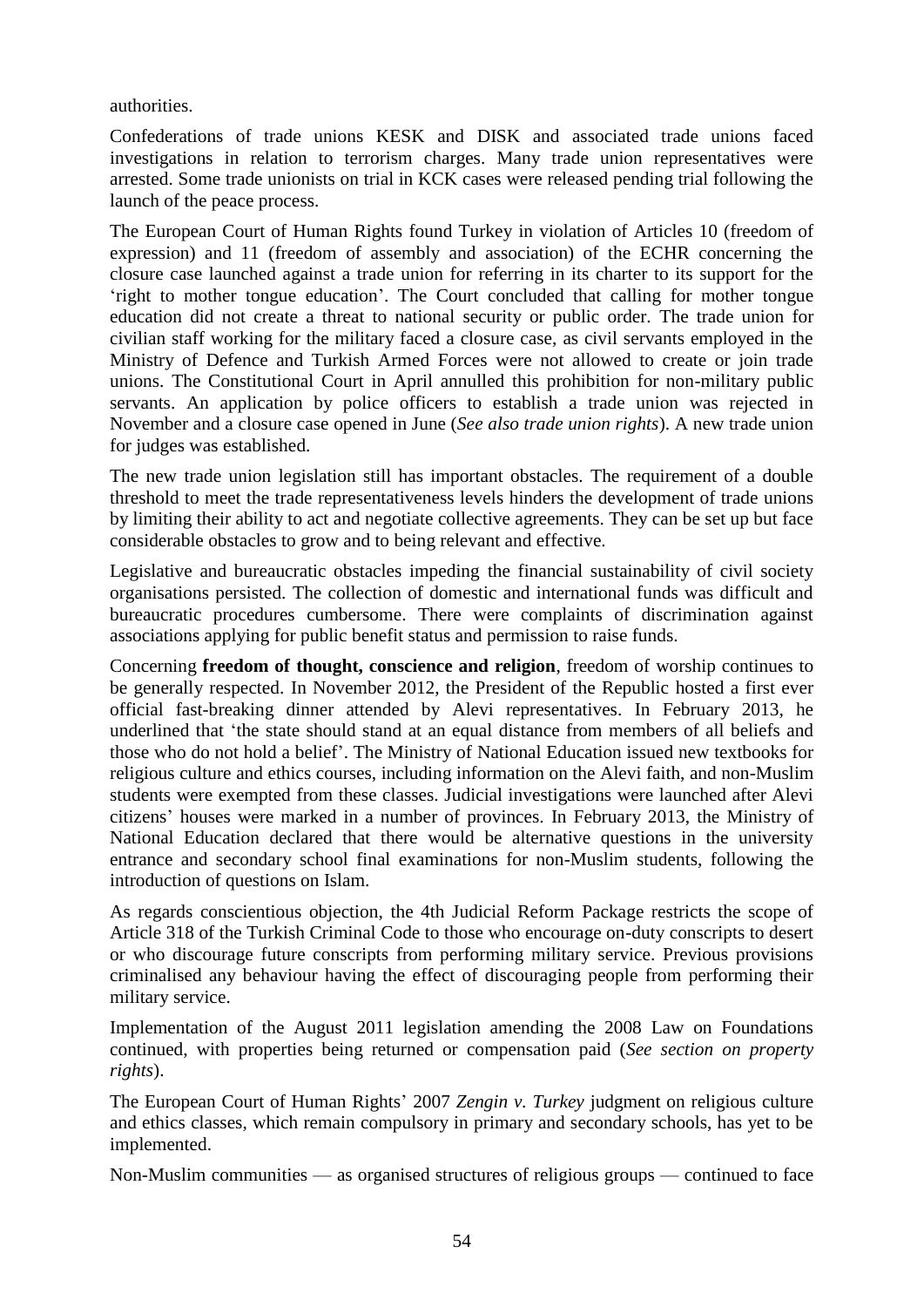authorities.

Confederations of trade unions KESK and DISK and associated trade unions faced investigations in relation to terrorism charges. Many trade union representatives were arrested. Some trade unionists on trial in KCK cases were released pending trial following the launch of the peace process.

The European Court of Human Rights found Turkey in violation of Articles 10 (freedom of expression) and 11 (freedom of assembly and association) of the ECHR concerning the closure case launched against a trade union for referring in its charter to its support for the 'right to mother tongue education'. The Court concluded that calling for mother tongue education did not create a threat to national security or public order. The trade union for civilian staff working for the military faced a closure case, as civil servants employed in the Ministry of Defence and Turkish Armed Forces were not allowed to create or join trade unions. The Constitutional Court in April annulled this prohibition for non-military public servants. An application by police officers to establish a trade union was rejected in November and a closure case opened in June (*See also trade union rights*). A new trade union for judges was established.

The new trade union legislation still has important obstacles. The requirement of a double threshold to meet the trade representativeness levels hinders the development of trade unions by limiting their ability to act and negotiate collective agreements. They can be set up but face considerable obstacles to grow and to being relevant and effective.

Legislative and bureaucratic obstacles impeding the financial sustainability of civil society organisations persisted. The collection of domestic and international funds was difficult and bureaucratic procedures cumbersome. There were complaints of discrimination against associations applying for public benefit status and permission to raise funds.

Concerning **freedom of thought, conscience and religion**, freedom of worship continues to be generally respected. In November 2012, the President of the Republic hosted a first ever official fast-breaking dinner attended by Alevi representatives. In February 2013, he underlined that 'the state should stand at an equal distance from members of all beliefs and those who do not hold a belief'. The Ministry of National Education issued new textbooks for religious culture and ethics courses, including information on the Alevi faith, and non-Muslim students were exempted from these classes. Judicial investigations were launched after Alevi citizens' houses were marked in a number of provinces. In February 2013, the Ministry of National Education declared that there would be alternative questions in the university entrance and secondary school final examinations for non-Muslim students, following the introduction of questions on Islam.

As regards conscientious objection, the 4th Judicial Reform Package restricts the scope of Article 318 of the Turkish Criminal Code to those who encourage on-duty conscripts to desert or who discourage future conscripts from performing military service. Previous provisions criminalised any behaviour having the effect of discouraging people from performing their military service.

Implementation of the August 2011 legislation amending the 2008 Law on Foundations continued, with properties being returned or compensation paid (*See section on property rights*).

The European Court of Human Rights' 2007 *Zengin v. Turkey* judgment on religious culture and ethics classes, which remain compulsory in primary and secondary schools, has yet to be implemented.

Non-Muslim communities — as organised structures of religious groups — continued to face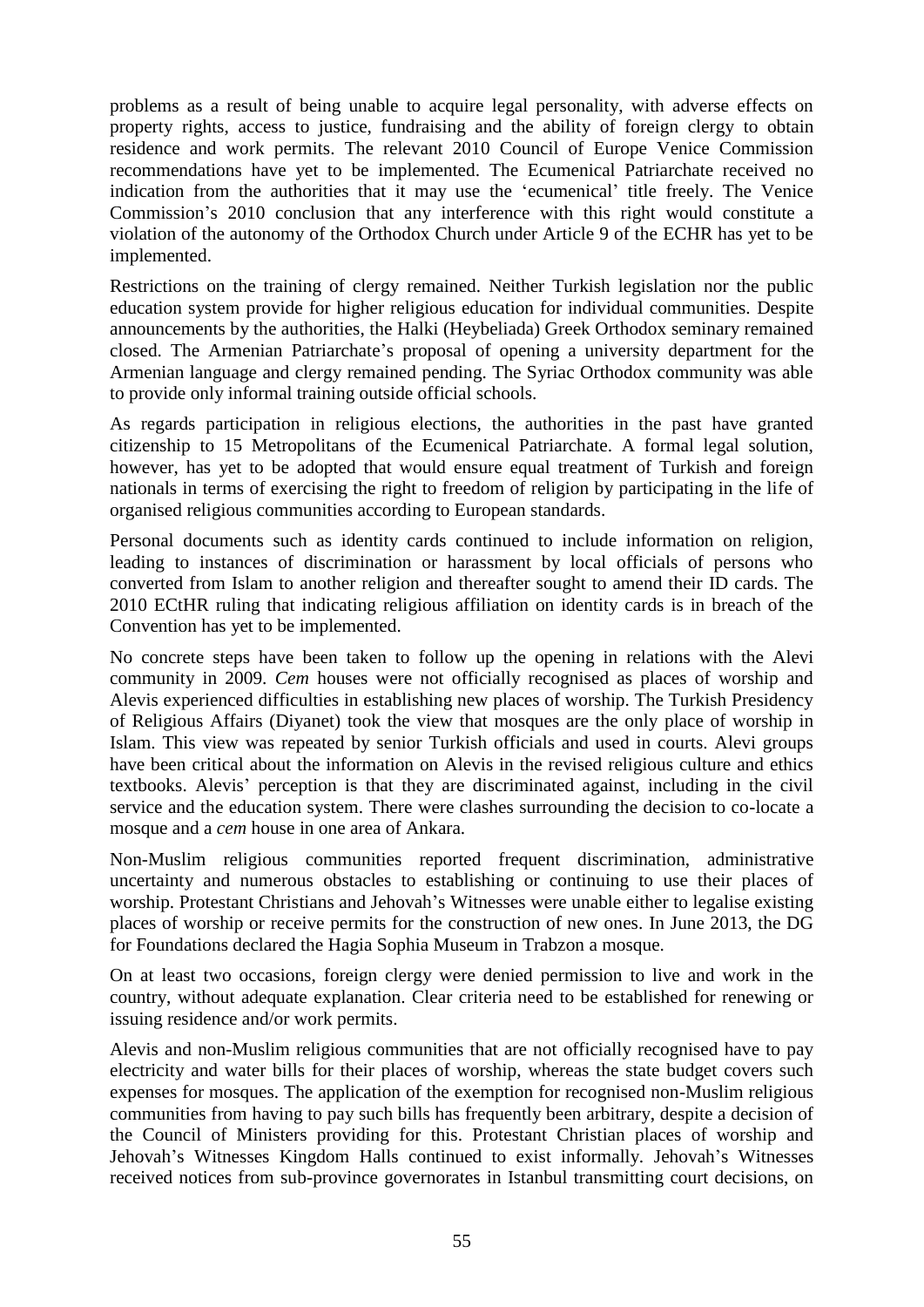problems as a result of being unable to acquire legal personality, with adverse effects on property rights, access to justice, fundraising and the ability of foreign clergy to obtain residence and work permits. The relevant 2010 Council of Europe Venice Commission recommendations have yet to be implemented. The Ecumenical Patriarchate received no indication from the authorities that it may use the 'ecumenical' title freely. The Venice Commission's 2010 conclusion that any interference with this right would constitute a violation of the autonomy of the Orthodox Church under Article 9 of the ECHR has yet to be implemented.

Restrictions on the training of clergy remained. Neither Turkish legislation nor the public education system provide for higher religious education for individual communities. Despite announcements by the authorities, the Halki (Heybeliada) Greek Orthodox seminary remained closed. The Armenian Patriarchate's proposal of opening a university department for the Armenian language and clergy remained pending. The Syriac Orthodox community was able to provide only informal training outside official schools.

As regards participation in religious elections, the authorities in the past have granted citizenship to 15 Metropolitans of the Ecumenical Patriarchate. A formal legal solution, however, has yet to be adopted that would ensure equal treatment of Turkish and foreign nationals in terms of exercising the right to freedom of religion by participating in the life of organised religious communities according to European standards.

Personal documents such as identity cards continued to include information on religion, leading to instances of discrimination or harassment by local officials of persons who converted from Islam to another religion and thereafter sought to amend their ID cards. The 2010 ECtHR ruling that indicating religious affiliation on identity cards is in breach of the Convention has yet to be implemented.

No concrete steps have been taken to follow up the opening in relations with the Alevi community in 2009. *Cem* houses were not officially recognised as places of worship and Alevis experienced difficulties in establishing new places of worship. The Turkish Presidency of Religious Affairs (Diyanet) took the view that mosques are the only place of worship in Islam. This view was repeated by senior Turkish officials and used in courts. Alevi groups have been critical about the information on Alevis in the revised religious culture and ethics textbooks. Alevis' perception is that they are discriminated against, including in the civil service and the education system. There were clashes surrounding the decision to co-locate a mosque and a *cem* house in one area of Ankara.

Non-Muslim religious communities reported frequent discrimination, administrative uncertainty and numerous obstacles to establishing or continuing to use their places of worship. Protestant Christians and Jehovah's Witnesses were unable either to legalise existing places of worship or receive permits for the construction of new ones. In June 2013, the DG for Foundations declared the Hagia Sophia Museum in Trabzon a mosque.

On at least two occasions, foreign clergy were denied permission to live and work in the country, without adequate explanation. Clear criteria need to be established for renewing or issuing residence and/or work permits.

Alevis and non-Muslim religious communities that are not officially recognised have to pay electricity and water bills for their places of worship, whereas the state budget covers such expenses for mosques. The application of the exemption for recognised non-Muslim religious communities from having to pay such bills has frequently been arbitrary, despite a decision of the Council of Ministers providing for this. Protestant Christian places of worship and Jehovah's Witnesses Kingdom Halls continued to exist informally. Jehovah's Witnesses received notices from sub-province governorates in Istanbul transmitting court decisions, on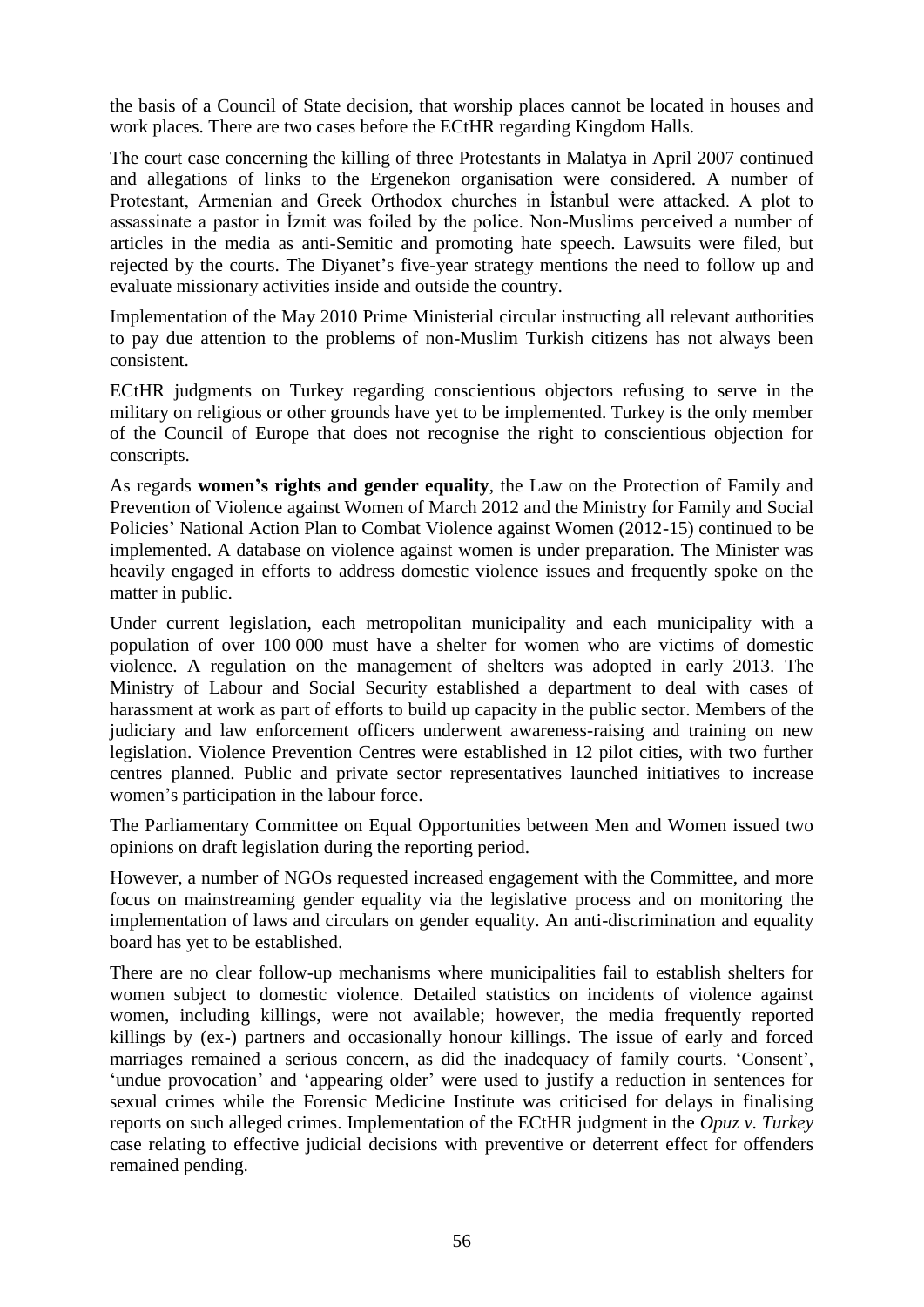the basis of a Council of State decision, that worship places cannot be located in houses and work places. There are two cases before the ECtHR regarding Kingdom Halls.

The court case concerning the killing of three Protestants in Malatya in April 2007 continued and allegations of links to the Ergenekon organisation were considered. A number of Protestant, Armenian and Greek Orthodox churches in İstanbul were attacked. A plot to assassinate a pastor in İzmit was foiled by the police. Non-Muslims perceived a number of articles in the media as anti-Semitic and promoting hate speech. Lawsuits were filed, but rejected by the courts. The Diyanet's five-year strategy mentions the need to follow up and evaluate missionary activities inside and outside the country.

Implementation of the May 2010 Prime Ministerial circular instructing all relevant authorities to pay due attention to the problems of non-Muslim Turkish citizens has not always been consistent.

ECtHR judgments on Turkey regarding conscientious objectors refusing to serve in the military on religious or other grounds have yet to be implemented. Turkey is the only member of the Council of Europe that does not recognise the right to conscientious objection for conscripts.

As regards **women's rights and gender equality**, the Law on the Protection of Family and Prevention of Violence against Women of March 2012 and the Ministry for Family and Social Policies' National Action Plan to Combat Violence against Women (2012-15) continued to be implemented. A database on violence against women is under preparation. The Minister was heavily engaged in efforts to address domestic violence issues and frequently spoke on the matter in public.

Under current legislation, each metropolitan municipality and each municipality with a population of over 100 000 must have a shelter for women who are victims of domestic violence. A regulation on the management of shelters was adopted in early 2013. The Ministry of Labour and Social Security established a department to deal with cases of harassment at work as part of efforts to build up capacity in the public sector. Members of the judiciary and law enforcement officers underwent awareness-raising and training on new legislation. Violence Prevention Centres were established in 12 pilot cities, with two further centres planned. Public and private sector representatives launched initiatives to increase women's participation in the labour force.

The Parliamentary Committee on Equal Opportunities between Men and Women issued two opinions on draft legislation during the reporting period.

However, a number of NGOs requested increased engagement with the Committee, and more focus on mainstreaming gender equality via the legislative process and on monitoring the implementation of laws and circulars on gender equality. An anti-discrimination and equality board has yet to be established.

There are no clear follow-up mechanisms where municipalities fail to establish shelters for women subject to domestic violence. Detailed statistics on incidents of violence against women, including killings, were not available; however, the media frequently reported killings by (ex-) partners and occasionally honour killings. The issue of early and forced marriages remained a serious concern, as did the inadequacy of family courts. 'Consent', 'undue provocation' and 'appearing older' were used to justify a reduction in sentences for sexual crimes while the Forensic Medicine Institute was criticised for delays in finalising reports on such alleged crimes. Implementation of the ECtHR judgment in the *Opuz v. Turkey* case relating to effective judicial decisions with preventive or deterrent effect for offenders remained pending.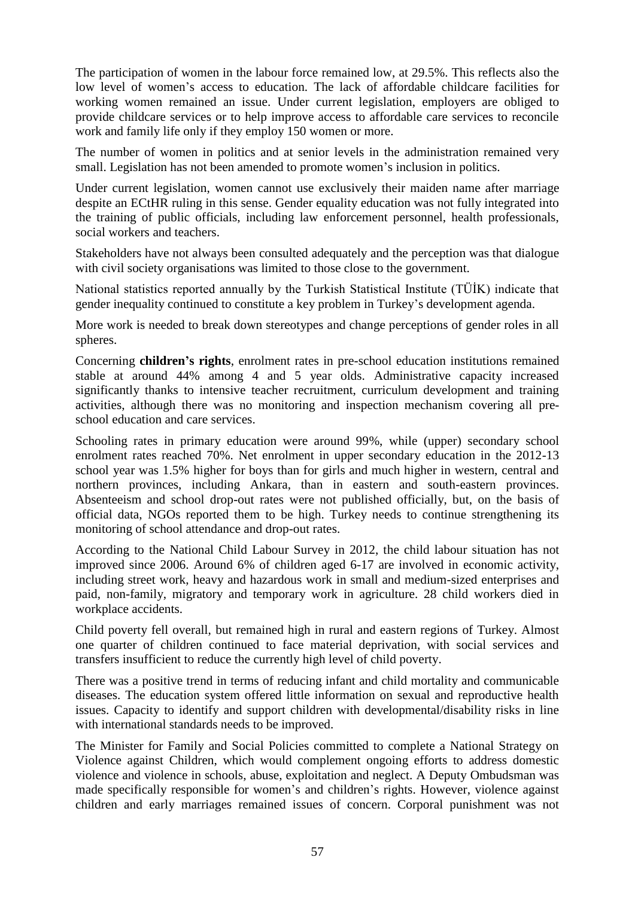The participation of women in the labour force remained low, at 29.5%. This reflects also the low level of women's access to education. The lack of affordable childcare facilities for working women remained an issue. Under current legislation, employers are obliged to provide childcare services or to help improve access to affordable care services to reconcile work and family life only if they employ 150 women or more.

The number of women in politics and at senior levels in the administration remained very small. Legislation has not been amended to promote women's inclusion in politics.

Under current legislation, women cannot use exclusively their maiden name after marriage despite an ECtHR ruling in this sense. Gender equality education was not fully integrated into the training of public officials, including law enforcement personnel, health professionals, social workers and teachers.

Stakeholders have not always been consulted adequately and the perception was that dialogue with civil society organisations was limited to those close to the government.

National statistics reported annually by the Turkish Statistical Institute (TÜİK) indicate that gender inequality continued to constitute a key problem in Turkey's development agenda.

More work is needed to break down stereotypes and change perceptions of gender roles in all spheres.

Concerning **children's rights**, enrolment rates in pre-school education institutions remained stable at around 44% among 4 and 5 year olds. Administrative capacity increased significantly thanks to intensive teacher recruitment, curriculum development and training activities, although there was no monitoring and inspection mechanism covering all pre-school education and care services.

Schooling rates in primary education were around 99%, while (upper) secondary school enrolment rates reached 70%. Net enrolment in upper secondary education in the 2012-13 school year was 1.5% higher for boys than for girls and much higher in western, central and northern provinces, including Ankara, than in eastern and south-eastern provinces. Absenteeism and school drop-out rates were not published officially, but, on the basis of official data, NGOs reported them to be high. Turkey needs to continue strengthening its monitoring of school attendance and drop-out rates.

According to the National Child Labour Survey in 2012, the child labour situation has not improved since 2006. Around 6% of children aged 6-17 are involved in economic activity, including street work, heavy and hazardous work in small and medium-sized enterprises and paid, non-family, migratory and temporary work in agriculture. 28 child workers died in workplace accidents.

Child poverty fell overall, but remained high in rural and eastern regions of Turkey. Almost one quarter of children continued to face material deprivation, with social services and transfers insufficient to reduce the currently high level of child poverty.

There was a positive trend in terms of reducing infant and child mortality and communicable diseases. The education system offered little information on sexual and reproductive health issues. Capacity to identify and support children with developmental/disability risks in line with international standards needs to be improved.

The Minister for Family and Social Policies committed to complete a National Strategy on Violence against Children, which would complement ongoing efforts to address domestic violence and violence in schools, abuse, exploitation and neglect. A Deputy Ombudsman was made specifically responsible for women's and children's rights. However, violence against children and early marriages remained issues of concern. Corporal punishment was not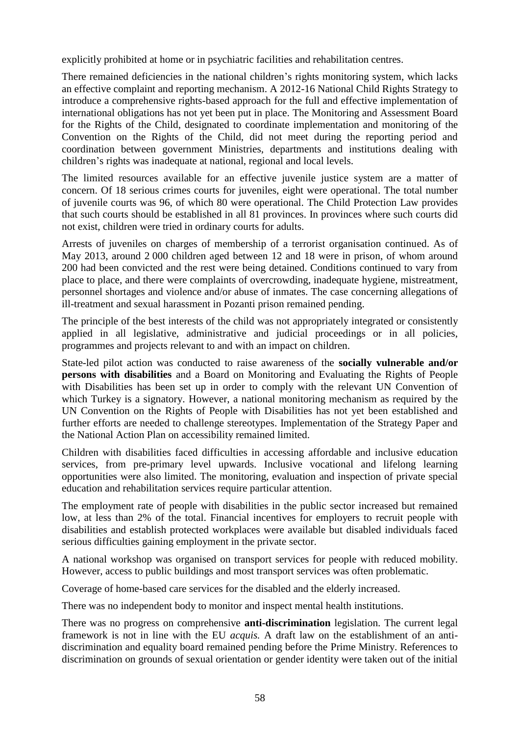explicitly prohibited at home or in psychiatric facilities and rehabilitation centres.

There remained deficiencies in the national children's rights monitoring system, which lacks an effective complaint and reporting mechanism. A 2012-16 National Child Rights Strategy to introduce a comprehensive rights-based approach for the full and effective implementation of international obligations has not yet been put in place. The Monitoring and Assessment Board for the Rights of the Child, designated to coordinate implementation and monitoring of the Convention on the Rights of the Child, did not meet during the reporting period and coordination between government Ministries, departments and institutions dealing with children's rights was inadequate at national, regional and local levels.

The limited resources available for an effective juvenile justice system are a matter of concern. Of 18 serious crimes courts for juveniles, eight were operational. The total number of juvenile courts was 96, of which 80 were operational. The Child Protection Law provides that such courts should be established in all 81 provinces. In provinces where such courts did not exist, children were tried in ordinary courts for adults.

Arrests of juveniles on charges of membership of a terrorist organisation continued. As of May 2013, around 2 000 children aged between 12 and 18 were in prison, of whom around 200 had been convicted and the rest were being detained. Conditions continued to vary from place to place, and there were complaints of overcrowding, inadequate hygiene, mistreatment, personnel shortages and violence and/or abuse of inmates. The case concerning allegations of ill-treatment and sexual harassment in Pozanti prison remained pending.

The principle of the best interests of the child was not appropriately integrated or consistently applied in all legislative, administrative and judicial proceedings or in all policies, programmes and projects relevant to and with an impact on children.

State-led pilot action was conducted to raise awareness of the **socially vulnerable and/or persons with disabilities** and a Board on Monitoring and Evaluating the Rights of People with Disabilities has been set up in order to comply with the relevant UN Convention of which Turkey is a signatory. However, a national monitoring mechanism as required by the UN Convention on the Rights of People with Disabilities has not yet been established and further efforts are needed to challenge stereotypes. Implementation of the Strategy Paper and the National Action Plan on accessibility remained limited.

Children with disabilities faced difficulties in accessing affordable and inclusive education services, from pre-primary level upwards. Inclusive vocational and lifelong learning opportunities were also limited. The monitoring, evaluation and inspection of private special education and rehabilitation services require particular attention.

The employment rate of people with disabilities in the public sector increased but remained low, at less than 2% of the total. Financial incentives for employers to recruit people with disabilities and establish protected workplaces were available but disabled individuals faced serious difficulties gaining employment in the private sector.

A national workshop was organised on transport services for people with reduced mobility. However, access to public buildings and most transport services was often problematic.

Coverage of home-based care services for the disabled and the elderly increased.

There was no independent body to monitor and inspect mental health institutions.

There was no progress on comprehensive **anti-discrimination** legislation. The current legal framework is not in line with the EU *acquis.* A draft law on the establishment of an anti-discrimination and equality board remained pending before the Prime Ministry. References to discrimination on grounds of sexual orientation or gender identity were taken out of the initial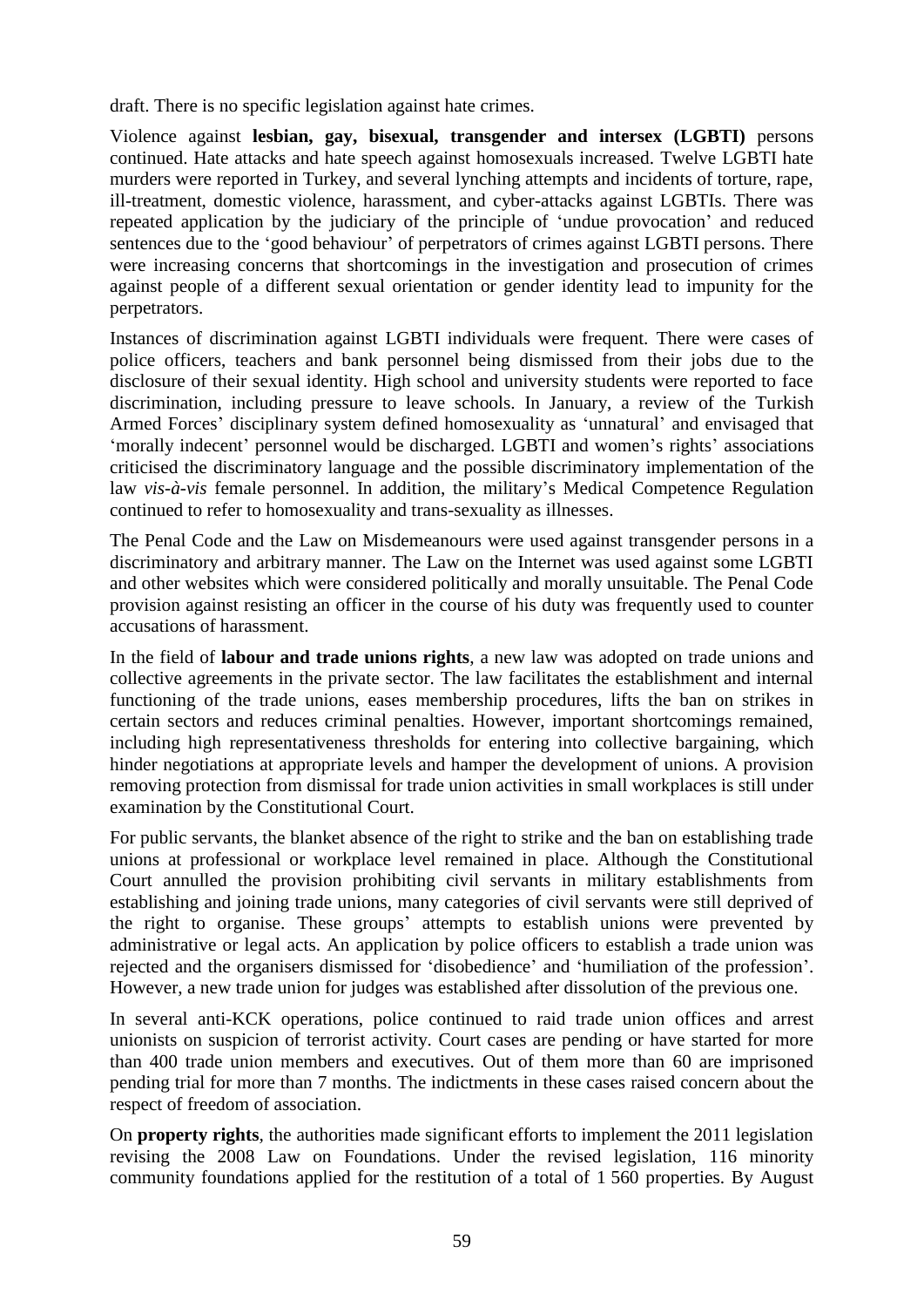draft. There is no specific legislation against hate crimes.

Violence against **lesbian, gay, bisexual, transgender and intersex (LGBTI)** persons continued. Hate attacks and hate speech against homosexuals increased. Twelve LGBTI hate murders were reported in Turkey, and several lynching attempts and incidents of torture, rape, ill-treatment, domestic violence, harassment, and cyber-attacks against LGBTIs. There was repeated application by the judiciary of the principle of 'undue provocation' and reduced sentences due to the 'good behaviour' of perpetrators of crimes against LGBTI persons. There were increasing concerns that shortcomings in the investigation and prosecution of crimes against people of a different sexual orientation or gender identity lead to impunity for the perpetrators.

Instances of discrimination against LGBTI individuals were frequent. There were cases of police officers, teachers and bank personnel being dismissed from their jobs due to the disclosure of their sexual identity. High school and university students were reported to face discrimination, including pressure to leave schools. In January, a review of the Turkish Armed Forces' disciplinary system defined homosexuality as 'unnatural' and envisaged that 'morally indecent' personnel would be discharged. LGBTI and women's rights' associations criticised the discriminatory language and the possible discriminatory implementation of the law *vis-à-vis* female personnel. In addition, the military's Medical Competence Regulation continued to refer to homosexuality and trans-sexuality as illnesses.

The Penal Code and the Law on Misdemeanours were used against transgender persons in a discriminatory and arbitrary manner. The Law on the Internet was used against some LGBTI and other websites which were considered politically and morally unsuitable. The Penal Code provision against resisting an officer in the course of his duty was frequently used to counter accusations of harassment.

In the field of **labour and trade unions rights**, a new law was adopted on trade unions and collective agreements in the private sector. The law facilitates the establishment and internal functioning of the trade unions, eases membership procedures, lifts the ban on strikes in certain sectors and reduces criminal penalties. However, important shortcomings remained, including high representativeness thresholds for entering into collective bargaining, which hinder negotiations at appropriate levels and hamper the development of unions. A provision removing protection from dismissal for trade union activities in small workplaces is still under examination by the Constitutional Court.

For public servants, the blanket absence of the right to strike and the ban on establishing trade unions at professional or workplace level remained in place. Although the Constitutional Court annulled the provision prohibiting civil servants in military establishments from establishing and joining trade unions, many categories of civil servants were still deprived of the right to organise. These groups' attempts to establish unions were prevented by administrative or legal acts. An application by police officers to establish a trade union was rejected and the organisers dismissed for 'disobedience' and 'humiliation of the profession'. However, a new trade union for judges was established after dissolution of the previous one.

In several anti-KCK operations, police continued to raid trade union offices and arrest unionists on suspicion of terrorist activity. Court cases are pending or have started for more than 400 trade union members and executives. Out of them more than 60 are imprisoned pending trial for more than 7 months. The indictments in these cases raised concern about the respect of freedom of association.

On **property rights**, the authorities made significant efforts to implement the 2011 legislation revising the 2008 Law on Foundations. Under the revised legislation, 116 minority community foundations applied for the restitution of a total of 1 560 properties. By August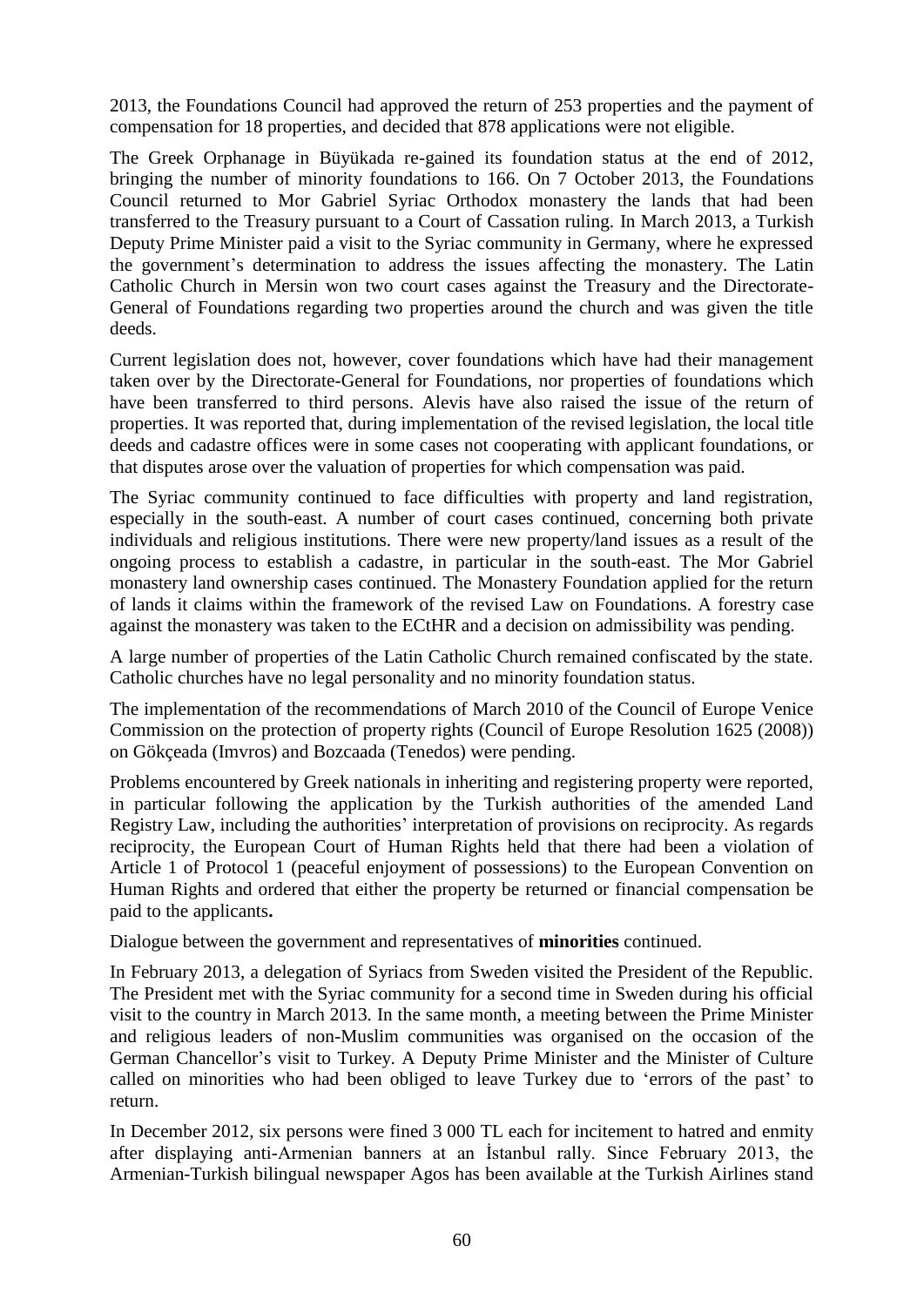2013, the Foundations Council had approved the return of 253 properties and the payment of compensation for 18 properties, and decided that 878 applications were not eligible.

The Greek Orphanage in Büyükada re-gained its foundation status at the end of 2012, bringing the number of minority foundations to 166. On 7 October 2013, the Foundations Council returned to Mor Gabriel Syriac Orthodox monastery the lands that had been transferred to the Treasury pursuant to a Court of Cassation ruling. In March 2013, a Turkish Deputy Prime Minister paid a visit to the Syriac community in Germany, where he expressed the government's determination to address the issues affecting the monastery. The Latin Catholic Church in Mersin won two court cases against the Treasury and the Directorate-General of Foundations regarding two properties around the church and was given the title deeds.

Current legislation does not, however, cover foundations which have had their management taken over by the Directorate-General for Foundations, nor properties of foundations which have been transferred to third persons. Alevis have also raised the issue of the return of properties. It was reported that, during implementation of the revised legislation, the local title deeds and cadastre offices were in some cases not cooperating with applicant foundations, or that disputes arose over the valuation of properties for which compensation was paid.

The Syriac community continued to face difficulties with property and land registration, especially in the south-east. A number of court cases continued, concerning both private individuals and religious institutions. There were new property/land issues as a result of the ongoing process to establish a cadastre, in particular in the south-east. The Mor Gabriel monastery land ownership cases continued. The Monastery Foundation applied for the return of lands it claims within the framework of the revised Law on Foundations. A forestry case against the monastery was taken to the ECtHR and a decision on admissibility was pending.

A large number of properties of the Latin Catholic Church remained confiscated by the state. Catholic churches have no legal personality and no minority foundation status.

The implementation of the recommendations of March 2010 of the Council of Europe Venice Commission on the protection of property rights (Council of Europe Resolution 1625 (2008)) on Gökçeada (Imvros) and Bozcaada (Tenedos) were pending.

Problems encountered by Greek nationals in inheriting and registering property were reported, in particular following the application by the Turkish authorities of the amended Land Registry Law, including the authorities' interpretation of provisions on reciprocity. As regards reciprocity, the European Court of Human Rights held that there had been a violation of Article 1 of Protocol 1 (peaceful enjoyment of possessions) to the European Convention on Human Rights and ordered that either the property be returned or financial compensation be paid to the applicants**.**

Dialogue between the government and representatives of **minorities** continued.

In February 2013, a delegation of Syriacs from Sweden visited the President of the Republic. The President met with the Syriac community for a second time in Sweden during his official visit to the country in March 2013. In the same month, a meeting between the Prime Minister and religious leaders of non-Muslim communities was organised on the occasion of the German Chancellor's visit to Turkey. A Deputy Prime Minister and the Minister of Culture called on minorities who had been obliged to leave Turkey due to 'errors of the past' to return.

In December 2012, six persons were fined 3 000 TL each for incitement to hatred and enmity after displaying anti-Armenian banners at an İstanbul rally. Since February 2013, the Armenian-Turkish bilingual newspaper Agos has been available at the Turkish Airlines stand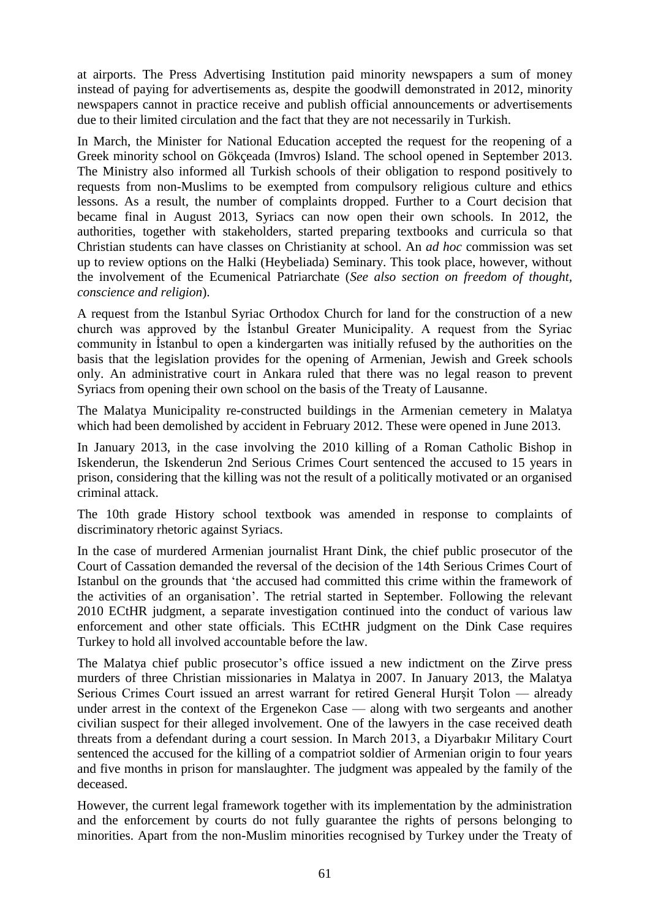at airports. The Press Advertising Institution paid minority newspapers a sum of money instead of paying for advertisements as, despite the goodwill demonstrated in 2012, minority newspapers cannot in practice receive and publish official announcements or advertisements due to their limited circulation and the fact that they are not necessarily in Turkish.

In March, the Minister for National Education accepted the request for the reopening of a Greek minority school on Gökçeada (Imvros) Island. The school opened in September 2013. The Ministry also informed all Turkish schools of their obligation to respond positively to requests from non-Muslims to be exempted from compulsory religious culture and ethics lessons. As a result, the number of complaints dropped. Further to a Court decision that became final in August 2013, Syriacs can now open their own schools. In 2012, the authorities, together with stakeholders, started preparing textbooks and curricula so that Christian students can have classes on Christianity at school. An *ad hoc* commission was set up to review options on the Halki (Heybeliada) Seminary. This took place, however, without the involvement of the Ecumenical Patriarchate (*See also section on freedom of thought, conscience and religion*).

A request from the Istanbul Syriac Orthodox Church for land for the construction of a new church was approved by the İstanbul Greater Municipality. A request from the Syriac community in İstanbul to open a kindergarten was initially refused by the authorities on the basis that the legislation provides for the opening of Armenian, Jewish and Greek schools only. An administrative court in Ankara ruled that there was no legal reason to prevent Syriacs from opening their own school on the basis of the Treaty of Lausanne.

The Malatya Municipality re-constructed buildings in the Armenian cemetery in Malatya which had been demolished by accident in February 2012. These were opened in June 2013.

In January 2013, in the case involving the 2010 killing of a Roman Catholic Bishop in Iskenderun, the Iskenderun 2nd Serious Crimes Court sentenced the accused to 15 years in prison, considering that the killing was not the result of a politically motivated or an organised criminal attack.

The 10th grade History school textbook was amended in response to complaints of discriminatory rhetoric against Syriacs.

In the case of murdered Armenian journalist Hrant Dink, the chief public prosecutor of the Court of Cassation demanded the reversal of the decision of the 14th Serious Crimes Court of Istanbul on the grounds that 'the accused had committed this crime within the framework of the activities of an organisation'. The retrial started in September. Following the relevant 2010 ECtHR judgment, a separate investigation continued into the conduct of various law enforcement and other state officials. This ECtHR judgment on the Dink Case requires Turkey to hold all involved accountable before the law.

The Malatya chief public prosecutor's office issued a new indictment on the Zirve press murders of three Christian missionaries in Malatya in 2007. In January 2013, the Malatya Serious Crimes Court issued an arrest warrant for retired General Hurşit Tolon — already under arrest in the context of the Ergenekon Case — along with two sergeants and another civilian suspect for their alleged involvement. One of the lawyers in the case received death threats from a defendant during a court session. In March 2013, a Diyarbakır Military Court sentenced the accused for the killing of a compatriot soldier of Armenian origin to four years and five months in prison for manslaughter. The judgment was appealed by the family of the deceased.

However, the current legal framework together with its implementation by the administration and the enforcement by courts do not fully guarantee the rights of persons belonging to minorities. Apart from the non-Muslim minorities recognised by Turkey under the Treaty of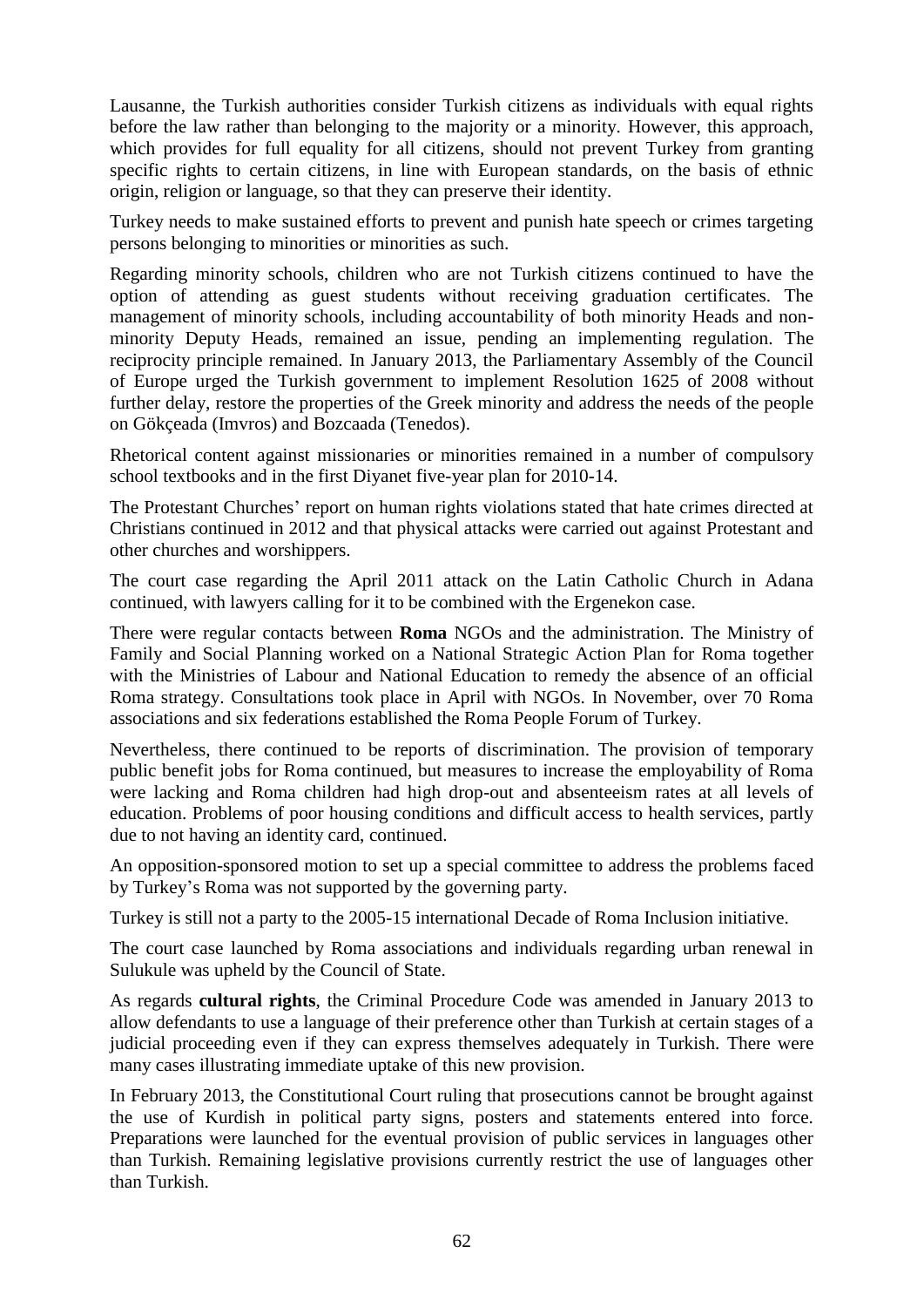Lausanne, the Turkish authorities consider Turkish citizens as individuals with equal rights before the law rather than belonging to the majority or a minority. However, this approach, which provides for full equality for all citizens, should not prevent Turkey from granting specific rights to certain citizens, in line with European standards, on the basis of ethnic origin, religion or language, so that they can preserve their identity.

Turkey needs to make sustained efforts to prevent and punish hate speech or crimes targeting persons belonging to minorities or minorities as such.

Regarding minority schools, children who are not Turkish citizens continued to have the option of attending as guest students without receiving graduation certificates. The management of minority schools, including accountability of both minority Heads and non-minority Deputy Heads, remained an issue, pending an implementing regulation. The reciprocity principle remained. In January 2013, the Parliamentary Assembly of the Council of Europe urged the Turkish government to implement Resolution 1625 of 2008 without further delay, restore the properties of the Greek minority and address the needs of the people on Gökçeada (Imvros) and Bozcaada (Tenedos).

Rhetorical content against missionaries or minorities remained in a number of compulsory school textbooks and in the first Diyanet five-year plan for 2010-14.

The Protestant Churches' report on human rights violations stated that hate crimes directed at Christians continued in 2012 and that physical attacks were carried out against Protestant and other churches and worshippers.

The court case regarding the April 2011 attack on the Latin Catholic Church in Adana continued, with lawyers calling for it to be combined with the Ergenekon case.

There were regular contacts between **Roma** NGOs and the administration. The Ministry of Family and Social Planning worked on a National Strategic Action Plan for Roma together with the Ministries of Labour and National Education to remedy the absence of an official Roma strategy. Consultations took place in April with NGOs. In November, over 70 Roma associations and six federations established the Roma People Forum of Turkey.

Nevertheless, there continued to be reports of discrimination. The provision of temporary public benefit jobs for Roma continued, but measures to increase the employability of Roma were lacking and Roma children had high drop-out and absenteeism rates at all levels of education. Problems of poor housing conditions and difficult access to health services, partly due to not having an identity card, continued.

An opposition-sponsored motion to set up a special committee to address the problems faced by Turkey's Roma was not supported by the governing party.

Turkey is still not a party to the 2005-15 international Decade of Roma Inclusion initiative.

The court case launched by Roma associations and individuals regarding urban renewal in Sulukule was upheld by the Council of State.

As regards **cultural rights**, the Criminal Procedure Code was amended in January 2013 to allow defendants to use a language of their preference other than Turkish at certain stages of a judicial proceeding even if they can express themselves adequately in Turkish. There were many cases illustrating immediate uptake of this new provision.

In February 2013, the Constitutional Court ruling that prosecutions cannot be brought against the use of Kurdish in political party signs, posters and statements entered into force. Preparations were launched for the eventual provision of public services in languages other than Turkish. Remaining legislative provisions currently restrict the use of languages other than Turkish.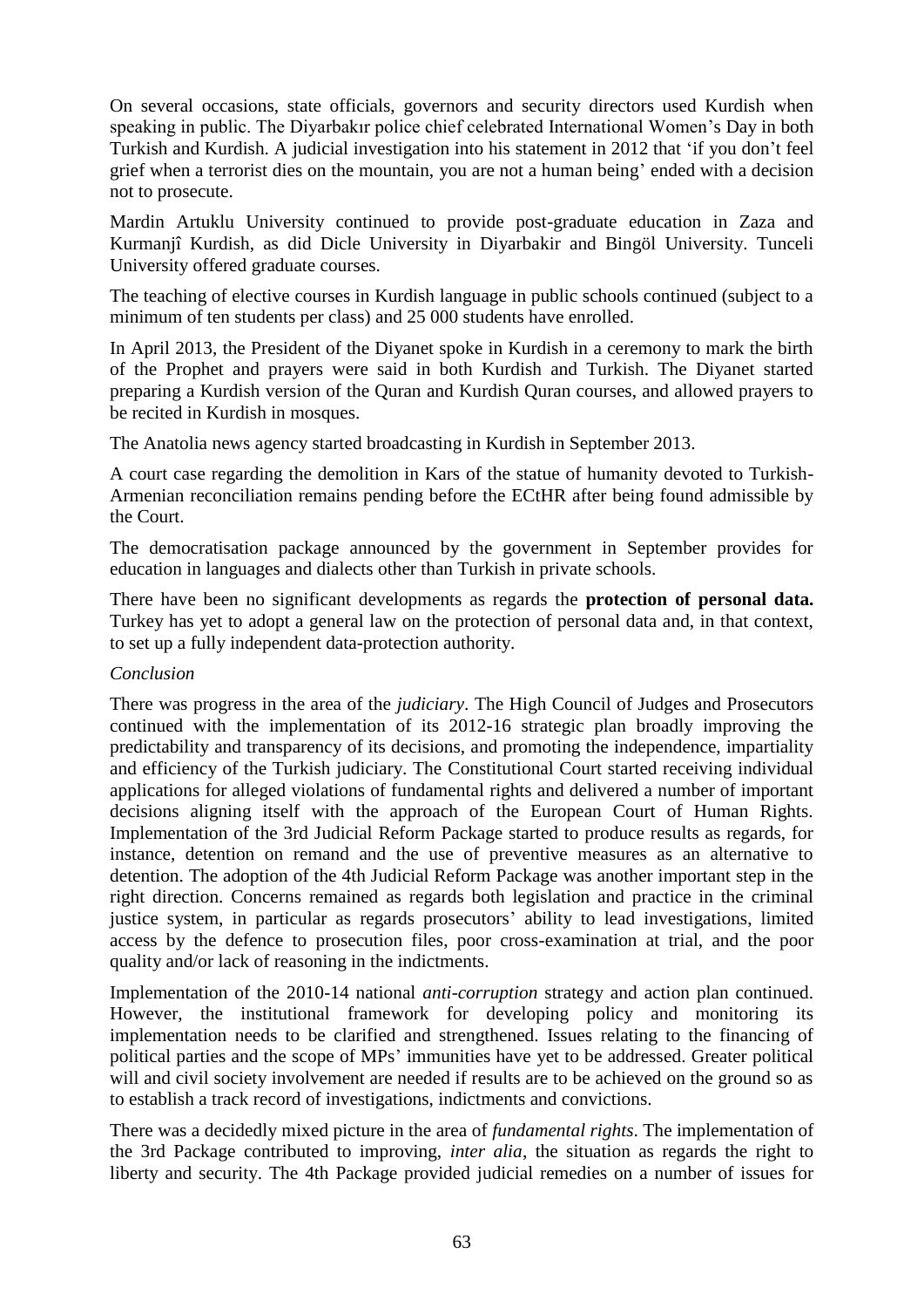On several occasions, state officials, governors and security directors used Kurdish when speaking in public. The Diyarbakır police chief celebrated International Women's Day in both Turkish and Kurdish. A judicial investigation into his statement in 2012 that 'if you don't feel grief when a terrorist dies on the mountain, you are not a human being' ended with a decision not to prosecute.

Mardin Artuklu University continued to provide post-graduate education in Zaza and Kurmanjî Kurdish, as did Dicle University in Diyarbakir and Bingöl University. Tunceli University offered graduate courses.

The teaching of elective courses in Kurdish language in public schools continued (subject to a minimum of ten students per class) and 25 000 students have enrolled.

In April 2013, the President of the Diyanet spoke in Kurdish in a ceremony to mark the birth of the Prophet and prayers were said in both Kurdish and Turkish. The Diyanet started preparing a Kurdish version of the Quran and Kurdish Quran courses, and allowed prayers to be recited in Kurdish in mosques.

The Anatolia news agency started broadcasting in Kurdish in September 2013.

A court case regarding the demolition in Kars of the statue of humanity devoted to Turkish-Armenian reconciliation remains pending before the ECtHR after being found admissible by the Court.

The democratisation package announced by the government in September provides for education in languages and dialects other than Turkish in private schools.

There have been no significant developments as regards the **protection of personal data.** Turkey has yet to adopt a general law on the protection of personal data and, in that context, to set up a fully independent data-protection authority.

*Conclusion*

There was progress in the area of the *judiciary*. The High Council of Judges and Prosecutors continued with the implementation of its 2012-16 strategic plan broadly improving the predictability and transparency of its decisions, and promoting the independence, impartiality and efficiency of the Turkish judiciary. The Constitutional Court started receiving individual applications for alleged violations of fundamental rights and delivered a number of important decisions aligning itself with the approach of the European Court of Human Rights. Implementation of the 3rd Judicial Reform Package started to produce results as regards, for instance, detention on remand and the use of preventive measures as an alternative to detention. The adoption of the 4th Judicial Reform Package was another important step in the right direction. Concerns remained as regards both legislation and practice in the criminal justice system, in particular as regards prosecutors' ability to lead investigations, limited access by the defence to prosecution files, poor cross-examination at trial, and the poor quality and/or lack of reasoning in the indictments.

Implementation of the 2010-14 national *anti-corruption* strategy and action plan continued. However, the institutional framework for developing policy and monitoring its implementation needs to be clarified and strengthened. Issues relating to the financing of political parties and the scope of MPs' immunities have yet to be addressed. Greater political will and civil society involvement are needed if results are to be achieved on the ground so as to establish a track record of investigations, indictments and convictions.

There was a decidedly mixed picture in the area of *fundamental rights*. The implementation of the 3rd Package contributed to improving, *inter alia*, the situation as regards the right to liberty and security. The 4th Package provided judicial remedies on a number of issues for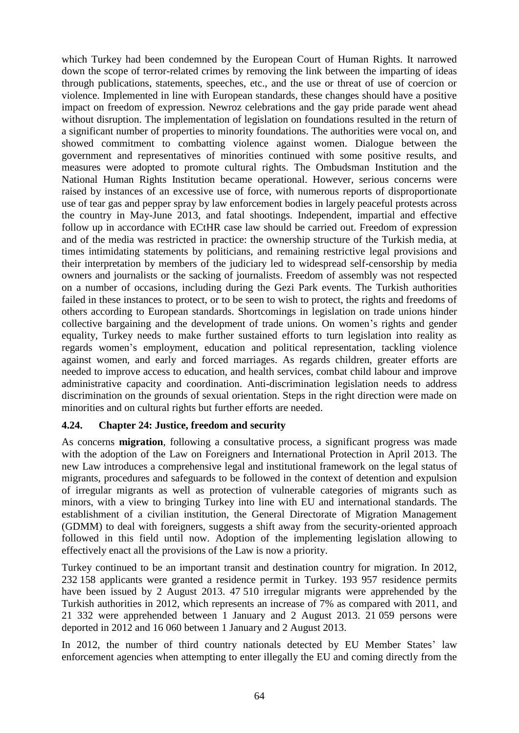which Turkey had been condemned by the European Court of Human Rights. It narrowed down the scope of terror-related crimes by removing the link between the imparting of ideas through publications, statements, speeches, etc., and the use or threat of use of coercion or violence. Implemented in line with European standards, these changes should have a positive impact on freedom of expression. Newroz celebrations and the gay pride parade went ahead without disruption. The implementation of legislation on foundations resulted in the return of a significant number of properties to minority foundations. The authorities were vocal on, and showed commitment to combatting violence against women. Dialogue between the government and representatives of minorities continued with some positive results, and measures were adopted to promote cultural rights. The Ombudsman Institution and the National Human Rights Institution became operational. However, serious concerns were raised by instances of an excessive use of force, with numerous reports of disproportionate use of tear gas and pepper spray by law enforcement bodies in largely peaceful protests across the country in May-June 2013, and fatal shootings. Independent, impartial and effective follow up in accordance with ECtHR case law should be carried out. Freedom of expression and of the media was restricted in practice: the ownership structure of the Turkish media, at times intimidating statements by politicians, and remaining restrictive legal provisions and their interpretation by members of the judiciary led to widespread self-censorship by media owners and journalists or the sacking of journalists. Freedom of assembly was not respected on a number of occasions, including during the Gezi Park events. The Turkish authorities failed in these instances to protect, or to be seen to wish to protect, the rights and freedoms of others according to European standards. Shortcomings in legislation on trade unions hinder collective bargaining and the development of trade unions. On women's rights and gender equality, Turkey needs to make further sustained efforts to turn legislation into reality as regards women's employment, education and political representation, tackling violence against women, and early and forced marriages. As regards children, greater efforts are needed to improve access to education, and health services, combat child labour and improve administrative capacity and coordination. Anti-discrimination legislation needs to address discrimination on the grounds of sexual orientation. Steps in the right direction were made on minorities and on cultural rights but further efforts are needed.

### 4.24. Chapter 24: Justice, freedom and security

As concerns **migration**, following a consultative process, a significant progress was made with the adoption of the Law on Foreigners and International Protection in April 2013. The new Law introduces a comprehensive legal and institutional framework on the legal status of migrants, procedures and safeguards to be followed in the context of detention and expulsion of irregular migrants as well as protection of vulnerable categories of migrants such as minors, with a view to bringing Turkey into line with EU and international standards. The establishment of a civilian institution, the General Directorate of Migration Management (GDMM) to deal with foreigners, suggests a shift away from the security-oriented approach followed in this field until now. Adoption of the implementing legislation allowing to effectively enact all the provisions of the Law is now a priority.

Turkey continued to be an important transit and destination country for migration. In 2012, 232 158 applicants were granted a residence permit in Turkey. 193 957 residence permits have been issued by 2 August 2013. 47 510 irregular migrants were apprehended by the Turkish authorities in 2012, which represents an increase of 7% as compared with 2011, and 21 332 were apprehended between 1 January and 2 August 2013. 21 059 persons were deported in 2012 and 16 060 between 1 January and 2 August 2013.

In 2012, the number of third country nationals detected by EU Member States' law enforcement agencies when attempting to enter illegally the EU and coming directly from the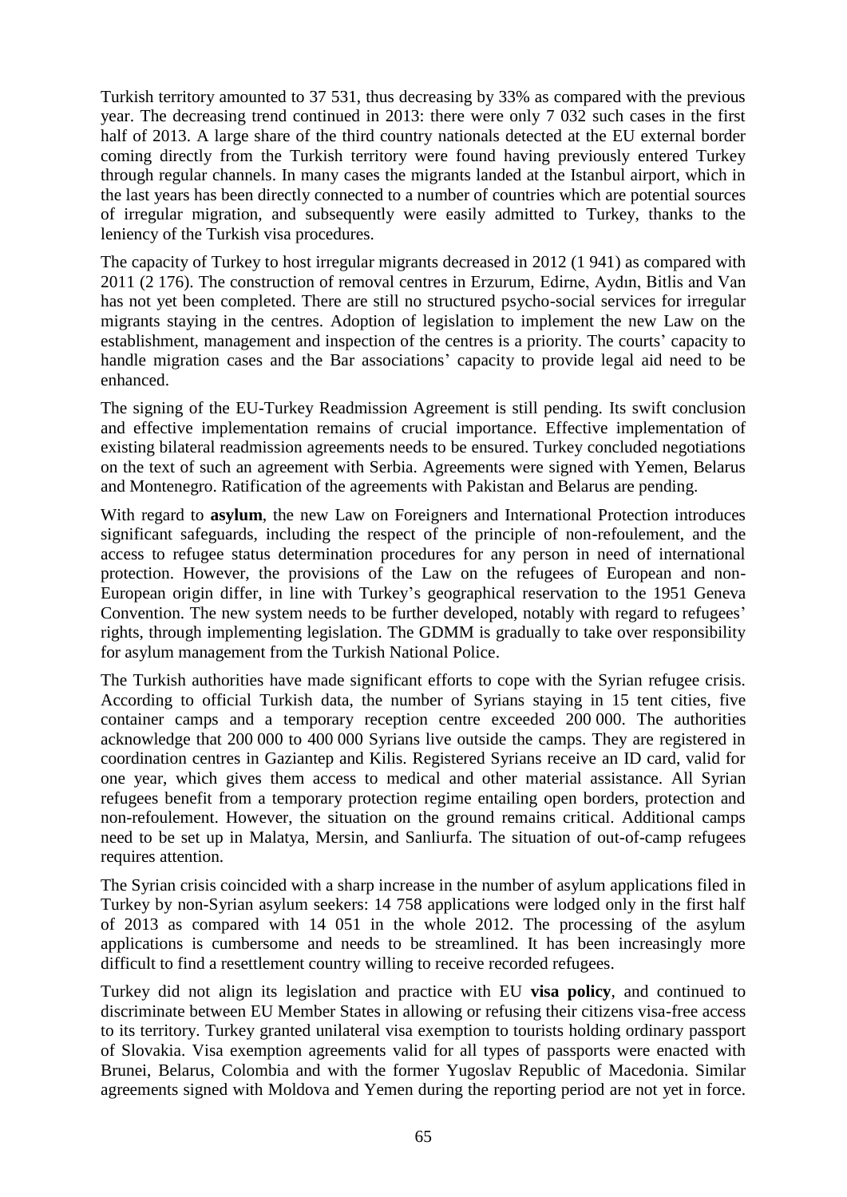Turkish territory amounted to 37 531, thus decreasing by 33% as compared with the previous year. The decreasing trend continued in 2013: there were only 7 032 such cases in the first half of 2013. A large share of the third country nationals detected at the EU external border coming directly from the Turkish territory were found having previously entered Turkey through regular channels. In many cases the migrants landed at the Istanbul airport, which in the last years has been directly connected to a number of countries which are potential sources of irregular migration, and subsequently were easily admitted to Turkey, thanks to the leniency of the Turkish visa procedures.

The capacity of Turkey to host irregular migrants decreased in 2012 (1 941) as compared with 2011 (2 176). The construction of removal centres in Erzurum, Edirne, Aydın, Bitlis and Van has not yet been completed. There are still no structured psycho-social services for irregular migrants staying in the centres. Adoption of legislation to implement the new Law on the establishment, management and inspection of the centres is a priority. The courts' capacity to handle migration cases and the Bar associations' capacity to provide legal aid need to be enhanced.

The signing of the EU-Turkey Readmission Agreement is still pending. Its swift conclusion and effective implementation remains of crucial importance. Effective implementation of existing bilateral readmission agreements needs to be ensured. Turkey concluded negotiations on the text of such an agreement with Serbia. Agreements were signed with Yemen, Belarus and Montenegro. Ratification of the agreements with Pakistan and Belarus are pending.

With regard to **asylum**, the new Law on Foreigners and International Protection introduces significant safeguards, including the respect of the principle of non-refoulement, and the access to refugee status determination procedures for any person in need of international protection. However, the provisions of the Law on the refugees of European and non-European origin differ, in line with Turkey's geographical reservation to the 1951 Geneva Convention. The new system needs to be further developed, notably with regard to refugees' rights, through implementing legislation. The GDMM is gradually to take over responsibility for asylum management from the Turkish National Police.

The Turkish authorities have made significant efforts to cope with the Syrian refugee crisis. According to official Turkish data, the number of Syrians staying in 15 tent cities, five container camps and a temporary reception centre exceeded 200 000. The authorities acknowledge that 200 000 to 400 000 Syrians live outside the camps. They are registered in coordination centres in Gaziantep and Kilis. Registered Syrians receive an ID card, valid for one year, which gives them access to medical and other material assistance. All Syrian refugees benefit from a temporary protection regime entailing open borders, protection and non-refoulement. However, the situation on the ground remains critical. Additional camps need to be set up in Malatya, Mersin, and Sanliurfa. The situation of out-of-camp refugees requires attention.

The Syrian crisis coincided with a sharp increase in the number of asylum applications filed in Turkey by non-Syrian asylum seekers: 14 758 applications were lodged only in the first half of 2013 as compared with 14 051 in the whole 2012. The processing of the asylum applications is cumbersome and needs to be streamlined. It has been increasingly more difficult to find a resettlement country willing to receive recorded refugees.

Turkey did not align its legislation and practice with EU **visa policy**, and continued to discriminate between EU Member States in allowing or refusing their citizens visa-free access to its territory. Turkey granted unilateral visa exemption to tourists holding ordinary passport of Slovakia. Visa exemption agreements valid for all types of passports were enacted with Brunei, Belarus, Colombia and with the former Yugoslav Republic of Macedonia. Similar agreements signed with Moldova and Yemen during the reporting period are not yet in force.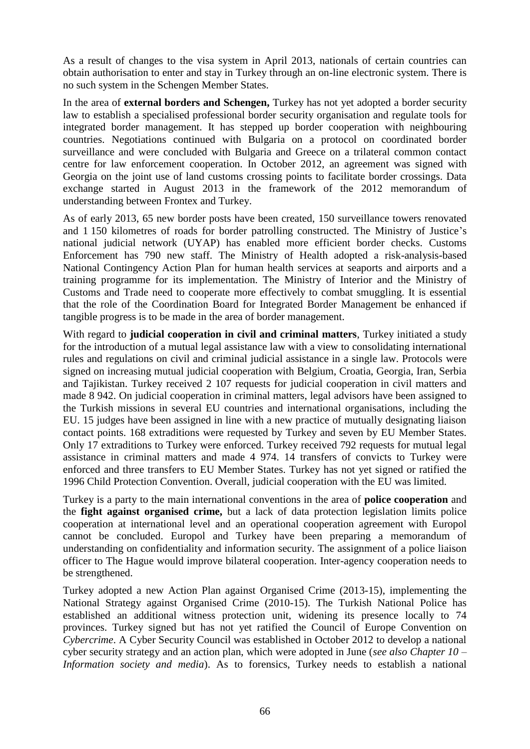As a result of changes to the visa system in April 2013, nationals of certain countries can obtain authorisation to enter and stay in Turkey through an on-line electronic system. There is no such system in the Schengen Member States.

In the area of **external borders and Schengen,** Turkey has not yet adopted a border security law to establish a specialised professional border security organisation and regulate tools for integrated border management. It has stepped up border cooperation with neighbouring countries. Negotiations continued with Bulgaria on a protocol on coordinated border surveillance and were concluded with Bulgaria and Greece on a trilateral common contact centre for law enforcement cooperation. In October 2012, an agreement was signed with Georgia on the joint use of land customs crossing points to facilitate border crossings. Data exchange started in August 2013 in the framework of the 2012 memorandum of understanding between Frontex and Turkey.

As of early 2013, 65 new border posts have been created, 150 surveillance towers renovated and 1 150 kilometres of roads for border patrolling constructed. The Ministry of Justice's national judicial network (UYAP) has enabled more efficient border checks. Customs Enforcement has 790 new staff. The Ministry of Health adopted a risk-analysis-based National Contingency Action Plan for human health services at seaports and airports and a training programme for its implementation. The Ministry of Interior and the Ministry of Customs and Trade need to cooperate more effectively to combat smuggling. It is essential that the role of the Coordination Board for Integrated Border Management be enhanced if tangible progress is to be made in the area of border management.

With regard to **judicial cooperation in civil and criminal matters**, Turkey initiated a study for the introduction of a mutual legal assistance law with a view to consolidating international rules and regulations on civil and criminal judicial assistance in a single law. Protocols were signed on increasing mutual judicial cooperation with Belgium, Croatia, Georgia, Iran, Serbia and Tajikistan. Turkey received 2 107 requests for judicial cooperation in civil matters and made 8 942. On judicial cooperation in criminal matters, legal advisors have been assigned to the Turkish missions in several EU countries and international organisations, including the EU. 15 judges have been assigned in line with a new practice of mutually designating liaison contact points. 168 extraditions were requested by Turkey and seven by EU Member States. Only 17 extraditions to Turkey were enforced. Turkey received 792 requests for mutual legal assistance in criminal matters and made 4 974. 14 transfers of convicts to Turkey were enforced and three transfers to EU Member States. Turkey has not yet signed or ratified the 1996 Child Protection Convention. Overall, judicial cooperation with the EU was limited.

Turkey is a party to the main international conventions in the area of **police cooperation** and the **fight against organised crime,** but a lack of data protection legislation limits police cooperation at international level and an operational cooperation agreement with Europol cannot be concluded. Europol and Turkey have been preparing a memorandum of understanding on confidentiality and information security. The assignment of a police liaison officer to The Hague would improve bilateral cooperation. Inter-agency cooperation needs to be strengthened.

Turkey adopted a new Action Plan against Organised Crime (2013-15), implementing the National Strategy against Organised Crime (2010-15). The Turkish National Police has established an additional witness protection unit, widening its presence locally to 74 provinces. Turkey signed but has not yet ratified the Council of Europe Convention on *Cybercrime*. A Cyber Security Council was established in October 2012 to develop a national cyber security strategy and an action plan, which were adopted in June (*see also Chapter 10 – Information society and media*). As to forensics, Turkey needs to establish a national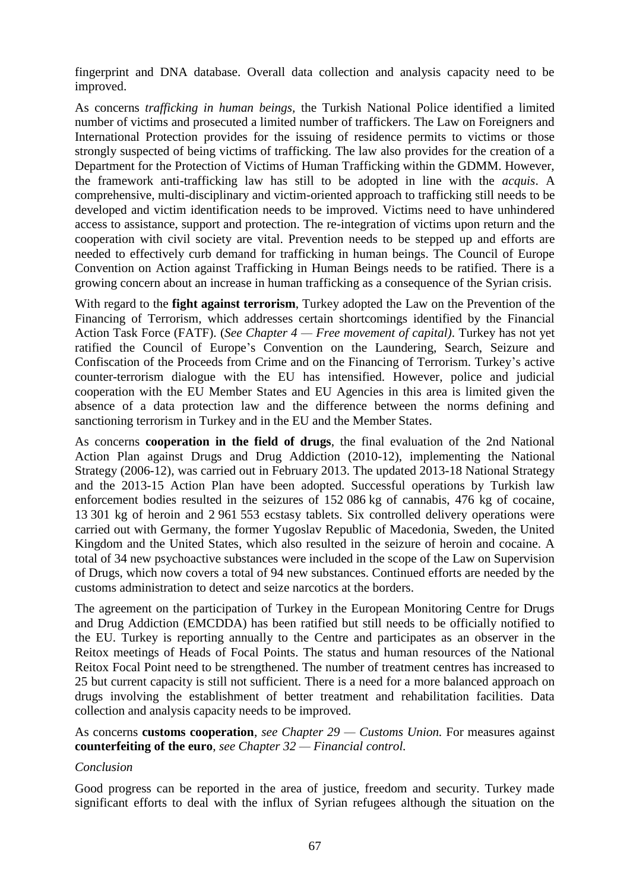fingerprint and DNA database. Overall data collection and analysis capacity need to be improved.

As concerns *trafficking in human beings,* the Turkish National Police identified a limited number of victims and prosecuted a limited number of traffickers. The Law on Foreigners and International Protection provides for the issuing of residence permits to victims or those strongly suspected of being victims of trafficking. The law also provides for the creation of a Department for the Protection of Victims of Human Trafficking within the GDMM. However, the framework anti-trafficking law has still to be adopted in line with the *acquis*. A comprehensive, multi-disciplinary and victim-oriented approach to trafficking still needs to be developed and victim identification needs to be improved. Victims need to have unhindered access to assistance, support and protection. The re-integration of victims upon return and the cooperation with civil society are vital. Prevention needs to be stepped up and efforts are needed to effectively curb demand for trafficking in human beings. The Council of Europe Convention on Action against Trafficking in Human Beings needs to be ratified. There is a growing concern about an increase in human trafficking as a consequence of the Syrian crisis.

With regard to the **fight against terrorism**, Turkey adopted the Law on the Prevention of the Financing of Terrorism, which addresses certain shortcomings identified by the Financial Action Task Force (FATF). (*See Chapter 4 — Free movement of capital)*. Turkey has not yet ratified the Council of Europe's Convention on the Laundering, Search, Seizure and Confiscation of the Proceeds from Crime and on the Financing of Terrorism. Turkey's active counter-terrorism dialogue with the EU has intensified. However, police and judicial cooperation with the EU Member States and EU Agencies in this area is limited given the absence of a data protection law and the difference between the norms defining and sanctioning terrorism in Turkey and in the EU and the Member States.

As concerns **cooperation in the field of drugs**, the final evaluation of the 2nd National Action Plan against Drugs and Drug Addiction (2010-12), implementing the National Strategy (2006-12), was carried out in February 2013. The updated 2013-18 National Strategy and the 2013-15 Action Plan have been adopted. Successful operations by Turkish law enforcement bodies resulted in the seizures of 152 086 kg of cannabis, 476 kg of cocaine, 13 301 kg of heroin and 2 961 553 ecstasy tablets. Six controlled delivery operations were carried out with Germany, the former Yugoslav Republic of Macedonia, Sweden, the United Kingdom and the United States, which also resulted in the seizure of heroin and cocaine. A total of 34 new psychoactive substances were included in the scope of the Law on Supervision of Drugs, which now covers a total of 94 new substances. Continued efforts are needed by the customs administration to detect and seize narcotics at the borders.

The agreement on the participation of Turkey in the European Monitoring Centre for Drugs and Drug Addiction (EMCDDA) has been ratified but still needs to be officially notified to the EU. Turkey is reporting annually to the Centre and participates as an observer in the Reitox meetings of Heads of Focal Points. The status and human resources of the National Reitox Focal Point need to be strengthened. The number of treatment centres has increased to 25 but current capacity is still not sufficient. There is a need for a more balanced approach on drugs involving the establishment of better treatment and rehabilitation facilities. Data collection and analysis capacity needs to be improved.

As concerns **customs cooperation**, *see Chapter 29 — Customs Union.* For measures against **counterfeiting of the euro**, *see Chapter 32 — Financial control.*

*Conclusion*

Good progress can be reported in the area of justice, freedom and security. Turkey made significant efforts to deal with the influx of Syrian refugees although the situation on the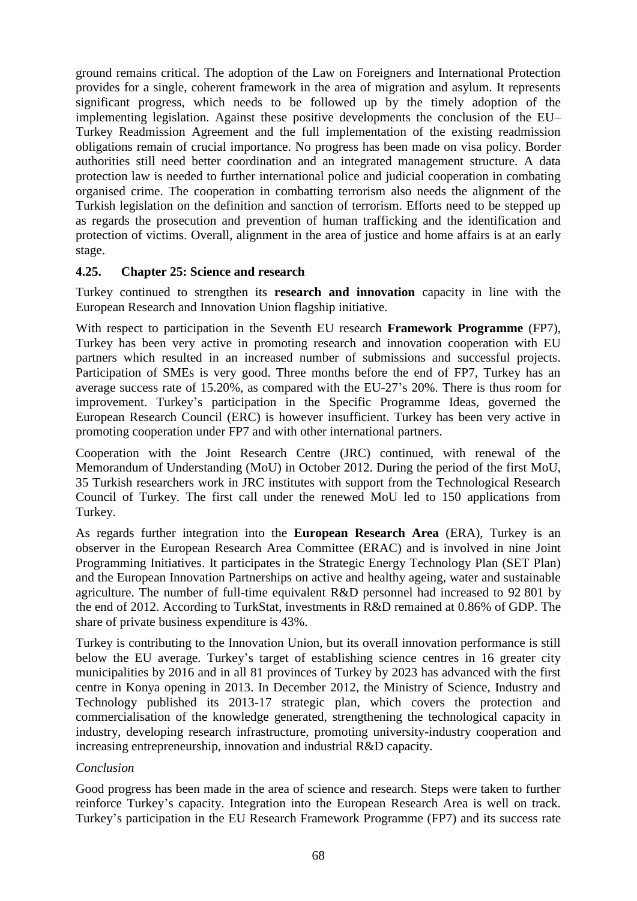ground remains critical. The adoption of the Law on Foreigners and International Protection provides for a single, coherent framework in the area of migration and asylum. It represents significant progress, which needs to be followed up by the timely adoption of the implementing legislation. Against these positive developments the conclusion of the EU–Turkey Readmission Agreement and the full implementation of the existing readmission obligations remain of crucial importance. No progress has been made on visa policy. Border authorities still need better coordination and an integrated management structure. A data protection law is needed to further international police and judicial cooperation in combating organised crime. The cooperation in combatting terrorism also needs the alignment of the Turkish legislation on the definition and sanction of terrorism. Efforts need to be stepped up as regards the prosecution and prevention of human trafficking and the identification and protection of victims. Overall, alignment in the area of justice and home affairs is at an early stage.

### 4.25. Chapter 25: Science and research

Turkey continued to strengthen its **research and innovation** capacity in line with the European Research and Innovation Union flagship initiative.

With respect to participation in the Seventh EU research **Framework Programme** (FP7), Turkey has been very active in promoting research and innovation cooperation with EU partners which resulted in an increased number of submissions and successful projects. Participation of SMEs is very good. Three months before the end of FP7, Turkey has an average success rate of 15.20%, as compared with the EU-27's 20%. There is thus room for improvement. Turkey's participation in the Specific Programme Ideas, governed the European Research Council (ERC) is however insufficient. Turkey has been very active in promoting cooperation under FP7 and with other international partners.

Cooperation with the Joint Research Centre (JRC) continued, with renewal of the Memorandum of Understanding (MoU) in October 2012. During the period of the first MoU, 35 Turkish researchers work in JRC institutes with support from the Technological Research Council of Turkey. The first call under the renewed MoU led to 150 applications from Turkey.

As regards further integration into the **European Research Area** (ERA), Turkey is an observer in the European Research Area Committee (ERAC) and is involved in nine Joint Programming Initiatives. It participates in the Strategic Energy Technology Plan (SET Plan) and the European Innovation Partnerships on active and healthy ageing, water and sustainable agriculture. The number of full-time equivalent R&D personnel had increased to 92 801 by the end of 2012. According to TurkStat, investments in R&D remained at 0.86% of GDP. The share of private business expenditure is 43%.

Turkey is contributing to the Innovation Union, but its overall innovation performance is still below the EU average. Turkey's target of establishing science centres in 16 greater city municipalities by 2016 and in all 81 provinces of Turkey by 2023 has advanced with the first centre in Konya opening in 2013. In December 2012, the Ministry of Science, Industry and Technology published its 2013-17 strategic plan, which covers the protection and commercialisation of the knowledge generated, strengthening the technological capacity in industry, developing research infrastructure, promoting university-industry cooperation and increasing entrepreneurship, innovation and industrial R&D capacity.

*Conclusion*

Good progress has been made in the area of science and research. Steps were taken to further reinforce Turkey's capacity. Integration into the European Research Area is well on track. Turkey's participation in the EU Research Framework Programme (FP7) and its success rate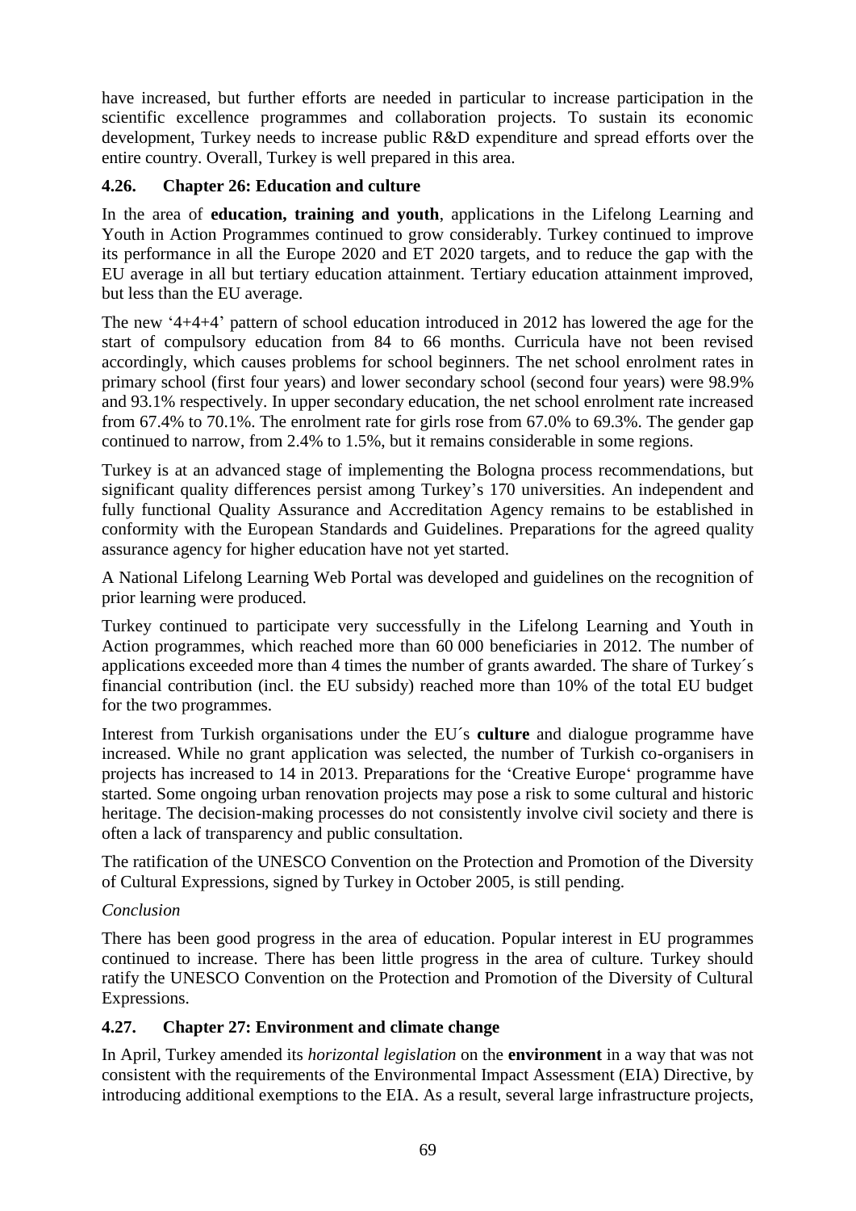have increased, but further efforts are needed in particular to increase participation in the scientific excellence programmes and collaboration projects. To sustain its economic development, Turkey needs to increase public R&D expenditure and spread efforts over the entire country. Overall, Turkey is well prepared in this area.

### 4.26. Chapter 26: Education and culture

In the area of **education, training and youth**, applications in the Lifelong Learning and Youth in Action Programmes continued to grow considerably. Turkey continued to improve its performance in all the Europe 2020 and ET 2020 targets, and to reduce the gap with the EU average in all but tertiary education attainment. Tertiary education attainment improved, but less than the EU average.

The new '4+4+4' pattern of school education introduced in 2012 has lowered the age for the start of compulsory education from 84 to 66 months. Curricula have not been revised accordingly, which causes problems for school beginners. The net school enrolment rates in primary school (first four years) and lower secondary school (second four years) were 98.9% and 93.1% respectively. In upper secondary education, the net school enrolment rate increased from 67.4% to 70.1%. The enrolment rate for girls rose from 67.0% to 69.3%. The gender gap continued to narrow, from 2.4% to 1.5%, but it remains considerable in some regions.

Turkey is at an advanced stage of implementing the Bologna process recommendations, but significant quality differences persist among Turkey's 170 universities. An independent and fully functional Quality Assurance and Accreditation Agency remains to be established in conformity with the European Standards and Guidelines. Preparations for the agreed quality assurance agency for higher education have not yet started.

A National Lifelong Learning Web Portal was developed and guidelines on the recognition of prior learning were produced.

Turkey continued to participate very successfully in the Lifelong Learning and Youth in Action programmes, which reached more than 60 000 beneficiaries in 2012. The number of applications exceeded more than 4 times the number of grants awarded. The share of Turkey´s financial contribution (incl. the EU subsidy) reached more than 10% of the total EU budget for the two programmes.

Interest from Turkish organisations under the EU´s **culture** and dialogue programme have increased. While no grant application was selected, the number of Turkish co-organisers in projects has increased to 14 in 2013. Preparations for the 'Creative Europe' programme have started. Some ongoing urban renovation projects may pose a risk to some cultural and historic heritage. The decision-making processes do not consistently involve civil society and there is often a lack of transparency and public consultation.

The ratification of the UNESCO Convention on the Protection and Promotion of the Diversity of Cultural Expressions, signed by Turkey in October 2005, is still pending.

*Conclusion*

There has been good progress in the area of education. Popular interest in EU programmes continued to increase. There has been little progress in the area of culture. Turkey should ratify the UNESCO Convention on the Protection and Promotion of the Diversity of Cultural Expressions.

### 4.27. Chapter 27: Environment and climate change

In April, Turkey amended its *horizontal legislation* on the **environment** in a way that was not consistent with the requirements of the Environmental Impact Assessment (EIA) Directive, by introducing additional exemptions to the EIA. As a result, several large infrastructure projects,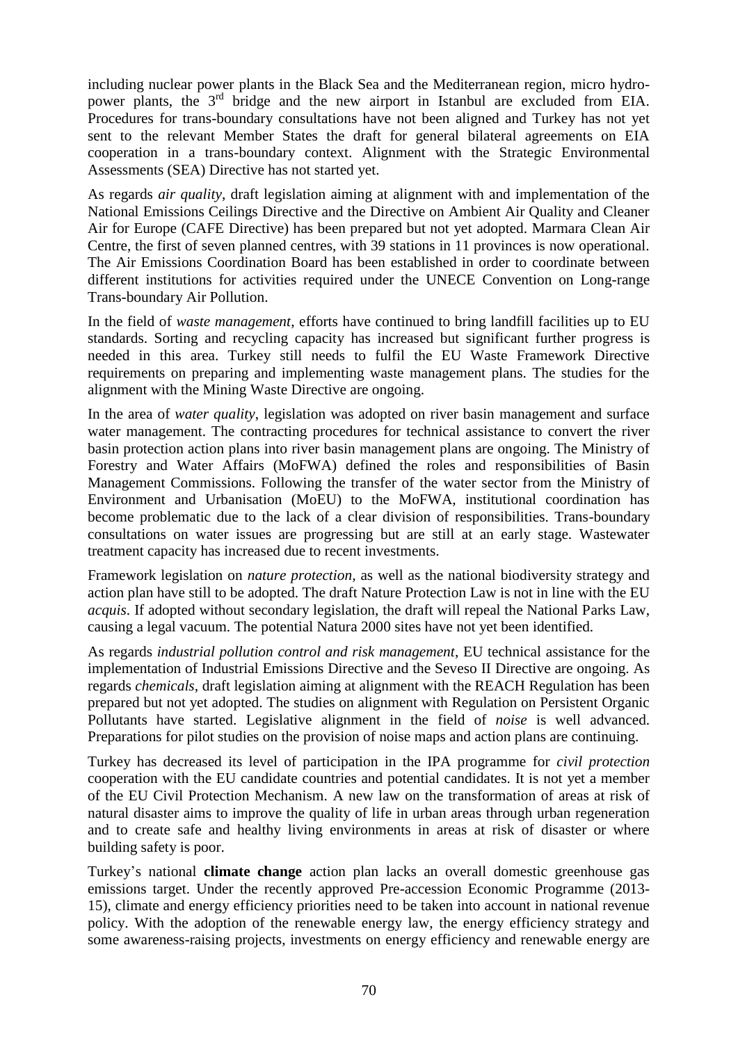including nuclear power plants in the Black Sea and the Mediterranean region, micro hydro-power plants, the 3rd bridge and the new airport in Istanbul are excluded from EIA. Procedures for trans-boundary consultations have not been aligned and Turkey has not yet sent to the relevant Member States the draft for general bilateral agreements on EIA cooperation in a trans-boundary context. Alignment with the Strategic Environmental Assessments (SEA) Directive has not started yet.

As regards *air quality*, draft legislation aiming at alignment with and implementation of the National Emissions Ceilings Directive and the Directive on Ambient Air Quality and Cleaner Air for Europe (CAFE Directive) has been prepared but not yet adopted. Marmara Clean Air Centre, the first of seven planned centres, with 39 stations in 11 provinces is now operational. The Air Emissions Coordination Board has been established in order to coordinate between different institutions for activities required under the UNECE Convention on Long-range Trans-boundary Air Pollution.

In the field of *waste management*, efforts have continued to bring landfill facilities up to EU standards. Sorting and recycling capacity has increased but significant further progress is needed in this area. Turkey still needs to fulfil the EU Waste Framework Directive requirements on preparing and implementing waste management plans. The studies for the alignment with the Mining Waste Directive are ongoing.

In the area of *water quality*, legislation was adopted on river basin management and surface water management. The contracting procedures for technical assistance to convert the river basin protection action plans into river basin management plans are ongoing. The Ministry of Forestry and Water Affairs (MoFWA) defined the roles and responsibilities of Basin Management Commissions. Following the transfer of the water sector from the Ministry of Environment and Urbanisation (MoEU) to the MoFWA, institutional coordination has become problematic due to the lack of a clear division of responsibilities. Trans-boundary consultations on water issues are progressing but are still at an early stage. Wastewater treatment capacity has increased due to recent investments.

Framework legislation on *nature protection*, as well as the national biodiversity strategy and action plan have still to be adopted. The draft Nature Protection Law is not in line with the EU *acquis*. If adopted without secondary legislation, the draft will repeal the National Parks Law, causing a legal vacuum. The potential Natura 2000 sites have not yet been identified.

As regards *industrial pollution control and risk management*, EU technical assistance for the implementation of Industrial Emissions Directive and the Seveso II Directive are ongoing. As regards *chemicals*, draft legislation aiming at alignment with the REACH Regulation has been prepared but not yet adopted. The studies on alignment with Regulation on Persistent Organic Pollutants have started. Legislative alignment in the field of *noise* is well advanced. Preparations for pilot studies on the provision of noise maps and action plans are continuing.

Turkey has decreased its level of participation in the IPA programme for *civil protection* cooperation with the EU candidate countries and potential candidates. It is not yet a member of the EU Civil Protection Mechanism. A new law on the transformation of areas at risk of natural disaster aims to improve the quality of life in urban areas through urban regeneration and to create safe and healthy living environments in areas at risk of disaster or where building safety is poor.

Turkey's national **climate change** action plan lacks an overall domestic greenhouse gas emissions target. Under the recently approved Pre-accession Economic Programme (2013-15), climate and energy efficiency priorities need to be taken into account in national revenue policy. With the adoption of the renewable energy law, the energy efficiency strategy and some awareness-raising projects, investments on energy efficiency and renewable energy are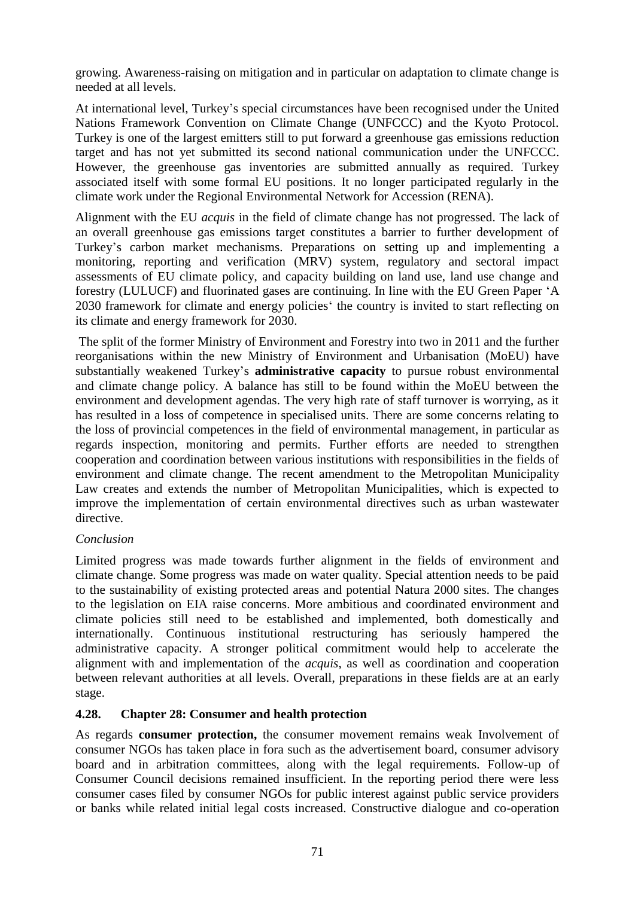growing. Awareness-raising on mitigation and in particular on adaptation to climate change is needed at all levels.

At international level, Turkey's special circumstances have been recognised under the United Nations Framework Convention on Climate Change (UNFCCC) and the Kyoto Protocol. Turkey is one of the largest emitters still to put forward a greenhouse gas emissions reduction target and has not yet submitted its second national communication under the UNFCCC. However, the greenhouse gas inventories are submitted annually as required. Turkey associated itself with some formal EU positions. It no longer participated regularly in the climate work under the Regional Environmental Network for Accession (RENA).

Alignment with the EU *acquis* in the field of climate change has not progressed. The lack of an overall greenhouse gas emissions target constitutes a barrier to further development of Turkey's carbon market mechanisms. Preparations on setting up and implementing a monitoring, reporting and verification (MRV) system, regulatory and sectoral impact assessments of EU climate policy, and capacity building on land use, land use change and forestry (LULUCF) and fluorinated gases are continuing. In line with the EU Green Paper 'A 2030 framework for climate and energy policies' the country is invited to start reflecting on its climate and energy framework for 2030.

The split of the former Ministry of Environment and Forestry into two in 2011 and the further reorganisations within the new Ministry of Environment and Urbanisation (MoEU) have substantially weakened Turkey's **administrative capacity** to pursue robust environmental and climate change policy. A balance has still to be found within the MoEU between the environment and development agendas. The very high rate of staff turnover is worrying, as it has resulted in a loss of competence in specialised units. There are some concerns relating to the loss of provincial competences in the field of environmental management, in particular as regards inspection, monitoring and permits. Further efforts are needed to strengthen cooperation and coordination between various institutions with responsibilities in the fields of environment and climate change. The recent amendment to the Metropolitan Municipality Law creates and extends the number of Metropolitan Municipalities, which is expected to improve the implementation of certain environmental directives such as urban wastewater directive.

*Conclusion*

Limited progress was made towards further alignment in the fields of environment and climate change. Some progress was made on water quality. Special attention needs to be paid to the sustainability of existing protected areas and potential Natura 2000 sites. The changes to the legislation on EIA raise concerns. More ambitious and coordinated environment and climate policies still need to be established and implemented, both domestically and internationally. Continuous institutional restructuring has seriously hampered the administrative capacity. A stronger political commitment would help to accelerate the alignment with and implementation of the *acquis*, as well as coordination and cooperation between relevant authorities at all levels. Overall, preparations in these fields are at an early stage.

### 4.28. Chapter 28: Consumer and health protection

As regards **consumer protection,** the consumer movement remains weak Involvement of consumer NGOs has taken place in fora such as the advertisement board, consumer advisory board and in arbitration committees, along with the legal requirements. Follow-up of Consumer Council decisions remained insufficient. In the reporting period there were less consumer cases filed by consumer NGOs for public interest against public service providers or banks while related initial legal costs increased. Constructive dialogue and co-operation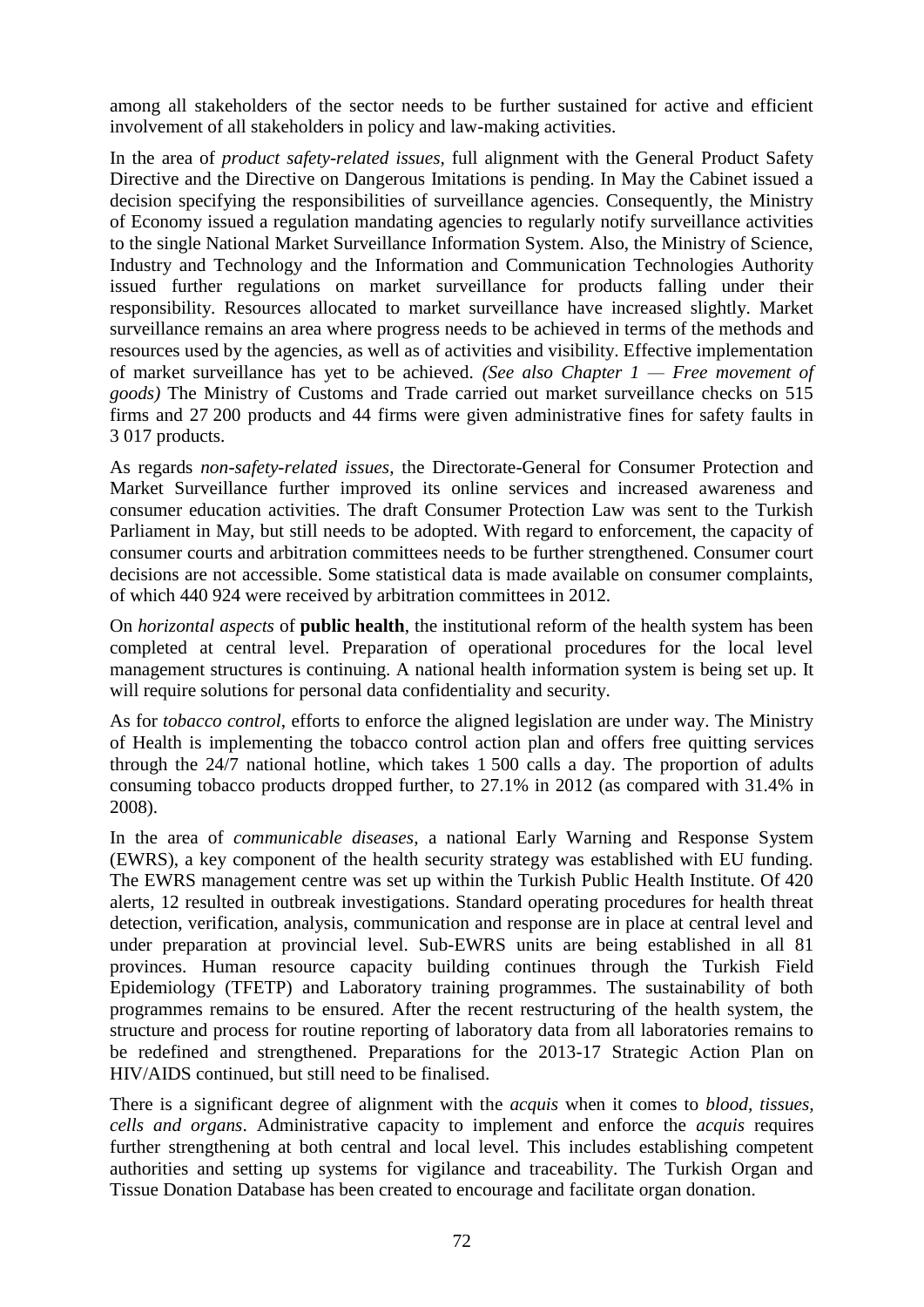among all stakeholders of the sector needs to be further sustained for active and efficient involvement of all stakeholders in policy and law-making activities.

In the area of *product safety-related issues,* full alignment with the General Product Safety Directive and the Directive on Dangerous Imitations is pending. In May the Cabinet issued a decision specifying the responsibilities of surveillance agencies. Consequently, the Ministry of Economy issued a regulation mandating agencies to regularly notify surveillance activities to the single National Market Surveillance Information System. Also, the Ministry of Science, Industry and Technology and the Information and Communication Technologies Authority issued further regulations on market surveillance for products falling under their responsibility. Resources allocated to market surveillance have increased slightly. Market surveillance remains an area where progress needs to be achieved in terms of the methods and resources used by the agencies, as well as of activities and visibility. Effective implementation of market surveillance has yet to be achieved. *(See also Chapter 1 — Free movement of goods)* The Ministry of Customs and Trade carried out market surveillance checks on 515 firms and 27 200 products and 44 firms were given administrative fines for safety faults in 3 017 products.

As regards *non-safety-related issues*, the Directorate-General for Consumer Protection and Market Surveillance further improved its online services and increased awareness and consumer education activities. The draft Consumer Protection Law was sent to the Turkish Parliament in May, but still needs to be adopted. With regard to enforcement, the capacity of consumer courts and arbitration committees needs to be further strengthened. Consumer court decisions are not accessible. Some statistical data is made available on consumer complaints, of which 440 924 were received by arbitration committees in 2012.

On *horizontal aspects* of **public health**, the institutional reform of the health system has been completed at central level. Preparation of operational procedures for the local level management structures is continuing. A national health information system is being set up. It will require solutions for personal data confidentiality and security.

As for *tobacco control*, efforts to enforce the aligned legislation are under way. The Ministry of Health is implementing the tobacco control action plan and offers free quitting services through the 24/7 national hotline, which takes 1 500 calls a day. The proportion of adults consuming tobacco products dropped further, to 27.1% in 2012 (as compared with 31.4% in 2008).

In the area of *communicable diseases*, a national Early Warning and Response System (EWRS), a key component of the health security strategy was established with EU funding. The EWRS management centre was set up within the Turkish Public Health Institute. Of 420 alerts, 12 resulted in outbreak investigations. Standard operating procedures for health threat detection, verification, analysis, communication and response are in place at central level and under preparation at provincial level. Sub-EWRS units are being established in all 81 provinces. Human resource capacity building continues through the Turkish Field Epidemiology (TFETP) and Laboratory training programmes. The sustainability of both programmes remains to be ensured. After the recent restructuring of the health system, the structure and process for routine reporting of laboratory data from all laboratories remains to be redefined and strengthened. Preparations for the 2013-17 Strategic Action Plan on HIV/AIDS continued, but still need to be finalised.

There is a significant degree of alignment with the *acquis* when it comes to *blood, tissues, cells and organs*. Administrative capacity to implement and enforce the *acquis* requires further strengthening at both central and local level. This includes establishing competent authorities and setting up systems for vigilance and traceability. The Turkish Organ and Tissue Donation Database has been created to encourage and facilitate organ donation.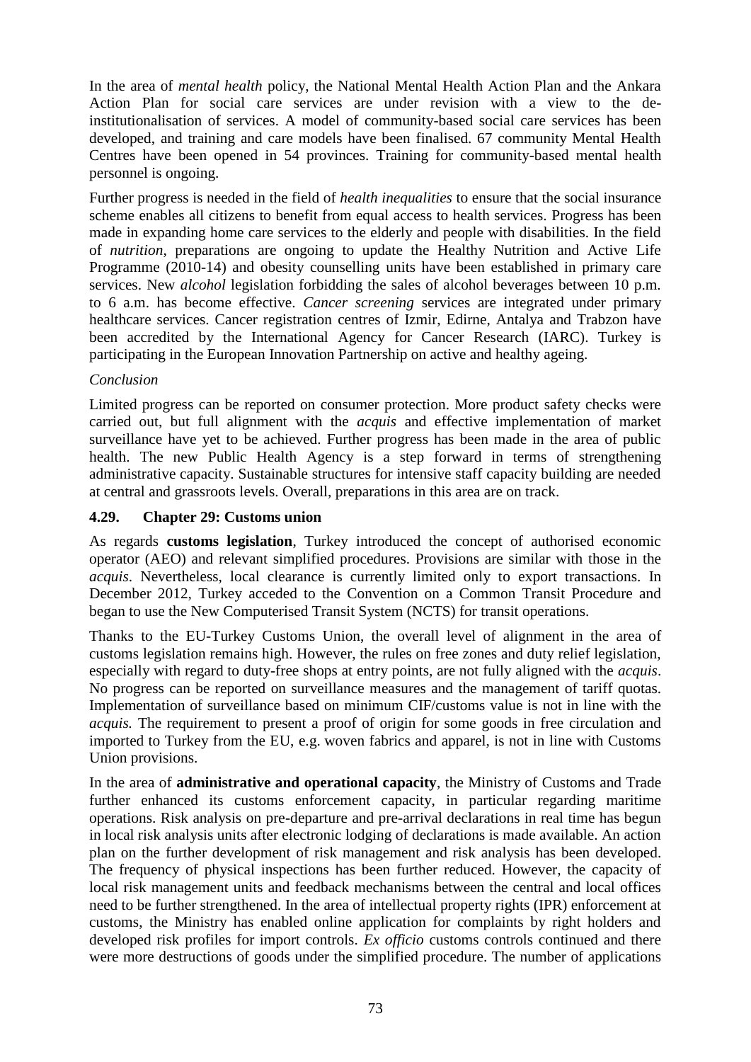In the area of *mental health* policy, the National Mental Health Action Plan and the Ankara Action Plan for social care services are under revision with a view to the de-institutionalisation of services. A model of community-based social care services has been developed, and training and care models have been finalised. 67 community Mental Health Centres have been opened in 54 provinces. Training for community-based mental health personnel is ongoing.

Further progress is needed in the field of *health inequalities* to ensure that the social insurance scheme enables all citizens to benefit from equal access to health services. Progress has been made in expanding home care services to the elderly and people with disabilities. In the field of *nutrition*, preparations are ongoing to update the Healthy Nutrition and Active Life Programme (2010-14) and obesity counselling units have been established in primary care services. New *alcohol* legislation forbidding the sales of alcohol beverages between 10 p.m. to 6 a.m. has become effective. *Cancer screening* services are integrated under primary healthcare services. Cancer registration centres of Izmir, Edirne, Antalya and Trabzon have been accredited by the International Agency for Cancer Research (IARC). Turkey is participating in the European Innovation Partnership on active and healthy ageing.

*Conclusion*

Limited progress can be reported on consumer protection. More product safety checks were carried out, but full alignment with the *acquis* and effective implementation of market surveillance have yet to be achieved. Further progress has been made in the area of public health. The new Public Health Agency is a step forward in terms of strengthening administrative capacity. Sustainable structures for intensive staff capacity building are needed at central and grassroots levels. Overall, preparations in this area are on track.

### 4.29. Chapter 29: Customs union

As regards **customs legislation**, Turkey introduced the concept of authorised economic operator (AEO) and relevant simplified procedures. Provisions are similar with those in the *acquis*. Nevertheless, local clearance is currently limited only to export transactions. In December 2012, Turkey acceded to the Convention on a Common Transit Procedure and began to use the New Computerised Transit System (NCTS) for transit operations.

Thanks to the EU-Turkey Customs Union, the overall level of alignment in the area of customs legislation remains high. However, the rules on free zones and duty relief legislation, especially with regard to duty-free shops at entry points, are not fully aligned with the *acquis*. No progress can be reported on surveillance measures and the management of tariff quotas. Implementation of surveillance based on minimum CIF/customs value is not in line with the *acquis.* The requirement to present a proof of origin for some goods in free circulation and imported to Turkey from the EU, e.g. woven fabrics and apparel, is not in line with Customs Union provisions.

In the area of **administrative and operational capacity**, the Ministry of Customs and Trade further enhanced its customs enforcement capacity, in particular regarding maritime operations. Risk analysis on pre-departure and pre-arrival declarations in real time has begun in local risk analysis units after electronic lodging of declarations is made available. An action plan on the further development of risk management and risk analysis has been developed. The frequency of physical inspections has been further reduced. However, the capacity of local risk management units and feedback mechanisms between the central and local offices need to be further strengthened. In the area of intellectual property rights (IPR) enforcement at customs, the Ministry has enabled online application for complaints by right holders and developed risk profiles for import controls. *Ex officio* customs controls continued and there were more destructions of goods under the simplified procedure. The number of applications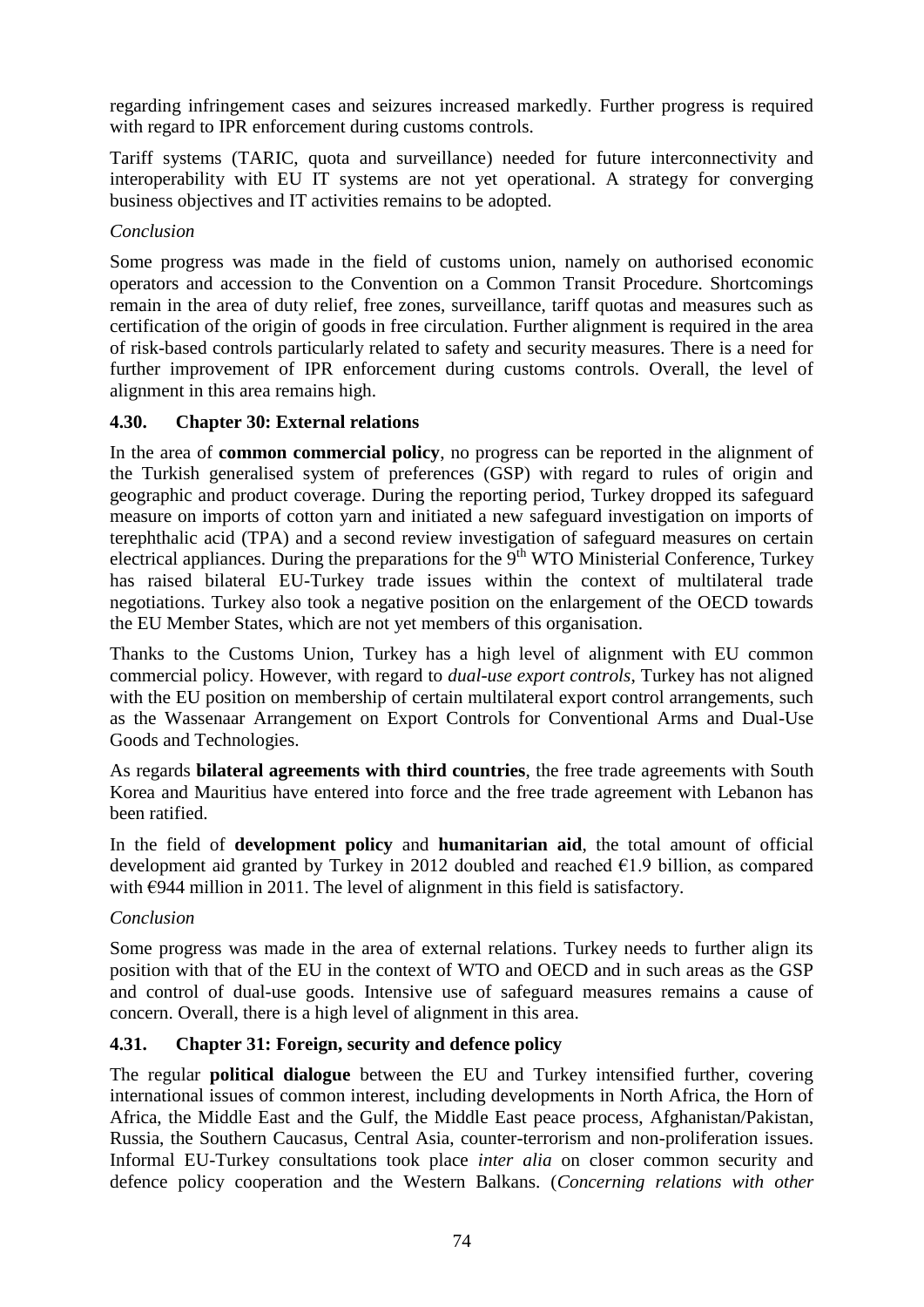regarding infringement cases and seizures increased markedly. Further progress is required with regard to IPR enforcement during customs controls.

Tariff systems (TARIC, quota and surveillance) needed for future interconnectivity and interoperability with EU IT systems are not yet operational. A strategy for converging business objectives and IT activities remains to be adopted.

*Conclusion*

Some progress was made in the field of customs union, namely on authorised economic operators and accession to the Convention on a Common Transit Procedure. Shortcomings remain in the area of duty relief, free zones, surveillance, tariff quotas and measures such as certification of the origin of goods in free circulation. Further alignment is required in the area of risk-based controls particularly related to safety and security measures. There is a need for further improvement of IPR enforcement during customs controls. Overall, the level of alignment in this area remains high.

### 4.30. Chapter 30: External relations

In the area of **common commercial policy**, no progress can be reported in the alignment of the Turkish generalised system of preferences (GSP) with regard to rules of origin and geographic and product coverage. During the reporting period, Turkey dropped its safeguard measure on imports of cotton yarn and initiated a new safeguard investigation on imports of terephthalic acid (TPA) and a second review investigation of safeguard measures on certain electrical appliances. During the preparations for the 9th WTO Ministerial Conference, Turkey has raised bilateral EU-Turkey trade issues within the context of multilateral trade negotiations. Turkey also took a negative position on the enlargement of the OECD towards the EU Member States, which are not yet members of this organisation.

Thanks to the Customs Union, Turkey has a high level of alignment with EU common commercial policy. However, with regard to *dual-use export controls*, Turkey has not aligned with the EU position on membership of certain multilateral export control arrangements, such as the Wassenaar Arrangement on Export Controls for Conventional Arms and Dual-Use Goods and Technologies.

As regards **bilateral agreements with third countries**, the free trade agreements with South Korea and Mauritius have entered into force and the free trade agreement with Lebanon has been ratified.

In the field of **development policy** and **humanitarian aid**, the total amount of official development aid granted by Turkey in 2012 doubled and reached €1.9 billion, as compared with €944 million in 2011. The level of alignment in this field is satisfactory.

*Conclusion*

Some progress was made in the area of external relations. Turkey needs to further align its position with that of the EU in the context of WTO and OECD and in such areas as the GSP and control of dual-use goods. Intensive use of safeguard measures remains a cause of concern. Overall, there is a high level of alignment in this area.

### 4.31. Chapter 31: Foreign, security and defence policy

The regular **political dialogue** between the EU and Turkey intensified further, covering international issues of common interest, including developments in North Africa, the Horn of Africa, the Middle East and the Gulf, the Middle East peace process, Afghanistan/Pakistan, Russia, the Southern Caucasus, Central Asia, counter-terrorism and non-proliferation issues. Informal EU-Turkey consultations took place *inter alia* on closer common security and defence policy cooperation and the Western Balkans. (*Concerning relations with other*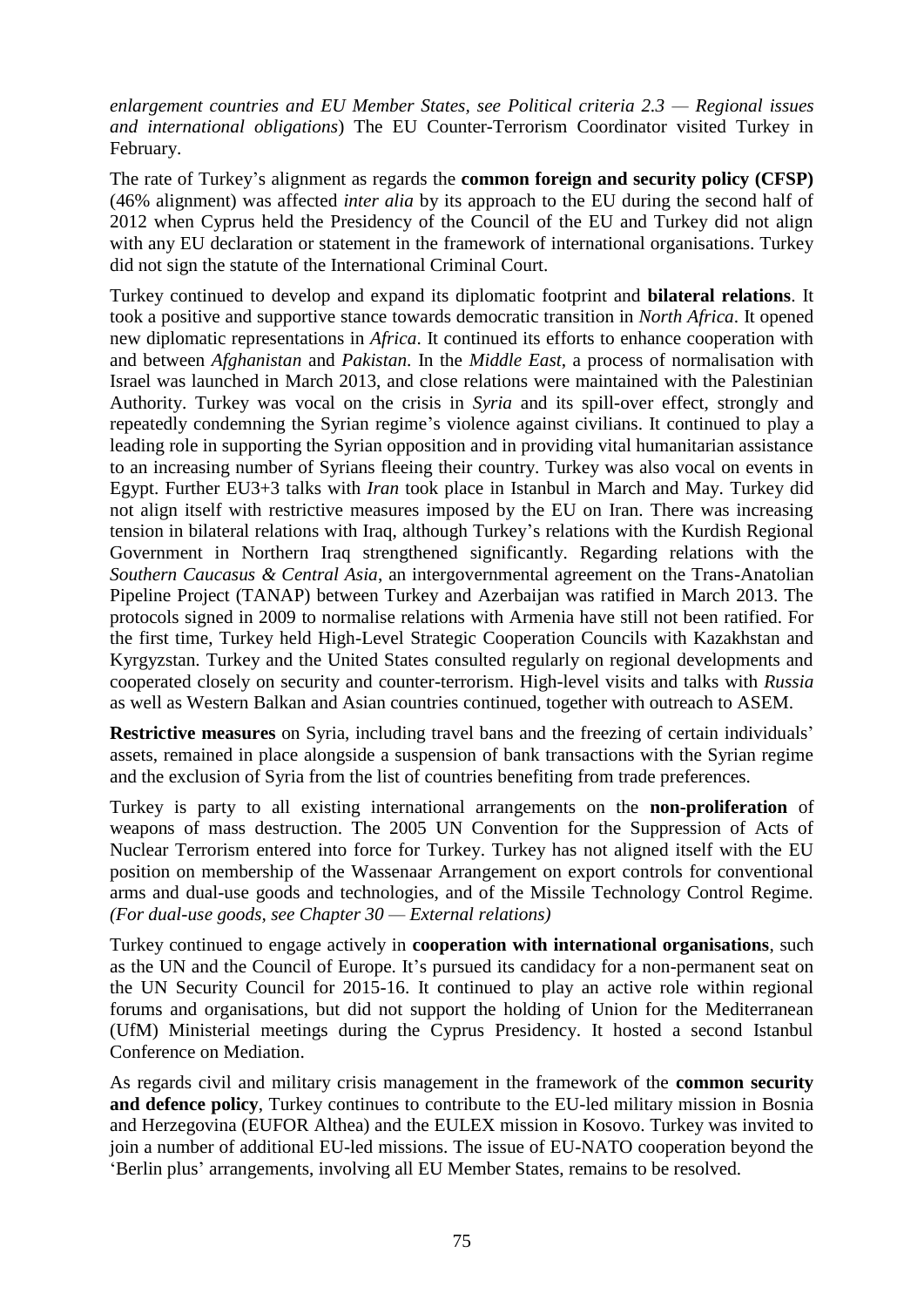*enlargement countries and EU Member States, see Political criteria 2.3 — Regional issues and international obligations*) The EU Counter-Terrorism Coordinator visited Turkey in February.

The rate of Turkey's alignment as regards the **common foreign and security policy (CFSP)** (46% alignment) was affected *inter alia* by its approach to the EU during the second half of 2012 when Cyprus held the Presidency of the Council of the EU and Turkey did not align with any EU declaration or statement in the framework of international organisations. Turkey did not sign the statute of the International Criminal Court.

Turkey continued to develop and expand its diplomatic footprint and **bilateral relations**. It took a positive and supportive stance towards democratic transition in *North Africa*. It opened new diplomatic representations in *Africa*. It continued its efforts to enhance cooperation with and between *Afghanistan* and *Pakistan*. In the *Middle East*, a process of normalisation with Israel was launched in March 2013, and close relations were maintained with the Palestinian Authority. Turkey was vocal on the crisis in *Syria* and its spill-over effect, strongly and repeatedly condemning the Syrian regime's violence against civilians. It continued to play a leading role in supporting the Syrian opposition and in providing vital humanitarian assistance to an increasing number of Syrians fleeing their country. Turkey was also vocal on events in Egypt. Further EU3+3 talks with *Iran* took place in Istanbul in March and May. Turkey did not align itself with restrictive measures imposed by the EU on Iran. There was increasing tension in bilateral relations with Iraq, although Turkey's relations with the Kurdish Regional Government in Northern Iraq strengthened significantly. Regarding relations with the *Southern Caucasus & Central Asia*, an intergovernmental agreement on the Trans-Anatolian Pipeline Project (TANAP) between Turkey and Azerbaijan was ratified in March 2013. The protocols signed in 2009 to normalise relations with Armenia have still not been ratified. For the first time, Turkey held High-Level Strategic Cooperation Councils with Kazakhstan and Kyrgyzstan. Turkey and the United States consulted regularly on regional developments and cooperated closely on security and counter-terrorism. High-level visits and talks with *Russia* as well as Western Balkan and Asian countries continued, together with outreach to ASEM.

**Restrictive measures** on Syria, including travel bans and the freezing of certain individuals' assets, remained in place alongside a suspension of bank transactions with the Syrian regime and the exclusion of Syria from the list of countries benefiting from trade preferences.

Turkey is party to all existing international arrangements on the **non-proliferation** of weapons of mass destruction. The 2005 UN Convention for the Suppression of Acts of Nuclear Terrorism entered into force for Turkey. Turkey has not aligned itself with the EU position on membership of the Wassenaar Arrangement on export controls for conventional arms and dual-use goods and technologies, and of the Missile Technology Control Regime. *(For dual-use goods, see Chapter 30 — External relations)*

Turkey continued to engage actively in **cooperation with international organisations**, such as the UN and the Council of Europe. It's pursued its candidacy for a non-permanent seat on the UN Security Council for 2015-16. It continued to play an active role within regional forums and organisations, but did not support the holding of Union for the Mediterranean (UfM) Ministerial meetings during the Cyprus Presidency. It hosted a second Istanbul Conference on Mediation.

As regards civil and military crisis management in the framework of the **common security and defence policy**, Turkey continues to contribute to the EU-led military mission in Bosnia and Herzegovina (EUFOR Althea) and the EULEX mission in Kosovo. Turkey was invited to join a number of additional EU-led missions. The issue of EU-NATO cooperation beyond the 'Berlin plus' arrangements, involving all EU Member States, remains to be resolved.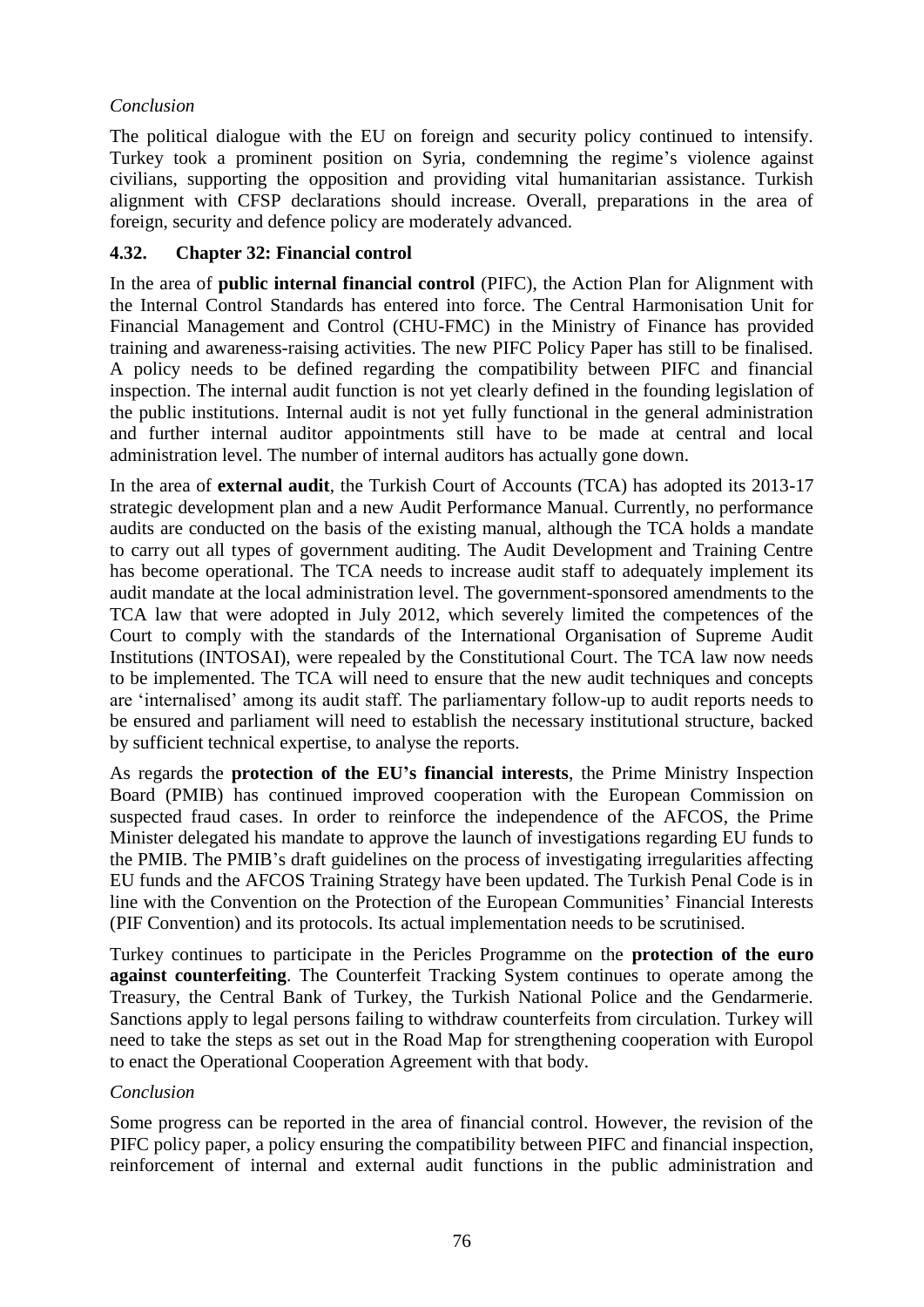*Conclusion*

The political dialogue with the EU on foreign and security policy continued to intensify. Turkey took a prominent position on Syria, condemning the regime's violence against civilians, supporting the opposition and providing vital humanitarian assistance. Turkish alignment with CFSP declarations should increase. Overall, preparations in the area of foreign, security and defence policy are moderately advanced.

### 4.32. Chapter 32: Financial control

In the area of **public internal financial control** (PIFC), the Action Plan for Alignment with the Internal Control Standards has entered into force. The Central Harmonisation Unit for Financial Management and Control (CHU-FMC) in the Ministry of Finance has provided training and awareness-raising activities. The new PIFC Policy Paper has still to be finalised. A policy needs to be defined regarding the compatibility between PIFC and financial inspection. The internal audit function is not yet clearly defined in the founding legislation of the public institutions. Internal audit is not yet fully functional in the general administration and further internal auditor appointments still have to be made at central and local administration level. The number of internal auditors has actually gone down.

In the area of **external audit**, the Turkish Court of Accounts (TCA) has adopted its 2013-17 strategic development plan and a new Audit Performance Manual. Currently, no performance audits are conducted on the basis of the existing manual, although the TCA holds a mandate to carry out all types of government auditing. The Audit Development and Training Centre has become operational. The TCA needs to increase audit staff to adequately implement its audit mandate at the local administration level. The government-sponsored amendments to the TCA law that were adopted in July 2012, which severely limited the competences of the Court to comply with the standards of the International Organisation of Supreme Audit Institutions (INTOSAI), were repealed by the Constitutional Court. The TCA law now needs to be implemented. The TCA will need to ensure that the new audit techniques and concepts are 'internalised' among its audit staff. The parliamentary follow-up to audit reports needs to be ensured and parliament will need to establish the necessary institutional structure, backed by sufficient technical expertise, to analyse the reports.

As regards the **protection of the EU's financial interests**, the Prime Ministry Inspection Board (PMIB) has continued improved cooperation with the European Commission on suspected fraud cases. In order to reinforce the independence of the AFCOS, the Prime Minister delegated his mandate to approve the launch of investigations regarding EU funds to the PMIB. The PMIB's draft guidelines on the process of investigating irregularities affecting EU funds and the AFCOS Training Strategy have been updated. The Turkish Penal Code is in line with the Convention on the Protection of the European Communities' Financial Interests (PIF Convention) and its protocols. Its actual implementation needs to be scrutinised.

Turkey continues to participate in the Pericles Programme on the **protection of the euro against counterfeiting**. The Counterfeit Tracking System continues to operate among the Treasury, the Central Bank of Turkey, the Turkish National Police and the Gendarmerie. Sanctions apply to legal persons failing to withdraw counterfeits from circulation. Turkey will need to take the steps as set out in the Road Map for strengthening cooperation with Europol to enact the Operational Cooperation Agreement with that body.

*Conclusion*

Some progress can be reported in the area of financial control. However, the revision of the PIFC policy paper, a policy ensuring the compatibility between PIFC and financial inspection, reinforcement of internal and external audit functions in the public administration and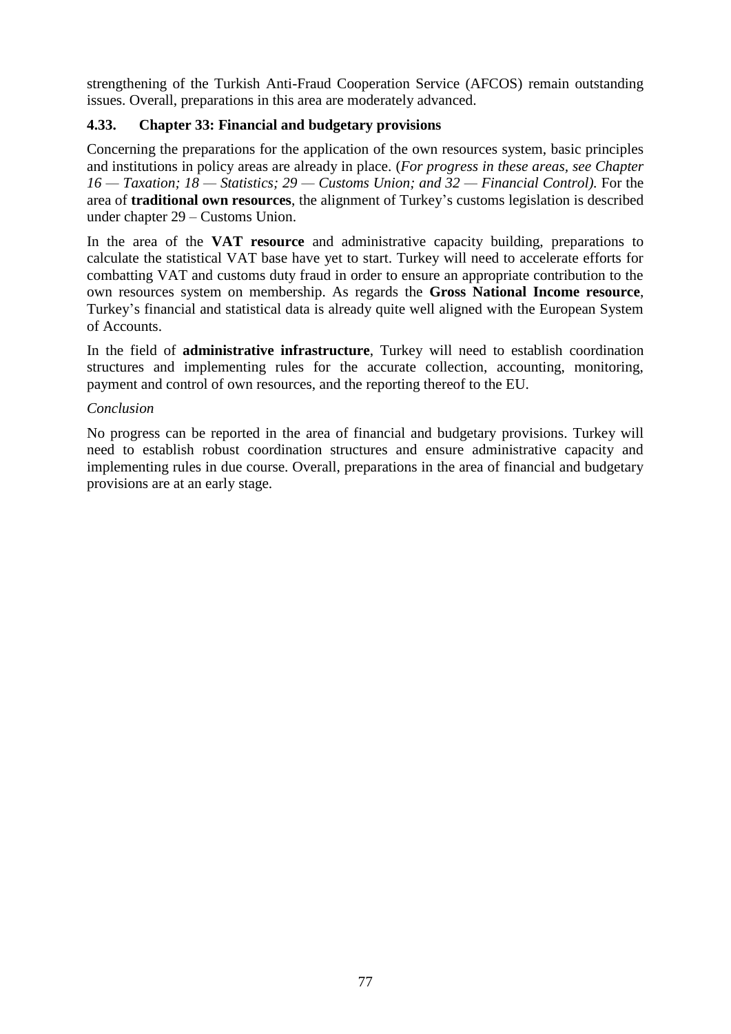strengthening of the Turkish Anti-Fraud Cooperation Service (AFCOS) remain outstanding issues. Overall, preparations in this area are moderately advanced.

### 4.33. Chapter 33: Financial and budgetary provisions

Concerning the preparations for the application of the own resources system, basic principles and institutions in policy areas are already in place. (*For progress in these areas, see Chapter 16 — Taxation; 18 — Statistics; 29 — Customs Union; and 32 — Financial Control).* For the area of **traditional own resources**, the alignment of Turkey's customs legislation is described under chapter 29 – Customs Union.

In the area of the **VAT resource** and administrative capacity building, preparations to calculate the statistical VAT base have yet to start. Turkey will need to accelerate efforts for combatting VAT and customs duty fraud in order to ensure an appropriate contribution to the own resources system on membership. As regards the **Gross National Income resource**, Turkey's financial and statistical data is already quite well aligned with the European System of Accounts.

In the field of **administrative infrastructure**, Turkey will need to establish coordination structures and implementing rules for the accurate collection, accounting, monitoring, payment and control of own resources, and the reporting thereof to the EU.

*Conclusion*

No progress can be reported in the area of financial and budgetary provisions. Turkey will need to establish robust coordination structures and ensure administrative capacity and implementing rules in due course. Overall, preparations in the area of financial and budgetary provisions are at an early stage.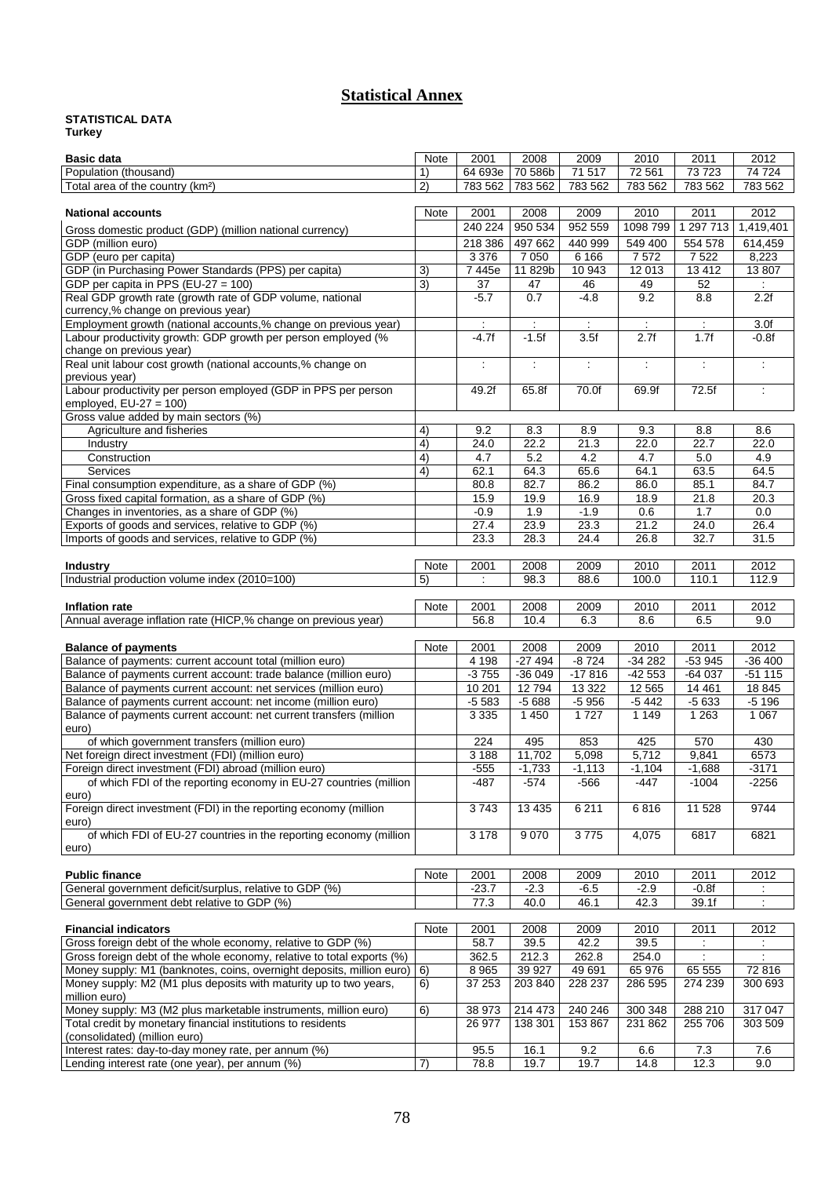# Statistical Annex

**STATISTICAL DATA**
**Turkey**

| Basic data | Note | 2001 | 2008 | 2009 | 2010 | 2011 | 2012 |
|---|---|---|---|---|---|---|---|
| Population (thousand) | 1) | 64 693e | 70 586b | 71 517 | 72 561 | 73 723 | 74 724 |
| Total area of the country (km²) | 2) | 783 562 | 783 562 | 783 562 | 783 562 | 783 562 | 783 562 |

| National accounts | Note | 2001 | 2008 | 2009 | 2010 | 2011 | 2012 |
|---|---|---|---|---|---|---|---|
| Gross domestic product (GDP) (million national currency) | | 240 224 | 950 534 | 952 559 | 1098 799 | 1 297 713 | 1,419,401 |
| GDP (million euro) | | 218 386 | 497 662 | 440 999 | 549 400 | 554 578 | 614,459 |
| GDP (euro per capita) | | 3 376 | 7 050 | 6 166 | 7 572 | 7 522 | 8,223 |
| GDP (in Purchasing Power Standards (PPS) per capita) | 3) | 7 445e | 11 829b | 10 943 | 12 013 | 13 412 | 13 807 |
| GDP per capita in PPS (EU-27 = 100) | 3) | 37 | 47 | 46 | 49 | 52 | : |
| Real GDP growth rate (growth rate of GDP volume, national currency,% change on previous year) | | -5.7 | 0.7 | -4.8 | 9.2 | 8.8 | 2.2f |
| Employment growth (national accounts,% change on previous year) | | : | : | : | : | : | 3.0f |
| Labour productivity growth: GDP growth per person employed (% change on previous year) | | -4.7f | -1.5f | 3.5f | 2.7f | 1.7f | -0.8f |
| Real unit labour cost growth (national accounts,% change on previous year) | | : | : | : | : | : | : |
| Labour productivity per person employed (GDP in PPS per person employed, EU-27 = 100) | | 49.2f | 65.8f | 70.0f | 69.9f | 72.5f | : |
| Gross value added by main sectors (%) | | | | | | | |
| Agriculture and fisheries | 4) | 9.2 | 8.3 | 8.9 | 9.3 | 8.8 | 8.6 |
| Industry | 4) | 24.0 | 22.2 | 21.3 | 22.0 | 22.7 | 22.0 |
| Construction | 4) | 4.7 | 5.2 | 4.2 | 4.7 | 5.0 | 4.9 |
| Services | 4) | 62.1 | 64.3 | 65.6 | 64.1 | 63.5 | 64.5 |
| Final consumption expenditure, as a share of GDP (%) | | 80.8 | 82.7 | 86.2 | 86.0 | 85.1 | 84.7 |
| Gross fixed capital formation, as a share of GDP (%) | | 15.9 | 19.9 | 16.9 | 18.9 | 21.8 | 20.3 |
| Changes in inventories, as a share of GDP (%) | | -0.9 | 1.9 | -1.9 | 0.6 | 1.7 | 0.0 |
| Exports of goods and services, relative to GDP (%) | | 27.4 | 23.9 | 23.3 | 21.2 | 24.0 | 26.4 |
| Imports of goods and services, relative to GDP (%) | | 23.3 | 28.3 | 24.4 | 26.8 | 32.7 | 31.5 |

| Industry | Note | 2001 | 2008 | 2009 | 2010 | 2011 | 2012 |
|---|---|---|---|---|---|---|---|
| Industrial production volume index (2010=100) | 5) | : | 98.3 | 88.6 | 100.0 | 110.1 | 112.9 |

| Inflation rate | Note | 2001 | 2008 | 2009 | 2010 | 2011 | 2012 |
|---|---|---|---|---|---|---|---|
| Annual average inflation rate (HICP,% change on previous year) | | 56.8 | 10.4 | 6.3 | 8.6 | 6.5 | 9.0 |

| Balance of payments | Note | 2001 | 2008 | 2009 | 2010 | 2011 | 2012 |
|---|---|---|---|---|---|---|---|
| Balance of payments: current account total (million euro) | | 4 198 | -27 494 | -8 724 | -34 282 | -53 945 | -36 400 |
| Balance of payments current account: trade balance (million euro) | | -3 755 | -36 049 | -17 816 | -42 553 | -64 037 | -51 115 |
| Balance of payments current account: net services (million euro) | | 10 201 | 12 794 | 13 322 | 12 565 | 14 461 | 18 845 |
| Balance of payments current account: net income (million euro) | | -5 583 | -5 688 | -5 956 | -5 442 | -5 633 | -5 196 |
| Balance of payments current account: net current transfers (million euro) | | 3 335 | 1 450 | 1 727 | 1 149 | 1 263 | 1 067 |
| of which government transfers (million euro) | | 224 | 495 | 853 | 425 | 570 | 430 |
| Net foreign direct investment (FDI) (million euro) | | 3 188 | 11,702 | 5,098 | 5,712 | 9,841 | 6573 |
| Foreign direct investment (FDI) abroad (million euro) | | -555 | -1,733 | -1,113 | -1,104 | -1,688 | -3171 |
| of which FDI of the reporting economy in EU-27 countries (million euro) | | -487 | -574 | -566 | -447 | -1004 | -2256 |
| Foreign direct investment (FDI) in the reporting economy (million euro) | | 3 743 | 13 435 | 6 211 | 6 816 | 11 528 | 9744 |
| of which FDI of EU-27 countries in the reporting economy (million euro) | | 3 178 | 9 070 | 3 775 | 4,075 | 6817 | 6821 |

| Public finance | Note | 2001 | 2008 | 2009 | 2010 | 2011 | 2012 |
|---|---|---|---|---|---|---|---|
| General government deficit/surplus, relative to GDP (%) | | -23.7 | -2.3 | -6.5 | -2.9 | -0.8f | : |
| General government debt relative to GDP (%) | | 77.3 | 40.0 | 46.1 | 42.3 | 39.1f | : |

| Financial indicators | Note | 2001 | 2008 | 2009 | 2010 | 2011 | 2012 |
|---|---|---|---|---|---|---|---|
| Gross foreign debt of the whole economy, relative to GDP (%) | | 58.7 | 39.5 | 42.2 | 39.5 | : | : |
| Gross foreign debt of the whole economy, relative to total exports (%) | | 362.5 | 212.3 | 262.8 | 254.0 | : | : |
| Money supply: M1 (banknotes, coins, overnight deposits, million euro) | 6) | 8 965 | 39 927 | 49 691 | 65 976 | 65 555 | 72 816 |
| Money supply: M2 (M1 plus deposits with maturity up to two years, million euro) | 6) | 37 253 | 203 840 | 228 237 | 286 595 | 274 239 | 300 693 |
| Money supply: M3 (M2 plus marketable instruments, million euro) | 6) | 38 973 | 214 473 | 240 246 | 300 348 | 288 210 | 317 047 |
| Total credit by monetary financial institutions to residents (consolidated) (million euro) | | 26 977 | 138 301 | 153 867 | 231 862 | 255 706 | 303 509 |
| Interest rates: day-to-day money rate, per annum (%) | | 95.5 | 16.1 | 9.2 | 6.6 | 7.3 | 7.6 |
| Lending interest rate (one year), per annum (%) | 7) | 78.8 | 19.7 | 19.7 | 14.8 | 12.3 | 9.0 |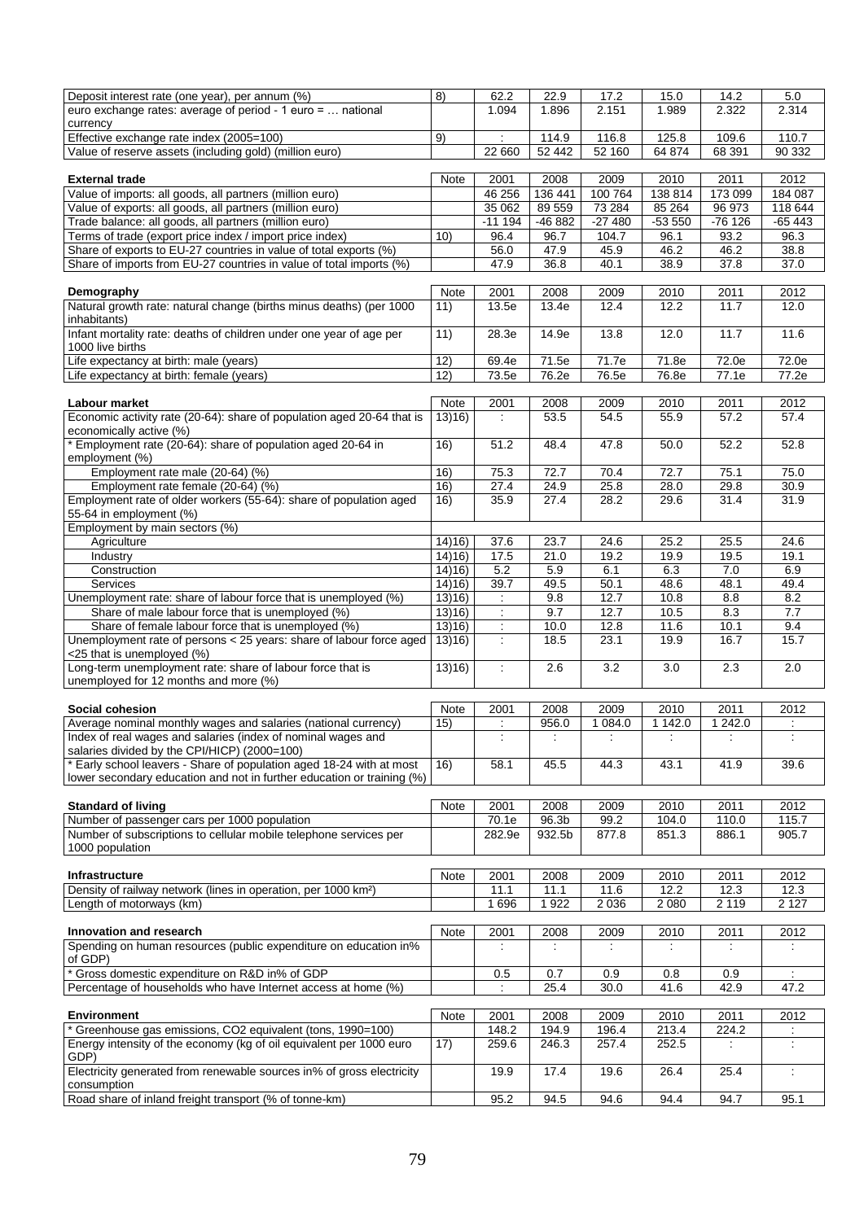| | | | | | | | |
|---|---|---|---|---|---|---|---|
| Deposit interest rate (one year), per annum (%) | 8) | 62.2 | 22.9 | 17.2 | 15.0 | 14.2 | 5.0 |
| euro exchange rates: average of period - 1 euro = … national currency | | 1.094 | 1.896 | 2.151 | 1.989 | 2.322 | 2.314 |
| Effective exchange rate index (2005=100) | 9) | : | 114.9 | 116.8 | 125.8 | 109.6 | 110.7 |
| Value of reserve assets (including gold) (million euro) | | 22 660 | 52 442 | 52 160 | 64 874 | 68 391 | 90 332 |

| **External trade** | Note | 2001 | 2008 | 2009 | 2010 | 2011 | 2012 |
|---|---|---|---|---|---|---|---|
| Value of imports: all goods, all partners (million euro) | | 46 256 | 136 441 | 100 764 | 138 814 | 173 099 | 184 087 |
| Value of exports: all goods, all partners (million euro) | | 35 062 | 89 559 | 73 284 | 85 264 | 96 973 | 118 644 |
| Trade balance: all goods, all partners (million euro) | | -11 194 | -46 882 | -27 480 | -53 550 | -76 126 | -65 443 |
| Terms of trade (export price index / import price index) | 10) | 96.4 | 96.7 | 104.7 | 96.1 | 93.2 | 96.3 |
| Share of exports to EU-27 countries in value of total exports (%) | | 56.0 | 47.9 | 45.9 | 46.2 | 46.2 | 38.8 |
| Share of imports from EU-27 countries in value of total imports (%) | | 47.9 | 36.8 | 40.1 | 38.9 | 37.8 | 37.0 |

| **Demography** | Note | 2001 | 2008 | 2009 | 2010 | 2011 | 2012 |
|---|---|---|---|---|---|---|---|
| Natural growth rate: natural change (births minus deaths) (per 1000 inhabitants) | 11) | 13.5e | 13.4e | 12.4 | 12.2 | 11.7 | 12.0 |
| Infant mortality rate: deaths of children under one year of age per 1000 live births | 11) | 28.3e | 14.9e | 13.8 | 12.0 | 11.7 | 11.6 |
| Life expectancy at birth: male (years) | 12) | 69.4e | 71.5e | 71.7e | 71.8e | 72.0e | 72.0e |
| Life expectancy at birth: female (years) | 12) | 73.5e | 76.2e | 76.5e | 76.8e | 77.1e | 77.2e |

| **Labour market** | Note | 2001 | 2008 | 2009 | 2010 | 2011 | 2012 |
|---|---|---|---|---|---|---|---|
| Economic activity rate (20-64): share of population aged 20-64 that is economically active (%) | 13)16) | : | 53.5 | 54.5 | 55.9 | 57.2 | 57.4 |
| * Employment rate (20-64): share of population aged 20-64 in employment (%) | 16) | 51.2 | 48.4 | 47.8 | 50.0 | 52.2 | 52.8 |
| Employment rate male (20-64) (%) | 16) | 75.3 | 72.7 | 70.4 | 72.7 | 75.1 | 75.0 |
| Employment rate female (20-64) (%) | 16) | 27.4 | 24.9 | 25.8 | 28.0 | 29.8 | 30.9 |
| Employment rate of older workers (55-64): share of population aged 55-64 in employment (%) | 16) | 35.9 | 27.4 | 28.2 | 29.6 | 31.4 | 31.9 |
| Employment by main sectors (%) | | | | | | | |
| Agriculture | 14)16) | 37.6 | 23.7 | 24.6 | 25.2 | 25.5 | 24.6 |
| Industry | 14)16) | 17.5 | 21.0 | 19.2 | 19.9 | 19.5 | 19.1 |
| Construction | 14)16) | 5.2 | 5.9 | 6.1 | 6.3 | 7.0 | 6.9 |
| Services | 14)16) | 39.7 | 49.5 | 50.1 | 48.6 | 48.1 | 49.4 |
| Unemployment rate: share of labour force that is unemployed (%) | 13)16) | : | 9.8 | 12.7 | 10.8 | 8.8 | 8.2 |
| Share of male labour force that is unemployed (%) | 13)16) | : | 9.7 | 12.7 | 10.5 | 8.3 | 7.7 |
| Share of female labour force that is unemployed (%) | 13)16) | : | 10.0 | 12.8 | 11.6 | 10.1 | 9.4 |
| Unemployment rate of persons < 25 years: share of labour force aged <25 that is unemployed (%) | 13)16) | : | 18.5 | 23.1 | 19.9 | 16.7 | 15.7 |
| Long-term unemployment rate: share of labour force that is unemployed for 12 months and more (%) | 13)16) | : | 2.6 | 3.2 | 3.0 | 2.3 | 2.0 |

| **Social cohesion** | Note | 2001 | 2008 | 2009 | 2010 | 2011 | 2012 |
|---|---|---|---|---|---|---|---|
| Average nominal monthly wages and salaries (national currency) | 15) | : | 956.0 | 1 084.0 | 1 142.0 | 1 242.0 | : |
| Index of real wages and salaries (index of nominal wages and salaries divided by the CPI/HICP) (2000=100) | | : | : | : | : | : | : |
| * Early school leavers - Share of population aged 18-24 with at most lower secondary education and not in further education or training (%) | 16) | 58.1 | 45.5 | 44.3 | 43.1 | 41.9 | 39.6 |

| **Standard of living** | Note | 2001 | 2008 | 2009 | 2010 | 2011 | 2012 |
|---|---|---|---|---|---|---|---|
| Number of passenger cars per 1000 population | | 70.1e | 96.3b | 99.2 | 104.0 | 110.0 | 115.7 |
| Number of subscriptions to cellular mobile telephone services per 1000 population | | 282.9e | 932.5b | 877.8 | 851.3 | 886.1 | 905.7 |

| **Infrastructure** | Note | 2001 | 2008 | 2009 | 2010 | 2011 | 2012 |
|---|---|---|---|---|---|---|---|
| Density of railway network (lines in operation, per 1000 km²) | | 11.1 | 11.1 | 11.6 | 12.2 | 12.3 | 12.3 |
| Length of motorways (km) | | 1 696 | 1 922 | 2 036 | 2 080 | 2 119 | 2 127 |

| **Innovation and research** | Note | 2001 | 2008 | 2009 | 2010 | 2011 | 2012 |
|---|---|---|---|---|---|---|---|
| Spending on human resources (public expenditure on education in% of GDP) | | : | : | : | : | : | : |
| * Gross domestic expenditure on R&D in% of GDP | | 0.5 | 0.7 | 0.9 | 0.8 | 0.9 | : |
| Percentage of households who have Internet access at home (%) | | : | 25.4 | 30.0 | 41.6 | 42.9 | 47.2 |

| **Environment** | Note | 2001 | 2008 | 2009 | 2010 | 2011 | 2012 |
|---|---|---|---|---|---|---|---|
| * Greenhouse gas emissions, CO2 equivalent (tons, 1990=100) | | 148.2 | 194.9 | 196.4 | 213.4 | 224.2 | : |
| Energy intensity of the economy (kg of oil equivalent per 1000 euro GDP) | 17) | 259.6 | 246.3 | 257.4 | 252.5 | : | : |
| Electricity generated from renewable sources in% of gross electricity consumption | | 19.9 | 17.4 | 19.6 | 26.4 | 25.4 | : |
| Road share of inland freight transport (% of tonne-km) | | 95.2 | 94.5 | 94.6 | 94.4 | 94.7 | 95.1 |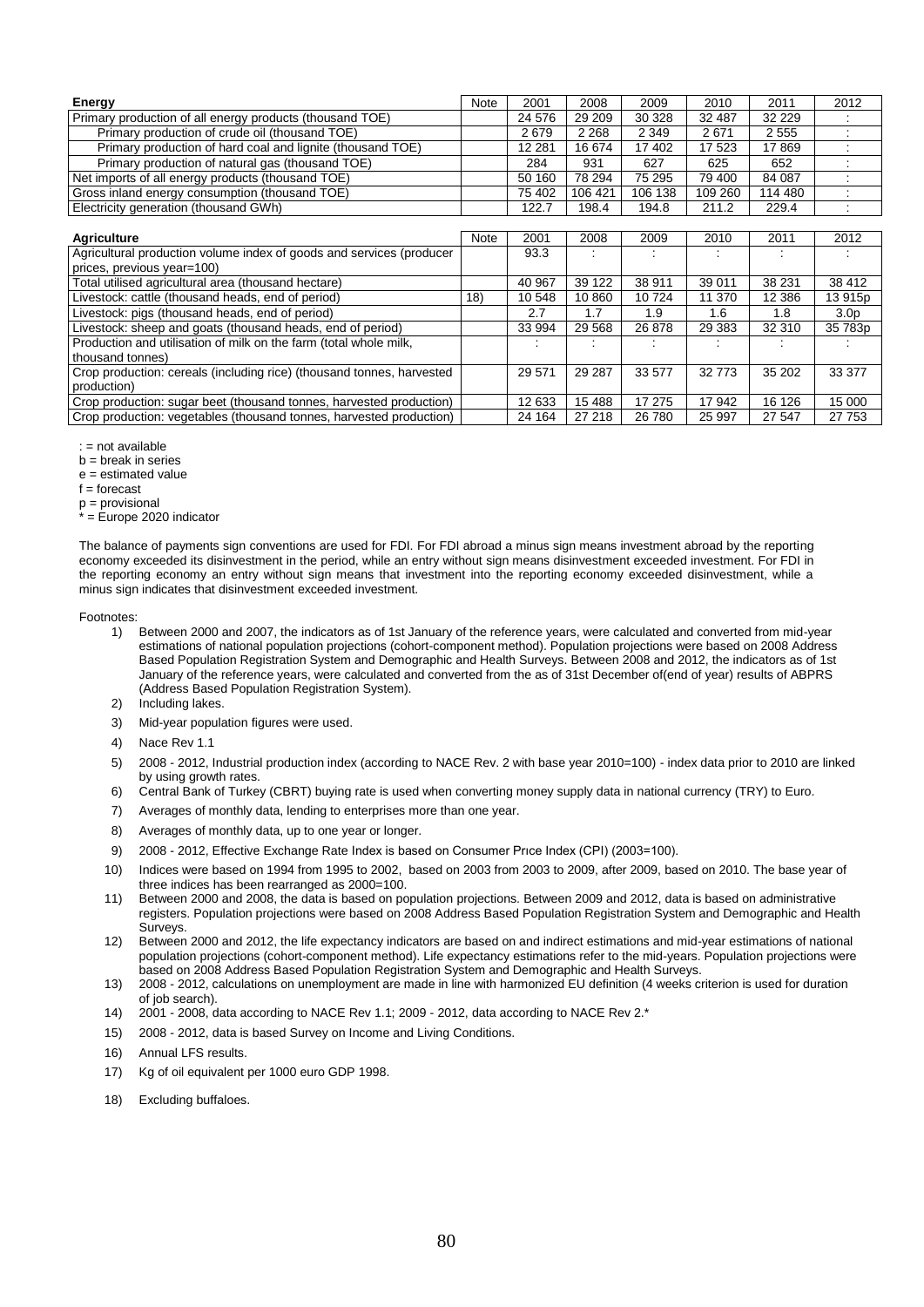| Energy | Note | 2001 | 2008 | 2009 | 2010 | 2011 | 2012 |
|---|---|---|---|---|---|---|---|
| Primary production of all energy products (thousand TOE) | | 24 576 | 29 209 | 30 328 | 32 487 | 32 229 | : |
| Primary production of crude oil (thousand TOE) | | 2 679 | 2 268 | 2 349 | 2 671 | 2 555 | : |
| Primary production of hard coal and lignite (thousand TOE) | | 12 281 | 16 674 | 17 402 | 17 523 | 17 869 | : |
| Primary production of natural gas (thousand TOE) | | 284 | 931 | 627 | 625 | 652 | : |
| Net imports of all energy products (thousand TOE) | | 50 160 | 78 294 | 75 295 | 79 400 | 84 087 | : |
| Gross inland energy consumption (thousand TOE) | | 75 402 | 106 421 | 106 138 | 109 260 | 114 480 | : |
| Electricity generation (thousand GWh) | | 122.7 | 198.4 | 194.8 | 211.2 | 229.4 | : |

| Agriculture | Note | 2001 | 2008 | 2009 | 2010 | 2011 | 2012 |
|---|---|---|---|---|---|---|---|
| Agricultural production volume index of goods and services (producer prices, previous year=100) | | 93.3 | : | : | : | : | : |
| Total utilised agricultural area (thousand hectare) | | 40 967 | 39 122 | 38 911 | 39 011 | 38 231 | 38 412 |
| Livestock: cattle (thousand heads, end of period) | 18) | 10 548 | 10 860 | 10 724 | 11 370 | 12 386 | 13 915p |
| Livestock: pigs (thousand heads, end of period) | | 2.7 | 1.7 | 1.9 | 1.6 | 1.8 | 3.0p |
| Livestock: sheep and goats (thousand heads, end of period) | | 33 994 | 29 568 | 26 878 | 29 383 | 32 310 | 35 783p |
| Production and utilisation of milk on the farm (total whole milk, thousand tonnes) | | : | : | : | : | : | : |
| Crop production: cereals (including rice) (thousand tonnes, harvested production) | | 29 571 | 29 287 | 33 577 | 32 773 | 35 202 | 33 377 |
| Crop production: sugar beet (thousand tonnes, harvested production) | | 12 633 | 15 488 | 17 275 | 17 942 | 16 126 | 15 000 |
| Crop production: vegetables (thousand tonnes, harvested production) | | 24 164 | 27 218 | 26 780 | 25 997 | 27 547 | 27 753 |

: = not available
b = break in series
e = estimated value
f = forecast
p = provisional
* = Europe 2020 indicator

The balance of payments sign conventions are used for FDI. For FDI abroad a minus sign means investment abroad by the reporting economy exceeded its disinvestment in the period, while an entry without sign means disinvestment exceeded investment. For FDI in the reporting economy an entry without sign means that investment into the reporting economy exceeded disinvestment, while a minus sign indicates that disinvestment exceeded investment.

Footnotes:

1) Between 2000 and 2007, the indicators as of 1st January of the reference years, were calculated and converted from mid-year estimations of national population projections (cohort-component method). Population projections were based on 2008 Address Based Population Registration System and Demographic and Health Surveys. Between 2008 and 2012, the indicators as of 1st January of the reference years, were calculated and converted from the as of 31st December of(end of year) results of ABPRS (Address Based Population Registration System).
2) Including lakes.
3) Mid-year population figures were used.
4) Nace Rev 1.1
5) 2008 - 2012, Industrial production index (according to NACE Rev. 2 with base year 2010=100) - index data prior to 2010 are linked by using growth rates.
6) Central Bank of Turkey (CBRT) buying rate is used when converting money supply data in national currency (TRY) to Euro.
7) Averages of monthly data, lending to enterprises more than one year.
8) Averages of monthly data, up to one year or longer.
9) 2008 - 2012, Effective Exchange Rate Index is based on Consumer Prıce Index (CPI) (2003=100).
10) Indices were based on 1994 from 1995 to 2002, based on 2003 from 2003 to 2009, after 2009, based on 2010. The base year of three indices has been rearranged as 2000=100.
11) Between 2000 and 2008, the data is based on population projections. Between 2009 and 2012, data is based on administrative registers. Population projections were based on 2008 Address Based Population Registration System and Demographic and Health Surveys.
12) Between 2000 and 2012, the life expectancy indicators are based on and indirect estimations and mid-year estimations of national population projections (cohort-component method). Life expectancy estimations refer to the mid-years. Population projections were based on 2008 Address Based Population Registration System and Demographic and Health Surveys.
13) 2008 - 2012, calculations on unemployment are made in line with harmonized EU definition (4 weeks criterion is used for duration of job search).
14) 2001 - 2008, data according to NACE Rev 1.1; 2009 - 2012, data according to NACE Rev 2.*
15) 2008 - 2012, data is based Survey on Income and Living Conditions.
16) Annual LFS results.
17) Kg of oil equivalent per 1000 euro GDP 1998.
18) Excluding buffaloes.